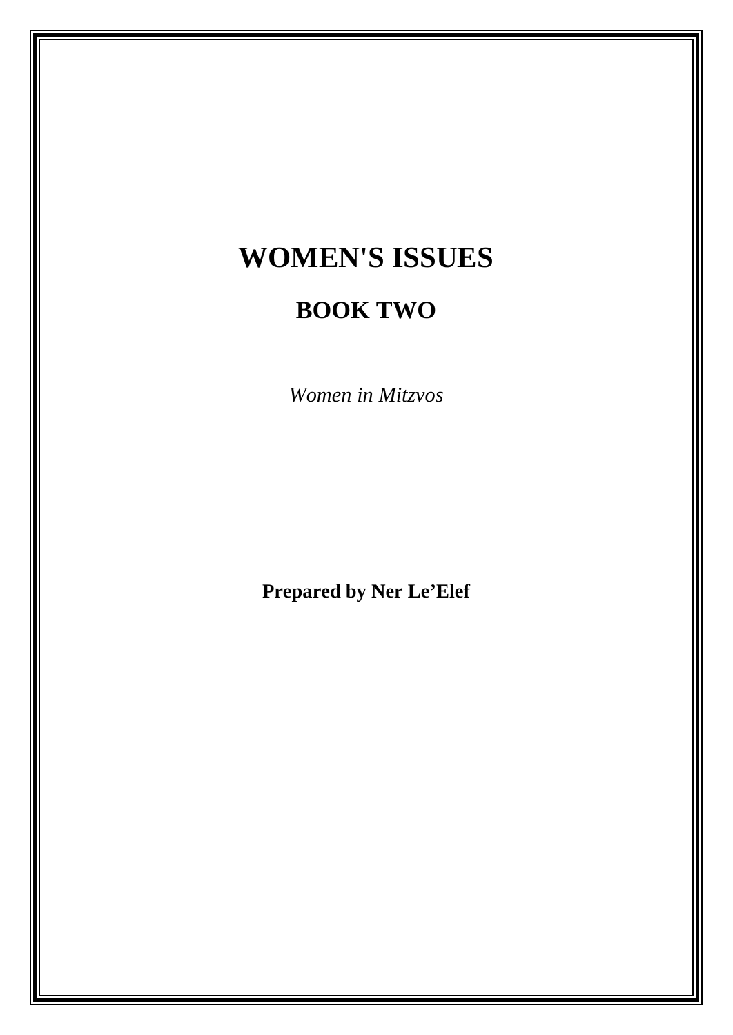# WOMEN'S ISSUES

## BOOK TWO

*Women in Mitzvos*

**Prepared by Ner Le'Elef**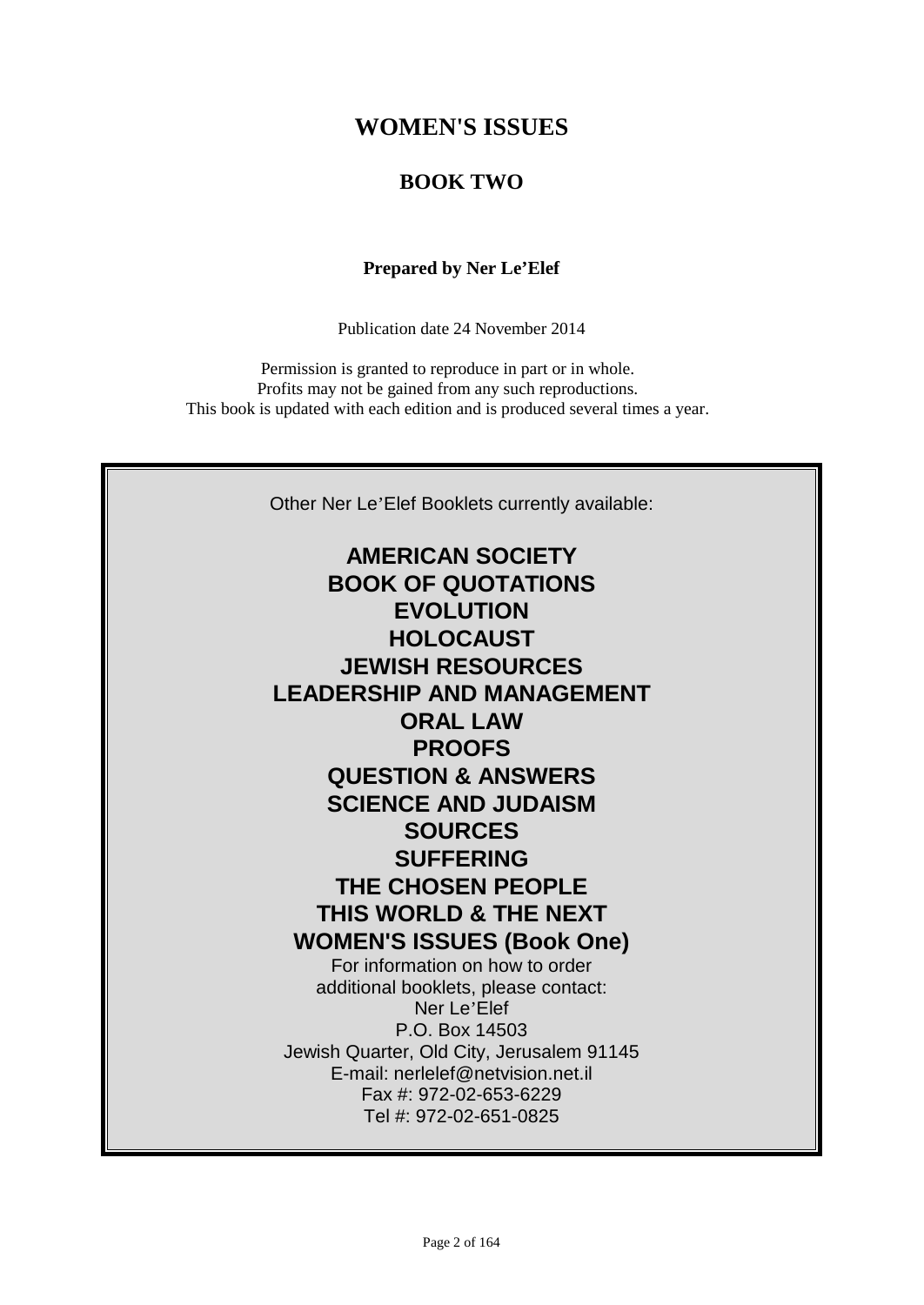# WOMEN'S ISSUES

## BOOK TWO

**Prepared by Ner Le'Elef**

Publication date 24 November 2014

Permission is granted to reproduce in part or in whole.
Profits may not be gained from any such reproductions.
This book is updated with each edition and is produced several times a year.

Other Ner Le'Elef Booklets currently available:

**AMERICAN SOCIETY**
**BOOK OF QUOTATIONS**
**EVOLUTION**
**HOLOCAUST**
**JEWISH RESOURCES**
**LEADERSHIP AND MANAGEMENT**
**ORAL LAW**
**PROOFS**
**QUESTION & ANSWERS**
**SCIENCE AND JUDAISM**
**SOURCES**
**SUFFERING**
**THE CHOSEN PEOPLE**
**THIS WORLD & THE NEXT**
**WOMEN'S ISSUES (Book One)**

For information on how to order
additional booklets, please contact:
Ner Le'Elef
P.O. Box 14503
Jewish Quarter, Old City, Jerusalem 91145
E-mail: nerlelef@netvision.net.il
Fax #: 972-02-653-6229
Tel #: 972-02-651-0825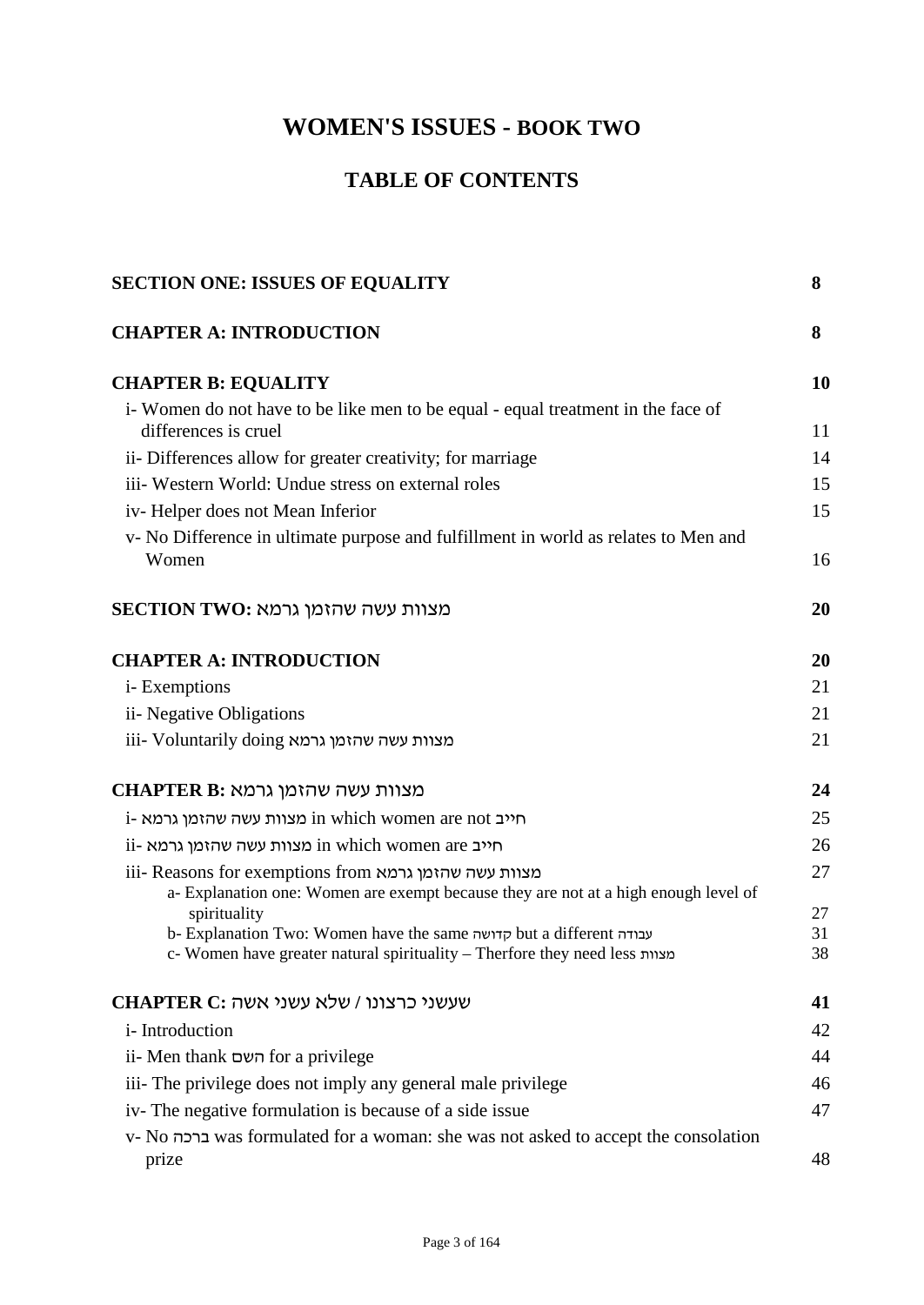# WOMEN'S ISSUES - BOOK TWO

## TABLE OF CONTENTS

| | |
|---|---|
| **SECTION ONE: ISSUES OF EQUALITY** | **8** |
| **CHAPTER A: INTRODUCTION** | **8** |
| **CHAPTER B: EQUALITY** | **10** |
| i- Women do not have to be like men to be equal - equal treatment in the face of differences is cruel | 11 |
| ii- Differences allow for greater creativity; for marriage | 14 |
| iii- Western World: Undue stress on external roles | 15 |
| iv- Helper does not Mean Inferior | 15 |
| v- No Difference in ultimate purpose and fulfillment in world as relates to Men and Women | 16 |
| **SECTION TWO: מצוות עשה שהזמן גרמא** | **20** |
| **CHAPTER A: INTRODUCTION** | **20** |
| i- Exemptions | 21 |
| ii- Negative Obligations | 21 |
| iii- Voluntarily doing מצוות עשה שהזמן גרמא | 21 |
| **CHAPTER B: מצוות עשה שהזמן גרמא** | **24** |
| i- מצוות עשה שהזמן גרמא in which women are not חייב | 25 |
| ii- מצוות עשה שהזמן גרמא in which women are חייב | 26 |
| iii- Reasons for exemptions from מצוות עשה שהזמן גרמא | 27 |
| a- Explanation one: Women are exempt because they are not at a high enough level of spirituality | 27 |
| b- Explanation Two: Women have the same קדושה but a different עבודה | 31 |
| c- Women have greater natural spirituality – Therfore they need less מצוות | 38 |
| **CHAPTER C: שעשני כרצונו / שלא עשני אשה** | **41** |
| i- Introduction | 42 |
| ii- Men thank השם for a privilege | 44 |
| iii- The privilege does not imply any general male privilege | 46 |
| iv- The negative formulation is because of a side issue | 47 |
| v- No ברכה was formulated for a woman: she was not asked to accept the consolation prize | 48 |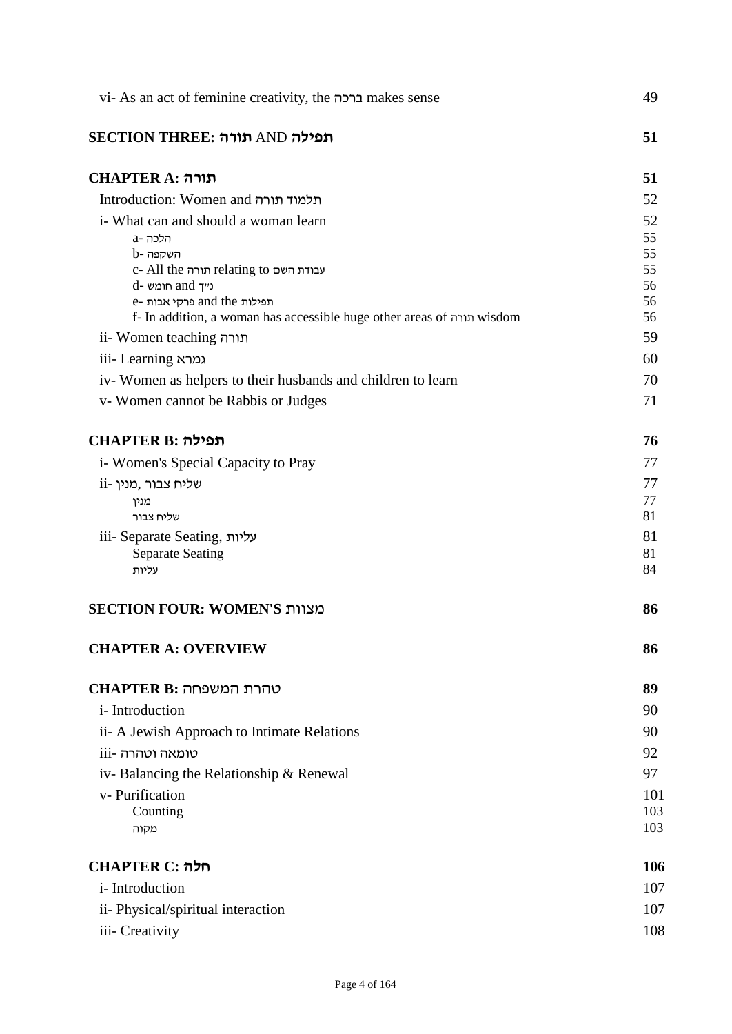| | |
|---|---|
| vi- As an act of feminine creativity, the ברכה makes sense | 49 |
| **SECTION THREE: תורה AND תפילה** | **51** |
| **CHAPTER A: תורה** | **51** |
| Introduction: Women and תלמוד תורה | 52 |
| i- What can and should a woman learn | 52 |
| a- הלכה | 55 |
| b- השקפה | 55 |
| c- All the תורה relating to עבודת השם | 55 |
| d- חומש and נ״ך | 56 |
| e- פרקי אבות and the תפילות | 56 |
| f- In addition, a woman has accessible huge other areas of תורה wisdom | 56 |
| ii- Women teaching תורה | 59 |
| iii- Learning גמרא | 60 |
| iv- Women as helpers to their husbands and children to learn | 70 |
| v- Women cannot be Rabbis or Judges | 71 |
| **CHAPTER B: תפילה** | **76** |
| i- Women's Special Capacity to Pray | 77 |
| ii- מנין, שליח צבור | 77 |
| מנין | 77 |
| שליח צבור | 81 |
| iii- Separate Seating, עליות | 81 |
| Separate Seating | 81 |
| עליות | 84 |
| **SECTION FOUR: WOMEN'S מצוות** | **86** |
| **CHAPTER A: OVERVIEW** | **86** |
| **CHAPTER B: טהרת המשפחה** | **89** |
| i- Introduction | 90 |
| ii- A Jewish Approach to Intimate Relations | 90 |
| iii- טומאה וטהרה | 92 |
| iv- Balancing the Relationship & Renewal | 97 |
| v- Purification | 101 |
| Counting | 103 |
| מקוה | 103 |
| **CHAPTER C: חלה** | **106** |
| i- Introduction | 107 |
| ii- Physical/spiritual interaction | 107 |
| iii- Creativity | 108 |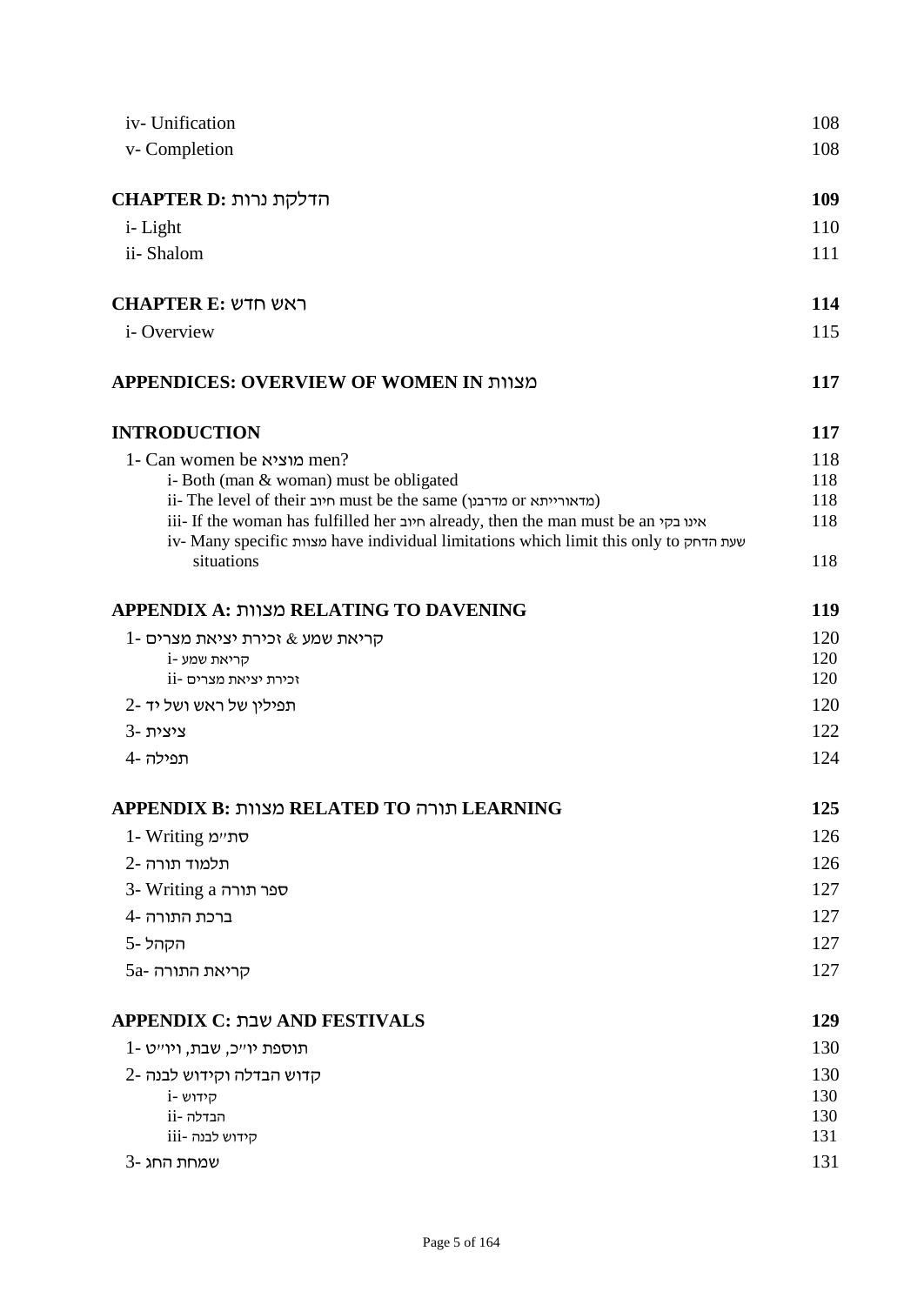| | |
|---|---|
| iv- Unification | 108 |
| v- Completion | 108 |
| **CHAPTER D: הדלקת נרות** | **109** |
| i- Light | 110 |
| ii- Shalom | 111 |
| **CHAPTER E: ראש חדש** | **114** |
| i- Overview | 115 |
| **APPENDICES: OVERVIEW OF WOMEN IN מצוות** | **117** |
| **INTRODUCTION** | **117** |
| 1- Can women be מוציא men? | 118 |
| i- Both (man & woman) must be obligated | 118 |
| ii- The level of their חיוב must be the same (מדרבנן or מדאורייתא) | 118 |
| iii- If the woman has fulfilled her חיוב already, then the man must be an אינו בקי | 118 |
| iv- Many specific מצוות have individual limitations which limit this only to שעת הדחק situations | 118 |
| **APPENDIX A: מצוות RELATING TO DAVENING** | **119** |
| 1- קריאת שמע & זכירת יציאת מצרים | 120 |
| i- קריאת שמע | 120 |
| ii- זכירת יציאת מצרים | 120 |
| 2- תפילין של ראש ושל יד | 120 |
| 3- ציצית | 122 |
| 4- תפילה | 124 |
| **APPENDIX B: מצוות RELATED TO תורה LEARNING** | **125** |
| 1- Writing סת״מ | 126 |
| 2- תלמוד תורה | 126 |
| 3- Writing a ספר תורה | 127 |
| 4- ברכת התורה | 127 |
| 5- הקהל | 127 |
| 5a- קריאת התורה | 127 |
| **APPENDIX C: שבת AND FESTIVALS** | **129** |
| 1- תוספת יו״כ, שבת, ויו״ט | 130 |
| 2- קדוש הבדלה וקידוש לבנה | 130 |
| i- קידוש | 130 |
| ii- הבדלה | 130 |
| iii- קידוש לבנה | 131 |
| 3- שמחת החג | 131 |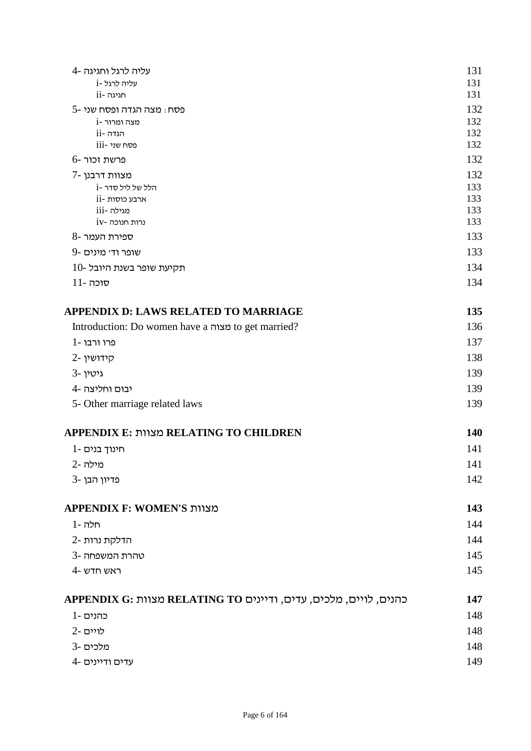4- עליה לרגל וחגיגה 131
- i- עליה לרגל 131
- ii- חגיגה 131

5- פסח: מצה הגדה ופסח שני 132
- i- מצה ומרור 132
- ii- הגדה 132
- iii- פסח שני 132

6- פרשת זכור 132

7- מצוות דרבנן 132
- i- הלל של ליל סדר 133
- ii- ארבע כוסות 133
- iii- מגילה 133
- iv- נרות חנוכה 133

8- ספירת העמר 133

9- שופר וד' מינים 133

10- תקיעת שופר בשנת היובל 134

11- סוכה 134

**APPENDIX D: LAWS RELATED TO MARRIAGE 135**

Introduction: Do women have a מצוה to get married? 136

1- פרו ורבו 137

2- קידושין 138

3- גיטין 139

4- יבום וחליצה 139

5- Other marriage related laws 139

**APPENDIX E: מצוות RELATING TO CHILDREN 140**

1- חינוך בנים 141

2- מילה 141

3- פדיון הבן 142

**APPENDIX F: WOMEN'S מצוות 143**

1- חלה 144

2- הדלקת נרות 144

3- טהרת המשפחה 145

4- ראש חדש 145

**APPENDIX G: מצוות RELATING TO כהנים, לויים, מלכים, עדים, ודיינים 147**

1- כהנים 148

2- לויים 148

3- מלכים 148

4- עדים ודיינים 149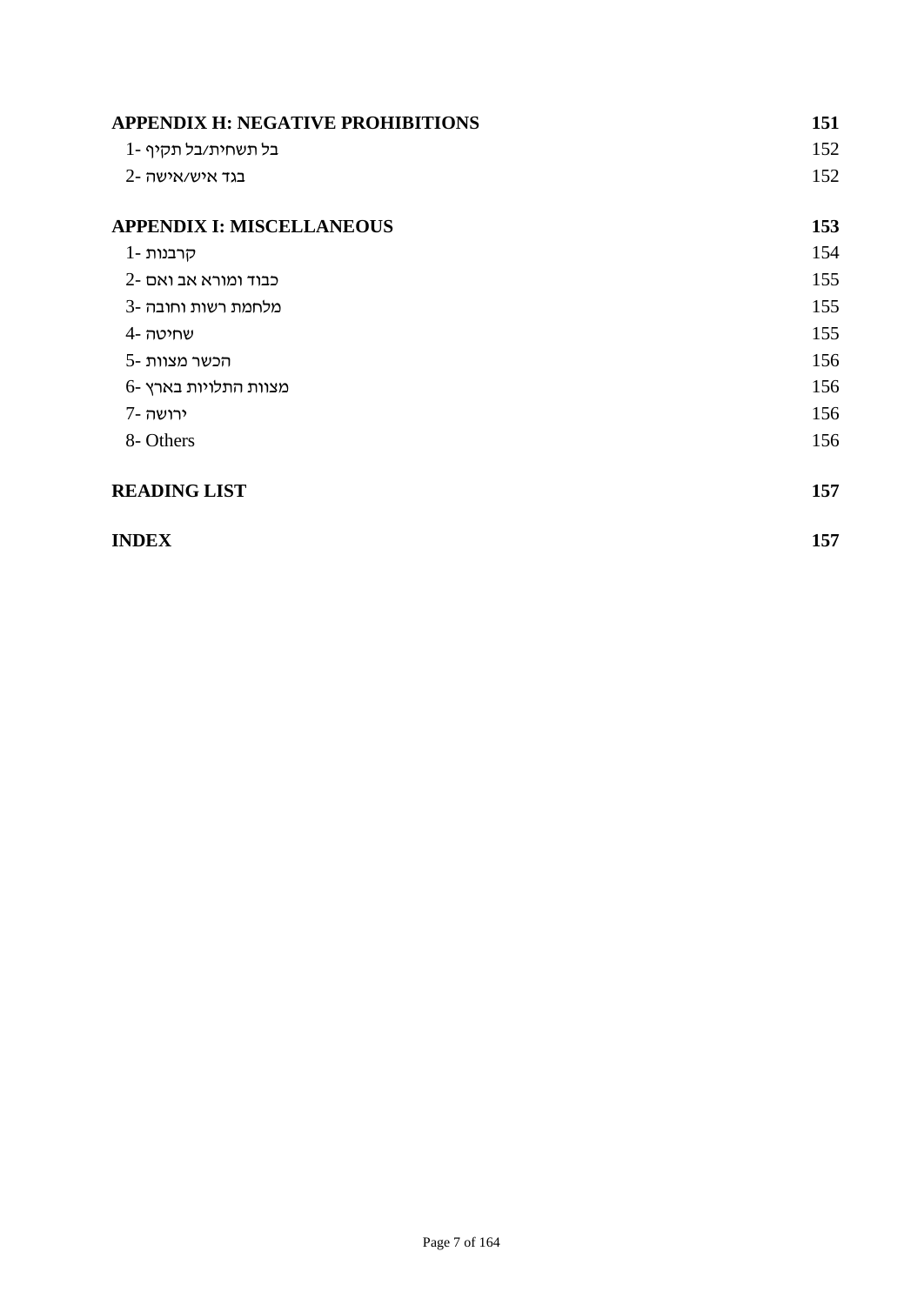**APPENDIX H: NEGATIVE PROHIBITIONS** 151

1- בל תשחית/בל תקיף 152

2- בגד איש/אישה 152

**APPENDIX I: MISCELLANEOUS** 153

1- קרבנות 154

2- כבוד ומורא אב ואם 155

3- מלחמת רשות וחובה 155

4- שחיטה 155

5- הכשר מצוות 156

6- מצוות התלויות בארץ 156

7- ירושה 156

8- Others 156

**READING LIST** 157

**INDEX** 157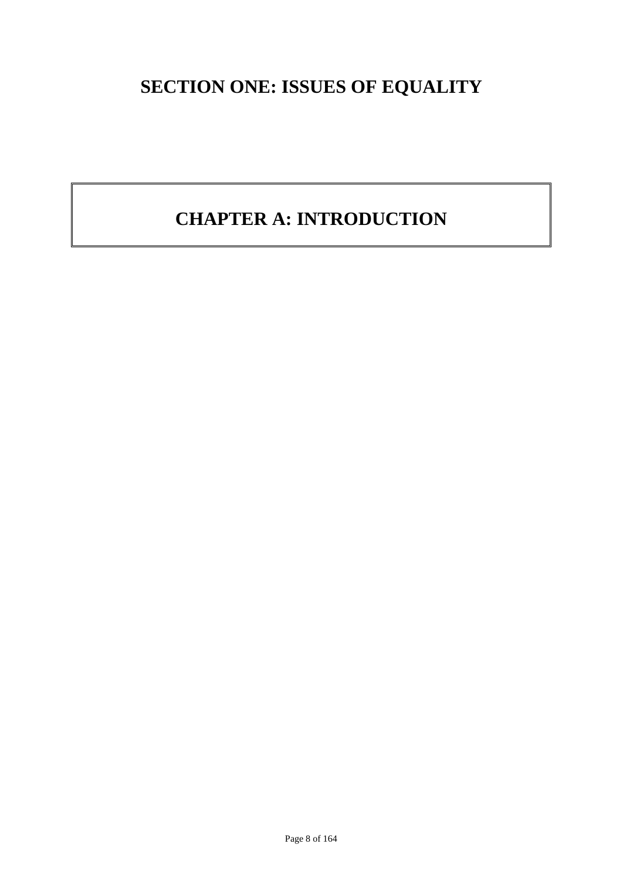# SECTION ONE: ISSUES OF EQUALITY

## CHAPTER A: INTRODUCTION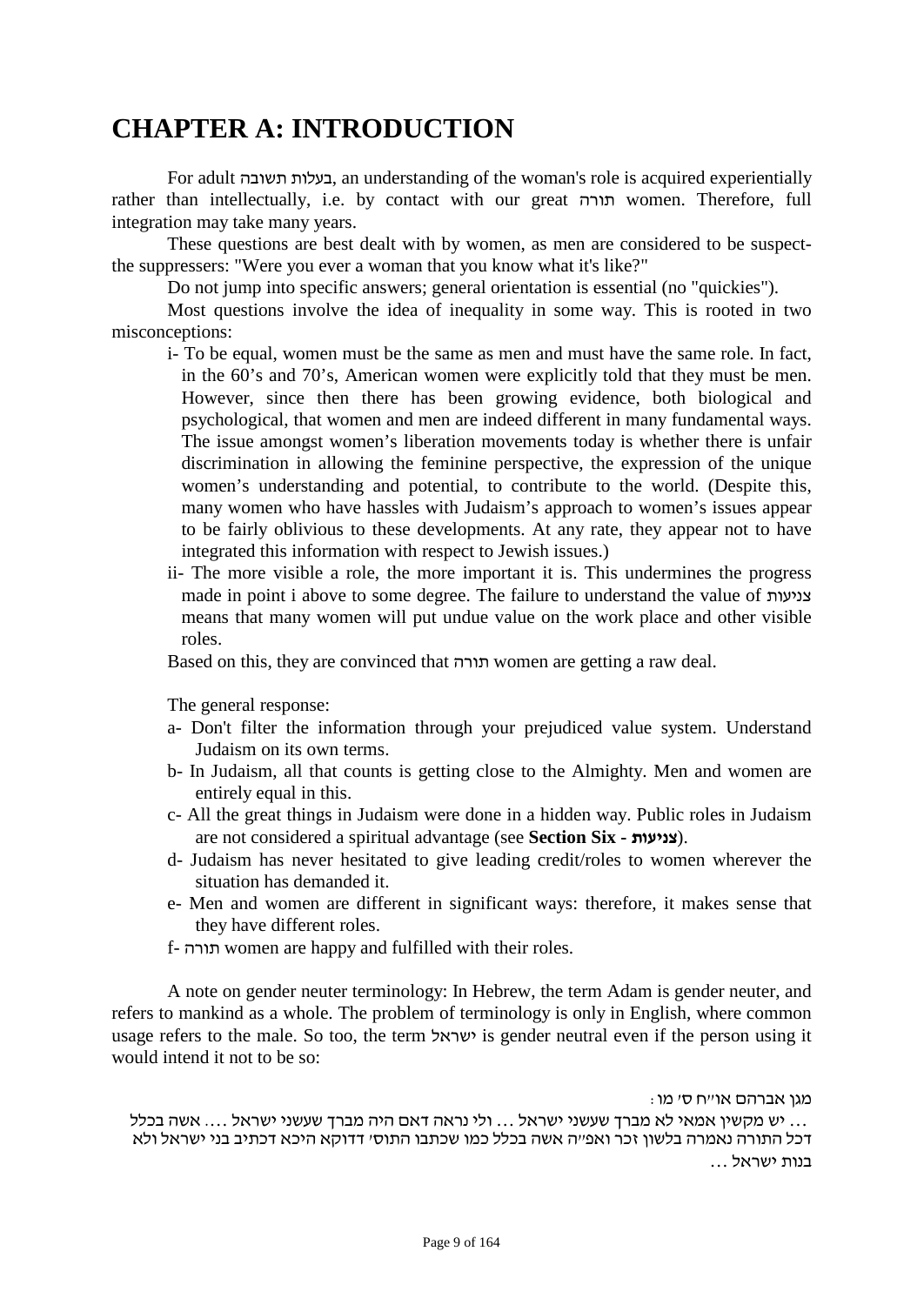# CHAPTER A: INTRODUCTION

For adult בעלות תשובה, an understanding of the woman's role is acquired experientially rather than intellectually, i.e. by contact with our great תורה women. Therefore, full integration may take many years.

These questions are best dealt with by women, as men are considered to be suspect-the suppressers: "Were you ever a woman that you know what it's like?"

Do not jump into specific answers; general orientation is essential (no "quickies").

Most questions involve the idea of inequality in some way. This is rooted in two misconceptions:

- i- To be equal, women must be the same as men and must have the same role. In fact, in the 60's and 70's, American women were explicitly told that they must be men. However, since then there has been growing evidence, both biological and psychological, that women and men are indeed different in many fundamental ways. The issue amongst women's liberation movements today is whether there is unfair discrimination in allowing the feminine perspective, the expression of the unique women's understanding and potential, to contribute to the world. (Despite this, many women who have hassles with Judaism's approach to women's issues appear to be fairly oblivious to these developments. At any rate, they appear not to have integrated this information with respect to Jewish issues.)
- ii- The more visible a role, the more important it is. This undermines the progress made in point i above to some degree. The failure to understand the value of צניעות means that many women will put undue value on the work place and other visible roles.

Based on this, they are convinced that תורה women are getting a raw deal.

The general response:

- a- Don't filter the information through your prejudiced value system. Understand Judaism on its own terms.
- b- In Judaism, all that counts is getting close to the Almighty. Men and women are entirely equal in this.
- c- All the great things in Judaism were done in a hidden way. Public roles in Judaism are not considered a spiritual advantage (see **Section Six - צניעות**).
- d- Judaism has never hesitated to give leading credit/roles to women wherever the situation has demanded it.
- e- Men and women are different in significant ways: therefore, it makes sense that they have different roles.
- f- תורה women are happy and fulfilled with their roles.

A note on gender neuter terminology: In Hebrew, the term Adam is gender neuter, and refers to mankind as a whole. The problem of terminology is only in English, where common usage refers to the male. So too, the term ישראל is gender neutral even if the person using it would intend it not to be so:

מגן אברהם או"ח ס' מו:

... יש מקשין אמאי לא מברך שעשני ישראל ... ולי נראה דאם היה מברך שעשני ישראל .... אשה בכלל דכל התורה נאמרה בלשון זכר ואפ"ה אשה בכלל כמו שכתבו התוס' דדוקא היכא דכתיב בני ישראל ולא בנות ישראל ...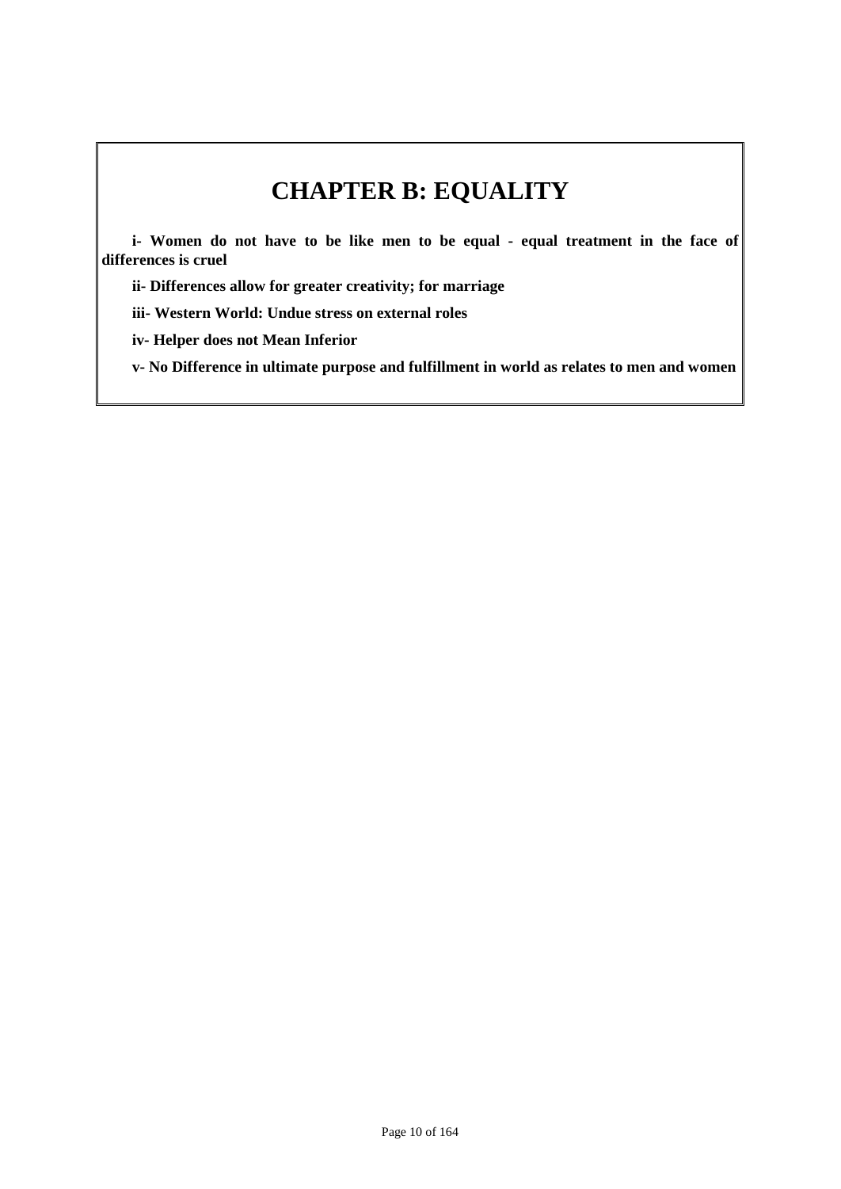# CHAPTER B: EQUALITY

**i- Women do not have to be like men to be equal - equal treatment in the face of differences is cruel**

**ii- Differences allow for greater creativity; for marriage**

**iii- Western World: Undue stress on external roles**

**iv- Helper does not Mean Inferior**

**v- No Difference in ultimate purpose and fulfillment in world as relates to men and women**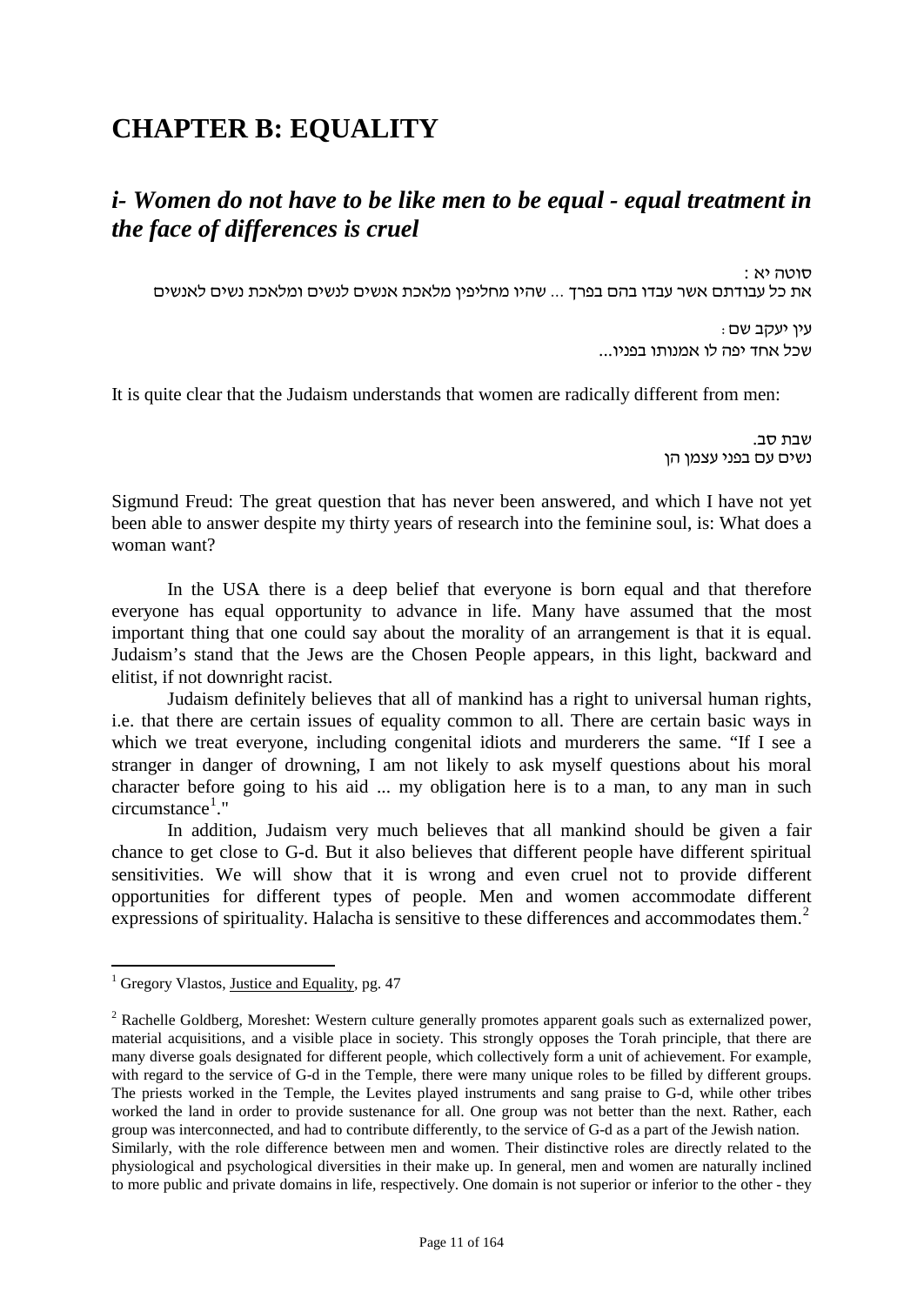# CHAPTER B: EQUALITY

## *i- Women do not have to be like men to be equal - equal treatment in the face of differences is cruel*

סוטה יא:
את כל עבודתם אשר עבדו בהם בפרך ... שהיו מחליפין מלאכת אנשים לנשים ומלאכת נשים לאנשים

עין יעקב שם:
שכל אחד יפה לו אמנותו בפניו...

It is quite clear that the Judaism understands that women are radically different from men:

שבת סב.
נשים עם בפני עצמן הן

Sigmund Freud: The great question that has never been answered, and which I have not yet been able to answer despite my thirty years of research into the feminine soul, is: What does a woman want?

In the USA there is a deep belief that everyone is born equal and that therefore everyone has equal opportunity to advance in life. Many have assumed that the most important thing that one could say about the morality of an arrangement is that it is equal. Judaism's stand that the Jews are the Chosen People appears, in this light, backward and elitist, if not downright racist.

Judaism definitely believes that all of mankind has a right to universal human rights, i.e. that there are certain issues of equality common to all. There are certain basic ways in which we treat everyone, including congenital idiots and murderers the same. "If I see a stranger in danger of drowning, I am not likely to ask myself questions about his moral character before going to his aid ... my obligation here is to a man, to any man in such circumstance[1]."

In addition, Judaism very much believes that all mankind should be given a fair chance to get close to G-d. But it also believes that different people have different spiritual sensitivities. We will show that it is wrong and even cruel not to provide different opportunities for different types of people. Men and women accommodate different expressions of spirituality. Halacha is sensitive to these differences and accommodates them.[2]

---

[1] Gregory Vlastos, Justice and Equality, pg. 47

[2] Rachelle Goldberg, Moreshet: Western culture generally promotes apparent goals such as externalized power, material acquisitions, and a visible place in society. This strongly opposes the Torah principle, that there are many diverse goals designated for different people, which collectively form a unit of achievement. For example, with regard to the service of G-d in the Temple, there were many unique roles to be filled by different groups. The priests worked in the Temple, the Levites played instruments and sang praise to G-d, while other tribes worked the land in order to provide sustenance for all. One group was not better than the next. Rather, each group was interconnected, and had to contribute differently, to the service of G-d as a part of the Jewish nation.
Similarly, with the role difference between men and women. Their distinctive roles are directly related to the physiological and psychological diversities in their make up. In general, men and women are naturally inclined to more public and private domains in life, respectively. One domain is not superior or inferior to the other - they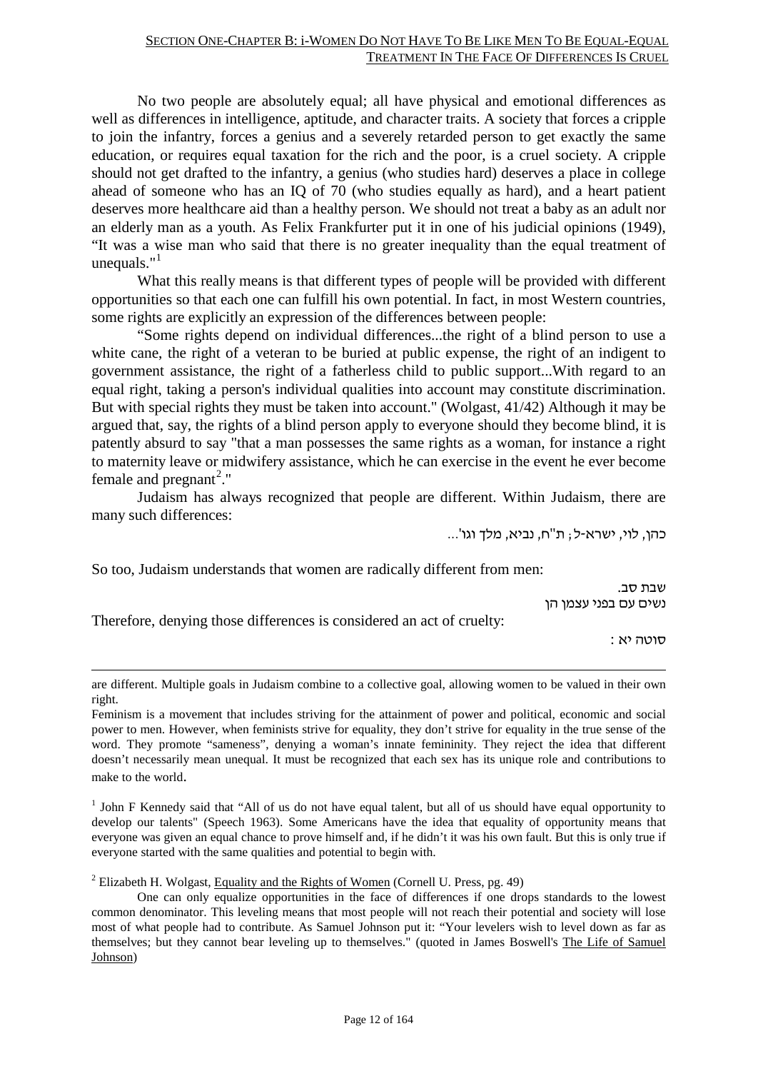No two people are absolutely equal; all have physical and emotional differences as well as differences in intelligence, aptitude, and character traits. A society that forces a cripple to join the infantry, forces a genius and a severely retarded person to get exactly the same education, or requires equal taxation for the rich and the poor, is a cruel society. A cripple should not get drafted to the infantry, a genius (who studies hard) deserves a place in college ahead of someone who has an IQ of 70 (who studies equally as hard), and a heart patient deserves more healthcare aid than a healthy person. We should not treat a baby as an adult nor an elderly man as a youth. As Felix Frankfurter put it in one of his judicial opinions (1949), "It was a wise man who said that there is no greater inequality than the equal treatment of unequals."[1]

What this really means is that different types of people will be provided with different opportunities so that each one can fulfill his own potential. In fact, in most Western countries, some rights are explicitly an expression of the differences between people:

"Some rights depend on individual differences...the right of a blind person to use a white cane, the right of a veteran to be buried at public expense, the right of an indigent to government assistance, the right of a fatherless child to public support...With regard to an equal right, taking a person's individual qualities into account may constitute discrimination. But with special rights they must be taken into account." (Wolgast, 41/42) Although it may be argued that, say, the rights of a blind person apply to everyone should they become blind, it is patently absurd to say "that a man possesses the same rights as a woman, for instance a right to maternity leave or midwifery assistance, which he can exercise in the event he ever become female and pregnant[2]."

Judaism has always recognized that people are different. Within Judaism, there are many such differences:

כהן, לוי, ישרא-ל; ת"ח, נביא, מלך וגו'...

So too, Judaism understands that women are radically different from men:

שבת סב.
נשים עם בפני עצמן הן

Therefore, denying those differences is considered an act of cruelty:

סוטה יא :

---

are different. Multiple goals in Judaism combine to a collective goal, allowing women to be valued in their own right.

Feminism is a movement that includes striving for the attainment of power and political, economic and social power to men. However, when feminists strive for equality, they don't strive for equality in the true sense of the word. They promote "sameness", denying a woman's innate femininity. They reject the idea that different doesn't necessarily mean unequal. It must be recognized that each sex has its unique role and contributions to make to the world.

[1] John F Kennedy said that "All of us do not have equal talent, but all of us should have equal opportunity to develop our talents" (Speech 1963). Some Americans have the idea that equality of opportunity means that everyone was given an equal chance to prove himself and, if he didn't it was his own fault. But this is only true if everyone started with the same qualities and potential to begin with.

[2] Elizabeth H. Wolgast, Equality and the Rights of Women (Cornell U. Press, pg. 49)

One can only equalize opportunities in the face of differences if one drops standards to the lowest common denominator. This leveling means that most people will not reach their potential and society will lose most of what people had to contribute. As Samuel Johnson put it: "Your levelers wish to level down as far as themselves; but they cannot bear leveling up to themselves." (quoted in James Boswell's The Life of Samuel Johnson)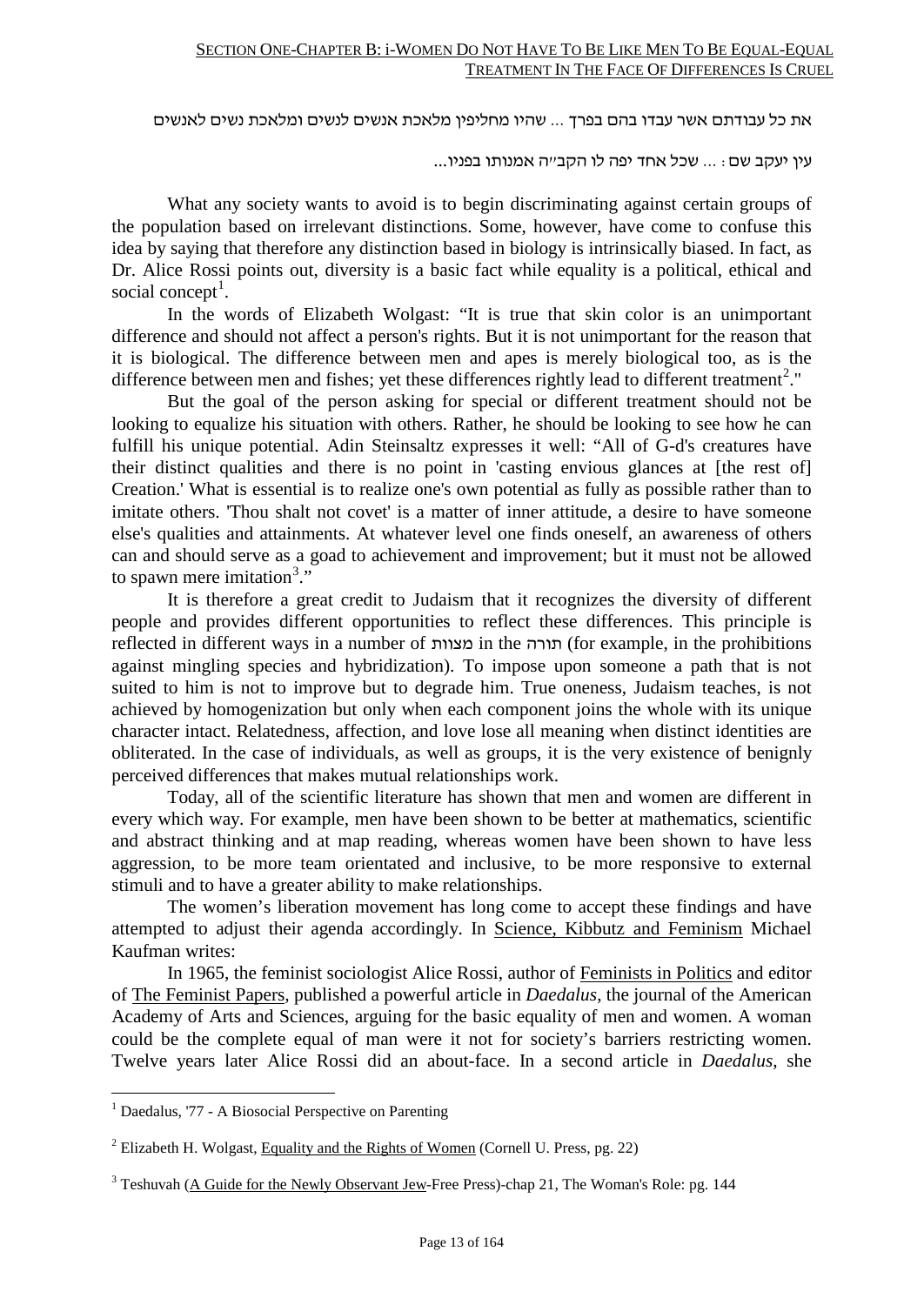את כל עבודתם אשר עבדו בהם בפרך ... שהיו מחליפין מלאכת אנשים לנשים ומלאכת נשים לאנשים

עין יעקב שם : ... שכל אחד יפה לו הקב"ה אמנותו בפניו...

What any society wants to avoid is to begin discriminating against certain groups of the population based on irrelevant distinctions. Some, however, have come to confuse this idea by saying that therefore any distinction based in biology is intrinsically biased. In fact, as Dr. Alice Rossi points out, diversity is a basic fact while equality is a political, ethical and social concept[1].

In the words of Elizabeth Wolgast: "It is true that skin color is an unimportant difference and should not affect a person's rights. But it is not unimportant for the reason that it is biological. The difference between men and apes is merely biological too, as is the difference between men and fishes; yet these differences rightly lead to different treatment[2]."

But the goal of the person asking for special or different treatment should not be looking to equalize his situation with others. Rather, he should be looking to see how he can fulfill his unique potential. Adin Steinsaltz expresses it well: "All of G-d's creatures have their distinct qualities and there is no point in 'casting envious glances at [the rest of] Creation.' What is essential is to realize one's own potential as fully as possible rather than to imitate others. 'Thou shalt not covet' is a matter of inner attitude, a desire to have someone else's qualities and attainments. At whatever level one finds oneself, an awareness of others can and should serve as a goad to achievement and improvement; but it must not be allowed to spawn mere imitation[3]."

It is therefore a great credit to Judaism that it recognizes the diversity of different people and provides different opportunities to reflect these differences. This principle is reflected in different ways in a number of מצוות in the תורה (for example, in the prohibitions against mingling species and hybridization). To impose upon someone a path that is not suited to him is not to improve but to degrade him. True oneness, Judaism teaches, is not achieved by homogenization but only when each component joins the whole with its unique character intact. Relatedness, affection, and love lose all meaning when distinct identities are obliterated. In the case of individuals, as well as groups, it is the very existence of benignly perceived differences that makes mutual relationships work.

Today, all of the scientific literature has shown that men and women are different in every which way. For example, men have been shown to be better at mathematics, scientific and abstract thinking and at map reading, whereas women have been shown to have less aggression, to be more team orientated and inclusive, to be more responsive to external stimuli and to have a greater ability to make relationships.

The women's liberation movement has long come to accept these findings and have attempted to adjust their agenda accordingly. In Science, Kibbutz and Feminism Michael Kaufman writes:

In 1965, the feminist sociologist Alice Rossi, author of Feminists in Politics and editor of The Feminist Papers, published a powerful article in *Daedalus*, the journal of the American Academy of Arts and Sciences, arguing for the basic equality of men and women. A woman could be the complete equal of man were it not for society's barriers restricting women. Twelve years later Alice Rossi did an about-face. In a second article in *Daedalus*, she

---

[1] Daedalus, '77 - A Biosocial Perspective on Parenting

[2] Elizabeth H. Wolgast, Equality and the Rights of Women (Cornell U. Press, pg. 22)

[3] Teshuvah (A Guide for the Newly Observant Jew-Free Press)-chap 21, The Woman's Role: pg. 144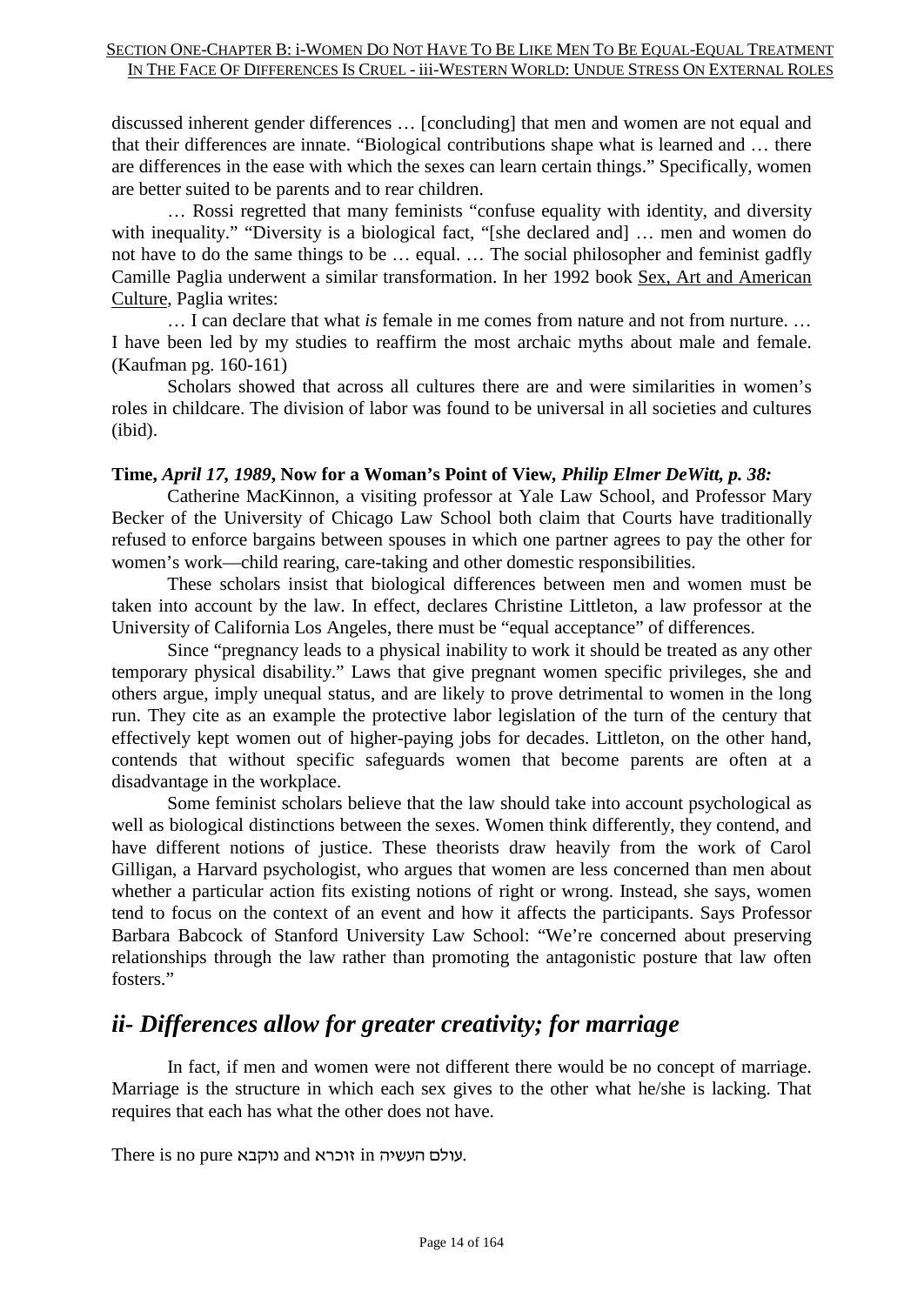discussed inherent gender differences … [concluding] that men and women are not equal and that their differences are innate. "Biological contributions shape what is learned and … there are differences in the ease with which the sexes can learn certain things." Specifically, women are better suited to be parents and to rear children.

… Rossi regretted that many feminists "confuse equality with identity, and diversity with inequality." "Diversity is a biological fact, "[she declared and] … men and women do not have to do the same things to be … equal. … The social philosopher and feminist gadfly Camille Paglia underwent a similar transformation. In her 1992 book Sex, Art and American Culture, Paglia writes:

… I can declare that what *is* female in me comes from nature and not from nurture. … I have been led by my studies to reaffirm the most archaic myths about male and female. (Kaufman pg. 160-161)

Scholars showed that across all cultures there are and were similarities in women's roles in childcare. The division of labor was found to be universal in all societies and cultures (ibid).

**Time, *April 17, 1989*, Now for a Woman's Point of View, *Philip Elmer DeWitt, p. 38:***

Catherine MacKinnon, a visiting professor at Yale Law School, and Professor Mary Becker of the University of Chicago Law School both claim that Courts have traditionally refused to enforce bargains between spouses in which one partner agrees to pay the other for women's work—child rearing, care-taking and other domestic responsibilities.

These scholars insist that biological differences between men and women must be taken into account by the law. In effect, declares Christine Littleton, a law professor at the University of California Los Angeles, there must be "equal acceptance" of differences.

Since "pregnancy leads to a physical inability to work it should be treated as any other temporary physical disability." Laws that give pregnant women specific privileges, she and others argue, imply unequal status, and are likely to prove detrimental to women in the long run. They cite as an example the protective labor legislation of the turn of the century that effectively kept women out of higher-paying jobs for decades. Littleton, on the other hand, contends that without specific safeguards women that become parents are often at a disadvantage in the workplace.

Some feminist scholars believe that the law should take into account psychological as well as biological distinctions between the sexes. Women think differently, they contend, and have different notions of justice. These theorists draw heavily from the work of Carol Gilligan, a Harvard psychologist, who argues that women are less concerned than men about whether a particular action fits existing notions of right or wrong. Instead, she says, women tend to focus on the context of an event and how it affects the participants. Says Professor Barbara Babcock of Stanford University Law School: "We're concerned about preserving relationships through the law rather than promoting the antagonistic posture that law often fosters."

## *ii- Differences allow for greater creativity; for marriage*

In fact, if men and women were not different there would be no concept of marriage. Marriage is the structure in which each sex gives to the other what he/she is lacking. That requires that each has what the other does not have.

There is no pure נוקבא and זוכרא in עולם העשיה.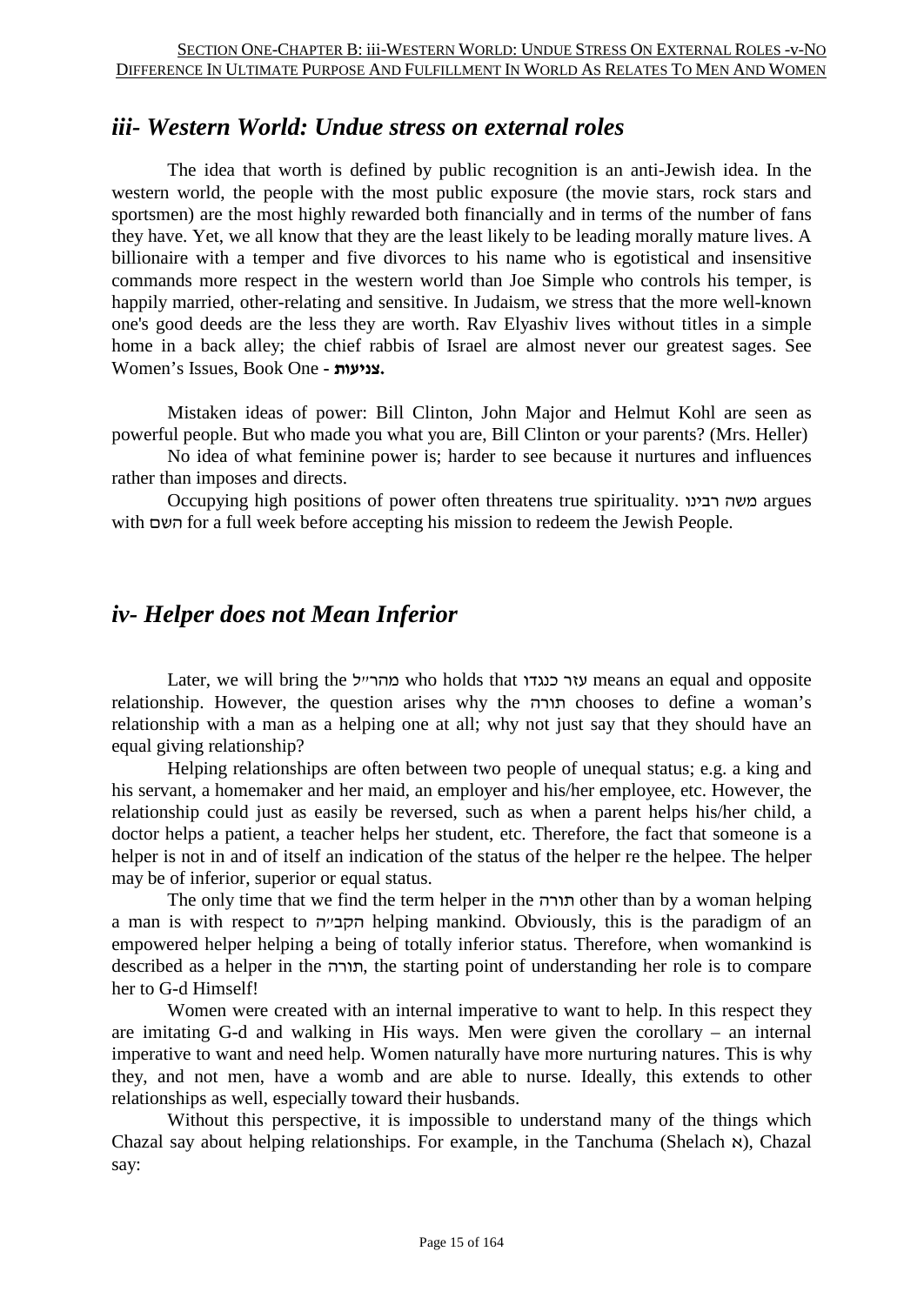## *iii- Western World: Undue stress on external roles*

The idea that worth is defined by public recognition is an anti-Jewish idea. In the western world, the people with the most public exposure (the movie stars, rock stars and sportsmen) are the most highly rewarded both financially and in terms of the number of fans they have. Yet, we all know that they are the least likely to be leading morally mature lives. A billionaire with a temper and five divorces to his name who is egotistical and insensitive commands more respect in the western world than Joe Simple who controls his temper, is happily married, other-relating and sensitive. In Judaism, we stress that the more well-known one's good deeds are the less they are worth. Rav Elyashiv lives without titles in a simple home in a back alley; the chief rabbis of Israel are almost never our greatest sages. See Women's Issues, Book One - **צניעות.**

Mistaken ideas of power: Bill Clinton, John Major and Helmut Kohl are seen as powerful people. But who made you what you are, Bill Clinton or your parents? (Mrs. Heller)

No idea of what feminine power is; harder to see because it nurtures and influences rather than imposes and directs.

Occupying high positions of power often threatens true spirituality. משה רבינו argues with השם for a full week before accepting his mission to redeem the Jewish People.

## *iv- Helper does not Mean Inferior*

Later, we will bring the מהר״ל who holds that עזר כנגדו means an equal and opposite relationship. However, the question arises why the תורה chooses to define a woman's relationship with a man as a helping one at all; why not just say that they should have an equal giving relationship?

Helping relationships are often between two people of unequal status; e.g. a king and his servant, a homemaker and her maid, an employer and his/her employee, etc. However, the relationship could just as easily be reversed, such as when a parent helps his/her child, a doctor helps a patient, a teacher helps her student, etc. Therefore, the fact that someone is a helper is not in and of itself an indication of the status of the helper re the helpee. The helper may be of inferior, superior or equal status.

The only time that we find the term helper in the תורה other than by a woman helping a man is with respect to הקב״ה helping mankind. Obviously, this is the paradigm of an empowered helper helping a being of totally inferior status. Therefore, when womankind is described as a helper in the תורה, the starting point of understanding her role is to compare her to G-d Himself!

Women were created with an internal imperative to want to help. In this respect they are imitating G-d and walking in His ways. Men were given the corollary – an internal imperative to want and need help. Women naturally have more nurturing natures. This is why they, and not men, have a womb and are able to nurse. Ideally, this extends to other relationships as well, especially toward their husbands.

Without this perspective, it is impossible to understand many of the things which Chazal say about helping relationships. For example, in the Tanchuma (Shelach א), Chazal say: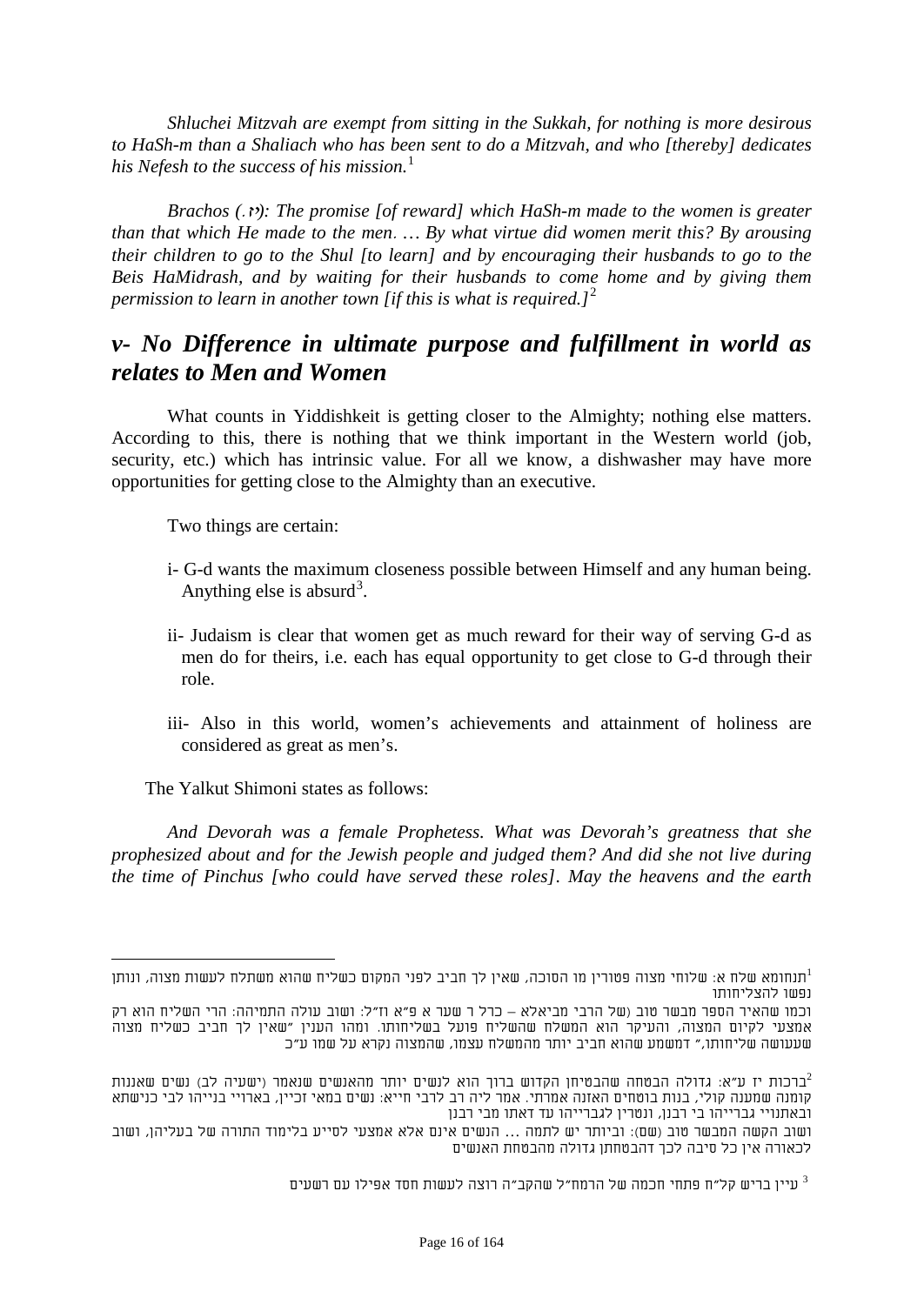*Shluchei Mitzvah are exempt from sitting in the Sukkah, for nothing is more desirous to HaSh-m than a Shaliach who has been sent to do a Mitzvah, and who [thereby] dedicates his Nefesh to the success of his mission.*[1]

*Brachos (יז.): The promise [of reward] which HaSh-m made to the women is greater than that which He made to the men. … By what virtue did women merit this? By arousing their children to go to the Shul [to learn] and by encouraging their husbands to go to the Beis HaMidrash, and by waiting for their husbands to come home and by giving them permission to learn in another town [if this is what is required.]*[2]

## *v- No Difference in ultimate purpose and fulfillment in world as relates to Men and Women*

What counts in Yiddishkeit is getting closer to the Almighty; nothing else matters. According to this, there is nothing that we think important in the Western world (job, security, etc.) which has intrinsic value. For all we know, a dishwasher may have more opportunities for getting close to the Almighty than an executive.

Two things are certain:

i- G-d wants the maximum closeness possible between Himself and any human being. Anything else is absurd[3].

ii- Judaism is clear that women get as much reward for their way of serving G-d as men do for theirs, i.e. each has equal opportunity to get close to G-d through their role.

iii- Also in this world, women's achievements and attainment of holiness are considered as great as men's.

The Yalkut Shimoni states as follows:

*And Devorah was a female Prophetess. What was Devorah's greatness that she prophesized about and for the Jewish people and judged them? And did she not live during the time of Pinchus [who could have served these roles]. May the heavens and the earth*

---

[1] תנחומא שלח א: שלוחי מצוה פטורין מן הסוכה, שאין לך חביב לפני המקום כשליח שהוא משתלח לעשות מצוה, ונותן נפשו להצליחותו

וכמו שהאיר הספר מבשר טוב (של הרבי מביאלא – כרל ר שער א פ״א וז״ל: ושוב עולה התמיהה: הרי השליח הוא רק אמצעי לקיום המצוה, והעיקר הוא המשלח שהשליח פועל בשליחותו. ומהו הענין ״שאין לך חביב כשליח מצוה שעעושה שליחותו,״ דמשמע שהוא חביב יותר מהמשלח עצמו, שהמצוה נקרא על שמו ע״כ

[2] ברכות יז ע״א: גדולה הבטחה שהבטיחן הקדוש ברוך הוא לנשים יותר מהאנשים שנאמר (ישעיה לב) נשים שאננות קומנה שמענה קולי, בנות בוטחים האזנה אמרתי. אמר ליה רב לרבי חייא: נשים במאי זכיין, באקרויי בנייהו לבי כנישתא ובאתנויי גברייהו בי רבנן, ונטרין לגברייהו עד דאתו מבי רבנן

ושוב הקשה המבשר טוב (שם): וביותר יש לתמה ... הנשים אינם אלא אמצעי לסייע בלימוד התורה של בעליהן, ושוב לכאורה אין כל סיבה לכך דהבטחתן גדולה מהבטחת האנשים

[3] עיין בריש קל״ח פתחי חכמה של הרמח״ל שהקב״ה רוצה לעשות חסד אפילו עם רשעים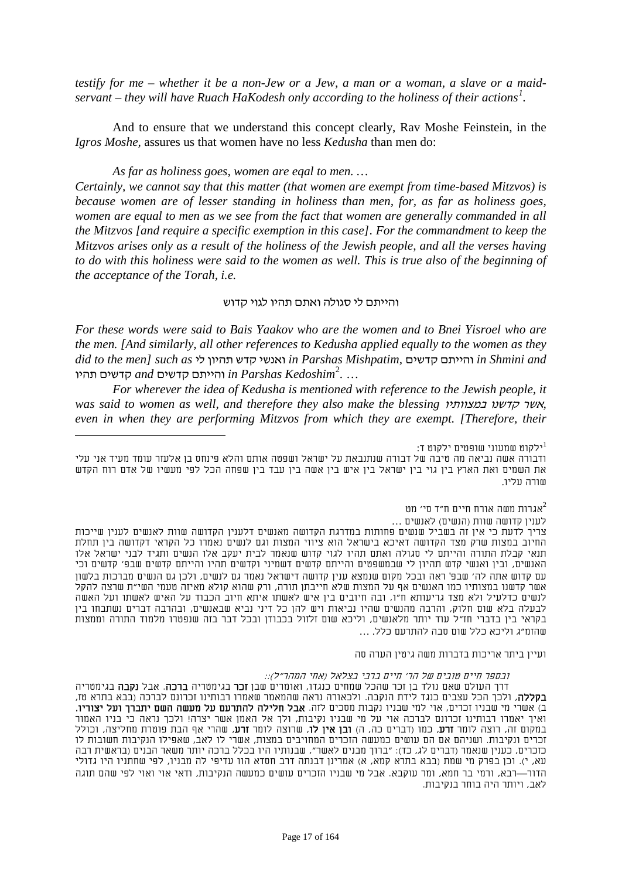*testify for me – whether it be a non-Jew or a Jew, a man or a woman, a slave or a maid-servant – they will have Ruach HaKodesh only according to the holiness of their actions*[1].

And to ensure that we understand this concept clearly, Rav Moshe Feinstein, in the *Igros Moshe*, assures us that women have no less *Kedusha* than men do:

*As far as holiness goes, women are eqal to men. …*

*Certainly, we cannot say that this matter (that women are exempt from time-based Mitzvos) is because women are of lesser standing in holiness than men, for, as far as holiness goes, women are equal to men as we see from the fact that women are generally commanded in all the Mitzvos [and require a specific exemption in this case]. For the commandment to keep the Mitzvos arises only as a result of the holiness of the Jewish people, and all the verses having to do with this holiness were said to the women as well. This is true also of the beginning of the acceptance of the Torah, i.e.*

והייתם לי סגולה ואתם תהיו לגוי קדוש

*For these words were said to Bais Yaakov who are the women and to Bnei Yisroel who are the men. [And similarly, all other references to Kedusha applied equally to the women as they did to the men] such as* ואנשי קדש תהיון לי *in Parshas Mishpatim,* והייתם קדשים *in Shmini and* קדשים תהיו *and* והייתם קדשים *in Parshas Kedoshim*[2]. …

*For wherever the idea of Kedusha is mentioned with reference to the Jewish people, it was said to women as well, and therefore they also make the blessing* אשר קדשנו במצוותיו*, even in when they are performing Mitzvos from which they are exempt. [Therefore, their*

---

[1] ילקוט שמעוני שופטים ילקוט ד:
ודבורה אשה נביאה מה טיבה של דבורה שנתנבאת על ישראל ושפטה אותם והלא פינחס בן אלעזר עומד מעיד אני עלי את השמים ואת הארץ בין גוי בין ישראל בין איש בין אשה בין עבד בין שפחה הכל לפי מעשיו של אדם רוח הקדש שורה עליו.

[2] אגרות משה אורח חיים ח"ד סי' מט
לענין קדושה שוות (הנשים) לאנשים …
צריך לדעת כי אין זה בשביל שנשים פחותות במדרגת הקדושה מאנשים דלענין הקדושה שוות לאנשים לענין שייכות החיוב במצות שרק מצד הקדושה דאיכא בישראל הוא ציווי המצות וגם לנשים נאמרו כל הקראי דקדושה בין תחלת תנאי קבלת התורה והייתם לי סגולה ואתם תהיו לגוי קדוש שנאמר לבית יעקב אלו הנשים ותגיד לבני ישראל אלו האנשים, ובין ואנשי קדש תהיון לי שבמשפטים והייתם קדשים דשמיני וקדשים תהיו והייתם קדשים שבפ' קדשים וכי עם קדוש אתה לה' שבפ' ראה ובכל מקום שנמצא ענין קדושה דישראל נאמר גם לנשים, ולכן גם הנשים מברכות בלשון אשר קדשנו במצותיו כמו האנשים אף על המצות שלא חייבתן תורה, ורק שהוא קולא מאיזה טעמי השי"ת שרצה להקל לנשים כדלעיל ולא מצד גריעותא ח"ו, ובה חיובים בין איש לאשתו איתא חיוב הכבוד על האיש לאשתו ועל האשה לבעלה בלא שום חלוק, והרבה מהנשים שהיו נביאות ויש להן כל דיני נביא שבאנשים, ובהרבה דברים נשתבחו בין בקראי בין בדברי חז"ל עוד יותר מלאנשים, וליכא שום זלזול בכבודן ובכל דבר בזה שנפטרו מלמוד התורה וממצות שהזמ"ג וליכא כלל שום סבה להתרעם כלל. …

ועיין ביתר אריכות בדברות משה גיטין הערה סה

*ובספר חיים טובים של הר' חיים ברבי בצלאל (אחי המהר"ל)::*
דרך העולם שאם נולד בן זכר שהכל שמחים כנגדו, ואומרים שבן **זכר** בגימטריה **ברכה**. אבל **נקבה** בגימטריה **בקללה**, ולכך הכל עצבים כנגד לידת הנקבה. ולכאורה נראה שהמאמר שאמרו רבותינו זכרונם לברכה (בבא בתרא טז, ב) אשרי מי שבניו זכרים, אוי למי שבניו נקבות מסכים לזה. **אבל חלילה להתרעם על מעשה השם יתברך ועל יצוריו.** ואיך יאמרו רבותינו זכרונם לברכה אוי על מי שבניו נקיבות, ולך אל האמן אשר יצרה! ולכך נראה כי בניו האמור במקום זה, רוצה לומר **זרע**, כמו (דברים כה, ה) **ובן אין לו**, שרוצה לומר **זרע**, שהרי אף הבת פוטרת מחליצה, וכולל זכרים ונקיבות. ושניהם אם הם עושים כמעשה הזכרים המחויבים במצות, אשרי לו לאב, שאפילו הנקיבות חשובות לו כזכרים, כענין שנאמר (דברים לג, כד): "ברוך מבנים לאשר", שבנותיו היו בכלל ברכה יותר משאר הבנים (בראשית רבה עא, י). וכן בפרק מי שמת (בבא בתרא קמא, א) אמרינן דבנתא דרב חסדא הוו עדיפי לה מבניו, לפי שחתניו היו גדולי הדור—רבא, ורמי בר חמא, ומר עוקבא. אבל מי שבניו הזכרים עושים כמעשה הנקיבות, ודאי אוי ואוי לפי שהם תוגה לאב, ויותר היה בוחר בנקיבות.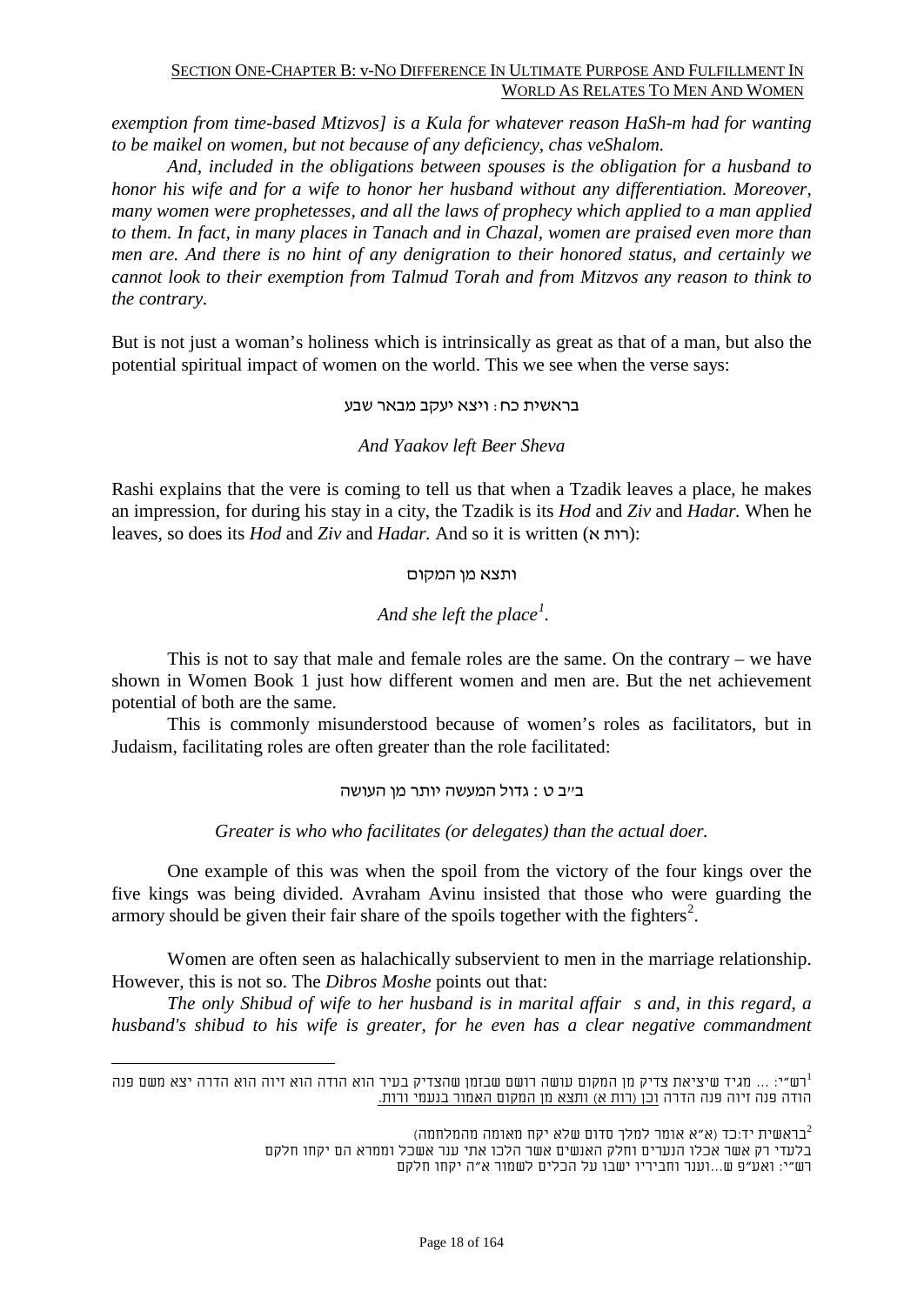*exemption from time-based Mtizvos] is a Kula for whatever reason HaSh-m had for wanting to be maikel on women, but not because of any deficiency, chas veShalom.*

*And, included in the obligations between spouses is the obligation for a husband to honor his wife and for a wife to honor her husband without any differentiation. Moreover, many women were prophetesses, and all the laws of prophecy which applied to a man applied to them. In fact, in many places in Tanach and in Chazal, women are praised even more than men are. And there is no hint of any denigration to their honored status, and certainly we cannot look to their exemption from Talmud Torah and from Mitzvos any reason to think to the contrary.*

But is not just a woman's holiness which is intrinsically as great as that of a man, but also the potential spiritual impact of women on the world. This we see when the verse says:

בראשית כח: ויצא יעקב מבאר שבע

*And Yaakov left Beer Sheva*

Rashi explains that the vere is coming to tell us that when a Tzadik leaves a place, he makes an impression, for during his stay in a city, the Tzadik is its *Hod* and *Ziv* and *Hadar.* When he leaves, so does its *Hod* and *Ziv* and *Hadar.* And so it is written (רות א):

ותצא מן המקום

*And she left the place*[1]*.*

This is not to say that male and female roles are the same. On the contrary – we have shown in Women Book 1 just how different women and men are. But the net achievement potential of both are the same.

This is commonly misunderstood because of women's roles as facilitators, but in Judaism, facilitating roles are often greater than the role facilitated:

ב"ב ט: גדול המעשה יותר מן העושה

*Greater is who who facilitates (or delegates) than the actual doer.*

One example of this was when the spoil from the victory of the four kings over the five kings was being divided. Avraham Avinu insisted that those who were guarding the armory should be given their fair share of the spoils together with the fighters[2].

Women are often seen as halachically subservient to men in the marriage relationship. However, this is not so. The *Dibros Moshe* points out that:

*The only Shibud of wife to her husband is in marital affair s and, in this regard, a husband's shibud to his wife is greater, for he even has a clear negative commandment*

---

[1] רש"י: ... מגיד שיציאת צדיק מן המקום עושה רושם שבזמן שהצדיק בעיר הוא הודה הוא זיוה הוא הדרה יצא משם פנה הודה פנה זיוה פנה הדרה <u>וכן (רות א) ותצא מן המקום האמור בנעמי ורות.</u>

[2] בראשית יד:כד (א"א אומר למלך סדום שלא יקח מאומה מהמלחמה)
בלעדי רק אשר אכלו הנערים וחלק האנשים אשר הלכו אתי ענר אשכל וממרא הם יקחו חלקם
רש"י: ואע"פ ש...וענר וחביריו ישבו על הכלים לשמור א"ה יקחו חלקם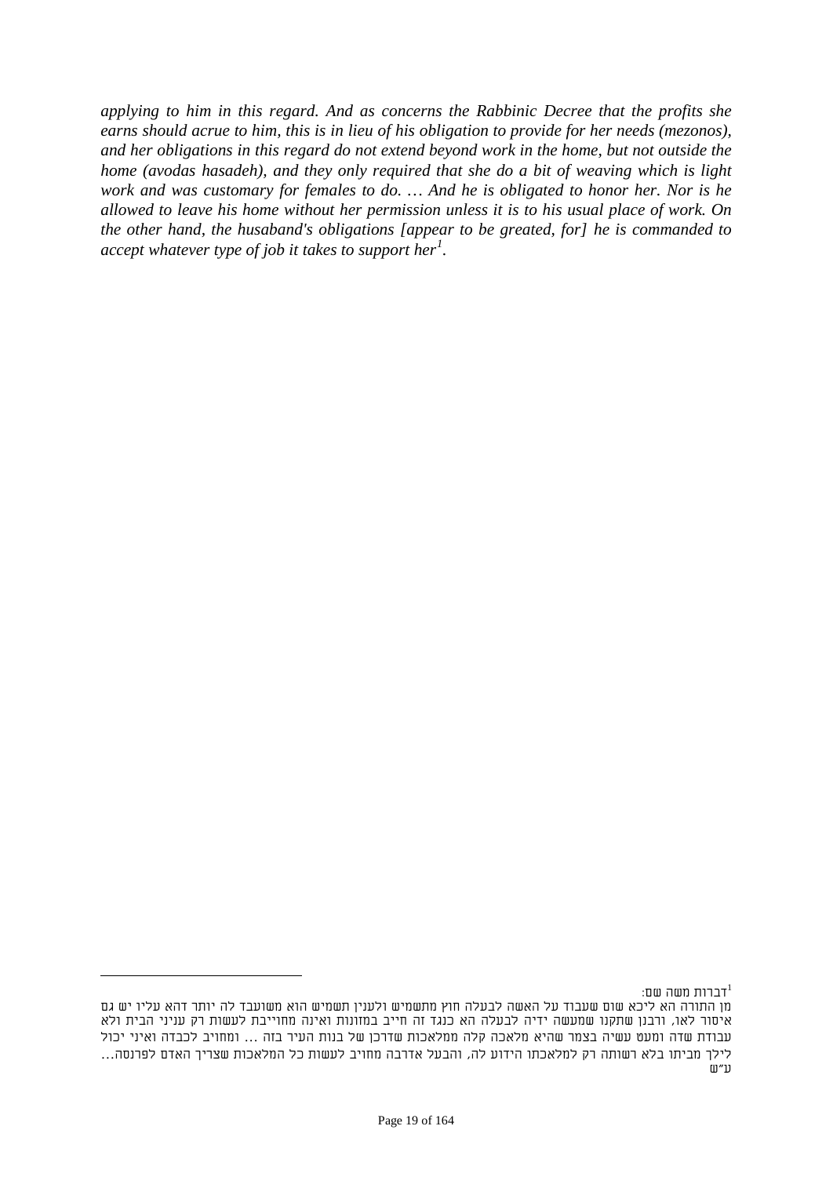*applying to him in this regard. And as concerns the Rabbinic Decree that the profits she earns should acrue to him, this is in lieu of his obligation to provide for her needs (mezonos), and her obligations in this regard do not extend beyond work in the home, but not outside the home (avodas hasadeh), and they only required that she do a bit of weaving which is light work and was customary for females to do. … And he is obligated to honor her. Nor is he allowed to leave his home without her permission unless it is to his usual place of work. On the other hand, the husaband's obligations [appear to be greated, for] he is commanded to accept whatever type of job it takes to support her*[1].

---

[1] דברות משה שם:

מן התורה הא ליכא שום שעבוד על האשה לבעלה חוץ מתשמיש ולענין תשמיש הוא משועבד לה יותר דהא עליו יש גם איסור לאו, ורבנן שתקנו שמעשה ידיה לבעלה הא כנגד זה חייב במזונות ואינה מחוייבת לעשות רק עניני הבית ולא עבודת שדה ומעט עשיה בצמר שהיא מלאכה קלה ממלאכות שדרכן של בנות העיר בזה … ומחויב לכבדה ואיני יכול לילך מביתו בלא רשותה רק למלאכתו הידוע לה, והבעל אדרבה מחויב לעשות כל המלאכות שצריך האדם לפרנסה… ע"ש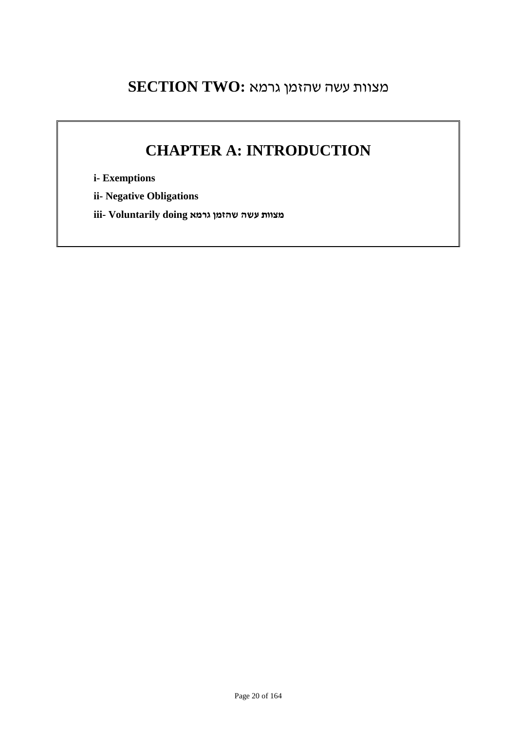# SECTION TWO: מצוות עשה שהזמן גרמא

## CHAPTER A: INTRODUCTION

**i- Exemptions**

**ii- Negative Obligations**

**iii- Voluntarily doing מצוות עשה שהזמן גרמא**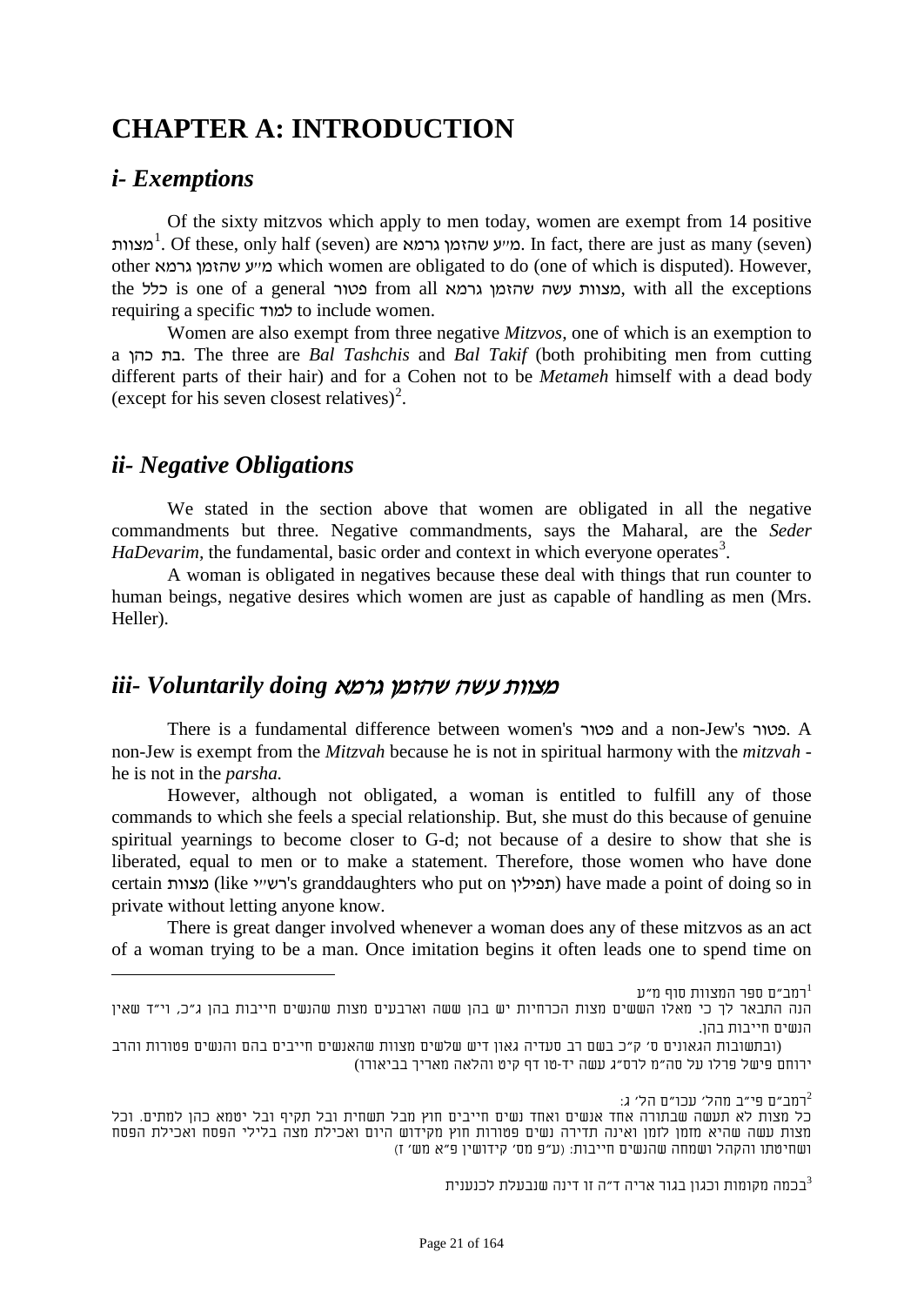# CHAPTER A: INTRODUCTION

## *i- Exemptions*

Of the sixty mitzvos which apply to men today, women are exempt from 14 positive מצוות[1]. Of these, only half (seven) are מ״ע שהזמן גרמא. In fact, there are just as many (seven) other מ״ע שהזמן גרמא which women are obligated to do (one of which is disputed). However, the כלל is one of a general פטור from all מצוות עשה שהזמן גרמא, with all the exceptions requiring a specific למוד to include women.

Women are also exempt from three negative *Mitzvos*, one of which is an exemption to a בת כהן. The three are *Bal Tashchis* and *Bal Takif* (both prohibiting men from cutting different parts of their hair) and for a Cohen not to be *Metameh* himself with a dead body (except for his seven closest relatives)[2].

## *ii- Negative Obligations*

We stated in the section above that women are obligated in all the negative commandments but three. Negative commandments, says the Maharal, are the *Seder HaDevarim,* the fundamental, basic order and context in which everyone operates[3].

A woman is obligated in negatives because these deal with things that run counter to human beings, negative desires which women are just as capable of handling as men (Mrs. Heller).

## *iii- Voluntarily doing מצוות עשה שהזמן גרמא*

There is a fundamental difference between women's פטור and a non-Jew's פטור. A non-Jew is exempt from the *Mitzvah* because he is not in spiritual harmony with the *mitzvah* - he is not in the *parsha.*

However, although not obligated, a woman is entitled to fulfill any of those commands to which she feels a special relationship. But, she must do this because of genuine spiritual yearnings to become closer to G-d; not because of a desire to show that she is liberated, equal to men or to make a statement. Therefore, those women who have done certain מצוות (like רש״י's granddaughters who put on תפילין) have made a point of doing so in private without letting anyone know.

There is great danger involved whenever a woman does any of these mitzvos as an act of a woman trying to be a man. Once imitation begins it often leads one to spend time on

---

[1] רמב״ם ספר המצוות סוף מ״ע
הנה התבאר לך כי מאלו הששים מצות הכרחיות יש בהן ששה וארבעים מצות שהנשים חייבות בהן ג״כ, וי״ד שאין הנשים חייבות בהן.
(ובתשובות הגאונים ס׳ ק״כ בשם רב סעדיה גאון דיש שלשים מצוות שהאנשים חייבים בהם והנשים פטורות והרב ירוחם פישל פרלו על סה״מ לרס״ג עשה יד-טו דף קיט והלאה מאריך בביאורו)

[2] רמב״ם פי״ב מהל׳ עכו״ם הל׳ ג:
כל מצות לא תעשה שבתורה אחד אנשים ואחד נשים חייבים חוץ מבל תשחית ובל תקיף ובל יטמא כהן למתים. וכל מצות עשה שהיא מזמן לזמן ואינה תדירה נשים פטורות חוץ מקידוש היום ואכילת מצה בלילי הפסח ואכילת הפסח ושחיטתו והקהל ושמחה שהנשים חייבות: (ע״פ מס׳ קידושין פ״א מש׳ ז)

[3] בכמה מקומות וכגון בגור אריה ד״ה זו דינה שנבעלת לכנענית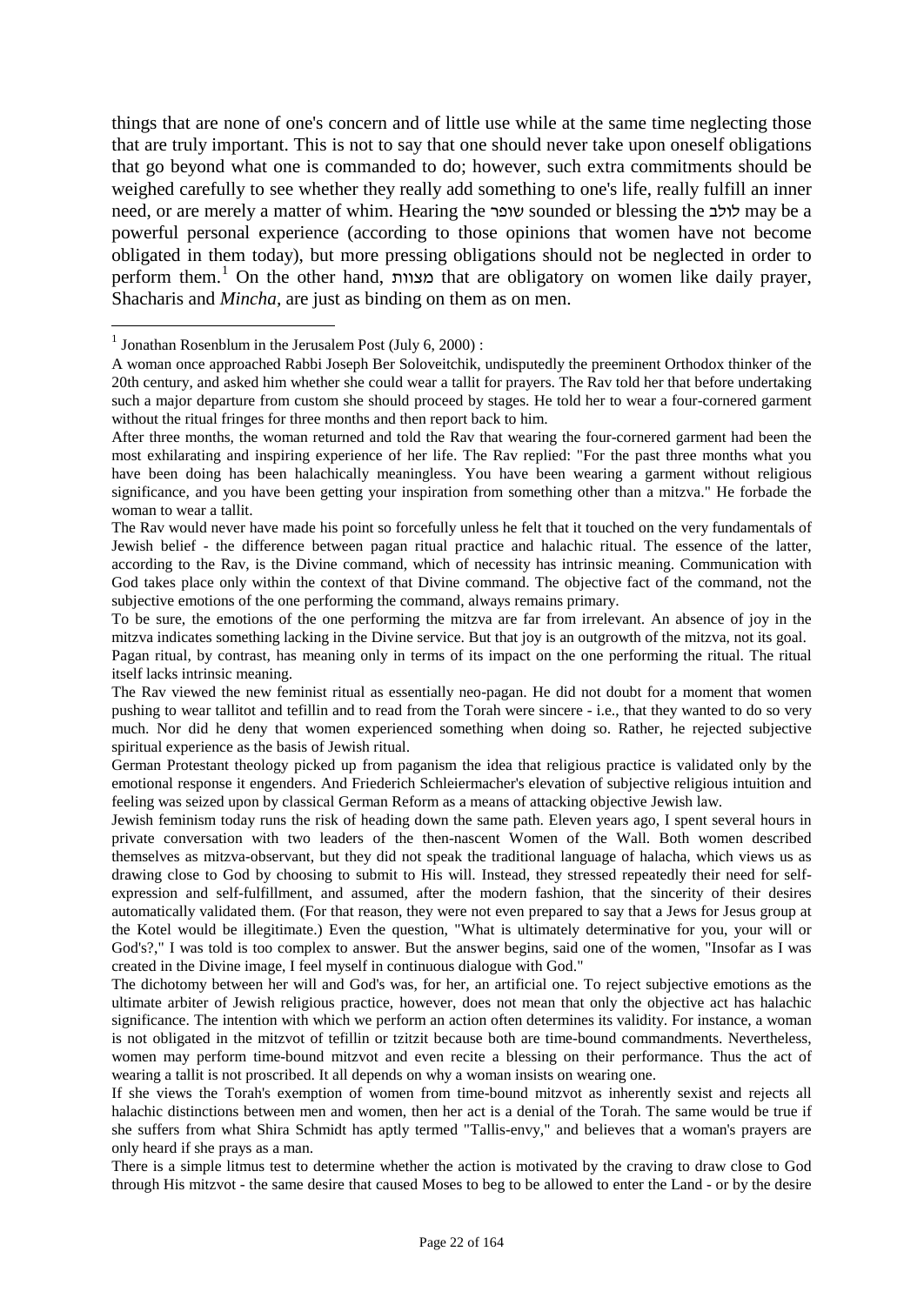things that are none of one's concern and of little use while at the same time neglecting those that are truly important. This is not to say that one should never take upon oneself obligations that go beyond what one is commanded to do; however, such extra commitments should be weighed carefully to see whether they really add something to one's life, really fulfill an inner need, or are merely a matter of whim. Hearing the שופר sounded or blessing the לולב may be a powerful personal experience (according to those opinions that women have not become obligated in them today), but more pressing obligations should not be neglected in order to perform them.[1] On the other hand, מצוות that are obligatory on women like daily prayer, Shacharis and *Mincha*, are just as binding on them as on men.

[1] Jonathan Rosenblum in the Jerusalem Post (July 6, 2000) :

A woman once approached Rabbi Joseph Ber Soloveitchik, undisputedly the preeminent Orthodox thinker of the 20th century, and asked him whether she could wear a tallit for prayers. The Rav told her that before undertaking such a major departure from custom she should proceed by stages. He told her to wear a four-cornered garment without the ritual fringes for three months and then report back to him.

After three months, the woman returned and told the Rav that wearing the four-cornered garment had been the most exhilarating and inspiring experience of her life. The Rav replied: "For the past three months what you have been doing has been halachically meaningless. You have been wearing a garment without religious significance, and you have been getting your inspiration from something other than a mitzva." He forbade the woman to wear a tallit.

The Rav would never have made his point so forcefully unless he felt that it touched on the very fundamentals of Jewish belief - the difference between pagan ritual practice and halachic ritual. The essence of the latter, according to the Rav, is the Divine command, which of necessity has intrinsic meaning. Communication with God takes place only within the context of that Divine command. The objective fact of the command, not the subjective emotions of the one performing the command, always remains primary.

To be sure, the emotions of the one performing the mitzva are far from irrelevant. An absence of joy in the mitzva indicates something lacking in the Divine service. But that joy is an outgrowth of the mitzva, not its goal.

Pagan ritual, by contrast, has meaning only in terms of its impact on the one performing the ritual. The ritual itself lacks intrinsic meaning.

The Rav viewed the new feminist ritual as essentially neo-pagan. He did not doubt for a moment that women pushing to wear tallitot and tefillin and to read from the Torah were sincere - i.e., that they wanted to do so very much. Nor did he deny that women experienced something when doing so. Rather, he rejected subjective spiritual experience as the basis of Jewish ritual.

German Protestant theology picked up from paganism the idea that religious practice is validated only by the emotional response it engenders. And Friederich Schleiermacher's elevation of subjective religious intuition and feeling was seized upon by classical German Reform as a means of attacking objective Jewish law.

Jewish feminism today runs the risk of heading down the same path. Eleven years ago, I spent several hours in private conversation with two leaders of the then-nascent Women of the Wall. Both women described themselves as mitzva-observant, but they did not speak the traditional language of halacha, which views us as drawing close to God by choosing to submit to His will. Instead, they stressed repeatedly their need for self-expression and self-fulfillment, and assumed, after the modern fashion, that the sincerity of their desires automatically validated them. (For that reason, they were not even prepared to say that a Jews for Jesus group at the Kotel would be illegitimate.) Even the question, "What is ultimately determinative for you, your will or God's?," I was told is too complex to answer. But the answer begins, said one of the women, "Insofar as I was created in the Divine image, I feel myself in continuous dialogue with God."

The dichotomy between her will and God's was, for her, an artificial one. To reject subjective emotions as the ultimate arbiter of Jewish religious practice, however, does not mean that only the objective act has halachic significance. The intention with which we perform an action often determines its validity. For instance, a woman is not obligated in the mitzvot of tefillin or tzitzit because both are time-bound commandments. Nevertheless, women may perform time-bound mitzvot and even recite a blessing on their performance. Thus the act of wearing a tallit is not proscribed. It all depends on why a woman insists on wearing one.

If she views the Torah's exemption of women from time-bound mitzvot as inherently sexist and rejects all halachic distinctions between men and women, then her act is a denial of the Torah. The same would be true if she suffers from what Shira Schmidt has aptly termed "Tallis-envy," and believes that a woman's prayers are only heard if she prays as a man.

There is a simple litmus test to determine whether the action is motivated by the craving to draw close to God through His mitzvot - the same desire that caused Moses to beg to be allowed to enter the Land - or by the desire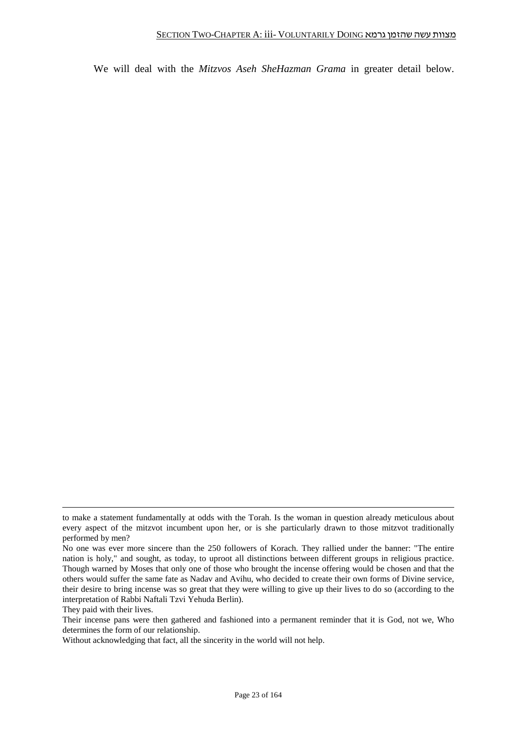We will deal with the *Mitzvos Aseh SheHazman Grama* in greater detail below.

---

to make a statement fundamentally at odds with the Torah. Is the woman in question already meticulous about every aspect of the mitzvot incumbent upon her, or is she particularly drawn to those mitzvot traditionally performed by men?

No one was ever more sincere than the 250 followers of Korach. They rallied under the banner: "The entire nation is holy," and sought, as today, to uproot all distinctions between different groups in religious practice. Though warned by Moses that only one of those who brought the incense offering would be chosen and that the others would suffer the same fate as Nadav and Avihu, who decided to create their own forms of Divine service, their desire to bring incense was so great that they were willing to give up their lives to do so (according to the interpretation of Rabbi Naftali Tzvi Yehuda Berlin).

They paid with their lives.

Their incense pans were then gathered and fashioned into a permanent reminder that it is God, not we, Who determines the form of our relationship.

Without acknowledging that fact, all the sincerity in the world will not help.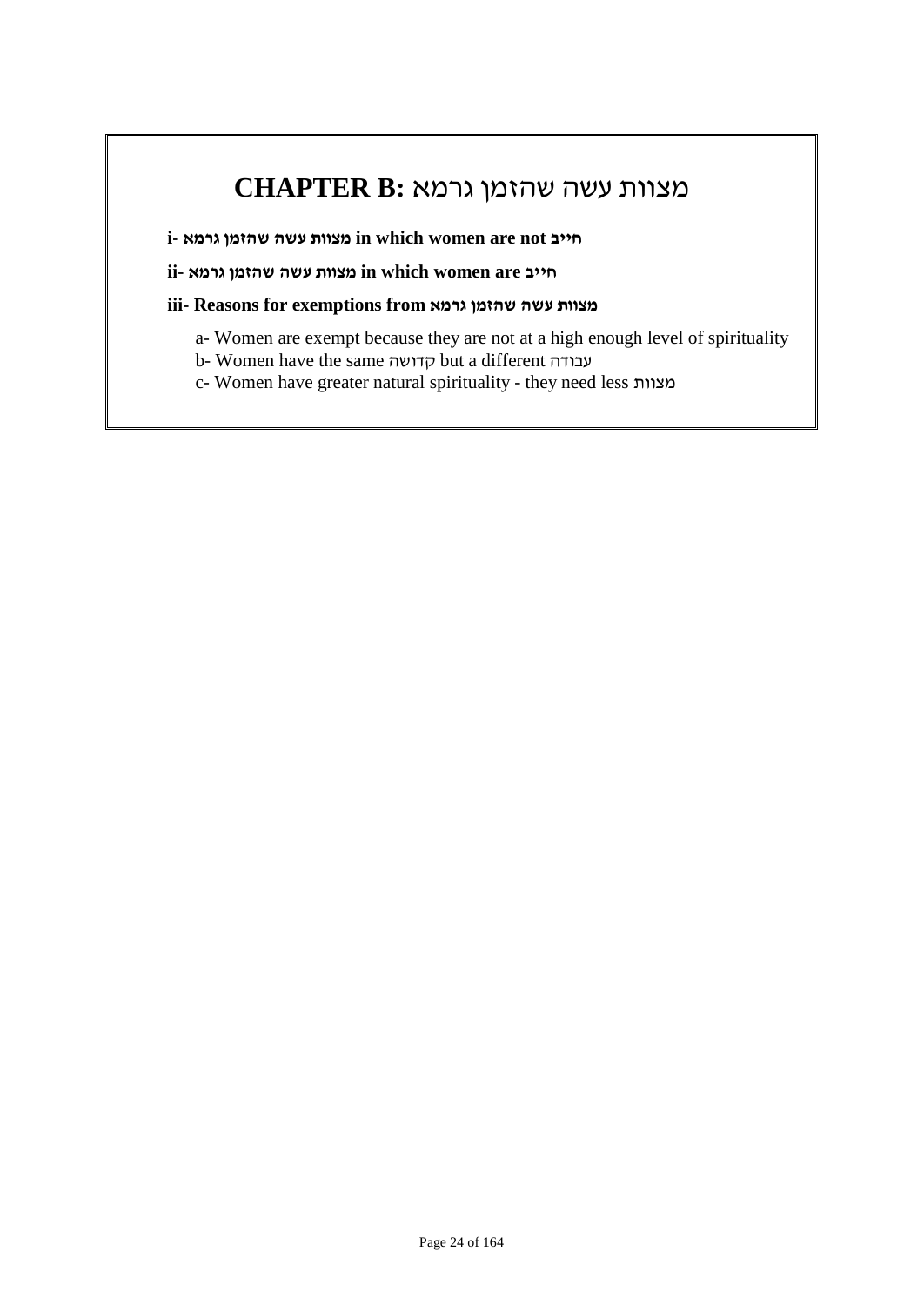# CHAPTER B: מצוות עשה שהזמן גרמא

**i- מצוות עשה שהזמן גרמא in which women are not חייב**

**ii- מצוות עשה שהזמן גרמא in which women are חייב**

**iii- Reasons for exemptions from מצוות עשה שהזמן גרמא**

a- Women are exempt because they are not at a high enough level of spirituality
b- Women have the same קדושה but a different עבודה
c- Women have greater natural spirituality - they need less מצוות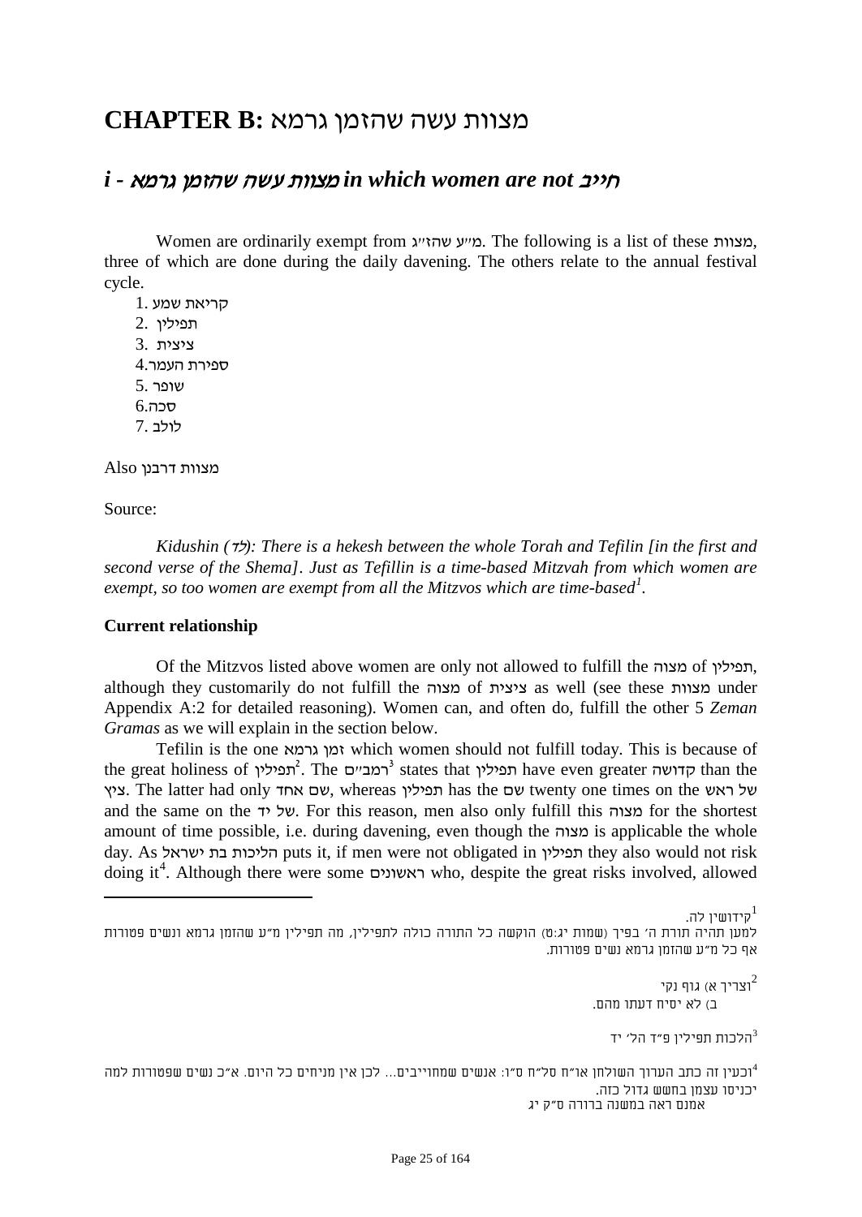# CHAPTER B: מצוות עשה שהזמן גרמא

## *i - מצוות עשה שהזמן גרמא in which women are not חייב*

Women are ordinarily exempt from מ"ע שהז"ג. The following is a list of these מצוות, three of which are done during the daily davening. The others relate to the annual festival cycle.

1. קריאת שמע
2. תפילין
3. ציצית
4. ספירת העמר
5. שופר
6. סכה
7. לולב

Also מצוות דרבנן

Source:

*Kidushin (לד): There is a hekesh between the whole Torah and Tefilin [in the first and second verse of the Shema]. Just as Tefillin is a time-based Mitzvah from which women are exempt, so too women are exempt from all the Mitzvos which are time-based*[1].

**Current relationship**

Of the Mitzvos listed above women are only not allowed to fulfill the מצוה of תפילין, although they customarily do not fulfill the מצוה of ציצית as well (see these מצוות under Appendix A:2 for detailed reasoning). Women can, and often do, fulfill the other 5 *Zeman Gramas* as we will explain in the section below.

Tefilin is the one זמן גרמא which women should not fulfill today. This is because of the great holiness of תפילין[2]. The רמב"ם[3] states that תפילין have even greater קדושה than the ציץ. The latter had only שם אחד, whereas תפילין has the שם twenty one times on the של ראש and the same on the של יד. For this reason, men also only fulfill this מצוה for the shortest amount of time possible, i.e. during davening, even though the מצוה is applicable the whole day. As הליכות בת ישראל puts it, if men were not obligated in תפילין they also would not risk doing it[4]. Although there were some ראשונים who, despite the great risks involved, allowed

---

[1] קידושין לה.
למען תהיה תורת ה' בפיך (שמות יג:ט) הוקשה כל התורה כולה לתפילין, מה תפילין מ"ע שהזמן גרמא ונשים פטורות אף כל מ"ע שהזמן גרמא נשים פטורות.

[2] וצריך א) גוף נקי
ב) לא יסיח דעתו מהם.

[3] הלכות תפילין פ"ד הל' יד

[4] וכעין זה כתב הערוך השולחן או"ח סל"ח ס"ו: אנשים שמחוייבים... לכן אין מניחים כל היום. א"כ נשים שפטורות למה יכניסו עצמן בחשש גדול כזה.
אמנם ראה במשנה ברורה ס"ק יג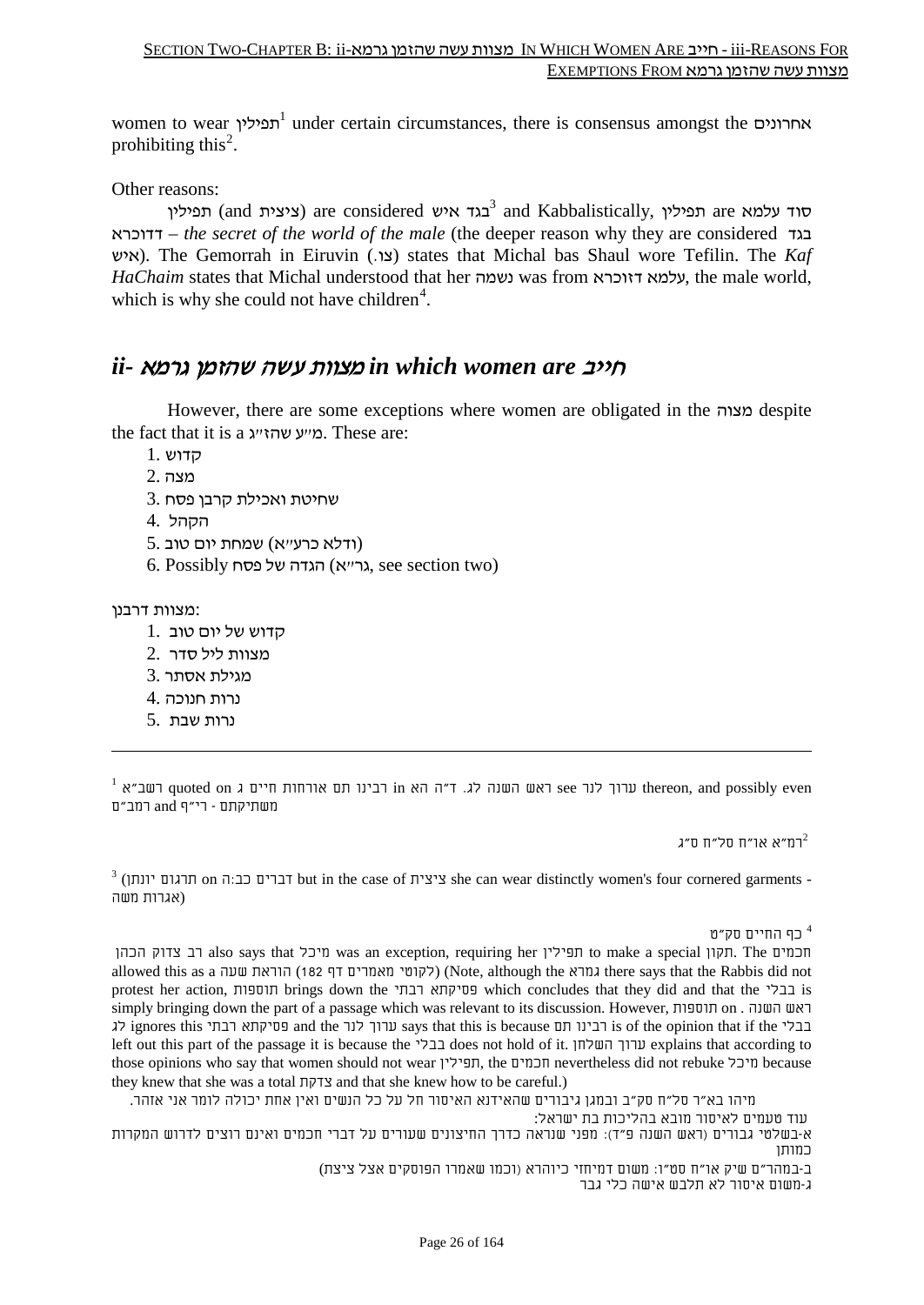women to wear תפילין[1] under certain circumstances, there is consensus amongst the אחרונים prohibiting this[2].

Other reasons:

תפילין (and ציצית) are considered בגד איש[3] and Kabbalistically, תפילין are סוד עלמא דדוכרא – *the secret of the world of the male* (the deeper reason why they are considered בגד איש). The Gemorrah in Eiruvin (צו.) states that Michal bas Shaul wore Tefilin. The *Kaf HaChaim* states that Michal understood that her נשמה was from עלמא דזוכרא, the male world, which is why she could not have children[4].

## *ii- מצוות עשה שהזמן גרמא in which women are חייב*

However, there are some exceptions where women are obligated in the מצוה despite the fact that it is a מ"ע שהז"ג. These are:

1. קדוש
2. מצה
3. שחיטת ואכילת קרבן פסח
4. הקהל
5. שמחת יום טוב (ודלא כרע"א)
6. Possibly הגדה של פסח (גר"א, see section two)

מצוות דרבנן:

1. קדוש של יום טוב
2. מצוות ליל סדר
3. מגילת אסתר
4. נרות חנוכה
5. נרות שבת

---

[1] רשב"א quoted on רבינו תם אורחות חיים ג in ראש השנה לג. ד"ה הא see ערוך לנר thereon, and possibly even רמב"ם and משתיקתם - רי"ף

[2] רמ"א או"ח סל"ח ס"ג

[3] (תרגום יונתן on דברים כב:ה) but in the case of ציצית she can wear distinctly women's four cornered garments - (אגרות משה)

[4] כף החיים סק"ט

רב צדוק הכהן also says that מיכל was an exception, requiring her תפילין to make a special תקון. The חכמים allowed this as a הוראת שעה (לקוטי מאמרים דף 182) (Note, although the גמרא there says that the Rabbis did not protest her action, תוספות brings down the פסיקתא רבתי which concludes that they did and that the בבלי is simply bringing down the part of a passage which was relevant to its discussion. However, תוספות on ראש השנה לג ignores this פסיקתא רבתי and the ערוך לנר says that this is because רבינו תם is of the opinion that if the בבלי left out this part of the passage it is because the בבלי does not hold of it. ערוך השלחן explains that according to those opinions who say that women should not wear תפילין, the חכמים nevertheless did not rebuke מיכל because they knew that she was a total צדקת and that she knew how to be careful.)

מיהו בא"ר סל"ח סק"ב ובמגן גיבורים שהאידנא האיסור חל על כל הנשים ואין אחת יכולה לומר אני אזהר.

עוד טעמים לאיסור מובא בהליכות בת ישראל:

א-בשלטי גבורים (ראש השנה פ"ד): מפני שנראה כדרך החיצונים שעורים על דברי חכמים ואינם רוצים לדרוש המקרות כמותן

ב-במהר"ם שיק או"ח סט"ו: משום דמיחזי כיוהרא (וכמו שאמרו הפוסקים אצל ציצת)

ג-משום איסור לא תלבש אישה כלי גבר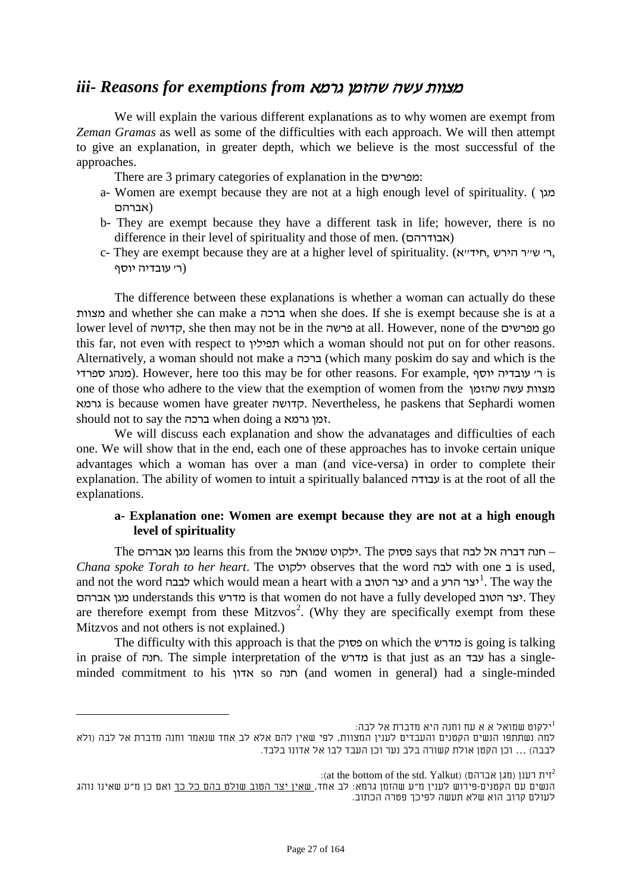## *iii- Reasons for exemptions from מצוות עשה שהזמן גרמא*

We will explain the various different explanations as to why women are exempt from *Zeman Gramas* as well as some of the difficulties with each approach. We will then attempt to give an explanation, in greater depth, which we believe is the most successful of the approaches.

There are 3 primary categories of explanation in the מפרשים:

a- Women are exempt because they are not at a high enough level of spirituality. (מגן אברהם)

b- They are exempt because they have a different task in life; however, there is no difference in their level of spirituality and those of men. (אבודרהם)

c- They are exempt because they are at a higher level of spirituality. (ר' ש"ר הירש, חיד"א, ר' עובדיה יוסף)

The difference between these explanations is whether a woman can actually do these מצוות and whether she can make a ברכה when she does. If she is exempt because she is at a lower level of קדושה, she then may not be in the פרשה at all. However, none of the מפרשים go this far, not even with respect to תפילין which a woman should not put on for other reasons. Alternatively, a woman should not make a ברכה (which many poskim do say and which is the מנהג ספרדי). However, here too this may be for other reasons. For example, ר' עובדיה יוסף is one of those who adhere to the view that the exemption of women from the מצוות עשה שהזמן גרמא is because women have greater קדושה. Nevertheless, he paskens that Sephardi women should not to say the ברכה when doing a זמן גרמא.

We will discuss each explanation and show the advanatages and difficulties of each one. We will show that in the end, each one of these approaches has to invoke certain unique advantages which a woman has over a man (and vice-versa) in order to complete their explanation. The ability of women to intuit a spiritually balanced עבודה is at the root of all the explanations.

### a- Explanation one: Women are exempt because they are not at a high enough level of spirituality

The מגן אברהם learns this from the ילקוט שמואל. The פסוק says that חנה דברה אל לבה – *Chana spoke Torah to her heart*. The ילקוט observes that the word לבה with one ב is used, and not the word לבבה which would mean a heart with a יצר הטוב and a יצר הרע[1]. The way the מגן אברהם understands this מדרש is that women do not have a fully developed יצר הטוב. They are therefore exempt from these Mitzvos[2]. (Why they are specifically exempt from these Mitzvos and not others is not explained.)

The difficulty with this approach is that the פסוק on which the מדרש is going is talking in praise of חנה. The simple interpretation of the מדרש is that just as an עבד has a single-minded commitment to his אדון so חנה (and women in general) had a single-minded

---

[1] ילקוט שמואל א א עח וחנה היא מדברת אל לבה:
למה נשתתפו הנשים הקטנים והעבדים לענין המצוות, לפי שאין להם אלא לב אחד שנאמר וחנה מדברת אל לבה (ולא לבבה) ... וכן הקטן אולת קשורה בלב נער וכן העבד לבו אל אדונו בלבד.

[2] זית רענן (מגן אברהם) (at the bottom of the std. Yalkut):
הנשים עם הקטנים-פירוש לענין מ"ע שהזמן גרמא: לב אחד, שאין יצר הטוב שולט בהם כל כך ואם כן מ"ע שאינו נוהג לעולם קרוב הוא שלא תעשה לפיכך פטרה הכתוב.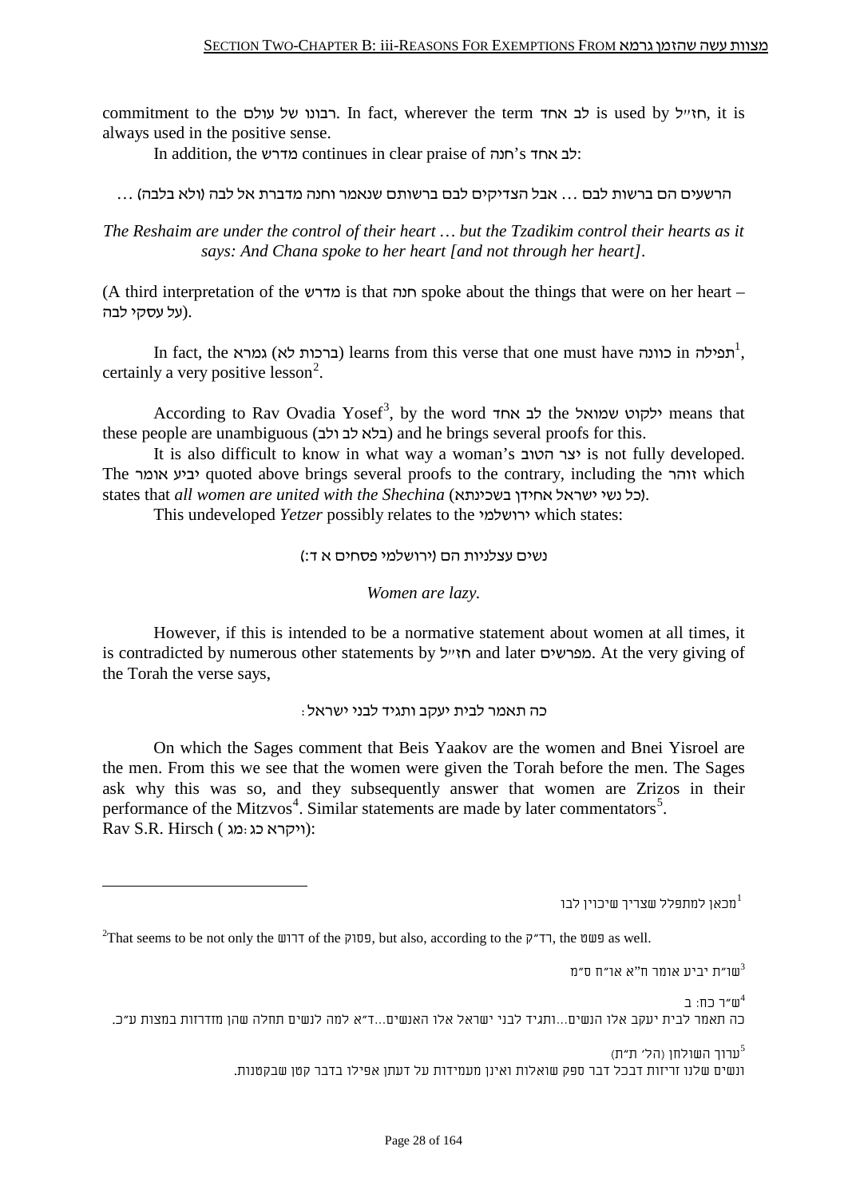commitment to the רבונו של עולם. In fact, wherever the term לב אחד is used by חז״ל, it is always used in the positive sense.

In addition, the מדרש continues in clear praise of חנה's לב אחד:

הרשעים הם ברשות לבם ... אבל הצדיקים לבם ברשותם שנאמר וחנה מדברת אל לבה (ולא בלבה) ...

*The Reshaim are under the control of their heart … but the Tzadikim control their hearts as it says: And Chana spoke to her heart [and not through her heart].*

(A third interpretation of the מדרש is that חנה spoke about the things that were on her heart – על עסקי לבה).

In fact, the גמרא (ברכות לא) learns from this verse that one must have כוונה in תפילה[1], certainly a very positive lesson[2].

According to Rav Ovadia Yosef[3], by the word לב אחד the ילקוט שמואל means that these people are unambiguous (בלא לב ולב) and he brings several proofs for this.

It is also difficult to know in what way a woman's יצר הטוב is not fully developed. The יביע אומר quoted above brings several proofs to the contrary, including the זוהר which states that *all women are united with the Shechina* (כל נשי ישראל אחידן בשכינתא).

This undeveloped *Yetzer* possibly relates to the ירושלמי which states:

נשים עצלניות הם (ירושלמי פסחים א ד:)

*Women are lazy.*

However, if this is intended to be a normative statement about women at all times, it is contradicted by numerous other statements by חז״ל and later מפרשים. At the very giving of the Torah the verse says,

כה תאמר לבית יעקב ותגיד לבני ישראל:

On which the Sages comment that Beis Yaakov are the women and Bnei Yisroel are the men. From this we see that the women were given the Torah before the men. The Sages ask why this was so, and they subsequently answer that women are Zrizos in their performance of the Mitzvos[4]. Similar statements are made by later commentators[5].

Rav S.R. Hirsch (ויקרא כג:מג):

---

[1] מכאן למתפלל שצריך שיכוין לבו

[2] That seems to be not only the דרוש of the פסוק, but also, according to the רד״ק, the פשט as well.

[3] שו״ת יביע אומר ח״א או״ח ס״מ

[4] ש״ר כח: ב
כה תאמר לבית יעקב אלו הנשים...ותגיד לבני ישראל אלו האנשים...ד״א למה לנשים תחלה שהן מזדרזות במצות ע״כ.

[5] ערוך השולחן (הל׳ ת״ת)
ונשים שלנו זריזות דבכל דבר ספק שואלות ואינן מעמידות על דעתן אפילו בדבר קטן שבקטנות.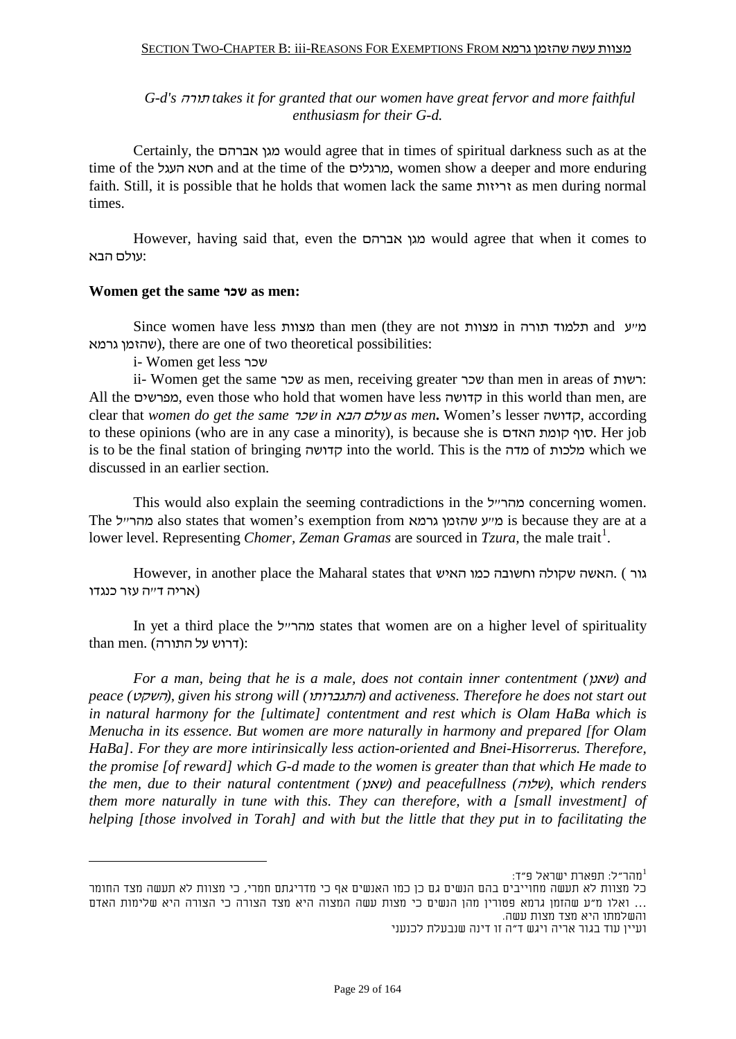*G-d's תורה takes it for granted that our women have great fervor and more faithful enthusiasm for their G-d.*

Certainly, the מגן אברהם would agree that in times of spiritual darkness such as at the time of the חטא העגל and at the time of the מרגלים, women show a deeper and more enduring faith. Still, it is possible that he holds that women lack the same זריזות as men during normal times.

However, having said that, even the מגן אברהם would agree that when it comes to עולם הבא:

**Women get the same שכר as men:**

Since women have less מצוות than men (they are not מצוות in תלמוד תורה and מ״ע שהזמן גרמא), there are one of two theoretical possibilities:

i- Women get less שכר

ii- Women get the same שכר as men, receiving greater שכר than men in areas of רשות: All the מפרשים, even those who hold that women have less קדושה in this world than men, are clear that *women do get the same שכר in עולם הבא as men***.** Women's lesser קדושה, according to these opinions (who are in any case a minority), is because she is סוף קומת האדם. Her job is to be the final station of bringing קדושה into the world. This is the מדה of מלכות which we discussed in an earlier section.

This would also explain the seeming contradictions in the מהר״ל concerning women. The מהר״ל also states that women's exemption from מ״ע שהזמן גרמא is because they are at a lower level. Representing *Chomer*, *Zeman Gramas* are sourced in *Tzura*, the male trait[1].

However, in another place the Maharal states that האשה שקולה וחשובה כמו האיש. (גור אריה ד״ה עזר כנגדו)

In yet a third place the מהר״ל states that women are on a higher level of spirituality than men. (דרוש על התורה):

*For a man, being that he is a male, does not contain inner contentment (שאנן) and peace (השקט), given his strong will (התגברותו) and activeness. Therefore he does not start out in natural harmony for the [ultimate] contentment and rest which is Olam HaBa which is Menucha in its essence. But women are more naturally in harmony and prepared [for Olam HaBa]. For they are more intirinsically less action-oriented and Bnei-Hisorrerus. Therefore, the promise [of reward] which G-d made to the women is greater than that which He made to the men, due to their natural contentment (שאנן) and peacefullness (שלוה), which renders them more naturally in tune with this. They can therefore, with a [small investment] of helping [those involved in Torah] and with but the little that they put in to facilitating the*

---

[1] מהר״ל: תפארת ישראל פ״ד:
כל מצוות לא תעשה מחוייבים בהם הנשים גם כן כמו האנשים אף כי מדריגתם חמרי, כי מצוות לא תעשה מצד החומר ... ואלו מ״ע שהזמן גרמא פטורין מהן הנשים כי מצות עשה המצוה היא מצד הצורה כי הצורה היא שלימות האדם והשלמתו היא מצד מצות עשה.
ועיין עוד בגור אריה ויגש ד״ה זו דינה שנבעלת לכנעני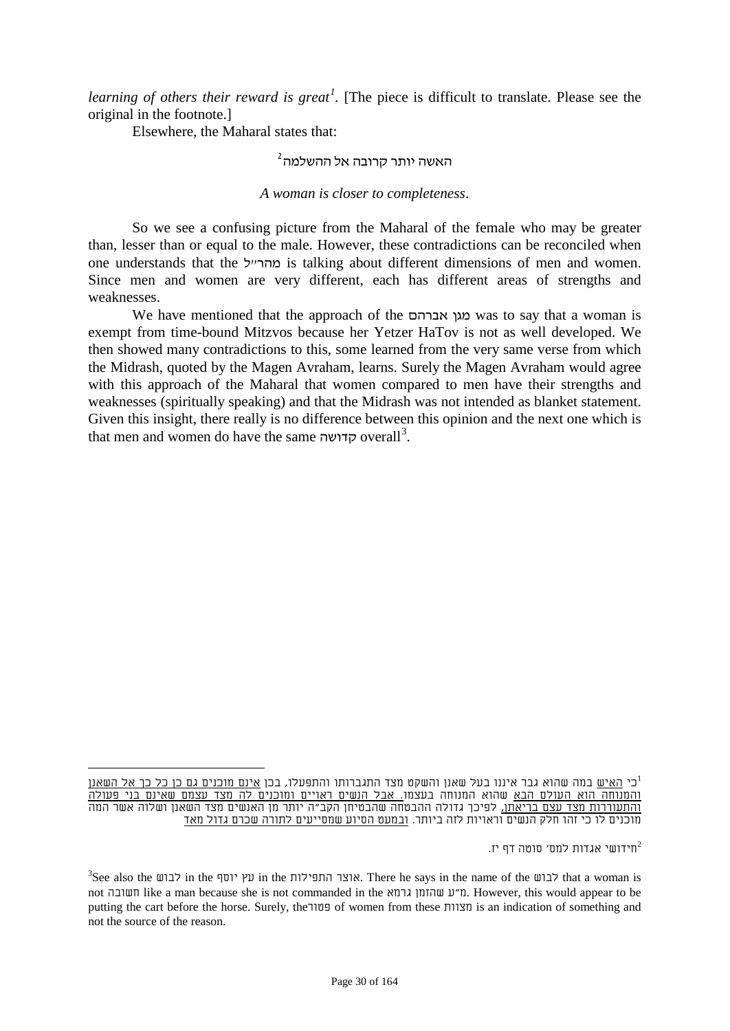*learning of others their reward is great*[1]. [The piece is difficult to translate. Please see the original in the footnote.]

Elsewhere, the Maharal states that:

האשה יותר קרובה אל ההשלמה[2]

*A woman is closer to completeness*.

So we see a confusing picture from the Maharal of the female who may be greater than, lesser than or equal to the male. However, these contradictions can be reconciled when one understands that the מהר״ל is talking about different dimensions of men and women. Since men and women are very different, each has different areas of strengths and weaknesses.

We have mentioned that the approach of the מגן אברהם was to say that a woman is exempt from time-bound Mitzvos because her Yetzer HaTov is not as well developed. We then showed many contradictions to this, some learned from the very same verse from which the Midrash, quoted by the Magen Avraham, learns. Surely the Magen Avraham would agree with this approach of the Maharal that women compared to men have their strengths and weaknesses (spiritually speaking) and that the Midrash was not intended as blanket statement. Given this insight, there really is no difference between this opinion and the next one which is that men and women do have the same קדושה overall[3].

---

[1] כי האיש במה שהוא גבר איננו בעל שאנן והשקט מצד התגברותו והתפעלו, בכן אינם מוכנים גם כן כל כך אל השאנן והמנוחה הוא העולם הבא שהוא המנוחה בעצמו. אבל הנשים ראויים ומוכנים לה מצד עצמם שאינם בני פעולה והתעוררות מצד עצם בריאתן, לפיכך גדולה ההבטחה שהבטיחן הקב״ה יותר מן האנשים מצד השאנן ושלוה אשר המה מוכנים לו כי זהו חלק הנשים וראויות לזה ביותר. ובמעט הסיוע שמסייעים לתורה שכרם גדול מאד

[2] חידושי אגדות למס׳ סוטה דף יז.

[3] See also the לבוש in the עץ יוסף in the אוצר התפילות. There he says in the name of the לבוש that a woman is not חשובה like a man because she is not commanded in the מ״ע שהזמן גרמא. However, this would appear to be putting the cart before the horse. Surely, the פטור of women from these מצוות is an indication of something and not the source of the reason.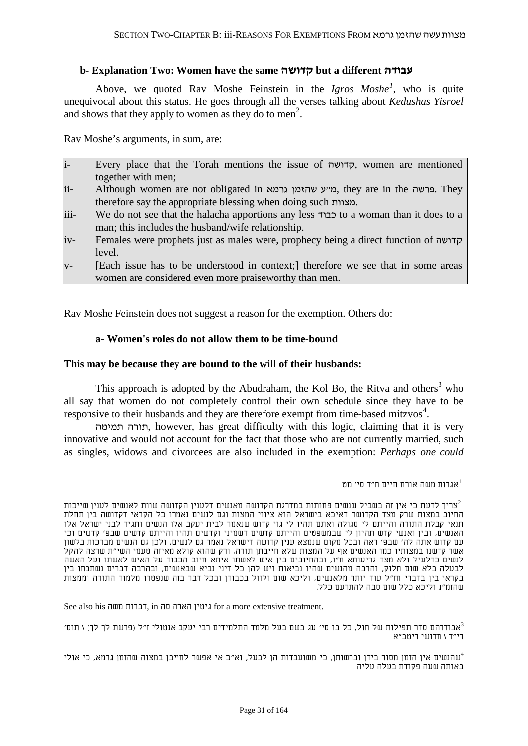### b- Explanation Two: Women have the same קדושה but a different עבודה

Above, we quoted Rav Moshe Feinstein in the *Igros Moshe*[1], who is quite unequivocal about this status. He goes through all the verses talking about *Kedushas Yisroel* and shows that they apply to women as they do to men[2].

Rav Moshe's arguments, in sum, are:

| | |
|---|---|
| i- | Every place that the Torah mentions the issue of קדושה, women are mentioned together with men; |
| ii- | Although women are not obligated in מ״ע שהזמן גרמא, they are in the פרשה. They therefore say the appropriate blessing when doing such מצוות. |
| iii- | We do not see that the halacha apportions any less כבוד to a woman than it does to a man; this includes the husband/wife relationship. |
| iv- | Females were prophets just as males were, prophecy being a direct function of קדושה level. |
| v- | [Each issue has to be understood in context;] therefore we see that in some areas women are considered even more praiseworthy than men. |

Rav Moshe Feinstein does not suggest a reason for the exemption. Others do:

#### a- Women's roles do not allow them to be time-bound

**This may be because they are bound to the will of their husbands:**

This approach is adopted by the Abudraham, the Kol Bo, the Ritva and others[3] who all say that women do not completely control their own schedule since they have to be responsive to their husbands and they are therefore exempt from time-based mitzvos[4].

תורה תמימה, however, has great difficulty with this logic, claiming that it is very innovative and would not account for the fact that those who are not currently married, such as singles, widows and divorcees are also included in the exemption: *Perhaps one could*

---

[1] אגרות משה אורח חיים ח״ד סי׳ מט

[2] צריך לדעת כי אין זה בשביל שנשים פחותות במדרגת הקדושה מאנשים דלענין הקדושה שוות לאנשים לענין שייכות החיוב במצות שרק מצד הקדושה דאיכא בישראל הוא ציווי המצות וגם לנשים נאמרו כל הקראי דקדושה בין תחלת תנאי קבלת התורה והייתם לי סגולה ואתם תהיו לי גוי קדוש שנאמר לבית יעקב אלו הנשים ותגיד לבני ישראל אלו האנשים, ובין ואנשי קדש תהיון לי שבמשפטים והייתם קדשים דשמיני וקדשים תהיו והייתם קדשים שבפ׳ קדשים וכי עם קדוש אתה לה׳ שבפ׳ ראה ובכל מקום שנמצא ענין קדושה דישראל נאמר גם לנשים, ולכן גם הנשים מברכות בלשון אשר קדשנו במצותיו כמו האנשים אף על המצות שלא חייבתן תורה, ורק שהוא קולא מאיזה טעמי השי״ת שרצה להקל לנשים כדלעיל ולא מצד גריעותא ח״ו, ובהחיובים בין איש לאשתו איתא חיוב הכבוד על האיש לאשתו ועל האשה לבעלה בלא שום חלוק, והרבה מהנשים שהיו נביאות ויש להן כל דיני נביא שבאנשים, ובהרבה דברים נשתבחו בין בקראי בין בדברי חז״ל עוד יותר מלאנשים, וליכא שום זלזול בכבודן ובכל דבר בזה שנפטרו מלמוד התורה וממצות שהזמ״ג וליכא כלל שום סבה להתרעם כלל.

See also his דברות משה, in גיטין הארה סה for a more extensive treatment.

[3] אבודרהם סדר תפילות של חול, כל בו סי׳ עג בשם בעל מלמד התלמידים רבי יעקב אנטולי ז״ל (פרשת לך לך) \ תוס׳ רי״ד \ חדושי ריטב״א

[4] שהנשים אין הזמן מסור בידן וברשותן, כי משועבדות הן לבעל, ואא״כ אי אפשר לחייבן במצוה שהזמן גרמא, כי אולי באותה שעה פקודת בעלה עליה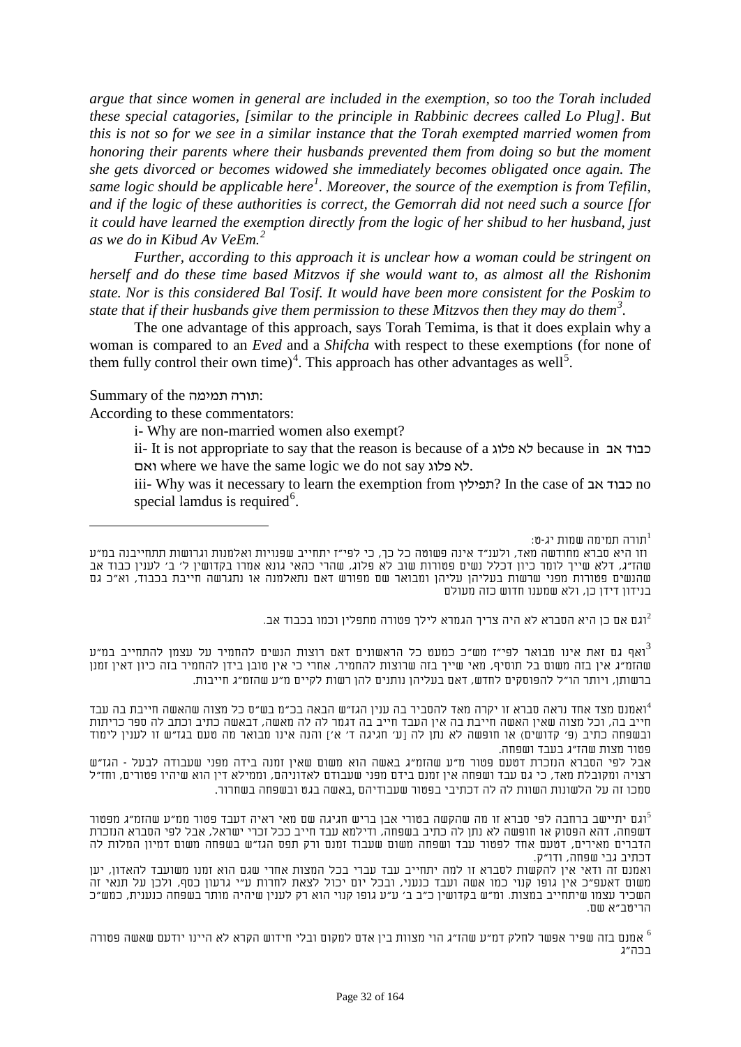*argue that since women in general are included in the exemption, so too the Torah included these special catagories, [similar to the principle in Rabbinic decrees called Lo Plug]. But this is not so for we see in a similar instance that the Torah exempted married women from honoring their parents where their husbands prevented them from doing so but the moment she gets divorced or becomes widowed she immediately becomes obligated once again. The same logic should be applicable here*[1]*. Moreover, the source of the exemption is from Tefilin, and if the logic of these authorities is correct, the Gemorrah did not need such a source [for it could have learned the exemption directly from the logic of her shibud to her husband, just as we do in Kibud Av VeEm.*[2]

*Further, according to this approach it is unclear how a woman could be stringent on herself and do these time based Mitzvos if she would want to, as almost all the Rishonim state. Nor is this considered Bal Tosif. It would have been more consistent for the Poskim to state that if their husbands give them permission to these Mitzvos then they may do them*[3].

The one advantage of this approach, says Torah Temima, is that it does explain why a woman is compared to an *Eved* and a *Shifcha* with respect to these exemptions (for none of them fully control their own time)[4]. This approach has other advantages as well[5].

Summary of the תורה תמימה:

According to these commentators:

i- Why are non-married women also exempt?

ii- It is not appropriate to say that the reason is because of a לא פלוג because in כבוד אב ואם where we have the same logic we do not say לא פלוג.

iii- Why was it necessary to learn the exemption from תפילין? In the case of כבוד אב no special lamdus is required[6].

---

[1] תורה תמימה שמות יג-ט:
וזו היא סברא מחודשה מאד, ולענ״ד אינה פשוטה כל כך, כי לפי״ז יתחייב שפנויות ואלמנות וגרושות תתחייבנה במ״ע שהז״ג, דלא שייך לומר כיון דכלל נשים פטורות שוב לא פלוג, שהרי כהאי גונא אמרו בקדושין ל׳ ב׳ לענין כבוד אב שהנשים פטורות מפני שרשות בעליהן עליהן ומבואר שם מפורש דאם נתאלמנה או נתגרשה חייבת בכבוד, וא״כ גם בנידון דידן כן, ולא שמענו חדוש כזה מעולם

[2] וגם אם כן היא הסברא לא היה צריך הגמרא לילך פטורה מתפלין וכמו בכבוד אב.

[3] ואף גם זאת אינו מבואר לפי״ז מש״כ כמעט כל הראשונים דאם רוצות הנשים להחמיר על עצמן להתחייב במ״ע שהזמ״ג אין בזה משום בל תוסיף, מאי שייך בזה שרוצות להחמיר, אחרי כי אין טובן בידן להחמיר בזה כיון דאין זמנן ברשותן, ויותר הו״ל להפוסקים לחדש, דאם בעליהן נותנים להן רשות לקיים מ״ע שהזמ״ג חייבות.

[4] ואמנם מצד אחד נראה סברא זו יקרה מאד להסביר בה ענין הגז״ש הבאה בכ״מ בש״ס כל מצוה שהאשה חייבת בה עבד חייב בה, וכל מצוה שאין האשה חייבת בה אין העבד חייב בה דגמר לה לה מאשה, דבאשה כתיב וכתב לה ספר כריתות ובשפחה כתיב (פ׳ קדשים) או חופשה לא נתן לה [ע׳ חגיגה ד׳ א׳] והנה אינו מבואר מה טעם בגז״ש זו לענין לימוד פטור מצות שהז״ג בעבד ושפחה.
אבל לפי הסברא הנזכרת דטעם פטור מ״ע שהזמ״ג באשה הוא משום שאין זמנה בידה מפני שעבודה לבעל - הגז״ש רצויה ומקובלת מאד, כי גם עבד ושפחה אין זמנם בידם מפני שעבודם לאדוניהם, וממילא דין הוא שיהיו פטורים, וחז״ל סמכו זה על הלשונות השוות לה לה דכתיבי בפטור שעבודיהם ,באשה בגט ובשפחה בשחרור.

[5] וגם יתיישב ברחבה לפי סברא זו מה שהקשה בטורי אבן בריש חגיגה שם מאי ראיה דעבד פטור ממ״ע שהזמ״ג מפטור דשפחה, דהא הפסוק או חופשה לא נתן לה כתיב בשפחה, ודילמא עבד חייב ככל זכרי ישראל, אבל לפי הסברא הנזכרת הדברים מאירים, דטעם אחד לפטור עבד ושפחה משום שעבוד זמנם ורק תפס הגז״ש בשפחה משום דמיון המלות לה דכתיב גבי שפחה, ודו״ק.
ואמנם זה ודאי אין להקשות לסברא זו למה יתחייב עבד עברי בכל המצות אחרי שגם הוא זמנו משועבד להאדון, יען משום דאעפ״כ אין גופו קנוי כמו אשה ועבד כנעני, ובכל יום יכול לצאת לחרות ע״י גרעון כסף, ולכן על תנאי זה השכיר עצמו שיתחייב במצות. ומ״ש בקדושין כ״ב ב׳ ע״ע גופו קנוי הוא רק לענין שיהיה מותר בשפחה כנענית, כמש״כ הריטב״א שם.

[6] אמנם בזה שפיר אפשר לחלק דמ״ע שהז״ג הוי מצוות בין אדם למקום ובלי חידוש הקרא לא היינו יודעם שאשה פטורה בכה״ג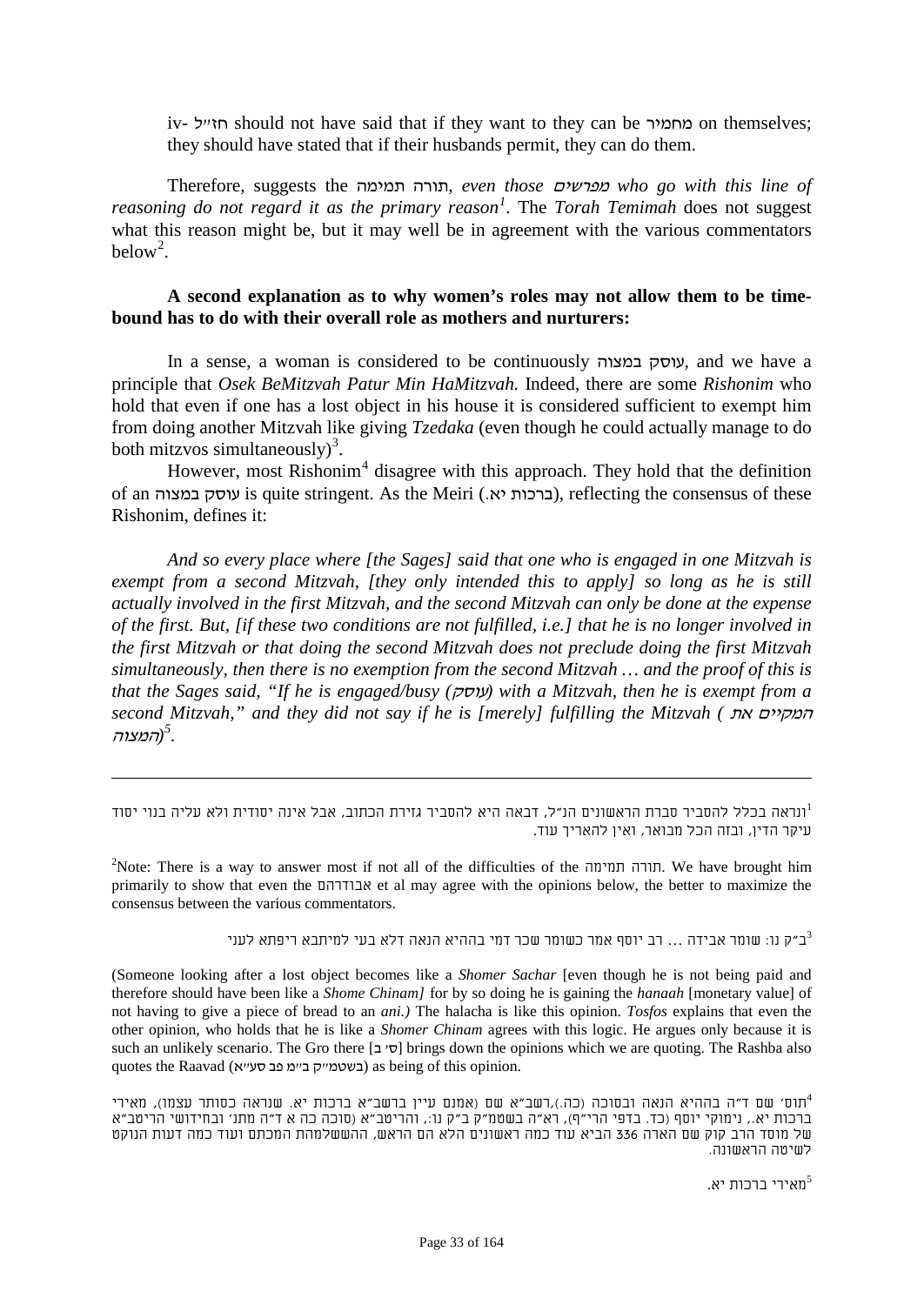iv- חז"ל should not have said that if they want to they can be מחמיר on themselves; they should have stated that if their husbands permit, they can do them.

Therefore, suggests the תורה תמימה, *even those מפרשים who go with this line of reasoning do not regard it as the primary reason*[1]. The *Torah Temimah* does not suggest what this reason might be, but it may well be in agreement with the various commentators below[2].

**A second explanation as to why women's roles may not allow them to be time-bound has to do with their overall role as mothers and nurturers:**

In a sense, a woman is considered to be continuously עוסק במצוה, and we have a principle that *Osek BeMitzvah Patur Min HaMitzvah.* Indeed, there are some *Rishonim* who hold that even if one has a lost object in his house it is considered sufficient to exempt him from doing another Mitzvah like giving *Tzedaka* (even though he could actually manage to do both mitzvos simultaneously)[3].

However, most Rishonim[4] disagree with this approach. They hold that the definition of an עוסק במצוה is quite stringent. As the Meiri (ברכות יא.), reflecting the consensus of these Rishonim, defines it:

*And so every place where [the Sages] said that one who is engaged in one Mitzvah is exempt from a second Mitzvah, [they only intended this to apply] so long as he is still actually involved in the first Mitzvah, and the second Mitzvah can only be done at the expense of the first. But, [if these two conditions are not fulfilled, i.e.] that he is no longer involved in the first Mitzvah or that doing the second Mitzvah does not preclude doing the first Mitzvah simultaneously, then there is no exemption from the second Mitzvah … and the proof of this is that the Sages said, "If he is engaged/busy (עוסק) with a Mitzvah, then he is exempt from a second Mitzvah," and they did not say if he is [merely] fulfilling the Mitzvah (המקיים את המצוה)*[5].

---

[1] ונראה בכלל להסביר סברת הראשונים הנ"ל, דבאה היא להסביר גזירת הכתוב, אבל אינה יסודית ולא עליה בנוי יסוד עיקר הדין, ובזה הכל מבואר, ואין להאריך עוד.

[2] Note: There is a way to answer most if not all of the difficulties of the תורה תמימה. We have brought him primarily to show that even the אבודרהם et al may agree with the opinions below, the better to maximize the consensus between the various commentators.

[3] ב"ק נו: שומר אבידה ... רב יוסף אמר כשומר שכר דמי בההיא הנאה דלא בעי למיתבא ריפתא לעני

(Someone looking after a lost object becomes like a *Shomer Sachar* [even though he is not being paid and therefore should have been like a *Shome Chinam]* for by so doing he is gaining the *hanaah* [monetary value] of not having to give a piece of bread to an *ani.)* The halacha is like this opinion. *Tosfos* explains that even the other opinion, who holds that he is like a *Shomer Chinam* agrees with this logic. He argues only because it is such an unlikely scenario. The Gro there [ס' ב] brings down the opinions which we are quoting. The Rashba also quotes the Raavad (בשטמ"ק ב"מ פב סע"א) as being of this opinion.

[4] תוס' שם ד"ה בההיא הנאה ובסוכה (כה.),רשב"א שם (אמנם עיין ברשב"א ברכות יא. שנראה כסותר עצמו), מאירי ברכות יא., נימוקי יוסף (כד. בדפי הרי"ף), רא"ה בשטמ"ק ב"ק נו:, והריטב"א (סוכה כה א ד"ה מתני' ובחידושי הריטב"א של מוסד הרב קוק שם הערה 336 הביא עוד כמה ראשונים הלא הם הראש, ההשלמהת המכתם ועוד כמה דעות הנוקט לשיטה הראשונה.

[5] מאירי ברכות יא.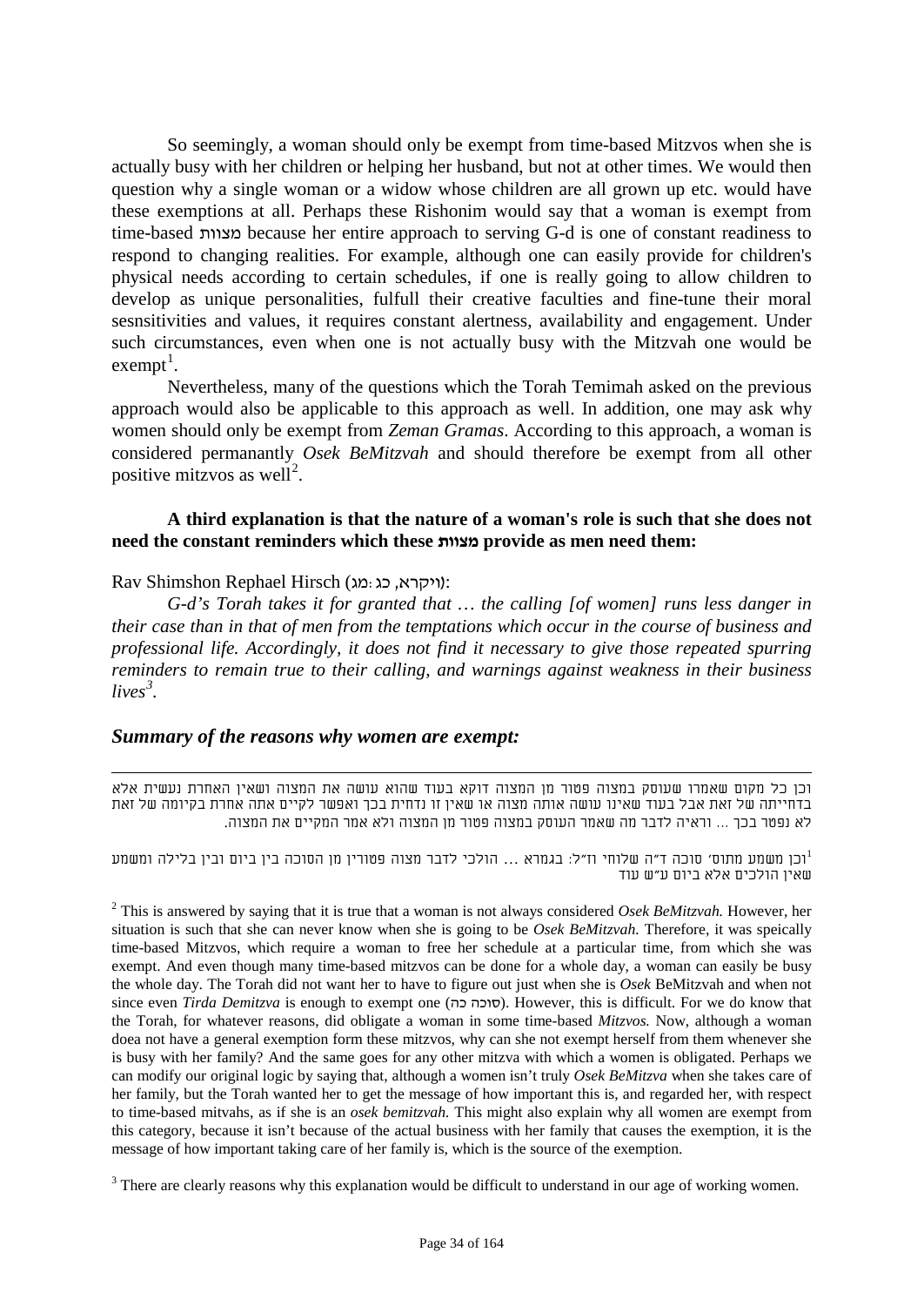So seemingly, a woman should only be exempt from time-based Mitzvos when she is actually busy with her children or helping her husband, but not at other times. We would then question why a single woman or a widow whose children are all grown up etc. would have these exemptions at all. Perhaps these Rishonim would say that a woman is exempt from time-based מצוות because her entire approach to serving G-d is one of constant readiness to respond to changing realities. For example, although one can easily provide for children's physical needs according to certain schedules, if one is really going to allow children to develop as unique personalities, fulfull their creative faculties and fine-tune their moral sesnsitivities and values, it requires constant alertness, availability and engagement. Under such circumstances, even when one is not actually busy with the Mitzvah one would be exempt[1].

Nevertheless, many of the questions which the Torah Temimah asked on the previous approach would also be applicable to this approach as well. In addition, one may ask why women should only be exempt from *Zeman Gramas*. According to this approach, a woman is considered permanantly *Osek BeMitzvah* and should therefore be exempt from all other positive mitzvos as well[2].

**A third explanation is that the nature of a woman's role is such that she does not need the constant reminders which these מצוות provide as men need them:**

Rav Shimshon Rephael Hirsch (ויקרא, כג:מג):

*G-d's Torah takes it for granted that … the calling [of women] runs less danger in their case than in that of men from the temptations which occur in the course of business and professional life. Accordingly, it does not find it necessary to give those repeated spurring reminders to remain true to their calling, and warnings against weakness in their business lives*[3].

## *Summary of the reasons why women are exempt:*

---

וכן כל מקום שאמרו שעוסק במצוה פטור מן המצוה דוקא בעוד שהוא עושה את המצוה ושאין האחרת נעשית אלא בדחייתה של זאת אבל בעוד שאינו עושה אותה מצוה או שאין זו נדחית בכך ואפשר לקיים אתה אחרת בקיומה של זאת לא נפטר בכך ... וראיה לדבר מה שאמר העוסק במצוה פטור מן המצוה ולא אמר המקיים את המצוה.

[1] וכן משמע מתוס' סוכה ד"ה שלוחי וז"ל: בגמרא ... הולכי לדבר מצוה פטורין מן הסוכה בין ביום ובין בלילה ומשמע שאין הולכים אלא ביום ע"ש עוד

[2] This is answered by saying that it is true that a woman is not always considered *Osek BeMitzvah.* However, her situation is such that she can never know when she is going to be *Osek BeMitzvah.* Therefore, it was speically time-based Mitzvos, which require a woman to free her schedule at a particular time, from which she was exempt. And even though many time-based mitzvos can be done for a whole day, a woman can easily be busy the whole day. The Torah did not want her to have to figure out just when she is *Osek* BeMitzvah and when not since even *Tirda Demitzva* is enough to exempt one (סוכה כה). However, this is difficult. For we do know that the Torah, for whatever reasons, did obligate a woman in some time-based *Mitzvos.* Now, although a woman doea not have a general exemption form these mitzvos, why can she not exempt herself from them whenever she is busy with her family? And the same goes for any other mitzva with which a women is obligated. Perhaps we can modify our original logic by saying that, although a women isn't truly *Osek BeMitzva* when she takes care of her family, but the Torah wanted her to get the message of how important this is, and regarded her, with respect to time-based mitvahs, as if she is an *osek bemitzvah.* This might also explain why all women are exempt from this category, because it isn't because of the actual business with her family that causes the exemption, it is the message of how important taking care of her family is, which is the source of the exemption.

[3] There are clearly reasons why this explanation would be difficult to understand in our age of working women.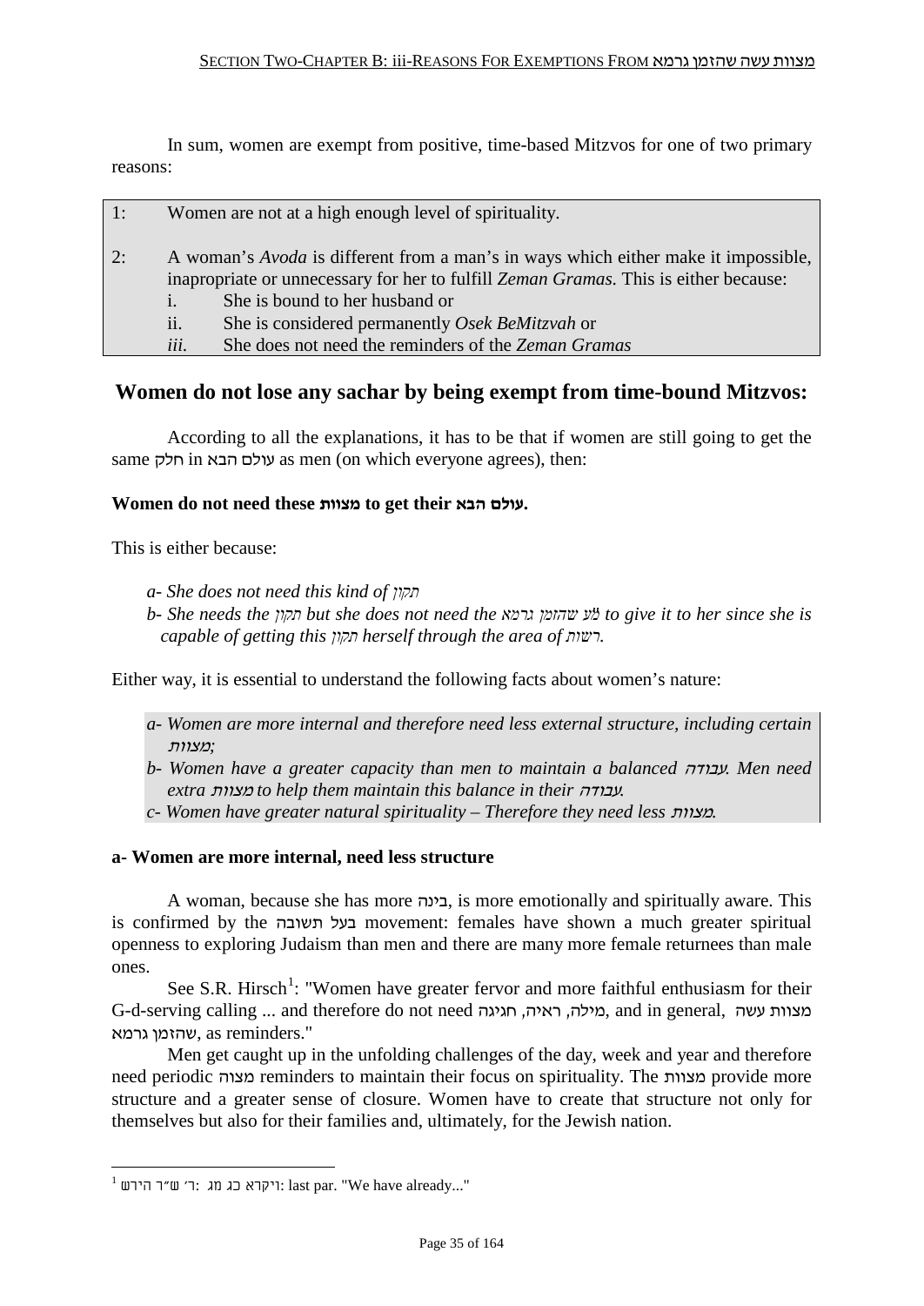In sum, women are exempt from positive, time-based Mitzvos for one of two primary reasons:

1: Women are not at a high enough level of spirituality.

2: A woman's *Avoda* is different from a man's in ways which either make it impossible, inapropriate or unnecessary for her to fulfill *Zeman Gramas*. This is either because:
   i. She is bound to her husband or
   ii. She is considered permanently *Osek BeMitzvah* or
   *iii.* She does not need the reminders of the *Zeman Gramas*

## Women do not lose any sachar by being exempt from time-bound Mitzvos:

According to all the explanations, it has to be that if women are still going to get the same חלק in עולם הבא as men (on which everyone agrees), then:

**Women do not need these מצוות to get their עולם הבא.**

This is either because:

*a- She does not need this kind of תקון*
*b- She needs the תקון but she does not need the מ״ע שהזמן גרמא to give it to her since she is capable of getting this תקון herself through the area of רשות.*

Either way, it is essential to understand the following facts about women's nature:

*a- Women are more internal and therefore need less external structure, including certain מצוות;*
*b- Women have a greater capacity than men to maintain a balanced עבודה. Men need extra מצוות to help them maintain this balance in their עבודה.*
*c- Women have greater natural spirituality – Therefore they need less מצוות.*

**a- Women are more internal, need less structure**

A woman, because she has more בינה, is more emotionally and spiritually aware. This is confirmed by the בעל תשובה movement: females have shown a much greater spiritual openness to exploring Judaism than men and there are many more female returnees than male ones.

See S.R. Hirsch[1]: "Women have greater fervor and more faithful enthusiasm for their G-d-serving calling ... and therefore do not need מילה, ראיה, חגיגה, and in general, מצוות עשה שהזמן גרמא, as reminders."

Men get caught up in the unfolding challenges of the day, week and year and therefore need periodic מצוה reminders to maintain their focus on spirituality. The מצוות provide more structure and a greater sense of closure. Women have to create that structure not only for themselves but also for their families and, ultimately, for the Jewish nation.

[1] ר׳ ש״ר הירש: ויקרא כג מג: last par. "We have already..."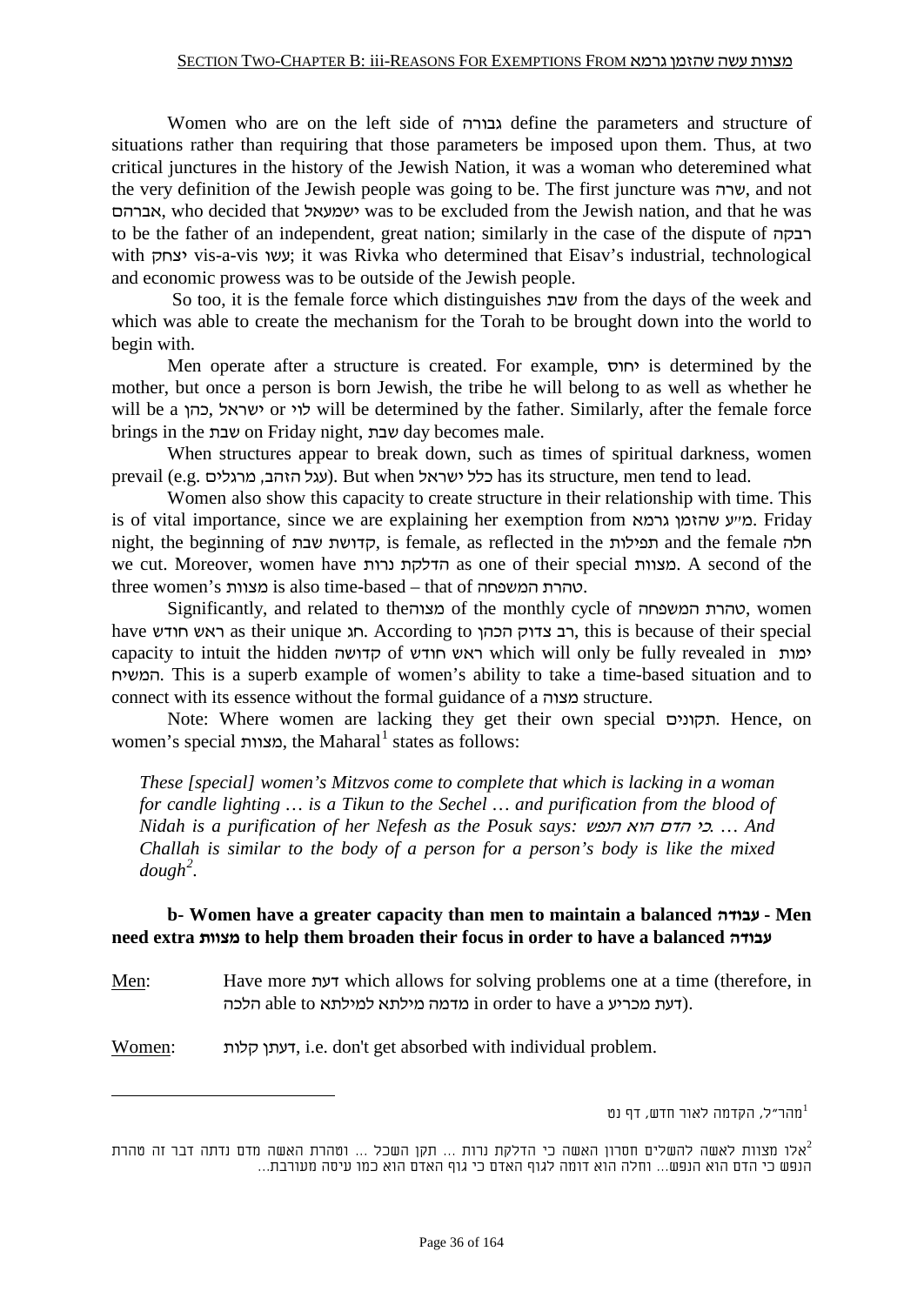Women who are on the left side of גבורה define the parameters and structure of situations rather than requiring that those parameters be imposed upon them. Thus, at two critical junctures in the history of the Jewish Nation, it was a woman who deteremined what the very definition of the Jewish people was going to be. The first juncture was שרה, and not אברהם, who decided that ישמעאל was to be excluded from the Jewish nation, and that he was to be the father of an independent, great nation; similarly in the case of the dispute of רבקה with יצחק vis-a-vis עשו; it was Rivka who determined that Eisav's industrial, technological and economic prowess was to be outside of the Jewish people.

So too, it is the female force which distinguishes שבת from the days of the week and which was able to create the mechanism for the Torah to be brought down into the world to begin with.

Men operate after a structure is created. For example, יחוס is determined by the mother, but once a person is born Jewish, the tribe he will belong to as well as whether he will be a כהן, ישראל or לוי will be determined by the father. Similarly, after the female force brings in the שבת on Friday night, שבת day becomes male.

When structures appear to break down, such as times of spiritual darkness, women prevail (e.g. עגל הזהב, מרגלים). But when כלל ישראל has its structure, men tend to lead.

Women also show this capacity to create structure in their relationship with time. This is of vital importance, since we are explaining her exemption from מ״ע שהזמן גרמא. Friday night, the beginning of קדושת שבת, is female, as reflected in the תפילות and the female חלה we cut. Moreover, women have הדלקת נרות as one of their special מצוות. A second of the three women's מצוות is also time-based – that of טהרת המשפחה.

Significantly, and related to theמצוה of the monthly cycle of טהרת המשפחה, women have ראש חודש as their unique חג. According to רב צדוק הכהן, this is because of their special capacity to intuit the hidden קדושה of ראש חודש which will only be fully revealed in ימות המשיח. This is a superb example of women's ability to take a time-based situation and to connect with its essence without the formal guidance of a מצוה structure.

Note: Where women are lacking they get their own special תקונים. Hence, on women's special מצוות, the Maharal[1] states as follows:

> *These [special] women's Mitzvos come to complete that which is lacking in a woman for candle lighting … is a Tikun to the Sechel … and purification from the blood of Nidah is a purification of her Nefesh as the Posuk says: כי הדם הוא הנפש. … And Challah is similar to the body of a person for a person's body is like the mixed dough[2].*

### b- Women have a greater capacity than men to maintain a balanced עבודה - Men need extra מצוות to help them broaden their focus in order to have a balanced עבודה

Men: Have more דעת which allows for solving problems one at a time (therefore, in הלכה able to מדמה מילתא למילתא in order to have a דעת מכריע).

Women: דעתן קלות, i.e. don't get absorbed with individual problem.

---

[1] מהר״ל, הקדמה לאור חדש, דף נט

[2] אלו מצוות לאשה להשלים חסרון האשה כי הדלקת נרות ... תקן השכל ... וטהרת האשה מדם נדתה דבר זה טהרת הנפש כי הדם הוא הנפש... וחלה הוא דומה לגוף האדם כי גוף האדם הוא כמו עיסה מעורבת...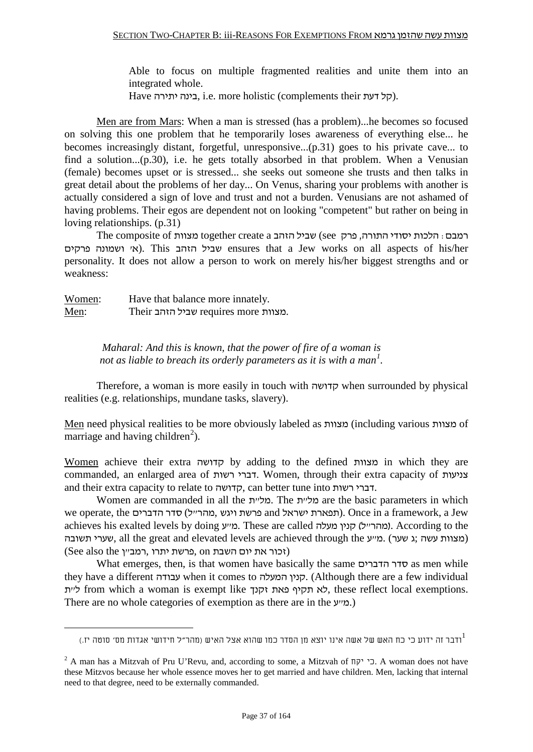Able to focus on multiple fragmented realities and unite them into an integrated whole.
Have בינה יתירה, i.e. more holistic (complements their קל דעת).

Men are from Mars: When a man is stressed (has a problem)...he becomes so focused on solving this one problem that he temporarily loses awareness of everything else... he becomes increasingly distant, forgetful, unresponsive...(p.31) goes to his private cave... to find a solution...(p.30), i.e. he gets totally absorbed in that problem. When a Venusian (female) becomes upset or is stressed... she seeks out someone she trusts and then talks in great detail about the problems of her day... On Venus, sharing your problems with another is actually considered a sign of love and trust and not a burden. Venusians are not ashamed of having problems. Their egos are dependent not on looking "competent" but rather on being in loving relationships. (p.31)

The composite of מצוות together create a שביל הזהב (see רמבם: הלכות יסודי התורה, פרק א' ושמונה פרקים). This שביל הזהב ensures that a Jew works on all aspects of his/her personality. It does not allow a person to work on merely his/her biggest strengths and or weakness:

Women: Have that balance more innately.
Men: Their שביל הזהב requires more מצוות.

*Maharal: And this is known, that the power of fire of a woman is not as liable to breach its orderly parameters as it is with a man[1].*

Therefore, a woman is more easily in touch with קדושה when surrounded by physical realities (e.g. relationships, mundane tasks, slavery).

Men need physical realities to be more obviously labeled as מצוות (including various מצוות of marriage and having children[2]).

Women achieve their extra קדושה by adding to the defined מצוות in which they are commanded, an enlarged area of דברי רשות. Women, through their extra capacity of צניעות and their extra capacity to relate to קדושה, can better tune into דברי רשות.

Women are commanded in all the מל״ת. The מל״ת are the basic parameters in which we operate, the סדר הדברים (מהר״ל, פרשת ויגש and תפארת ישראל). Once in a framework, a Jew achieves his exalted levels by doing מ״ע. These are called קנין מעלה (מהר״ל). According to the שערי תשובה, all the great and elevated levels are achieved through the מ״ע. (מצוות עשה; ג שער) (See also the רמב״ן, פרשת יתרו on זכור את יום השבת)

What emerges, then, is that women have basically the same סדר הדברים as men while they have a different עבודה when it comes to קנין המעלה. (Although there are a few individual ל״ת from which a woman is exempt like לא תקיף פאת זקנך, these reflect local exemptions. There are no whole categories of exemption as there are in the מ״ע.)

---

[1] ודבר זה ידוע כי כח האש של אשה אינו יוצא מן הסדר כמו שהוא אצל האיש (מהר״ל חידושי אגדות מס׳ סוטה יז.)

[2] A man has a Mitzvah of Pru U'Revu, and, according to some, a Mitzvah of כי יקח. A woman does not have these Mitzvos because her whole essence moves her to get married and have children. Men, lacking that internal need to that degree, need to be externally commanded.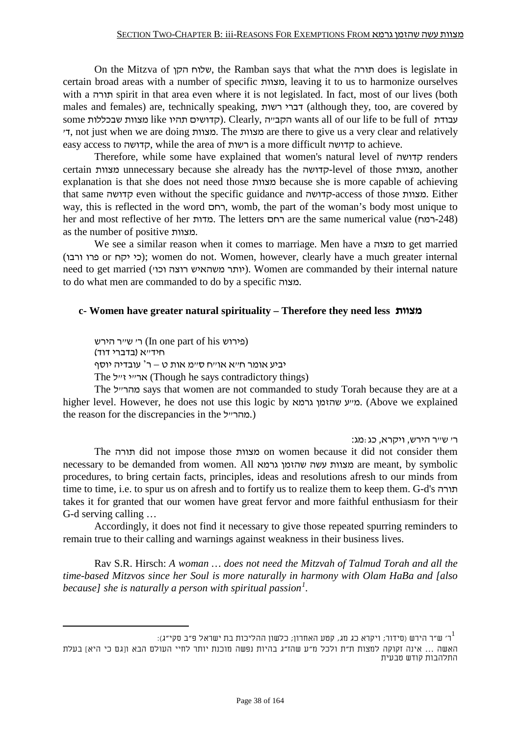On the Mitzva of שלוח הקן, the Ramban says that what the תורה does is legislate in certain broad areas with a number of specific מצוות, leaving it to us to harmonize ourselves with a תורה spirit in that area even where it is not legislated. In fact, most of our lives (both males and females) are, technically speaking, דברי רשות (although they, too, are covered by some מצוות שבכללות like קדושים תהיו). Clearly, הקב"ה wants all of our life to be full of עבודת ד', not just when we are doing מצוות. The מצוות are there to give us a very clear and relatively easy access to קדושה, while the area of רשות is a more difficult קדושה to achieve.

Therefore, while some have explained that women's natural level of קדושה renders certain מצוות unnecessary because she already has the קדושה-level of those מצוות, another explanation is that she does not need those מצוות because she is more capable of achieving that same קדושה even without the specific guidance and קדושה-access of those מצוות. Either way, this is reflected in the word רחם, womb, the part of the woman's body most unique to her and most reflective of her מדות. The letters רחם are the same numerical value (רמח-248) as the number of positive מצוות.

We see a similar reason when it comes to marriage. Men have a מצוה to get married (כי יקח or פרו ורבו); women do not. Women, however, clearly have a much greater internal need to get married (יותר משהאיש רוצה וכו'). Women are commanded by their internal nature to do what men are commanded to do by a specific מצוה.

### c- Women have greater natural spirituality – Therefore they need less מצוות

ר' ש"ר הירש (In one part of his פירוש)
חיד"א (בדברי דוד)
יביע אומר ח"א או"ח ס"מ אות ט – ר' עובדיה יוסף
The אר"י ז"ל (Though he says contradictory things)

The מהר"ל says that women are not commanded to study Torah because they are at a higher level. However, he does not use this logic by מ"ע שהזמן גרמא. (Above we explained the reason for the discrepancies in the מהר"ל.)

ר' ש"ר הירש, ויקרא, כג:מג:

The תורה did not impose those מצוות on women because it did not consider them necessary to be demanded from women. All מצוות עשה שהזמן גרמא are meant, by symbolic procedures, to bring certain facts, principles, ideas and resolutions afresh to our minds from time to time, i.e. to spur us on afresh and to fortify us to realize them to keep them. G-d's תורה takes it for granted that our women have great fervor and more faithful enthusiasm for their G-d serving calling …

Accordingly, it does not find it necessary to give those repeated spurring reminders to remain true to their calling and warnings against weakness in their business lives.

Rav S.R. Hirsch: *A woman … does not need the Mitzvah of Talmud Torah and all the time-based Mitzvos since her Soul is more naturally in harmony with Olam HaBa and [also because] she is naturally a person with spiritual passion*[1].

---

[1] ר' ש"ר הירש (סידור; ויקרא כג מג, קטע האחרון; כלשון ההליכות בת ישראל פ"ב סקי"ג):
האשה ... אינה זקוקה למצות ת"ת ולכל מ"ע שהז"ג בהיות נפשה מוכנת יותר לחיי העולם הבא ו[גם כי היא] בעלת התלהבות קודש טבעית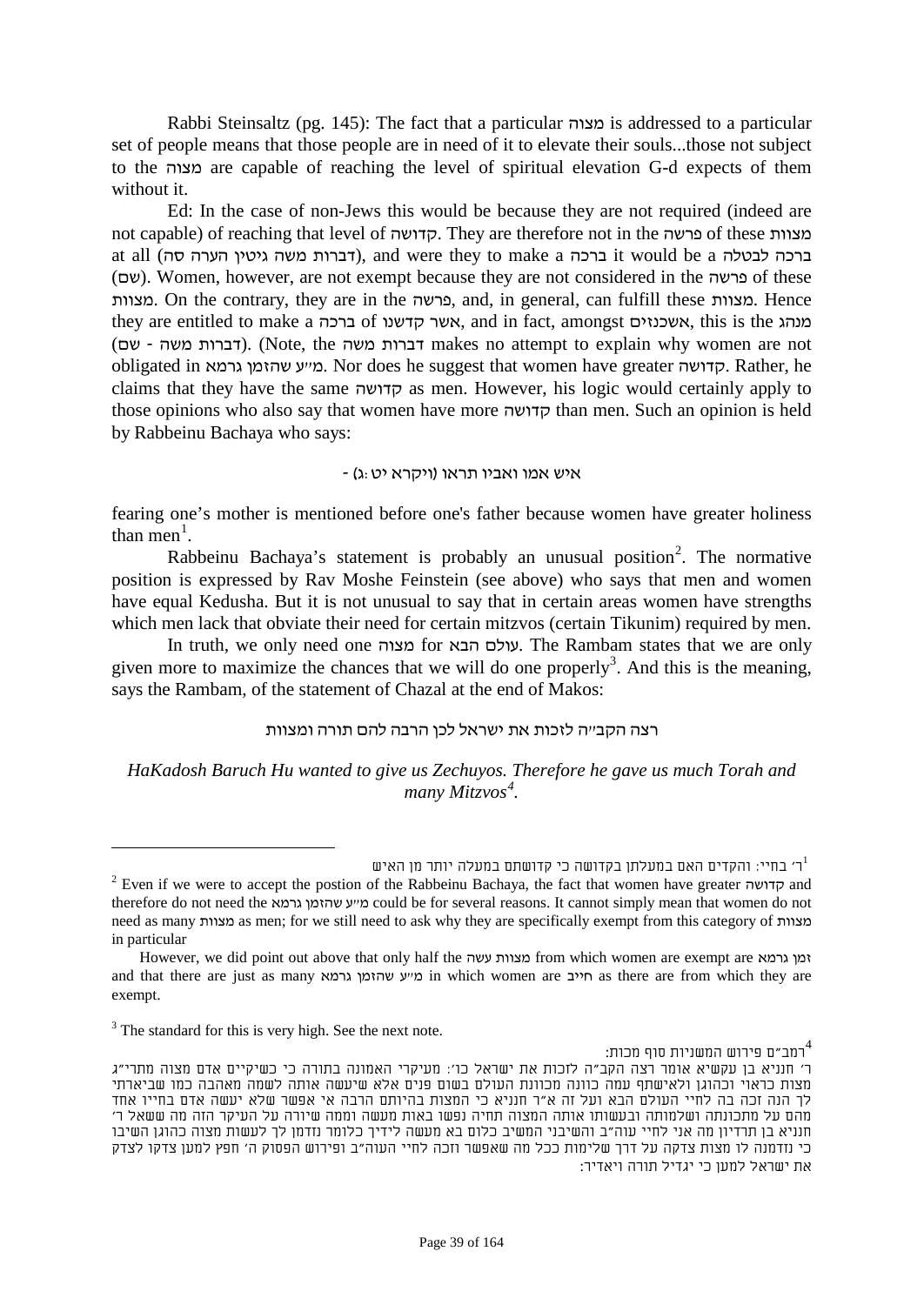Rabbi Steinsaltz (pg. 145): The fact that a particular מצוה is addressed to a particular set of people means that those people are in need of it to elevate their souls...those not subject to the מצוה are capable of reaching the level of spiritual elevation G-d expects of them without it.

Ed: In the case of non-Jews this would be because they are not required (indeed are not capable) of reaching that level of קדושה. They are therefore not in the פרשה of these מצוות at all (דברות משה גיטין הערה סח), and were they to make a ברכה it would be a ברכה לבטלה (שם). Women, however, are not exempt because they are not considered in the פרשה of these מצוות. On the contrary, they are in the פרשה, and, in general, can fulfill these מצוות. Hence they are entitled to make a ברכה of אשר קדשנו, and in fact, amongst אשכנזים, this is the מנהג (דברות משה - שם). (Note, the דברות משה makes no attempt to explain why women are not obligated in מ״ע שהזמן גרמא. Nor does he suggest that women have greater קדושה. Rather, he claims that they have the same קדושה as men. However, his logic would certainly apply to those opinions who also say that women have more קדושה than men. Such an opinion is held by Rabbeinu Bachaya who says:

איש אמו ואביו תראו (ויקרא יט:ג) -

fearing one's mother is mentioned before one's father because women have greater holiness than men[1].

Rabbeinu Bachaya's statement is probably an unusual position[2]. The normative position is expressed by Rav Moshe Feinstein (see above) who says that men and women have equal Kedusha. But it is not unusual to say that in certain areas women have strengths which men lack that obviate their need for certain mitzvos (certain Tikunim) required by men.

In truth, we only need one מצוה for עולם הבא. The Rambam states that we are only given more to maximize the chances that we will do one properly[3]. And this is the meaning, says the Rambam, of the statement of Chazal at the end of Makos:

רצה הקב״ה לזכות את ישראל לכן הרבה להם תורה ומצוות

*HaKadosh Baruch Hu wanted to give us Zechuyos. Therefore he gave us much Torah and many Mitzvos[4].*

---

[1] ר' בחיי: והקדים האם במעלתן בקדושה כי קדושתם במעלה יותר מן האיש

[2] Even if we were to accept the postion of the Rabbeinu Bachaya, the fact that women have greater קדושה and therefore do not need the מ״ע שהזמן גרמא could be for several reasons. It cannot simply mean that women do not need as many מצוות as men; for we still need to ask why they are specifically exempt from this category of מצוות in particular

However, we did point out above that only half the מצוות עשה from which women are exempt are זמן גרמא and that there are just as many מ״ע שהזמן גרמא in which women are חייב as there are from which they are exempt.

[3] The standard for this is very high. See the next note.

[4] רמב״ם פירוש המשניות סוף מכות:
ר' חנניא בן עקשיא אומר רצה הקב״ה לזכות את ישראל כו': מעיקרי האמונה בתורה כי כשיקיים אדם מצוה מתרי״ג מצות כראוי וכהוגן ולאישתף עמה כוונה מכוונת העולם בשום פנים אלא שיעשה אותה לשמה מאהבה כמו שביארתי לך הנה זכה בה לחיי העולם הבא ועל זה א״ר חנניא כי המצות בהיותם הרבה אי אפשר שלא יעשה אדם בחייו אחד מהם על מתכונתה ושלמותה ובעשותו אותה המצוה תחיה נפשו באות מעשה וממה שיורה על העיקר הזה מה ששאל ר' חנניא בן תרדיון מה אני לחיי עוה״ב והשיבו המשיבני כלום בא מעשה לידיך כלומר נזדמן לך לעשות מצוה כהוגן השיבו כי נזדמנה לו מצות צדקה על דרך שלימות ככל מה שאפשר וזכה לחיי העוה״ב ופירוש הפסוק ה' חפץ למען צדקו לצדק את ישראל למען כי יגדיל תורה ויאדיר: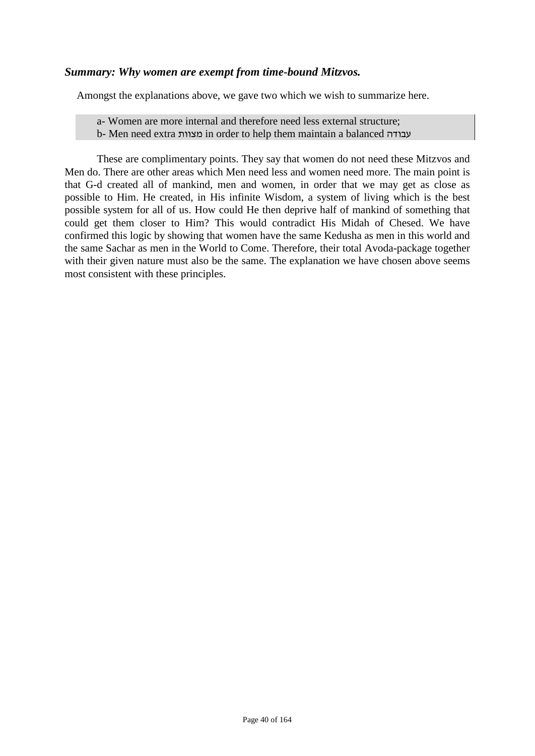***Summary: Why women are exempt from time-bound Mitzvos.***

Amongst the explanations above, we gave two which we wish to summarize here.

> a- Women are more internal and therefore need less external structure;
> b- Men need extra מצוות in order to help them maintain a balanced עבודה

These are complimentary points. They say that women do not need these Mitzvos and Men do. There are other areas which Men need less and women need more. The main point is that G-d created all of mankind, men and women, in order that we may get as close as possible to Him. He created, in His infinite Wisdom, a system of living which is the best possible system for all of us. How could He then deprive half of mankind of something that could get them closer to Him? This would contradict His Midah of Chesed. We have confirmed this logic by showing that women have the same Kedusha as men in this world and the same Sachar as men in the World to Come. Therefore, their total Avoda-package together with their given nature must also be the same. The explanation we have chosen above seems most consistent with these principles.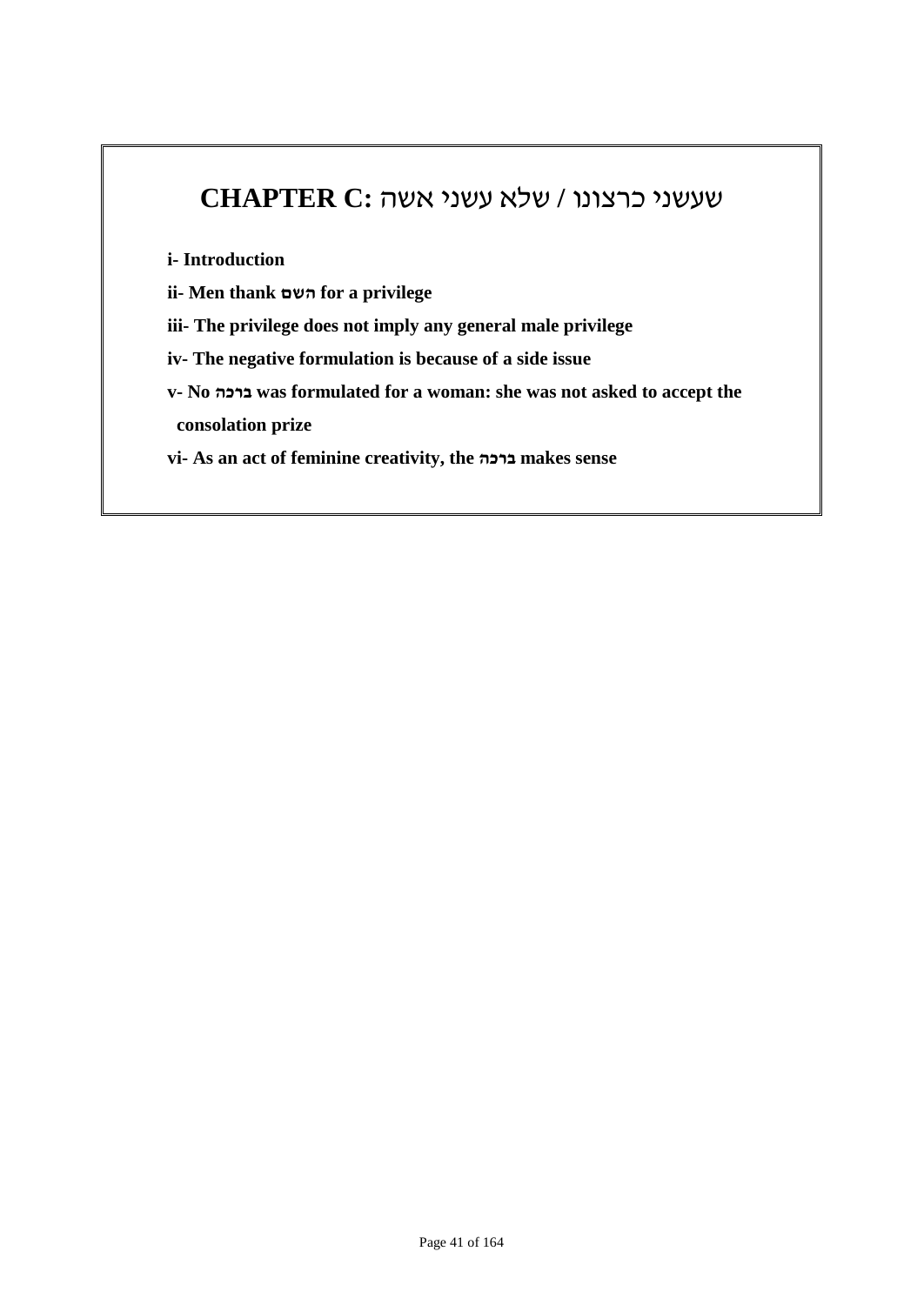# CHAPTER C: שעשני כרצונו / שלא עשני אשה

**i- Introduction**

**ii- Men thank השם for a privilege**

**iii- The privilege does not imply any general male privilege**

**iv- The negative formulation is because of a side issue**

**v- No ברכה was formulated for a woman: she was not asked to accept the consolation prize**

**vi- As an act of feminine creativity, the ברכה makes sense**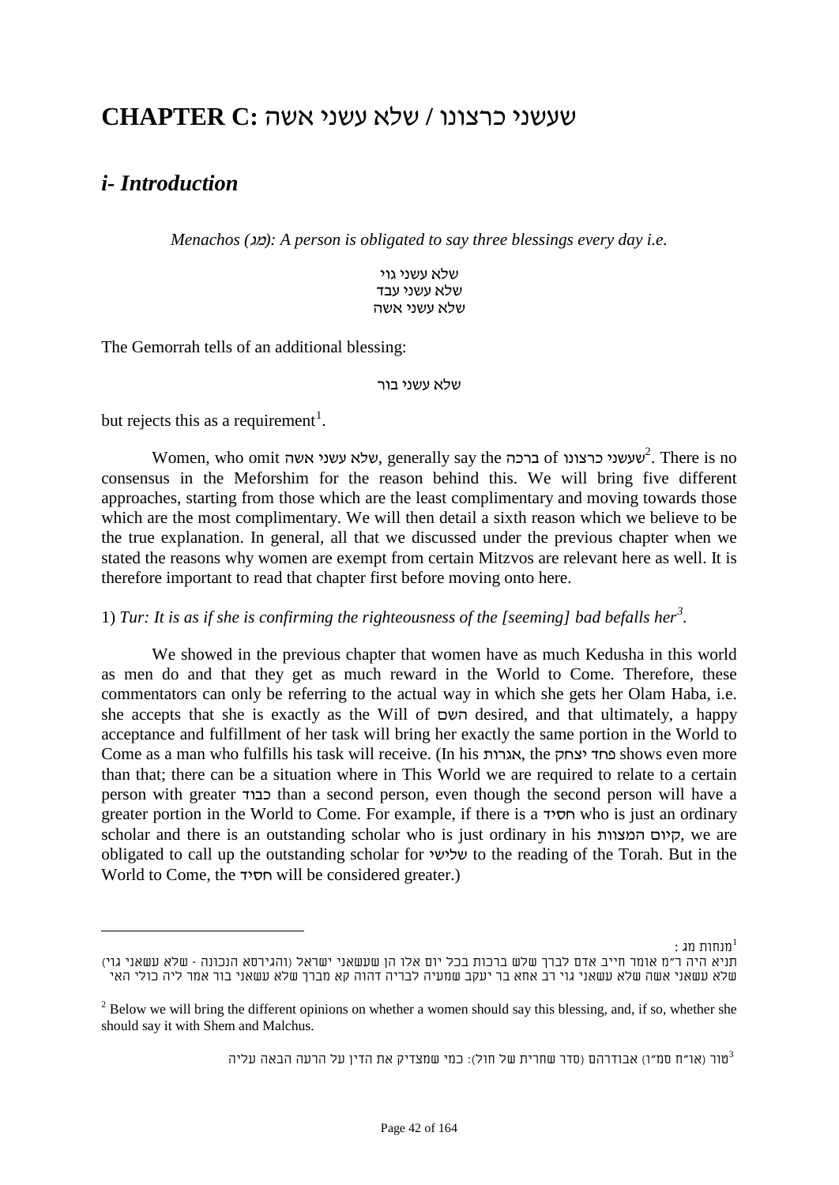# CHAPTER C: שעשני כרצונו / שלא עשני אשה

## *i- Introduction*

*Menachos (מג): A person is obligated to say three blessings every day i.e.*

שלא עשני גוי
שלא עשני עבד
שלא עשני אשה

The Gemorrah tells of an additional blessing:

שלא עשני בור

but rejects this as a requirement[1].

Women, who omit שלא עשני אשה, generally say the ברכה of שעשני כרצונו[2]. There is no consensus in the Meforshim for the reason behind this. We will bring five different approaches, starting from those which are the least complimentary and moving towards those which are the most complimentary. We will then detail a sixth reason which we believe to be the true explanation. In general, all that we discussed under the previous chapter when we stated the reasons why women are exempt from certain Mitzvos are relevant here as well. It is therefore important to read that chapter first before moving onto here.

1) *Tur: It is as if she is confirming the righteousness of the [seeming] bad befalls her[3].*

We showed in the previous chapter that women have as much Kedusha in this world as men do and that they get as much reward in the World to Come. Therefore, these commentators can only be referring to the actual way in which she gets her Olam Haba, i.e. she accepts that she is exactly as the Will of השם desired, and that ultimately, a happy acceptance and fulfillment of her task will bring her exactly the same portion in the World to Come as a man who fulfills his task will receive. (In his אגרות, the פחד יצחק shows even more than that; there can be a situation where in This World we are required to relate to a certain person with greater כבוד than a second person, even though the second person will have a greater portion in the World to Come. For example, if there is a חסיד who is just an ordinary scholar and there is an outstanding scholar who is just ordinary in his קיום המצוות, we are obligated to call up the outstanding scholar for שלישי to the reading of the Torah. But in the World to Come, the חסיד will be considered greater.)

---

[1] מנחות מג:
תניא היה ר"מ אומר חייב אדם לברך שלש ברכות בכל יום אלו הן שעשאני ישראל (והגירסא הנכונה - שלא עשאני גוי) שלא עשאני אשה שלא עשאני בור אמר ליה כולי האי. רב אחא בר יעקב שמעיה לבריה דהוה קא מברך שלא עשאני גוי

[2] Below we will bring the different opinions on whether a women should say this blessing, and, if so, whether she should say it with Shem and Malchus.

[3] טור (או"ח סמ"ו) אבודרהם (סדר שחרית של חול): כמי שמצדיק את הדין על הרעה הבאה עליה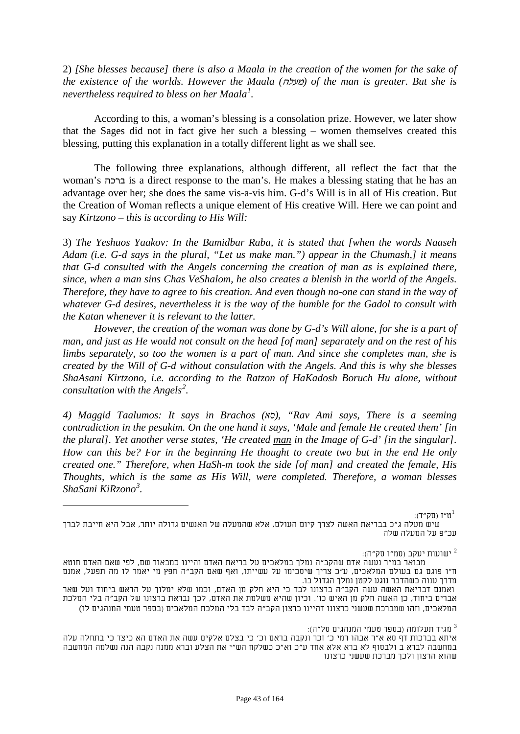2) *[She blesses because] there is also a Maala in the creation of the women for the sake of the existence of the worlds. However the Maala (מעלה) of the man is greater. But she is nevertheless required to bless on her Maala*[1].

According to this, a woman's blessing is a consolation prize. However, we later show that the Sages did not in fact give her such a blessing – women themselves created this blessing, putting this explanation in a totally different light as we shall see.

The following three explanations, although different, all reflect the fact that the woman's ברכה is a direct response to the man's. He makes a blessing stating that he has an advantage over her; she does the same vis-a-vis him. G-d's Will is in all of His creation. But the Creation of Woman reflects a unique element of His creative Will. Here we can point and say *Kirtzono – this is according to His Will:*

3) *The Yeshuos Yaakov: In the Bamidbar Raba, it is stated that [when the words Naaseh Adam (i.e. G-d says in the plural, "Let us make man.") appear in the Chumash,] it means that G-d consulted with the Angels concerning the creation of man as is explained there, since, when a man sins Chas VeShalom, he also creates a blenish in the world of the Angels. Therefore, they have to agree to his creation. And even though no-one can stand in the way of whatever G-d desires, nevertheless it is the way of the humble for the Gadol to consult with the Katan whenever it is relevant to the latter.*

*However, the creation of the woman was done by G-d's Will alone, for she is a part of man, and just as He would not consult on the head [of man] separately and on the rest of his limbs separately, so too the women is a part of man. And since she completes man, she is created by the Will of G-d without consulation with the Angels. And this is why she blesses ShaAsani Kirtzono, i.e. according to the Ratzon of HaKadosh Boruch Hu alone, without consultation with the Angels*[2].

*4) Maggid Taalumos: It says in Brachos (סא), "Rav Ami says, There is a seeming contradiction in the pesukim. On the one hand it says, 'Male and female He created them' [in the plural]. Yet another verse states, 'He created man in the Image of G-d' [in the singular]. How can this be? For in the beginning He thought to create two but in the end He only created one." Therefore, when HaSh-m took the side [of man] and created the female, His Thoughts, which is the same as His Will, were completed. Therefore, a woman blesses ShaSani KiRzono*[3].

---

[1] ט"ז (סק"ד):
שיש מעלה ג"כ בבריאת האשה לצרך קיום העולם, אלא שהמעלה של האנשים גדולה יותר, אבל היא חייבת לברך עכ"פ על המעלה שלה

[2] ישועות יעקב (סמ"ו סק"ה):
מבואר במ"ר נעשה אדם שהקב"ה נמלך במלאכים על בריאת האדם והיינו כמבואר שם, לפי שאם האדם חוטא ח"ו פוגם גם בעולם המלאכים, ע"כ צריך שיסכימו על עשייתו, ואף שאם הקב"ה חפץ מי יאמר לו מה תפעל, אמנם מדרך ענוה כשהדבר נוגע לקטן נמלך הגדול בו.
ואמנם דבריאת האשה עשה הקב"ה ברצונו לבד כי היא חלק מן האדם, וכמו שלא ימלוך על הראש ביחוד ועל שאר אברים ביחוד, כן האשה חלק מן האיש כו'. וכיון שהיא משלמת את האדם, לכך נבראת ברצונו של הקב"ה בלי המלכת המלאכים, וזהו שמברכת שעשני כרצונו דהיינו כרצון הקב"ה לבד בלי המלכת המלאכים (בספר טעמי המנהגים לו)

[3] מגיד תעלומה (בספר טעמי המנהגים סל"ה):
איתא בברכות דף סא א"ר אבהו רמי כ' זכר ונקבה בראם וכ' כי בצלם אלקים עשה את האדם הא כיצד כי בתחלה עלה במחשבה לברא ב ולבסוף לא ברא אלא אחד ע"כ וא"כ כשלקח הש"י את הצלע וברא ממנה נקבה הנה נשלמה המחשבה שהוא הרצון ולכך מברכת שעשני כרצונו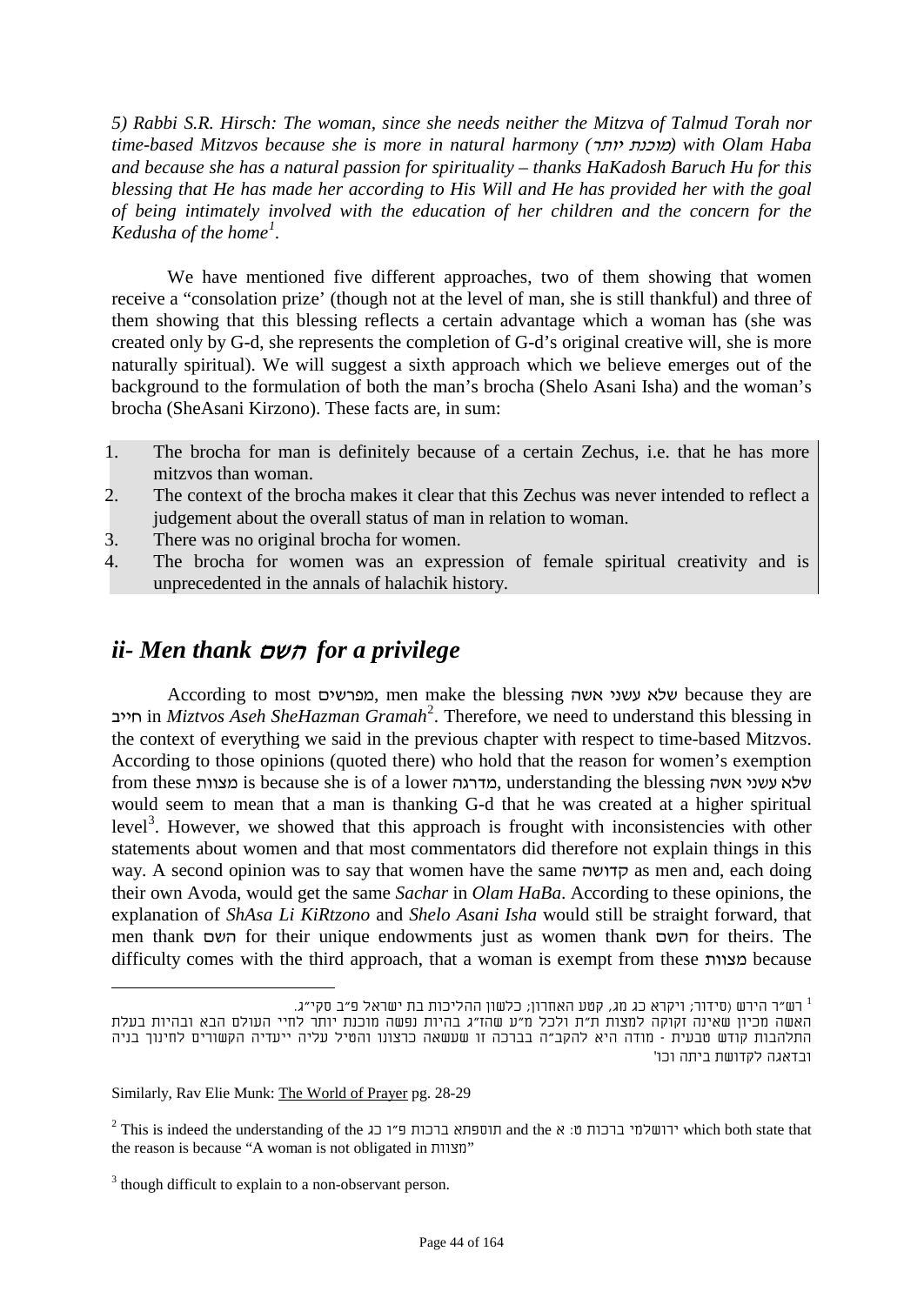*5) Rabbi S.R. Hirsch: The woman, since she needs neither the Mitzva of Talmud Torah nor time-based Mitzvos because she is more in natural harmony (מוכנת יותר) with Olam Haba and because she has a natural passion for spirituality – thanks HaKadosh Baruch Hu for this blessing that He has made her according to His Will and He has provided her with the goal of being intimately involved with the education of her children and the concern for the Kedusha of the home*[1].

We have mentioned five different approaches, two of them showing that women receive a "consolation prize' (though not at the level of man, she is still thankful) and three of them showing that this blessing reflects a certain advantage which a woman has (she was created only by G-d, she represents the completion of G-d's original creative will, she is more naturally spiritual). We will suggest a sixth approach which we believe emerges out of the background to the formulation of both the man's brocha (Shelo Asani Isha) and the woman's brocha (SheAsani Kirzono). These facts are, in sum:

1. The brocha for man is definitely because of a certain Zechus, i.e. that he has more mitzvos than woman.
2. The context of the brocha makes it clear that this Zechus was never intended to reflect a judgement about the overall status of man in relation to woman.
3. There was no original brocha for women.
4. The brocha for women was an expression of female spiritual creativity and is unprecedented in the annals of halachik history.

## *ii- Men thank השם for a privilege*

According to most מפרשים, men make the blessing שלא עשני אשה because they are חייב in *Miztvos Aseh SheHazman Gramah*[2]. Therefore, we need to understand this blessing in the context of everything we said in the previous chapter with respect to time-based Mitzvos. According to those opinions (quoted there) who hold that the reason for women's exemption from these מצוות is because she is of a lower מדרגה, understanding the blessing שלא עשני אשה would seem to mean that a man is thanking G-d that he was created at a higher spiritual level[3]. However, we showed that this approach is frought with inconsistencies with other statements about women and that most commentators did therefore not explain things in this way. A second opinion was to say that women have the same קדושה as men and, each doing their own Avoda, would get the same *Sachar* in *Olam HaBa*. According to these opinions, the explanation of *ShAsa Li KiRtzono* and *Shelo Asani Isha* would still be straight forward, that men thank השם for their unique endowments just as women thank השם for theirs. The difficulty comes with the third approach, that a woman is exempt from these מצוות because

---

[1] רש"ר הירש (סידור; ויקרא כג מג, קטע האחרון; כלשון ההליכות בת ישראל פ"ב סקי"ג.
האשה מכיון שאינה זקוקה למצות ת"ת ולכל מ"ע שהז"ג בהיות נפשה מוכנת יותר לחיי העולם הבא ובהיות בעלת התלהבות קודש טבעית - מודה היא להקב"ה בברכה זו שעשאה כרצונו והטיל עליה ייעדיה הקשורים לחינוך בניה ובדאגה לקדושת ביתה וכו'

Similarly, Rav Elie Munk: The World of Prayer pg. 28-29

[2] This is indeed the understanding of the תוספתא ברכות פ"ו כג and the ירושלמי ברכות ט: א which both state that the reason is because "A woman is not obligated in מצוות"

[3] though difficult to explain to a non-observant person.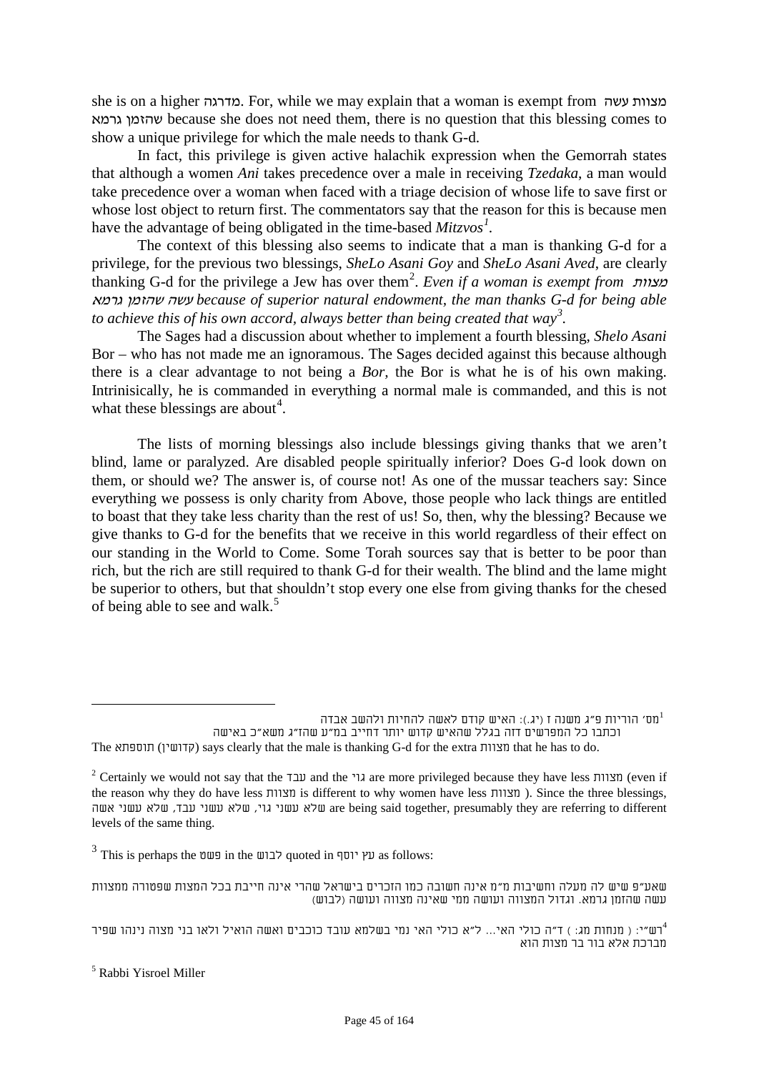she is on a higher מדרגה. For, while we may explain that a woman is exempt from מצוות עשה שהזמן גרמא because she does not need them, there is no question that this blessing comes to show a unique privilege for which the male needs to thank G-d.

In fact, this privilege is given active halachik expression when the Gemorrah states that although a women *Ani* takes precedence over a male in receiving *Tzedaka*, a man would take precedence over a woman when faced with a triage decision of whose life to save first or whose lost object to return first. The commentators say that the reason for this is because men have the advantage of being obligated in the time-based *Mitzvos*[1].

The context of this blessing also seems to indicate that a man is thanking G-d for a privilege, for the previous two blessings, *SheLo Asani Goy* and *SheLo Asani Aved*, are clearly thanking G-d for the privilege a Jew has over them[2]. *Even if a woman is exempt from מצוות עשה שהזמן גרמא because of superior natural endowment, the man thanks G-d for being able to achieve this of his own accord, always better than being created that way*[3].

The Sages had a discussion about whether to implement a fourth blessing, *Shelo Asani* Bor – who has not made me an ignoramous. The Sages decided against this because although there is a clear advantage to not being a *Bor,* the Bor is what he is of his own making. Intrinisically, he is commanded in everything a normal male is commanded, and this is not what these blessings are about[4].

The lists of morning blessings also include blessings giving thanks that we aren't blind, lame or paralyzed. Are disabled people spiritually inferior? Does G-d look down on them, or should we? The answer is, of course not! As one of the mussar teachers say: Since everything we possess is only charity from Above, those people who lack things are entitled to boast that they take less charity than the rest of us! So, then, why the blessing? Because we give thanks to G-d for the benefits that we receive in this world regardless of their effect on our standing in the World to Come. Some Torah sources say that is better to be poor than rich, but the rich are still required to thank G-d for their wealth. The blind and the lame might be superior to others, but that shouldn't stop every one else from giving thanks for the chesed of being able to see and walk.[5]

---

[1] מס' הוריות פ"ג משנה ז (יג.): האיש קודם לאשה להחיות ולהשב אבדה
וכתבו כל המפרשים דזה בגלל שהאיש קדוש יותר דחייב במ"ע שהז"ג משא"כ באישה
The תוספתא (קדושין) says clearly that the male is thanking G-d for the extra מצוות that he has to do.

[2] Certainly we would not say that the עבד and the גוי are more privileged because they have less מצוות (even if the reason why they do have less מצוות is different to why women have less מצוות ). Since the three blessings, שלא עשני גוי, שלא עשני עבד, שלא עשני אשה are being said together, presumably they are referring to different levels of the same thing.

[3] This is perhaps the פשט in the לבוש quoted in עץ יוסף as follows:

שאע"פ שיש לה מעלה וחשיבות מ"מ אינה חשובה כמו הזכרים בישראל שהרי אינה חייבת בכל המצות שפטורה ממצוות עשה שהזמן גרמא. וגדול המצווה ועושה ממי שאינה מצווה ועושה (לבוש)

[4] רש"י: ( מנחות מג: ) ד"ה כולי האי... ל"א כולי האי נמי בשלמא עובד כוכבים ואשה הואיל ולאו בני מצוה נינהו שפיר מברכת אלא בור בר מצות הוא

[5] Rabbi Yisroel Miller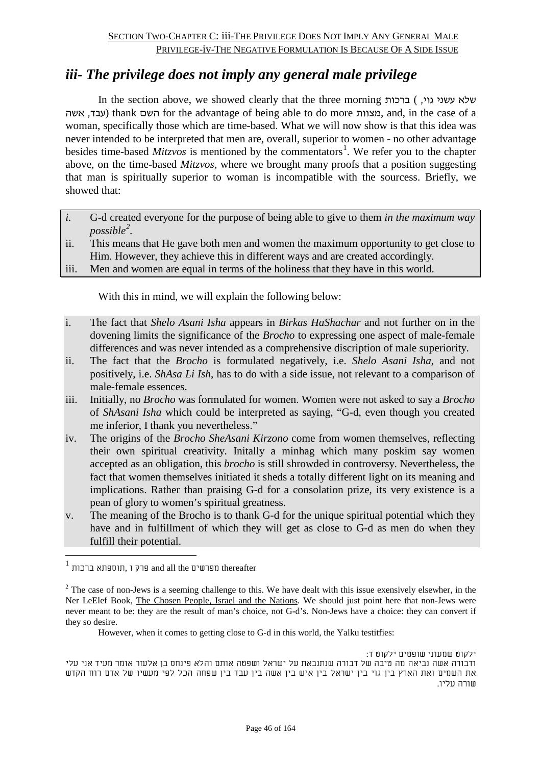## iii- The privilege does not imply any general male privilege

In the section above, we showed clearly that the three morning ברכות (שלא עשני גוי, עבד, אשה) thank השם for the advantage of being able to do more מצוות, and, in the case of a woman, specifically those which are time-based. What we will now show is that this idea was never intended to be interpreted that men are, overall, superior to women - no other advantage besides time-based *Mitzvos* is mentioned by the commentators[1]. We refer you to the chapter above, on the time-based *Mitzvos*, where we brought many proofs that a position suggesting that man is spiritually superior to woman is incompatible with the sourcess. Briefly, we showed that:

- *i.* G-d created everyone for the purpose of being able to give to them *in the maximum way possible*[2].
- ii. This means that He gave both men and women the maximum opportunity to get close to Him. However, they achieve this in different ways and are created accordingly.
- iii. Men and women are equal in terms of the holiness that they have in this world.

With this in mind, we will explain the following below:

- i. The fact that *Shelo Asani Isha* appears in *Birkas HaShachar* and not further on in the dovening limits the significance of the *Brocho* to expressing one aspect of male-female differences and was never intended as a comprehensive discription of male superiority.
- ii. The fact that the *Brocho* is formulated negatively, i.e. *Shelo Asani Isha*, and not positively, i.e. *ShAsa Li Ish*, has to do with a side issue, not relevant to a comparison of male-female essences.
- iii. Initially, no *Brocho* was formulated for women. Women were not asked to say a *Brocho* of *ShAsani Isha* which could be interpreted as saying, "G-d, even though you created me inferior, I thank you nevertheless."
- iv. The origins of the *Brocho SheAsani Kirzono* come from women themselves, reflecting their own spiritual creativity. Initally a minhag which many poskim say women accepted as an obligation, this *brocho* is still shrowded in controversy. Nevertheless, the fact that women themselves initiated it sheds a totally different light on its meaning and implications. Rather than praising G-d for a consolation prize, its very existence is a pean of glory to women's spiritual greatness.
- v. The meaning of the Brocho is to thank G-d for the unique spiritual potential which they have and in fulfillment of which they will get as close to G-d as men do when they fulfill their potential.

---

[1] תוספתא ברכות, פרק ו and all the מפרשים thereafter

[2] The case of non-Jews is a seeming challenge to this. We have dealt with this issue exensively elsewher, in the Ner LeElef Book, The Chosen People, Israel and the Nations. We should just point here that non-Jews were never meant to be: they are the result of man's choice, not G-d's. Non-Jews have a choice: they can convert if they so desire.

However, when it comes to getting close to G-d in this world, the Yalku testitfies:

ילקוט שמעוני שופטים ילקוט ד:
ודבורה אשה נביאה מה טיבה של דבורה שנתנבאת על ישראל ושפטה אותם והלא פינחס בן אלעזר אומר מעיד אני עלי את השמים ואת הארץ בין גוי בין ישראל בין איש בין אשה בין עבד בין שפחה הכל לפי מעשיו של אדם רוח הקדש שורה עליו.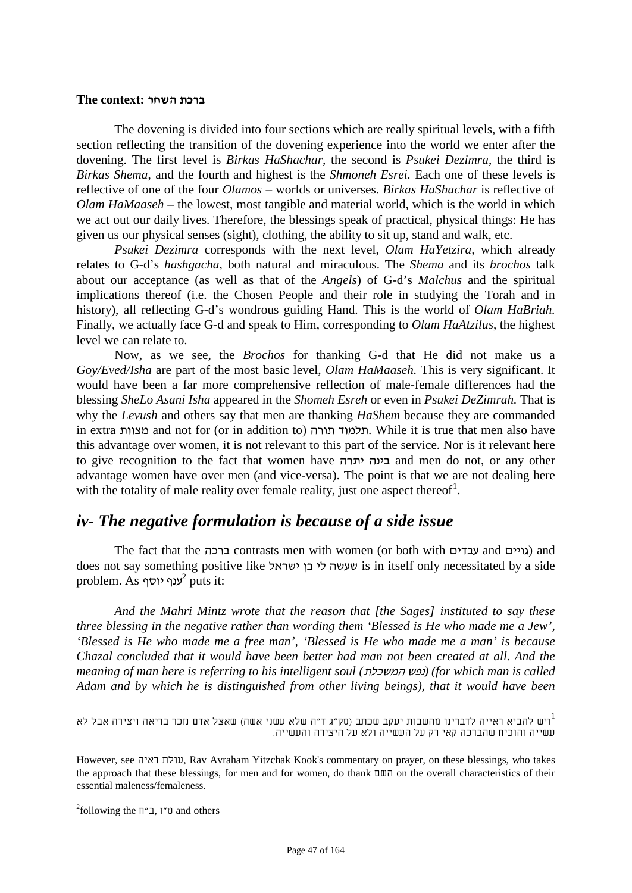**The context: ברכת השחר**

The dovening is divided into four sections which are really spiritual levels, with a fifth section reflecting the transition of the dovening experience into the world we enter after the dovening. The first level is *Birkas HaShachar,* the second is *Psukei Dezimra*, the third is *Birkas Shema*, and the fourth and highest is the *Shmoneh Esrei.* Each one of these levels is reflective of one of the four *Olamos* – worlds or universes. *Birkas HaShachar* is reflective of *Olam HaMaaseh* – the lowest, most tangible and material world, which is the world in which we act out our daily lives. Therefore, the blessings speak of practical, physical things: He has given us our physical senses (sight), clothing, the ability to sit up, stand and walk, etc.

*Psukei Dezimra* corresponds with the next level, *Olam HaYetzira,* which already relates to G-d's *hashgacha,* both natural and miraculous. The *Shema* and its *brochos* talk about our acceptance (as well as that of the *Angels*) of G-d's *Malchus* and the spiritual implications thereof (i.e. the Chosen People and their role in studying the Torah and in history), all reflecting G-d's wondrous guiding Hand. This is the world of *Olam HaBriah.* Finally, we actually face G-d and speak to Him, corresponding to *Olam HaAtzilus*, the highest level we can relate to.

Now, as we see, the *Brochos* for thanking G-d that He did not make us a *Goy/Eved/Isha* are part of the most basic level, *Olam HaMaaseh.* This is very significant. It would have been a far more comprehensive reflection of male-female differences had the blessing *SheLo Asani Isha* appeared in the *Shomeh Esreh* or even in *Psukei DeZimrah.* That is why the *Levush* and others say that men are thanking *HaShem* because they are commanded in extra מצוות and not for (or in addition to) תלמוד תורה. While it is true that men also have this advantage over women, it is not relevant to this part of the service. Nor is it relevant here to give recognition to the fact that women have בינה יתרה and men do not, or any other advantage women have over men (and vice-versa). The point is that we are not dealing here with the totality of male reality over female reality, just one aspect thereof[1].

## *iv- The negative formulation is because of a side issue*

The fact that the ברכה contrasts men with women (or both with עבדים and גויים) and does not say something positive like שעשה לי בן ישראל is in itself only necessitated by a side problem. As ענף יוסף[2] puts it:

*And the Mahri Mintz wrote that the reason that [the Sages] instituted to say these three blessing in the negative rather than wording them 'Blessed is He who made me a Jew', 'Blessed is He who made me a free man', 'Blessed is He who made me a man' is because Chazal concluded that it would have been better had man not been created at all. And the meaning of man here is referring to his intelligent soul (נפש המשכלת) (for which man is called Adam and by which he is distinguished from other living beings), that it would have been*

---

[1] ויש להביא ראייה לדברינו מהשבות יעקב שכתב (סק"ג ד"ה שלא עשני אשה) שאצל אדם נזכר בריאה ויצירה אבל לא עשייה והוכיח שהברכה קאי רק על העשייה ולא על היצירה והעשייה.

However, see עולת ראיה, Rav Avraham Yitzchak Kook's commentary on prayer, on these blessings, who takes the approach that these blessings, for men and for women, do thank השם on the overall characteristics of their essential maleness/femaleness.

[2] following the ב"ח, ט"ז and others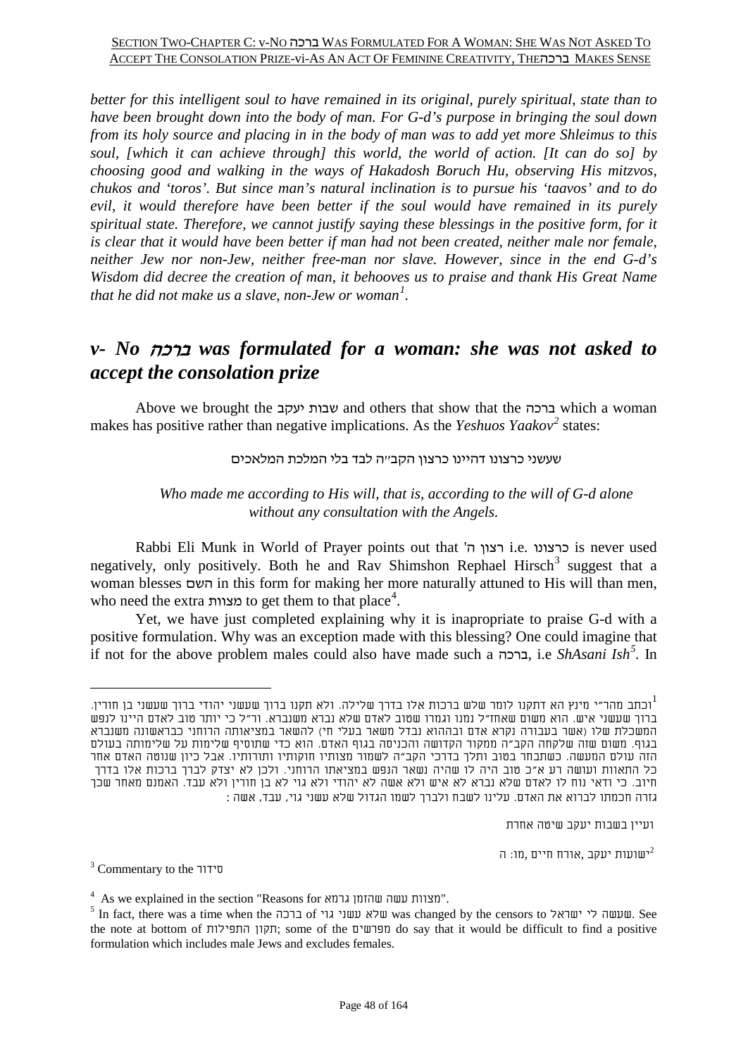*better for this intelligent soul to have remained in its original, purely spiritual, state than to have been brought down into the body of man. For G-d's purpose in bringing the soul down from its holy source and placing in in the body of man was to add yet more Shleimus to this soul, [which it can achieve through] this world, the world of action. [It can do so] by choosing good and walking in the ways of Hakadosh Boruch Hu, observing His mitzvos, chukos and 'toros'. But since man's natural inclination is to pursue his 'taavos' and to do evil, it would therefore have been better if the soul would have remained in its purely spiritual state. Therefore, we cannot justify saying these blessings in the positive form, for it is clear that it would have been better if man had not been created, neither male nor female, neither Jew nor non-Jew, neither free-man nor slave. However, since in the end G-d's Wisdom did decree the creation of man, it behooves us to praise and thank His Great Name that he did not make us a slave, non-Jew or woman*[1].

## *v- No ברכה was formulated for a woman: she was not asked to accept the consolation prize*

Above we brought the שבות יעקב and others that show that the ברכה which a woman makes has positive rather than negative implications. As the *Yeshuos Yaakov*[2] states:

שעשני כרצונו דהיינו כרצון הקב״ה לבד בלי המלכת המלאכים

*Who made me according to His will, that is, according to the will of G-d alone without any consultation with the Angels.*

Rabbi Eli Munk in World of Prayer points out that 'רצון ה i.e. כרצונו is never used negatively, only positively. Both he and Rav Shimshon Rephael Hirsch[3] suggest that a woman blesses השם in this form for making her more naturally attuned to His will than men, who need the extra מצוות to get them to that place[4].

Yet, we have just completed explaining why it is inapropriate to praise G-d with a positive formulation. Why was an exception made with this blessing? One could imagine that if not for the above problem males could also have made such a ברכה, i.e *ShAsani Ish*[5]. In

---

[1] וכתב מהר״י מינץ הא דתקנו לומר שלש ברכות אלו בדרך שלילה. ולא תקנו ברוך שעשני יהודי ברוך שעשני בן חורין. ברוך שעשני איש. הוא משום שאחז״ל נמנו וגמרו שטוב לאדם שלא נברא משנברא. ור״ל כי יותר טוב לאדם היינו לנפש המשכלת שלו (אשר בעבורה נקרא אדם ובהזוא נבדל משאר בעלי חי) להשאר במציאותה הרוחני כבראשונה משנברא בגוף. משום שזה שלקחה הקב״ה ממקור הקדושה והכניסה בגוף האדם. הוא כדי שתוסיף שלימות על שלימותה בעולם הזה עולם המעשה. כשתבחר בטוב ותלך בדרכי הקב״ה לשמור מצותיו חוקותיו ותורותיו. אבל כיון שנוטה האדם אחר כל התאוות ועושה רע א״כ טוב היה לו שהיה נשאר הנפש במציאתו הרוחני. ולכן לא יצדק לברך ברכות אלו בדרך חיוב. כי ודאי נוח לו לאדם שלא נברא לא איש ולא אשה לא יהודי ולא גוי לא בן חורין ולא עבד. האמנם מאחר שכך גזרה חכמתו לברוא את האדם. עלינו לשבח ולברך לשמו הגדול שלא עשני גוי, עבד, אשה :

ועיין בשבות יעקב שיטה אחרת

[2] ישועות יעקב ,אורח חיים ,מו: ה

[3] Commentary to the סידור

[4] As we explained in the section "Reasons for מצוות עשה שהזמן גרמא".

[5] In fact, there was a time when the ברכה of שלא עשני גוי was changed by the censors to שעשה לי ישראל. See the note at bottom of תקון התפילות; some of the מפרשים do say that it would be difficult to find a positive formulation which includes male Jews and excludes females.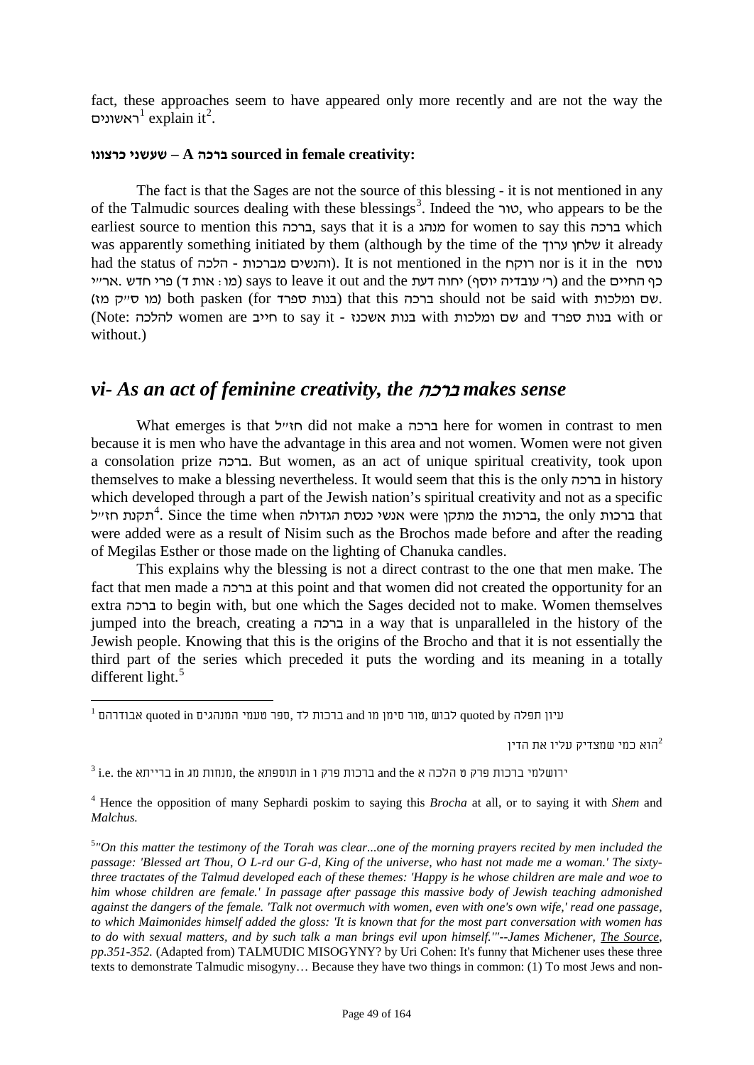fact, these approaches seem to have appeared only more recently and are not the way the ראשונים[1] explain it[2].

**שעשני כרצונו – A ברכה sourced in female creativity:**

The fact is that the Sages are not the source of this blessing - it is not mentioned in any of the Talmudic sources dealing with these blessings[3]. Indeed the טור, who appears to be the earliest source to mention this ברכה, says that it is a מנהג for women to say this ברכה which was apparently something initiated by them (although by the time of the שלחן ערוך it already had the status of הלכה - והנשים מברכות). It is not mentioned in the רוקח nor is it in the נוסח אר"י. פרי חדש (מו: אות ד) says to leave it out and the יחוה דעת (ר' עובדיה יוסף) and the כף החיים (מו ס"ק מז) both pasken (for בנות ספרד) that this ברכה should not be said with שם ומלכות. (Note: להלכה women are חייב to say it - בנות אשכנז with שם ומלכות and בנות ספרד with or without.)

## *vi- As an act of feminine creativity, the ברכה makes sense*

What emerges is that חז"ל did not make a ברכה here for women in contrast to men because it is men who have the advantage in this area and not women. Women were not given a consolation prize ברכה. But women, as an act of unique spiritual creativity, took upon themselves to make a blessing nevertheless. It would seem that this is the only ברכה in history which developed through a part of the Jewish nation's spiritual creativity and not as a specific תקנת חז"ל[4]. Since the time when אנשי כנסת הגדולה were מתקן the ברכות, the only ברכות that were added were as a result of Nisim such as the Brochos made before and after the reading of Megilas Esther or those made on the lighting of Chanuka candles.

This explains why the blessing is not a direct contrast to the one that men make. The fact that men made a ברכה at this point and that women did not created the opportunity for an extra ברכה to begin with, but one which the Sages decided not to make. Women themselves jumped into the breach, creating a ברכה in a way that is unparalleled in the history of the Jewish people. Knowing that this is the origins of the Brocho and that it is not essentially the third part of the series which preceded it puts the wording and its meaning in a totally different light.[5]

---

[1] אבודרהם quoted in ספר טעמי המנהגים, ברכות לד and טור סימן מו, לבוש quoted by עיון תפלה

[2] הוא כמי שמצדיק עליו את הדין

[3] i.e. the ברייתא in מנחות מג, the תוספתא in ברכות פרק ו and the ירושלמי ברכות פרק ט הלכה א

[4] Hence the opposition of many Sephardi poskim to saying this *Brocha* at all, or to saying it with *Shem* and *Malchus.*

[5] *"On this matter the testimony of the Torah was clear...one of the morning prayers recited by men included the passage: 'Blessed art Thou, O L-rd our G-d, King of the universe, who hast not made me a woman.' The sixty-three tractates of the Talmud developed each of these themes: 'Happy is he whose children are male and woe to him whose children are female.' In passage after passage this massive body of Jewish teaching admonished against the dangers of the female. 'Talk not overmuch with women, even with one's own wife,' read one passage, to which Maimonides himself added the gloss: 'It is known that for the most part conversation with women has to do with sexual matters, and by such talk a man brings evil upon himself.'"--James Michener, The Source, pp.351-352.* (Adapted from) TALMUDIC MISOGYNY? by Uri Cohen: It's funny that Michener uses these three texts to demonstrate Talmudic misogyny… Because they have two things in common: (1) To most Jews and non-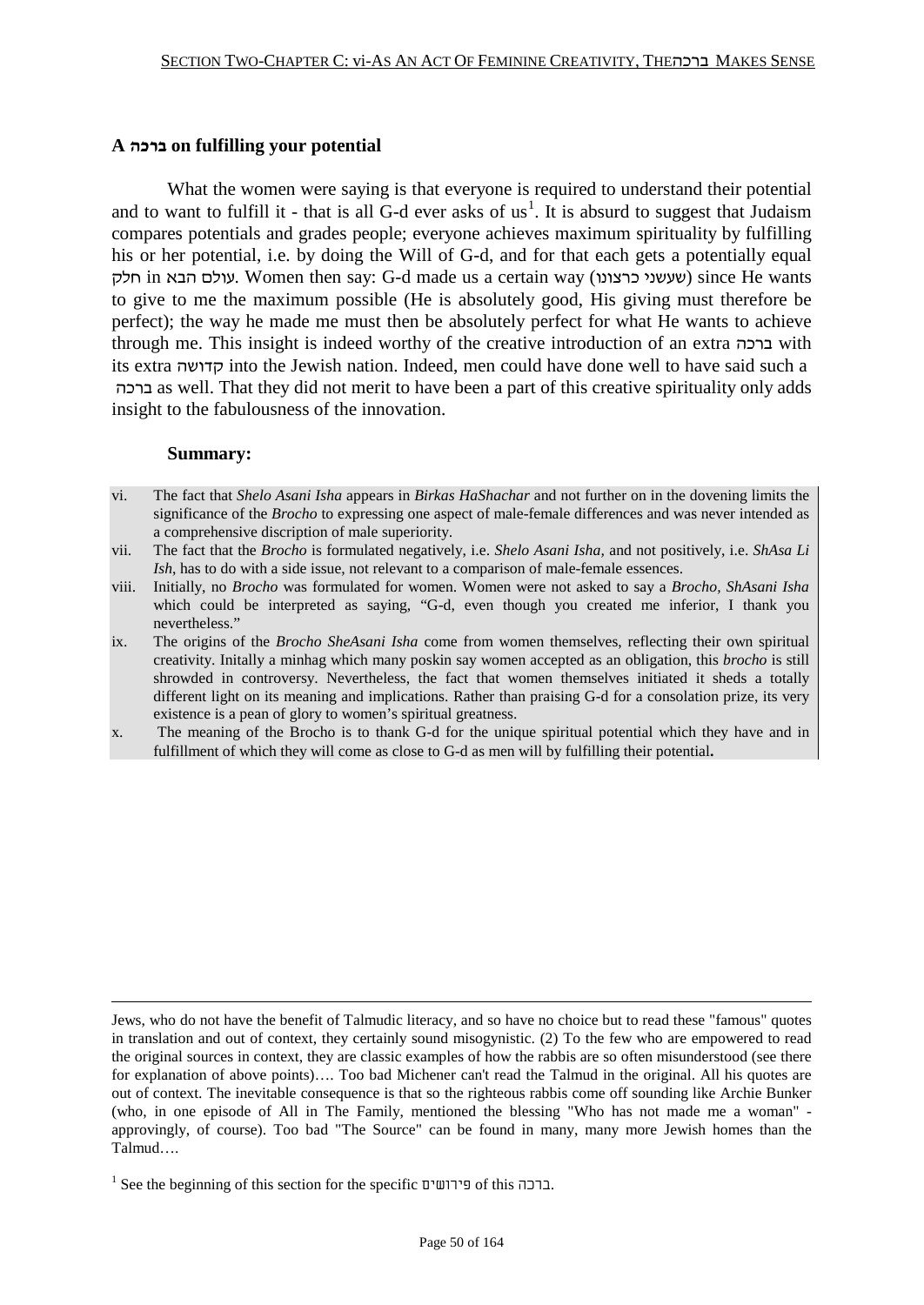## A ברכה on fulfilling your potential

What the women were saying is that everyone is required to understand their potential and to want to fulfill it - that is all G-d ever asks of us[1]. It is absurd to suggest that Judaism compares potentials and grades people; everyone achieves maximum spirituality by fulfilling his or her potential, i.e. by doing the Will of G-d, and for that each gets a potentially equal חלק in עולם הבא. Women then say: G-d made us a certain way (שעשני כרצונו) since He wants to give to me the maximum possible (He is absolutely good, His giving must therefore be perfect); the way he made me must then be absolutely perfect for what He wants to achieve through me. This insight is indeed worthy of the creative introduction of an extra ברכה with its extra קדושה into the Jewish nation. Indeed, men could have done well to have said such a ברכה as well. That they did not merit to have been a part of this creative spirituality only adds insight to the fabulousness of the innovation.

**Summary:**

vi. The fact that *Shelo Asani Isha* appears in *Birkas HaShachar* and not further on in the dovening limits the significance of the *Brocho* to expressing one aspect of male-female differences and was never intended as a comprehensive discription of male superiority.

vii. The fact that the *Brocho* is formulated negatively, i.e. *Shelo Asani Isha,* and not positively, i.e. *ShAsa Li Ish*, has to do with a side issue, not relevant to a comparison of male-female essences.

viii. Initially, no *Brocho* was formulated for women. Women were not asked to say a *Brocho, ShAsani Isha* which could be interpreted as saying, "G-d, even though you created me inferior, I thank you nevertheless."

ix. The origins of the *Brocho SheAsani Isha* come from women themselves, reflecting their own spiritual creativity. Initally a minhag which many poskin say women accepted as an obligation, this *brocho* is still shrowded in controversy. Nevertheless, the fact that women themselves initiated it sheds a totally different light on its meaning and implications. Rather than praising G-d for a consolation prize, its very existence is a pean of glory to women's spiritual greatness.

x. The meaning of the Brocho is to thank G-d for the unique spiritual potential which they have and in fulfillment of which they will come as close to G-d as men will by fulfilling their potential**.**

---

Jews, who do not have the benefit of Talmudic literacy, and so have no choice but to read these "famous" quotes in translation and out of context, they certainly sound misogynistic. (2) To the few who are empowered to read the original sources in context, they are classic examples of how the rabbis are so often misunderstood (see there for explanation of above points)…. Too bad Michener can't read the Talmud in the original. All his quotes are out of context. The inevitable consequence is that so the righteous rabbis come off sounding like Archie Bunker (who, in one episode of All in The Family, mentioned the blessing "Who has not made me a woman" - approvingly, of course). Too bad "The Source" can be found in many, many more Jewish homes than the Talmud….

[1] See the beginning of this section for the specific פירושים of this ברכה.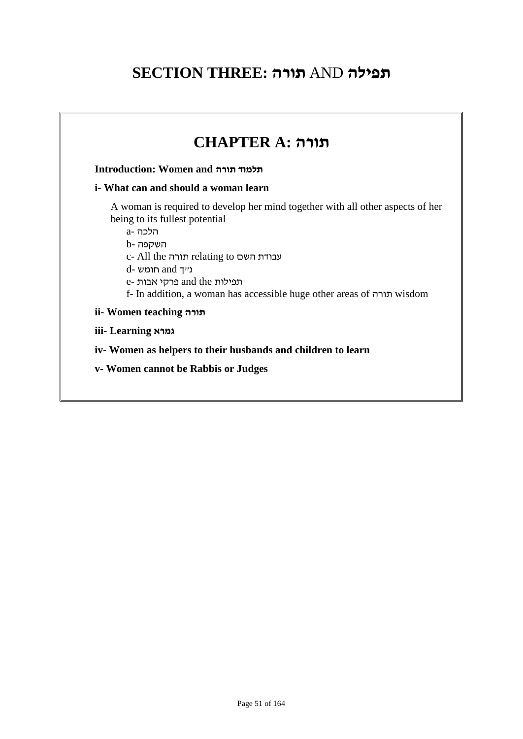# SECTION THREE: תורה AND תפילה

## CHAPTER A: תורה

**Introduction: Women and תלמוד תורה**

**i- What can and should a woman learn**

A woman is required to develop her mind together with all other aspects of her being to its fullest potential

a- הלכה
b- השקפה
c- All the תורה relating to עבודת השם
d- חומש and נ״ך
e- פרקי אבות and the תפילות
f- In addition, a woman has accessible huge other areas of תורה wisdom

**ii- Women teaching תורה**

**iii- Learning גמרא**

**iv- Women as helpers to their husbands and children to learn**

**v- Women cannot be Rabbis or Judges**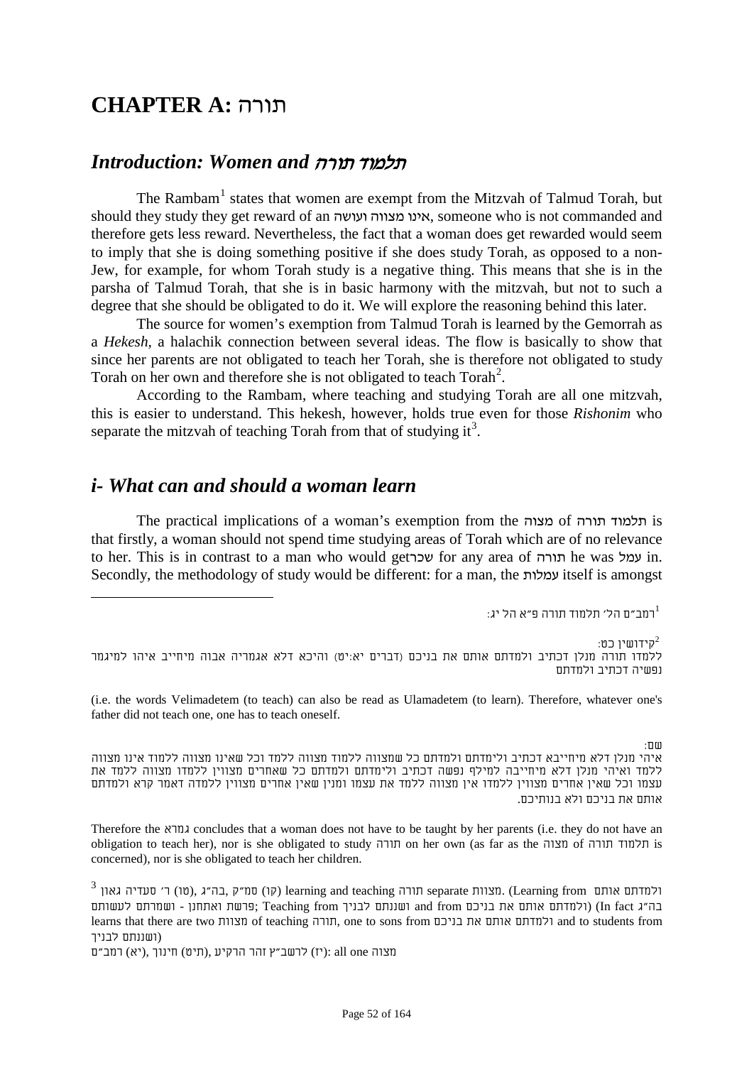# CHAPTER A: תורה

## *Introduction: Women and תלמוד תורה*

The Rambam[1] states that women are exempt from the Mitzvah of Talmud Torah, but should they study they get reward of an אינו מצווה ועושה, someone who is not commanded and therefore gets less reward. Nevertheless, the fact that a woman does get rewarded would seem to imply that she is doing something positive if she does study Torah, as opposed to a non-Jew, for example, for whom Torah study is a negative thing. This means that she is in the parsha of Talmud Torah, that she is in basic harmony with the mitzvah, but not to such a degree that she should be obligated to do it. We will explore the reasoning behind this later.

The source for women's exemption from Talmud Torah is learned by the Gemorrah as a *Hekesh*, a halachik connection between several ideas. The flow is basically to show that since her parents are not obligated to teach her Torah, she is therefore not obligated to study Torah on her own and therefore she is not obligated to teach Torah[2].

According to the Rambam, where teaching and studying Torah are all one mitzvah, this is easier to understand. This hekesh, however, holds true even for those *Rishonim* who separate the mitzvah of teaching Torah from that of studying it[3].

## *i- What can and should a woman learn*

The practical implications of a woman's exemption from the מצוה of תלמוד תורה is that firstly, a woman should not spend time studying areas of Torah which are of no relevance to her. This is in contrast to a man who would getשכר for any area of תורה he was עמל in. Secondly, the methodology of study would be different: for a man, the עמלות itself is amongst

---

[1] רמב"ם הל' תלמוד תורה פ"א הל יג:

[2] קידושין כט:
ללמדו תורה מנלן דכתיב ולמדתם אותם את בניכם (דברים יא:יט) והיכא דלא אגמריה אבוה מיחייב איהו למיגמר נפשיה דכתיב ולמדתם

(i.e. the words Velimadetem (to teach) can also be read as Ulamadetem (to learn). Therefore, whatever one's father did not teach one, one has to teach oneself.

שם:
איהי מנלן דלא מיחייבא דכתיב ולימדתם ולמדתם כל שמצווה ללמוד מצווה ללמד וכל שאינו מצווה ללמוד אינו מצווה ללמד ואיהי מנלן דלא מיחייבה למילף נפשה דכתיב ולימדתם ולמדתם כל שאחרים מצווין ללמדו מצווה ללמד את עצמו וכל שאין אחרים מצווין ללמדו אין מצווה ללמד את עצמו ומנין שאין אחרים מצווין ללמדה דאמר קרא ולמדתם אותם את בניכם ולא בנותיכם.

Therefore the גמרא concludes that a woman does not have to be taught by her parents (i.e. they do not have an obligation to teach her), nor is she obligated to study תורה on her own (as far as the מצוה of תלמוד תורה is concerned), nor is she obligated to teach her children.

[3] (טו) ר' סעדיה גאון, (קו) סמ"ק ,בה"ג learning and teaching תורה separate מצוות. (Learning from ולמדתם אותם פרשת ואתחנן - ושמרתם לעשותם; Teaching from ושננתם לבניך and from ולמדתם אותם את בניכם) (In fact בה"ג learns that there are two מצוות of teaching תורה, one to sons from ולמדתם אותם את בניכם and to students from ושננתם לבניך)

(יא) רמב"ם, (תיט) חינוך, (יז) לרשב"ץ זהר הרקיע: all one מצוה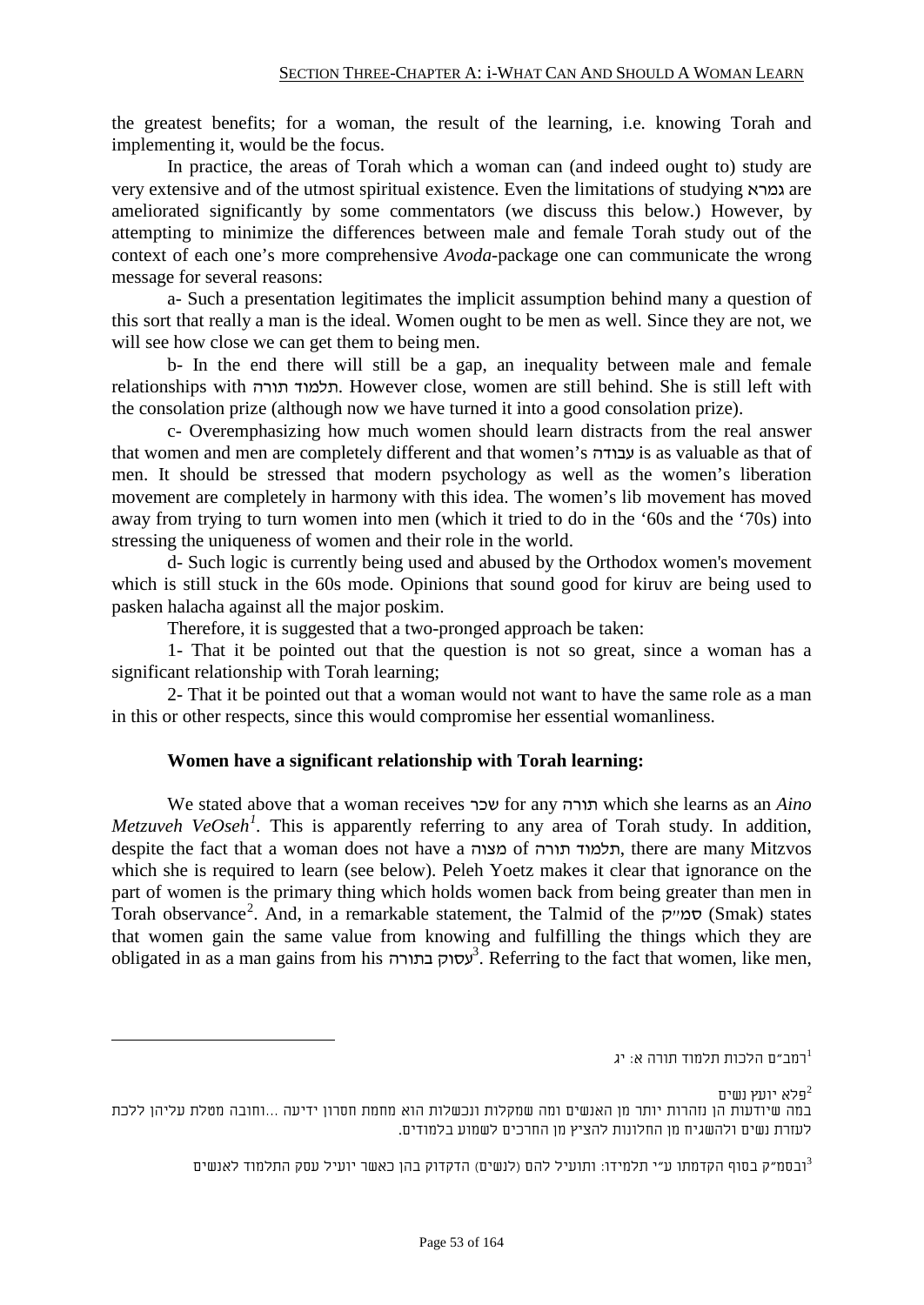the greatest benefits; for a woman, the result of the learning, i.e. knowing Torah and implementing it, would be the focus.

In practice, the areas of Torah which a woman can (and indeed ought to) study are very extensive and of the utmost spiritual existence. Even the limitations of studying גמרא are ameliorated significantly by some commentators (we discuss this below.) However, by attempting to minimize the differences between male and female Torah study out of the context of each one's more comprehensive *Avoda*-package one can communicate the wrong message for several reasons:

a- Such a presentation legitimates the implicit assumption behind many a question of this sort that really a man is the ideal. Women ought to be men as well. Since they are not, we will see how close we can get them to being men.

b- In the end there will still be a gap, an inequality between male and female relationships with תלמוד תורה. However close, women are still behind. She is still left with the consolation prize (although now we have turned it into a good consolation prize).

c- Overemphasizing how much women should learn distracts from the real answer that women and men are completely different and that women's עבודה is as valuable as that of men. It should be stressed that modern psychology as well as the women's liberation movement are completely in harmony with this idea. The women's lib movement has moved away from trying to turn women into men (which it tried to do in the '60s and the '70s) into stressing the uniqueness of women and their role in the world.

d- Such logic is currently being used and abused by the Orthodox women's movement which is still stuck in the 60s mode. Opinions that sound good for kiruv are being used to pasken halacha against all the major poskim.

Therefore, it is suggested that a two-pronged approach be taken:

1- That it be pointed out that the question is not so great, since a woman has a significant relationship with Torah learning;

2- That it be pointed out that a woman would not want to have the same role as a man in this or other respects, since this would compromise her essential womanliness.

**Women have a significant relationship with Torah learning:**

We stated above that a woman receives שכר for any תורה which she learns as an *Aino Metzuveh VeOseh*[1]. This is apparently referring to any area of Torah study. In addition, despite the fact that a woman does not have a מצוה of תלמוד תורה, there are many Mitzvos which she is required to learn (see below). Peleh Yoetz makes it clear that ignorance on the part of women is the primary thing which holds women back from being greater than men in Torah observance[2]. And, in a remarkable statement, the Talmid of the סמ״ק (Smak) states that women gain the same value from knowing and fulfilling the things which they are obligated in as a man gains from his עסוק בתורה[3]. Referring to the fact that women, like men,

---

[1] רמב״ם הלכות תלמוד תורה א: יג

[2] פלא יועץ נשים
במה שיודעות הן נזהרות יותר מן האנשים ומה שמקלות ונכשלות הוא מחמת חסרון ידיעה ...וחובה מטלת עליהן ללכת לעזרת נשים ולהשגיח מן החלונות להציץ מן החרכים לשמוע בלמודים.

[3] ובסמ״ק בסוף הקדמתו ע״י תלמידו: ותועיל להם (לנשים) הדקדוק בהן כאשר יועיל עסק התלמוד לאנשים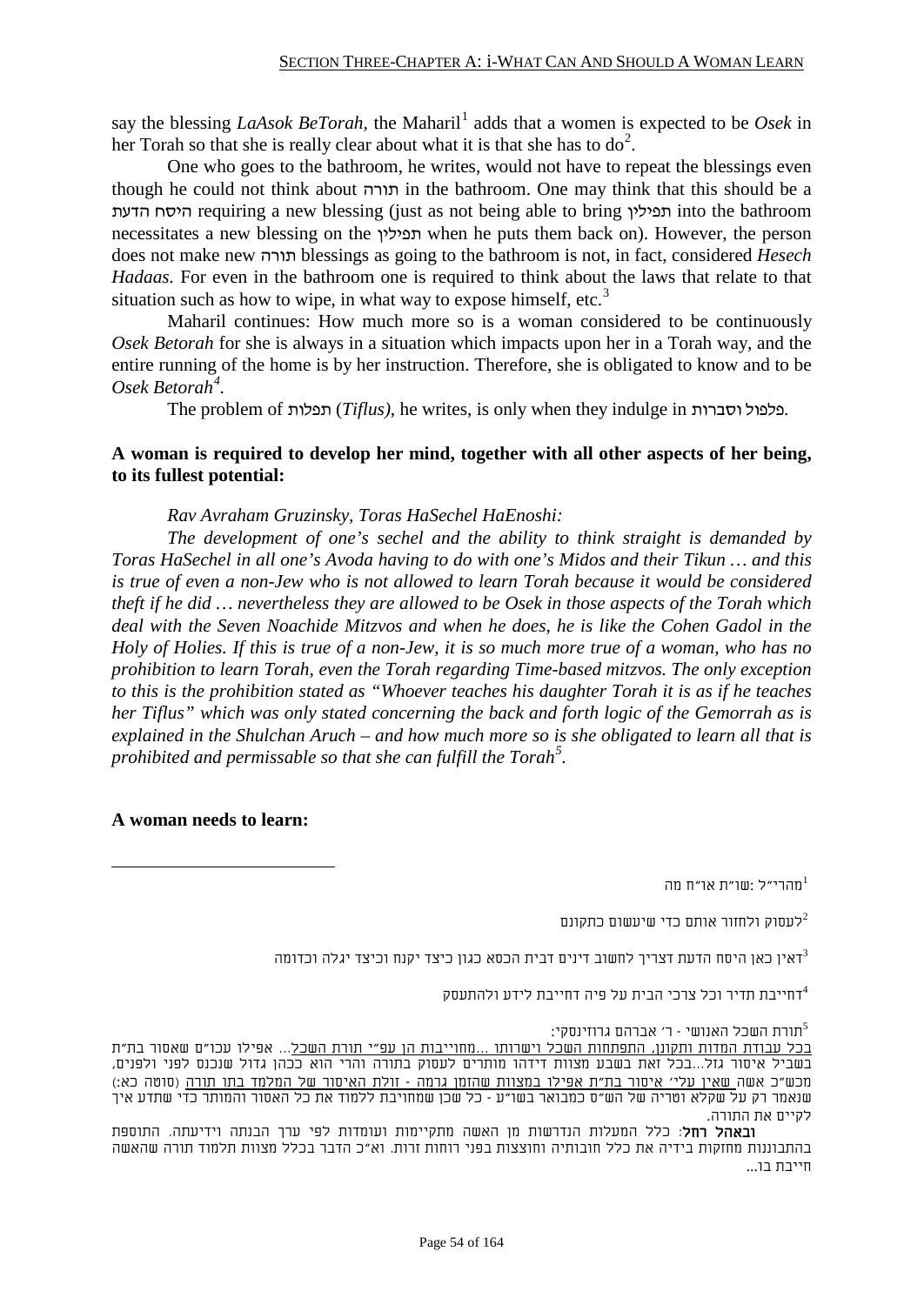say the blessing *LaAsok BeTorah*, the Maharil[1] adds that a women is expected to be *Osek* in her Torah so that she is really clear about what it is that she has to do[2].

One who goes to the bathroom, he writes, would not have to repeat the blessings even though he could not think about תורה in the bathroom. One may think that this should be a היסח הדעת requiring a new blessing (just as not being able to bring תפילין into the bathroom necessitates a new blessing on the תפילין when he puts them back on). However, the person does not make new תורה blessings as going to the bathroom is not, in fact, considered *Hesech Hadaas*. For even in the bathroom one is required to think about the laws that relate to that situation such as how to wipe, in what way to expose himself, etc.[3]

Maharil continues: How much more so is a woman considered to be continuously *Osek Betorah* for she is always in a situation which impacts upon her in a Torah way, and the entire running of the home is by her instruction. Therefore, she is obligated to know and to be *Osek Betorah*[4].

The problem of תפלות (*Tiflus)*, he writes, is only when they indulge in פלפול וסברות.

**A woman is required to develop her mind, together with all other aspects of her being, to its fullest potential:**

*Rav Avraham Gruzinsky, Toras HaSechel HaEnoshi:*

*The development of one's sechel and the ability to think straight is demanded by Toras HaSechel in all one's Avoda having to do with one's Midos and their Tikun … and this is true of even a non-Jew who is not allowed to learn Torah because it would be considered theft if he did … nevertheless they are allowed to be Osek in those aspects of the Torah which deal with the Seven Noachide Mitzvos and when he does, he is like the Cohen Gadol in the Holy of Holies. If this is true of a non-Jew, it is so much more true of a woman, who has no prohibition to learn Torah, even the Torah regarding Time-based mitzvos. The only exception to this is the prohibition stated as "Whoever teaches his daughter Torah it is as if he teaches her Tiflus" which was only stated concerning the back and forth logic of the Gemorrah as is explained in the Shulchan Aruch – and how much more so is she obligated to learn all that is prohibited and permissable so that she can fulfill the Torah*[5].

**A woman needs to learn:**

---

[1] מהרי״ל: שו״ת או״ח מה

[2] לעסוק ולחזור אותם כדי שיעשום כתקונם

[3] דאין כאן היסח הדעת דצריך לחשוב דינים דבית הכסא כגון כיצד יקנח וכיצד יגלה וכדומה

[4] דחייבת תדיר וכל צרכי הבית על פיה דחייבת לידע ולהתעסק

[5] תורת השכל האנושי - ר׳ אברהם גרוזינסקי:
בכל עבודת המדות ותקונן, התפתחות השכל וישרותו ...מחוייבות הן עפ״י תורת השכל... אפילו עכו״ם שאסור בת״ת בשביל איסור גזל...בכל זאת בשבע מצוות דידהו מותרים לעסוק בתורה והרי הוא ככהן גדול שנכנס לפני ולפנים, מכש״כ אשה שאין עלי׳ איסור בת״ת אפילו במצוות שהזמן גרמה - זולת האיסור של המלמד בתו תורה (סוטה כא:) שנאמר רק על שקלא וטריה של הש״ס כמבואר בשו״ע - כל שכן שמחויבת ללמוד את כל האסור והמותר כדי שתדע איך לקיים את התורה.
**ובאהל רחל**: כלל המעלות הנדרשות מן האשה מתקיימות ועומדות לפי ערך הבנתה וידיעתה. התוספת בהתבוננות מחזקות בידיה את כלל חובותיה וחוצצות בפני רוחות זרות. וא״כ הדבר בכלל מצוות תלמוד תורה שהאשה חייבת בו...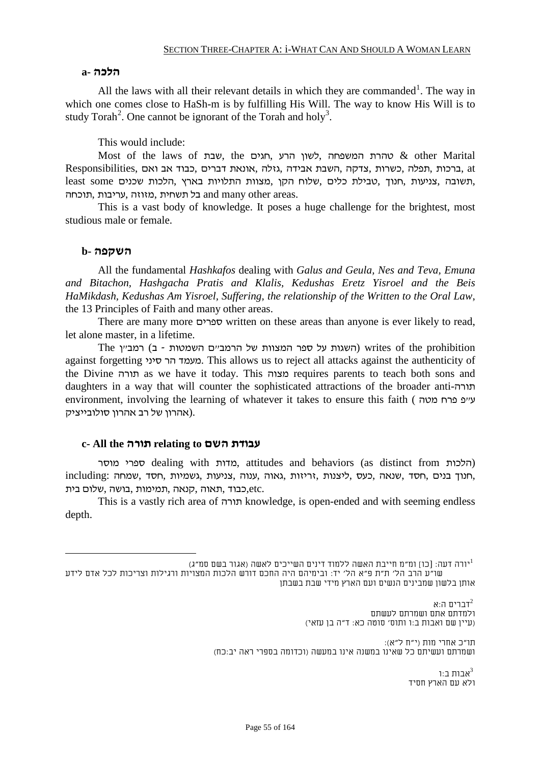SECTION THREE-CHAPTER A: I-WHAT CAN AND SHOULD A WOMAN LEARN

### a- הלכה

All the laws with all their relevant details in which they are commanded[1]. The way in which one comes close to HaSh-m is by fulfilling His Will. The way to know His Will is to study Torah[2]. One cannot be ignorant of the Torah and holy[3].

This would include:

Most of the laws of שבת, the חגים, לשון הרע, טהרת המשפחה & other Marital Responsibilities, ברכות, תפלה, כשרות, צדקה, השבת אבידה, גזלה, אונאת דברים, כבוד אב ואם, at least some הלכות שכנים, מצוות התלויות בארץ, שלוח הקן, טבילת כלים, חנוך, צניעות, תשובה, תוכחה, עריבות, מזוזה, בל תשחית and many other areas.

This is a vast body of knowledge. It poses a huge challenge for the brightest, most studious male or female.

### b- השקפה

All the fundamental *Hashkafos* dealing with *Galus and Geula, Nes and Teva, Emuna and Bitachon, Hashgacha Pratis and Klalis, Kedushas Eretz Yisroel and the Beis HaMikdash, Kedushas Am Yisroel, Suffering, the relationship of the Written to the Oral Law*, the 13 Principles of Faith and many other areas.

There are many more ספרים written on these areas than anyone is ever likely to read, let alone master, in a lifetime.

The רמב״ן (השגות על ספר המצוות של הרמב״ם השמטות - ב) writes of the prohibition against forgetting מעמד הר סיני. This allows us to reject all attacks against the authenticity of the Divine תורה as we have it today. This מצוה requires parents to teach both sons and daughters in a way that will counter the sophisticated attractions of the broader anti-תורה environment, involving the learning of whatever it takes to ensure this faith (ע״פ פרח מטה אהרון של רב אהרון סולובייציק).

### c- All the תורה relating to עבודת השם

ספרי מוסר dealing with מדות, attitudes and behaviors (as distinct from הלכות) including: חנוך בנים, חסד, שנאה, כעס, ליצנות, זריזות, גאוה, ענוה, צניעות, גשמיות, שמחה, כבוד, תאוה, קנאה, תמימות, בושה, שלום בית, etc.

This is a vastly rich area of תורה knowledge, is open-ended and with seeming endless depth.

---

[1] יורה דעה: [כו] ומ״מ חייבת האשה ללמוד דינים השייכים לאשה (אגור בשם סמ״ג)
שו״ע הרב הל׳ ת״ת פ״א הל׳ יד: ובימיהם היה החכם דורש הלכות המצויות ורגילות וצריכות לכל אדם לידע אותן בלשון שמבינים הנשים ועם הארץ מידי שבת בשבתן

[2] דברים ה:א
ולמדתם אתם ושמרתם לעשתם
(עיין שם ואבות ב:ו ותוס׳ סוטה כא: ד״ה בן עזאי)

תו״כ אחרי מות (י״ח ל״א):
ושמרתם ועשיתם כל שאינו במשנה אינו במעשה (וכדומה בספרי ראה יב:כח)

[3] אבות ב:ו
ולא עם הארץ חסיד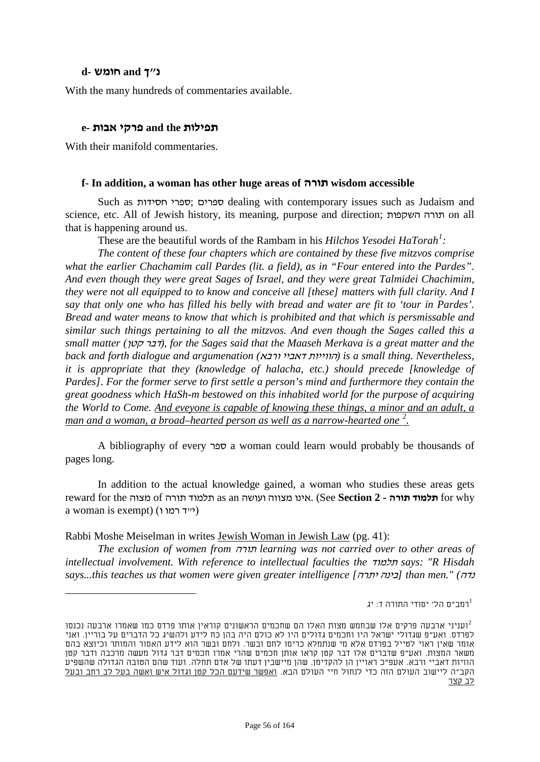#### d- חומש and נ״ך

With the many hundreds of commentaries available.

#### e- פרקי אבות and the תפילות

With their manifold commentaries.

#### f- In addition, a woman has other huge areas of תורה wisdom accessible

Such as ספרי חסידות; ספרים dealing with contemporary issues such as Judaism and science, etc. All of Jewish history, its meaning, purpose and direction; תורה השקפות on all that is happening around us.

These are the beautiful words of the Rambam in his *Hilchos Yesodei HaTorah*[1]:

*The content of these four chapters which are contained by these five mitzvos comprise what the earlier Chachamim call Pardes (lit. a field), as in "Four entered into the Pardes". And even though they were great Sages of Israel, and they were great Talmidei Chachimim, they were not all equipped to to know and conceive all [these] matters with full clarity. And I say that only one who has filled his belly with bread and water are fit to 'tour in Pardes'. Bread and water means to know that which is prohibited and that which is persmissable and similar such things pertaining to all the mitzvos. And even though the Sages called this a small matter (דבר קטן), for the Sages said that the Maaseh Merkava is a great matter and the back and forth dialogue and argumenation (הוויות דאביי ורבא) is a small thing. Nevertheless, it is appropriate that they (knowledge of halacha, etc.) should precede [knowledge of Pardes]. For the former serve to first settle a person's mind and furthermore they contain the great goodness which HaSh-m bestowed on this inhabited world for the purpose of acquiring the World to Come. <u>And eveyone is capable of knowing these things, a minor and an adult, a man and a woman, a broad–hearted person as well as a narrow-hearted one [2].</u>*

A bibliography of every ספר a woman could learn would probably be thousands of pages long.

In addition to the actual knowledge gained, a woman who studies these areas gets reward for the מצוה of תלמוד תורה as an אינו מצווה ועושה. (See **Section 2 - תלמוד תורה** for why a woman is exempt) (יי״ד רמו ו)

Rabbi Moshe Meiselman in writes <u>Jewish Woman in Jewish Law</u> (pg. 41):

*The exclusion of women from תורה learning was not carried over to other areas of intellectual involvement. With reference to intellectual faculties the תלמוד says: "R Hisdah says...this teaches us that women were given greater intelligence [בינה יתרה] than men." (נדה*

---

[1] רמב״ם הל׳ יסודי התורה ד: יג

[2] ועניני ארבעה פרקים אלו שבחמש מצות האלו הם שחכמים הראשונים קוראין אותו פרדס כמו שאמרו ארבעה נכנסו לפרדס. ואע״פ שגדולי ישראל היו וחכמים גדולים היו לא כולם היה בהן כח לידע ולהשיג כל הדברים על בוריין. ואני אומר שאין ראוי לטייל בפרדס אלא מי שנתמלא כריסו לחם ובשר. ולחם ובשר הוא לידע האסור והמותר וכיוצא בהם משאר המצות. ואע״פ שדברים אלו דבר קטן קראו אותן חכמים שהרי אמרו חכמים דבר גדול מעשה מרכבה ודבר קטן הוויות דאביי ורבא. אעפ״כ ראויין הן להקדימן. שהן מיישבין דעתו של אדם תחלה. ועוד שהם הטובה הגדולה שהשפיע הקב״ה ליישוב העולם הזה כדי לנחול חיי העולם הבא. <u>ואפשר שידעם הכל קטן וגדול איש ואשה בעל לב רחב ובעל לב קצר</u>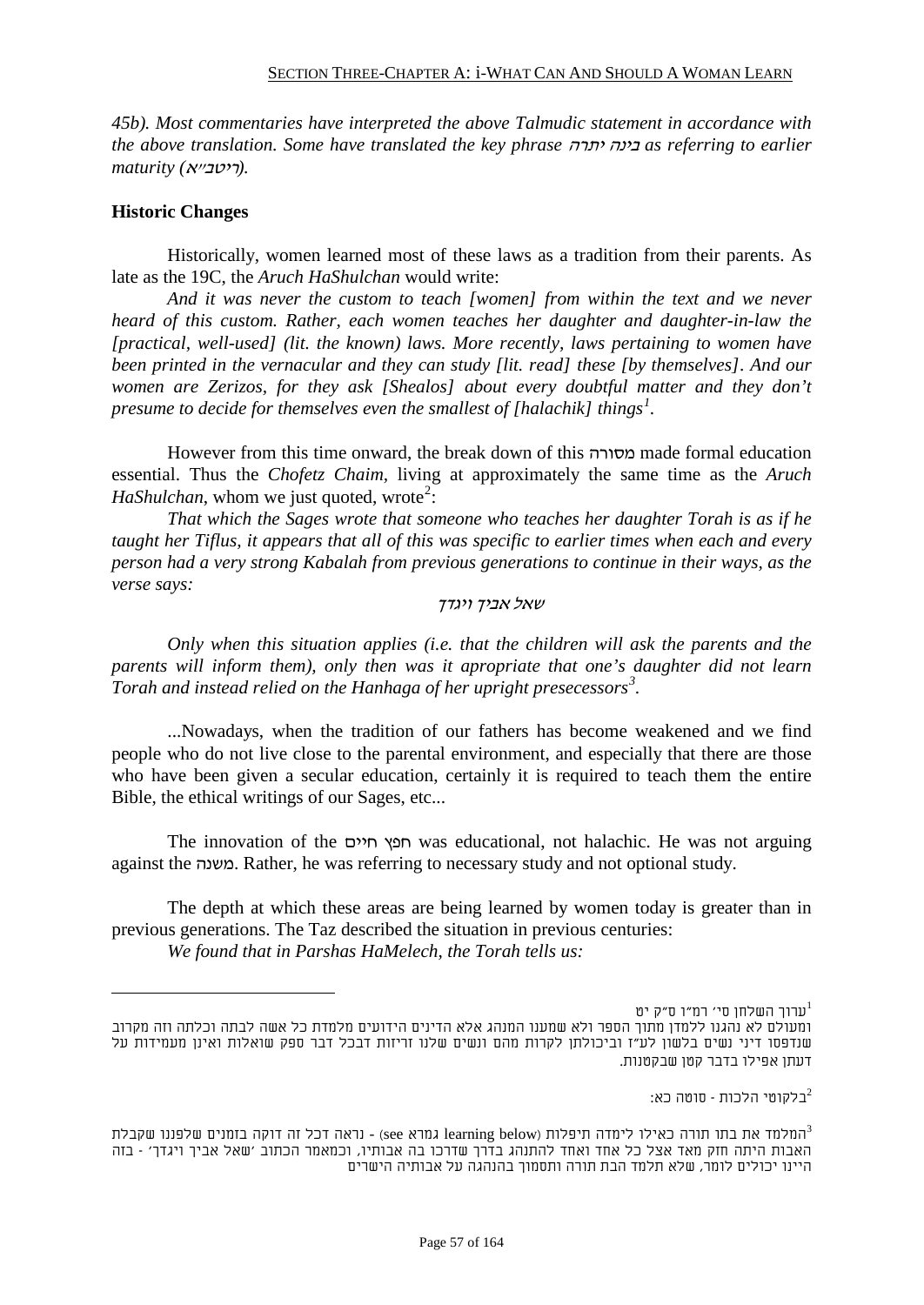*45b). Most commentaries have interpreted the above Talmudic statement in accordance with the above translation. Some have translated the key phrase בינה יתרה as referring to earlier maturity (ריטב"א).*

## Historic Changes

Historically, women learned most of these laws as a tradition from their parents. As late as the 19C, the *Aruch HaShulchan* would write:

*And it was never the custom to teach [women] from within the text and we never heard of this custom. Rather, each women teaches her daughter and daughter-in-law the [practical, well-used] (lit. the known) laws. More recently, laws pertaining to women have been printed in the vernacular and they can study [lit. read] these [by themselves]. And our women are Zerizos, for they ask [Shealos] about every doubtful matter and they don't presume to decide for themselves even the smallest of [halachik] things*[1].

However from this time onward, the break down of this מסורה made formal education essential. Thus the *Chofetz Chaim*, living at approximately the same time as the *Aruch HaShulchan*, whom we just quoted, wrote[2]:

*That which the Sages wrote that someone who teaches her daughter Torah is as if he taught her Tiflus, it appears that all of this was specific to earlier times when each and every person had a very strong Kabalah from previous generations to continue in their ways, as the verse says:*

*שאל אביך ויגדך*

*Only when this situation applies (i.e. that the children will ask the parents and the parents will inform them), only then was it apropriate that one's daughter did not learn Torah and instead relied on the Hanhaga of her upright presecessors*[3].

...Nowadays, when the tradition of our fathers has become weakened and we find people who do not live close to the parental environment, and especially that there are those who have been given a secular education, certainly it is required to teach them the entire Bible, the ethical writings of our Sages, etc...

The innovation of the חפץ חיים was educational, not halachic. He was not arguing against the משנה. Rather, he was referring to necessary study and not optional study.

The depth at which these areas are being learned by women today is greater than in previous generations. The Taz described the situation in previous centuries:

*We found that in Parshas HaMelech, the Torah tells us:*

---

[1] ערוך השלחן סי׳ רמ״ו ס״ק יט
ומעולם לא נהגנו ללמדן מתוך הספר ולא שמענו המנהג אלא הדינים הידועים מלמדת כל אשה לבתה וכלתה וזה מקרוב שנדפסו דיני נשים בלשון לע״ז וביכולתן לקרות מהם ונשים שלנו זריזות דבכל דבר ספק שואלות ואינן מעמידות על דעתן אפילו בדבר קטן שבקטנות.

[2] בלקוטי הלכות - סוטה כא:

[3] המלמד את בתו תורה כאילו לימדה תיפלות (see גמרא learning below) - נראה דכל זה דוקה בזמנים שלפננו שקבלת האבות היתה חזק מאד אצל כל אחד ואחד להתנהג בדרך שדרכו בה אבותיו, וכמאמר הכתוב 'שאל אביך ויגדך' - בזה היינו יכולים לומר, שלא תלמד הבת תורה ותסמוך בהנהגה על אבותיה הישרים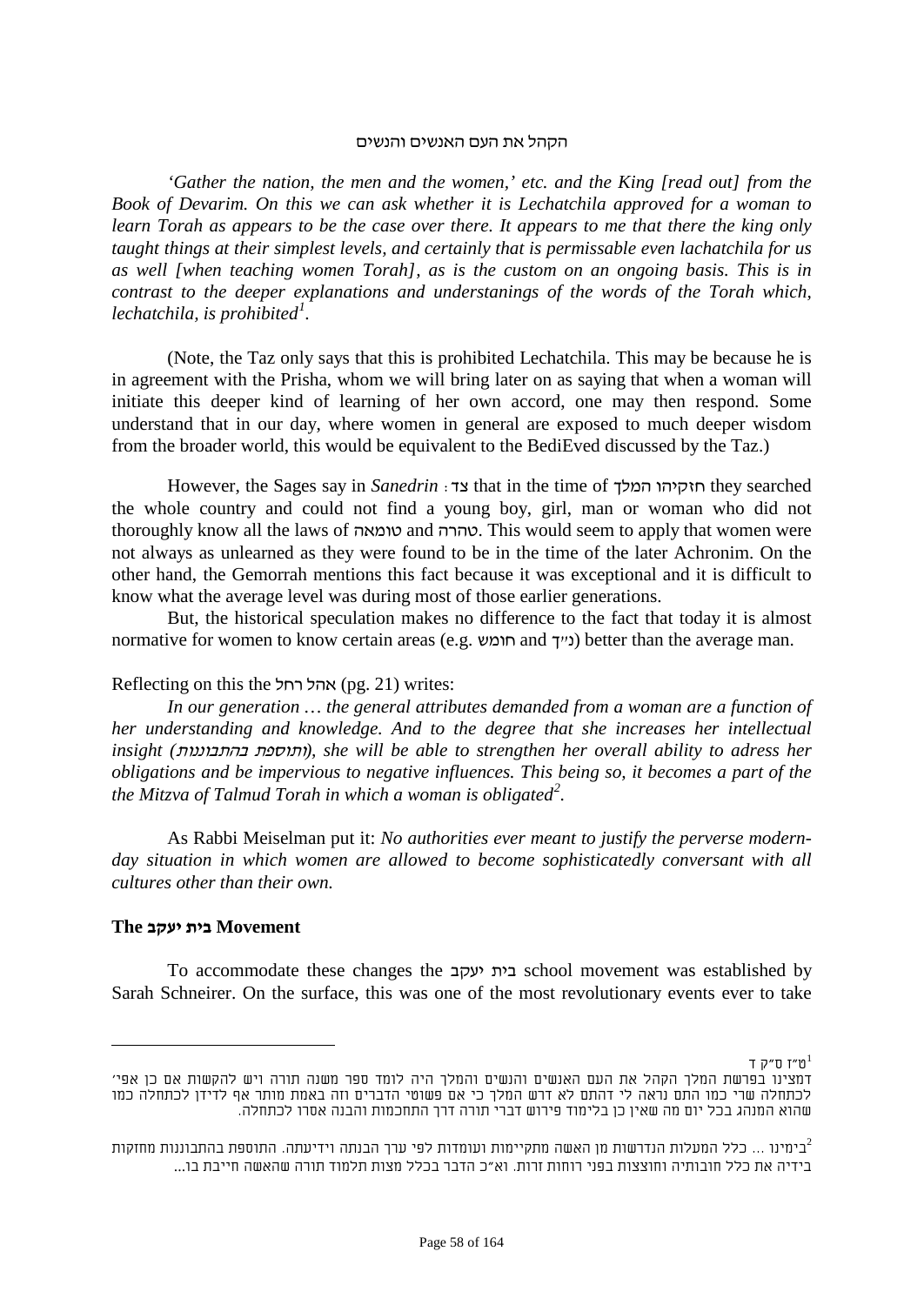הקהל את העם האנשים והנשים

*'Gather the nation, the men and the women,' etc. and the King [read out] from the Book of Devarim. On this we can ask whether it is Lechatchila approved for a woman to learn Torah as appears to be the case over there. It appears to me that there the king only taught things at their simplest levels, and certainly that is permissable even lachatchila for us as well [when teaching women Torah], as is the custom on an ongoing basis. This is in contrast to the deeper explanations and understanings of the words of the Torah which, lechatchila, is prohibited*[1].

(Note, the Taz only says that this is prohibited Lechatchila. This may be because he is in agreement with the Prisha, whom we will bring later on as saying that when a woman will initiate this deeper kind of learning of her own accord, one may then respond. Some understand that in our day, where women in general are exposed to much deeper wisdom from the broader world, this would be equivalent to the BediEved discussed by the Taz.)

However, the Sages say in *Sanedrin* צד: that in the time of חזקיהו המלך they searched the whole country and could not find a young boy, girl, man or woman who did not thoroughly know all the laws of טומאה and טהרה. This would seem to apply that women were not always as unlearned as they were found to be in the time of the later Achronim. On the other hand, the Gemorrah mentions this fact because it was exceptional and it is difficult to know what the average level was during most of those earlier generations.

But, the historical speculation makes no difference to the fact that today it is almost normative for women to know certain areas (e.g. חומש and נ"ך) better than the average man.

Reflecting on this the אהל רחל (pg. 21) writes:

*In our generation … the general attributes demanded from a woman are a function of her understanding and knowledge. And to the degree that she increases her intellectual insight (ותוספת בהתבוננות), she will be able to strengthen her overall ability to adress her obligations and be impervious to negative influences. This being so, it becomes a part of the the Mitzva of Talmud Torah in which a woman is obligated*[2].

As Rabbi Meiselman put it: *No authorities ever meant to justify the perverse modern-day situation in which women are allowed to become sophisticatedly conversant with all cultures other than their own.*

**The בית יעקב Movement**

To accommodate these changes the בית יעקב school movement was established by Sarah Schneirer. On the surface, this was one of the most revolutionary events ever to take

---

[1] ט"ז ס"ק ד
דמצינו בפרשת המלך הקהל את העם האנשים והנשים והמלך היה לומד ספר משנה תורה ויש להקשות אם כן אפי' לכתחלה שרי כמו התם נראה לי דהתם לא דרש המלך כי אם פשוטי הדברים וזה באמת מותר אף לדידן לכתחלה כמו שהוא המנהג בכל יום מה שאין כן בלימוד פירוש דברי תורה דרך התחכמות והבנה אסרו לכתחלה.

[2] בימינו ... כלל המעלות הנדרשות מן האשה מתקיימות ועומדות לפי ערך הבנתה וידיעתה. התוספת בהתבוננות מחזקות בידיה את כלל חובותיה וחוצצות בפני רוחות זרות. וא"כ הדבר בכלל מצות תלמוד תורה שהאשה חייבת בו...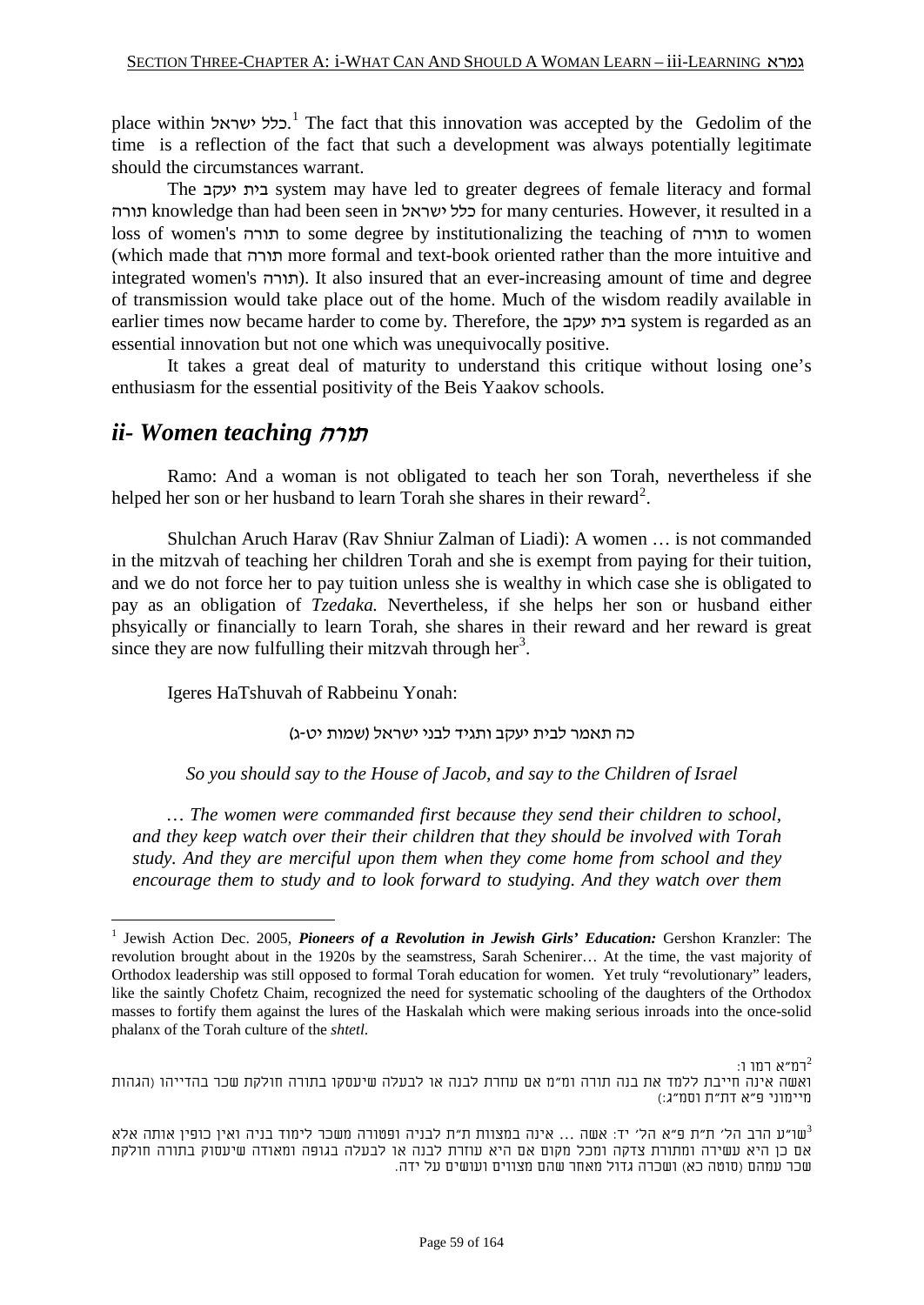place within כלל ישראל.[1] The fact that this innovation was accepted by the Gedolim of the time is a reflection of the fact that such a development was always potentially legitimate should the circumstances warrant.

The בית יעקב system may have led to greater degrees of female literacy and formal תורה knowledge than had been seen in כלל ישראל for many centuries. However, it resulted in a loss of women's תורה to some degree by institutionalizing the teaching of תורה to women (which made that תורה more formal and text-book oriented rather than the more intuitive and integrated women's תורה). It also insured that an ever-increasing amount of time and degree of transmission would take place out of the home. Much of the wisdom readily available in earlier times now became harder to come by. Therefore, the בית יעקב system is regarded as an essential innovation but not one which was unequivocally positive.

It takes a great deal of maturity to understand this critique without losing one's enthusiasm for the essential positivity of the Beis Yaakov schools.

## *ii- Women teaching תורה*

Ramo: And a woman is not obligated to teach her son Torah, nevertheless if she helped her son or her husband to learn Torah she shares in their reward[2].

Shulchan Aruch Harav (Rav Shniur Zalman of Liadi): A women … is not commanded in the mitzvah of teaching her children Torah and she is exempt from paying for their tuition, and we do not force her to pay tuition unless she is wealthy in which case she is obligated to pay as an obligation of *Tzedaka.* Nevertheless, if she helps her son or husband either phsyically or financially to learn Torah, she shares in their reward and her reward is great since they are now fulfulling their mitzvah through her[3].

Igeres HaTshuvah of Rabbeinu Yonah:

כה תאמר לבית יעקב ותגיד לבני ישראל (שמות יט-ג)

*So you should say to the House of Jacob, and say to the Children of Israel*

*… The women were commanded first because they send their children to school, and they keep watch over their their children that they should be involved with Torah study. And they are merciful upon them when they come home from school and they encourage them to study and to look forward to studying. And they watch over them*

---

[1] Jewish Action Dec. 2005, ***Pioneers of a Revolution in Jewish Girls' Education:*** Gershon Kranzler: The revolution brought about in the 1920s by the seamstress, Sarah Schenirer… At the time, the vast majority of Orthodox leadership was still opposed to formal Torah education for women. Yet truly "revolutionary" leaders, like the saintly Chofetz Chaim, recognized the need for systematic schooling of the daughters of the Orthodox masses to fortify them against the lures of the Haskalah which were making serious inroads into the once-solid phalanx of the Torah culture of the *shtetl*.

[2] רמ"א רמו ו:
ואשה אינה חייבת ללמד את בנה תורה ומ"מ אם עוזרת לבנה או לבעלה שיעסקו בתורה חולקת שכר בהדייהו (הגהות מיימוני פ"א דת"ת וסמ"ג:)

[3] שו"ע הרב הל' ת"ת פ"א הל' יד: אשה … אינה במצוות ת"ת לבניה ופטורה משכר לימוד בניה ואין כופין אותה אלא אם כן היא עשירה ומתורת צדקה ומכל מקום אם היא עוזרת לבנה או לבעלה בגופה ומאודה שיעסוק בתורה חולקת שכר עמהם (סוטה כא) ושכרה גדול מאחר שהם מצווים ועושים על ידה.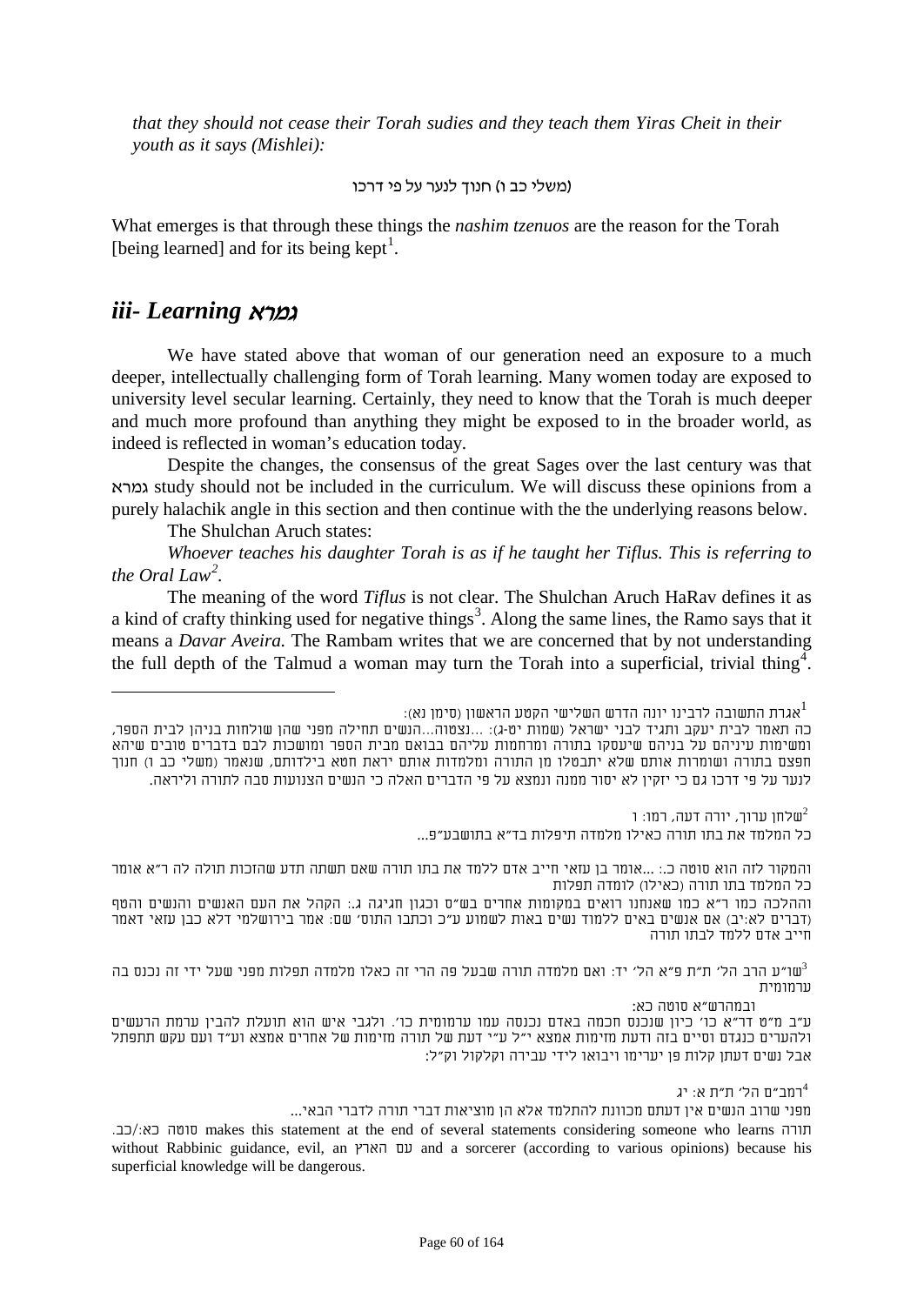*that they should not cease their Torah sudies and they teach them Yiras Cheit in their youth as it says (Mishlei):*

(משלי כב ו) חנוך לנער על פי דרכו

What emerges is that through these things the *nashim tzenuos* are the reason for the Torah [being learned] and for its being kept[1].

## *iii- Learning גמרא*

We have stated above that woman of our generation need an exposure to a much deeper, intellectually challenging form of Torah learning. Many women today are exposed to university level secular learning. Certainly, they need to know that the Torah is much deeper and much more profound than anything they might be exposed to in the broader world, as indeed is reflected in woman's education today.

Despite the changes, the consensus of the great Sages over the last century was that גמרא study should not be included in the curriculum. We will discuss these opinions from a purely halachik angle in this section and then continue with the the underlying reasons below.

The Shulchan Aruch states:

*Whoever teaches his daughter Torah is as if he taught her Tiflus. This is referring to the Oral Law*[2].

The meaning of the word *Tiflus* is not clear. The Shulchan Aruch HaRav defines it as a kind of crafty thinking used for negative things[3]. Along the same lines, the Ramo says that it means a *Davar Aveira.* The Rambam writes that we are concerned that by not understanding the full depth of the Talmud a woman may turn the Torah into a superficial, trivial thing[4].

---

[1] אגרת התשובה לרבינו יונה הדרש השלישי הקטע הראשון (סימן נא):
כה תאמר לבית יעקב ותגיד לבני ישראל (שמות יט-ג): ...נצטוה...הנשים תחילה מפני שהן שולחות בניהן לבית הספר, ומשימות עיניהם על בניהם שיעסקו בתורה ומרחמות עליהם בבואם מבית הספר ומושכות לבם בדברים טובים שיהא חפצם בתורה ושומרות אותם שלא יתבטלו מן התורה ומלמדות אותם יראת חטא בילדותם, שנאמר (משלי כב ו) חנוך לנער על פי דרכו גם כי יזקין לא יסור ממנה ונמצא על פי הדברים האלה כי הנשים הצנועות סבה לתורה וליראה.

[2] שלחן ערוך, יורה דעה, רמו: ו
כל המלמד את בתו תורה כאילו מלמדה תיפלות בד"א בתושבע"פ...

והמקור לזה הוא סוטה כ.: ...אומר בן עזאי חייב אדם ללמד את בתו תורה שאם תשתה תדע שהזכות תולה לה ר"א אומר כל המלמד בתו תורה (כאילו) לומדה תפלות
וההלכה כמו ר"א כמו שאנחנו רואים במקומות אחרים בש"ס וכגון חגיגה ג.: הקהל את העם האנשים והנשים והטף (דברים לא:יב) אם אנשים באים ללמוד נשים באות לשמוע ע"כ וכתבו התוס' שם: אמר בירושלמי דלא כבן עזאי דאמר חייב אדם ללמד לבתו תורה

[3] שו"ע הרב הל' ת"ת פ"א הל' יד: ואם מלמדה תורה שבעל פה הרי זה כאלו מלמדה תפלות מפני שעל ידי זה נכנס בה ערמומית
ובמהרש"א סוטה כא:
ע"ב מ"ט דר"א כו' כיון שנכנס חכמה באדם נכנסה עמו ערמומית כו'. ולגבי איש הוא תועלת להבין ערמת הרעשים ולהערים כנגדם וסיים בזה ודעת מזימות אמצא י"ל ע"י דעת של תורה מזימות של אחרים אמצא וע"ד ועם עקש תתפתל אבל נשים דעתן קלות פן יערימו ויבואו לידי עבירה וקלקול וק"ל:

[4] רמב"ם הל' ת"ת א: יג
מפני שרוב הנשים אין דעתם מכוונת להתלמד אלא הן מוציאות דברי תורה לדברי הבאי...
סוטה כא:/כב. makes this statement at the end of several statements considering someone who learns תורה without Rabbinic guidance, evil, an עם הארץ and a sorcerer (according to various opinions) because his superficial knowledge will be dangerous.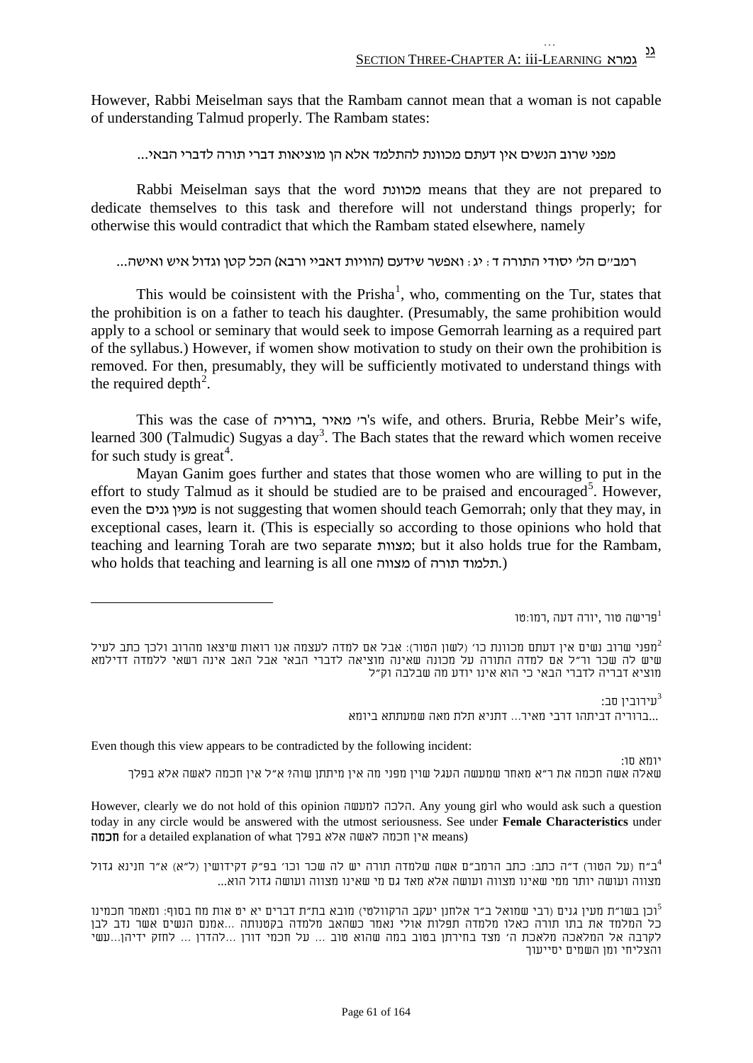However, Rabbi Meiselman says that the Rambam cannot mean that a woman is not capable of understanding Talmud properly. The Rambam states:

מפני שרוב הנשים אין דעתם מכוונת להתלמד אלא הן מוציאות דברי תורה לדברי הבאי...

Rabbi Meiselman says that the word מכוונת means that they are not prepared to dedicate themselves to this task and therefore will not understand things properly; for otherwise this would contradict that which the Rambam stated elsewhere, namely

רמב"ם הל' יסודי התורה ד: יג: ואפשר שידעם (הוויות דאביי ורבא) הכל קטן וגדול איש ואישה...

This would be coinsistent with the Prisha[1], who, commenting on the Tur, states that the prohibition is on a father to teach his daughter. (Presumably, the same prohibition would apply to a school or seminary that would seek to impose Gemorrah learning as a required part of the syllabus.) However, if women show motivation to study on their own the prohibition is removed. For then, presumably, they will be sufficiently motivated to understand things with the required depth[2].

This was the case of ברוריה, ר' מאיר's wife, and others. Bruria, Rebbe Meir's wife, learned 300 (Talmudic) Sugyas a day[3]. The Bach states that the reward which women receive for such study is great[4].

Mayan Ganim goes further and states that those women who are willing to put in the effort to study Talmud as it should be studied are to be praised and encouraged[5]. However, even the מעין גנים is not suggesting that women should teach Gemorrah; only that they may, in exceptional cases, learn it. (This is especially so according to those opinions who hold that teaching and learning Torah are two separate מצוות; but it also holds true for the Rambam, who holds that teaching and learning is all one מצווה of תלמוד תורה.)

---

[1] פרישה טור ,יורה דעה ,רמו:טו

[2] מפני שרוב נשים אין דעתם מכוונת כו' (לשון הטור): אבל אם למדה לעצמה אנו רואות שיצאו מהרוב ולכך כתב לעיל שיש לה שכר ור"ל אם למדה התורה על מכונה שאינה מוציאה לדברי הבאי אבל האב אינה רשאי ללמדה דדילמא מוציא דבריה לדברי הבאי כי הוא אינו יודע מה שבלבה וק"ל

[3] עירובין סב:

...ברוריה דביתהו דרבי מאיר... דתניא תלת מאה שמעתתא ביומא

Even though this view appears to be contradicted by the following incident:

יומא סו:

שאלה אשה חכמה את ר"א מאחר שמעשה העגל שוין מפני מה אין מיתתן שוה? א"ל אין חכמה לאשה אלא בפלך

However, clearly we do not hold of this opinion הלכה למעשה. Any young girl who would ask such a question today in any circle would be answered with the utmost seriousness. See under **Female Characteristics** under **חכמה** for a detailed explanation of what אין חכמה לאשה אלא בפלך means)

[4] ב"ח (על הטור) ד"ה כתב: כתב הרמב"ם אשה שלמדה תורה יש לה שכר וכו' בפ"ק דקידושין (ל"א) א"ר חנינא גדול מצווה ועושה יותר ממי שאינו מצווה ועושה אלא מאד גם מי שאינו מצווה ועושה גדול הוא...

[5] וכן בשו"ת מעין גנים (רבי שמואל ב"ר אלחנן יעקב הרקוולטי) מובא בת"ת דברים יא יט אות מח בסוף: ומאמר חכמינו כל המלמד את בתו תורה כאלו מלמדה תפלות אולי נאמר כשהאב מלמדה בקטנותה ...אמנם הנשים אשר נדב לבן לקרבה אל המלאכה מלאכת ה' מצד בחירתן בטוב במה שהוא טוב ... על חכמי דורן ...להדרן ... לחזק ידיהן...עשי והצליחי ומן השמים יסייעוך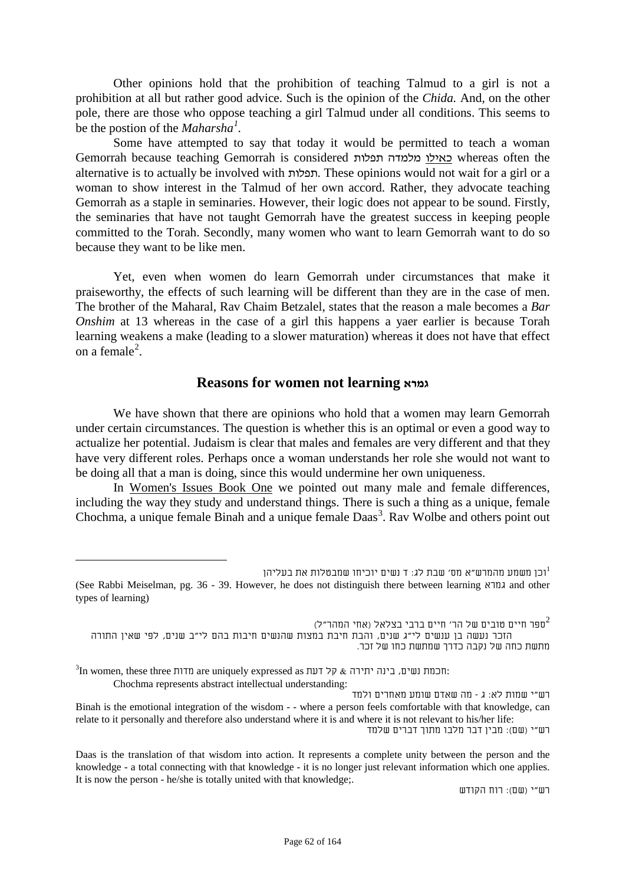Other opinions hold that the prohibition of teaching Talmud to a girl is not a prohibition at all but rather good advice. Such is the opinion of the *Chida.* And, on the other pole, there are those who oppose teaching a girl Talmud under all conditions. This seems to be the postion of the *Maharsha*[1].

Some have attempted to say that today it would be permitted to teach a woman Gemorrah because teaching Gemorrah is considered כאילו מלמדה תפלות whereas often the alternative is to actually be involved with תפלות. These opinions would not wait for a girl or a woman to show interest in the Talmud of her own accord. Rather, they advocate teaching Gemorrah as a staple in seminaries. However, their logic does not appear to be sound. Firstly, the seminaries that have not taught Gemorrah have the greatest success in keeping people committed to the Torah. Secondly, many women who want to learn Gemorrah want to do so because they want to be like men.

Yet, even when women do learn Gemorrah under circumstances that make it praiseworthy, the effects of such learning will be different than they are in the case of men. The brother of the Maharal, Rav Chaim Betzalel, states that the reason a male becomes a *Bar Onshim* at 13 whereas in the case of a girl this happens a yaer earlier is because Torah learning weakens a make (leading to a slower maturation) whereas it does not have that effect on a female[2].

## Reasons for women not learning גמרא

We have shown that there are opinions who hold that a women may learn Gemorrah under certain circumstances. The question is whether this is an optimal or even a good way to actualize her potential. Judaism is clear that males and females are very different and that they have very different roles. Perhaps once a woman understands her role she would not want to be doing all that a man is doing, since this would undermine her own uniqueness.

In Women's Issues Book One we pointed out many male and female differences, including the way they study and understand things. There is such a thing as a unique, female Chochma, a unique female Binah and a unique female Daas[3]. Rav Wolbe and others point out

---

[1] וכן משמע מהמרש"א מס' שבת לג: ד נשים יוכיחו שמבטלות את בעליהן

(See Rabbi Meiselman, pg. 36 - 39. However, he does not distinguish there between learning גמרא and other types of learning)

[2] ספר חיים טובים של הר' חיים ברבי בצלאל (אחי המהר"ל)
הזכר נעשה בן ענשים לי"ג שנים, והבת חיבת במצות שהנשים חיבות בהם לי"ב שנים, לפי שאין התורה מתשת כחה של נקבה כדרך שמתשת כחו של זכר.

[3] In women, these three מדות are uniquely expressed as חכמת נשים, בינה יתירה & קל דעת:

Chochma represents abstract intellectual understanding:

רש"י שמות לא: ג - מה שאדם שומע מאחרים ולמד

Binah is the emotional integration of the wisdom - - where a person feels comfortable with that knowledge, can relate to it personally and therefore also understand where it is and where it is not relevant to his/her life:

רש"י (שם): מבין דבר מלבו מתוך דברים שלמד

Daas is the translation of that wisdom into action. It represents a complete unity between the person and the knowledge - a total connecting with that knowledge - it is no longer just relevant information which one applies. It is now the person - he/she is totally united with that knowledge;.

רש"י (שם): רוח הקודש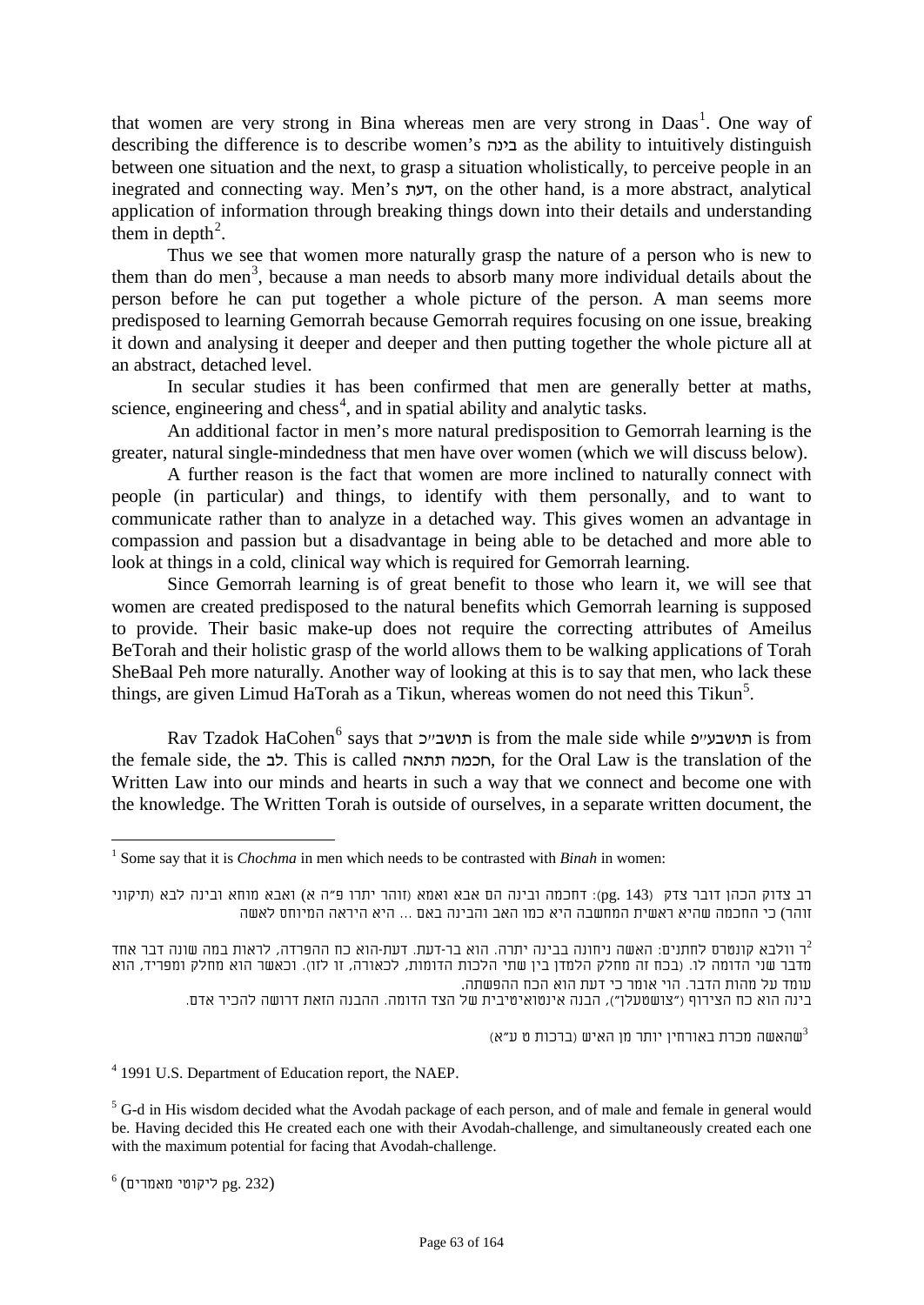that women are very strong in Bina whereas men are very strong in Daas[1]. One way of describing the difference is to describe women's בינה as the ability to intuitively distinguish between one situation and the next, to grasp a situation wholistically, to perceive people in an inegrated and connecting way. Men's דעת, on the other hand, is a more abstract, analytical application of information through breaking things down into their details and understanding them in depth[2].

Thus we see that women more naturally grasp the nature of a person who is new to them than do men[3], because a man needs to absorb many more individual details about the person before he can put together a whole picture of the person. A man seems more predisposed to learning Gemorrah because Gemorrah requires focusing on one issue, breaking it down and analysing it deeper and deeper and then putting together the whole picture all at an abstract, detached level.

In secular studies it has been confirmed that men are generally better at maths, science, engineering and chess[4], and in spatial ability and analytic tasks.

An additional factor in men's more natural predisposition to Gemorrah learning is the greater, natural single-mindedness that men have over women (which we will discuss below).

A further reason is the fact that women are more inclined to naturally connect with people (in particular) and things, to identify with them personally, and to want to communicate rather than to analyze in a detached way. This gives women an advantage in compassion and passion but a disadvantage in being able to be detached and more able to look at things in a cold, clinical way which is required for Gemorrah learning.

Since Gemorrah learning is of great benefit to those who learn it, we will see that women are created predisposed to the natural benefits which Gemorrah learning is supposed to provide. Their basic make-up does not require the correcting attributes of Ameilus BeTorah and their holistic grasp of the world allows them to be walking applications of Torah SheBaal Peh more naturally. Another way of looking at this is to say that men, who lack these things, are given Limud HaTorah as a Tikun, whereas women do not need this Tikun[5].

Rav Tzadok HaCohen[6] says that תושב״כ is from the male side while תושבע״פ is from the female side, the לב. This is called חכמה תתאה, for the Oral Law is the translation of the Written Law into our minds and hearts in such a way that we connect and become one with the knowledge. The Written Torah is outside of ourselves, in a separate written document, the

---

[1] Some say that it is *Chochma* in men which needs to be contrasted with *Binah* in women:

רב צדוק הכהן דובר צדק (pg. 143): דחכמה ובינה הם אבא ואמא (זוהר יתרו פ״ה א) ואבא מוחא ובינה לבא (תיקוני זוהר) כי החכמה שהיא ראשית המחשבה היא כמו האב והבינה באם ... היא היראה המיוחס לאשה

[2] ר וולבא קונטרס לחתנים: האשה ניחונה בבינה יתרה. הוא בר-דעת. דעת-הוא כח ההפרדה, לראות במה שונה דבר אחד מדבר שני הדומה לו. (בכח זה מחלק הלמדן בין שתי הלכות הדומות, לכאורה, זו לזו). וכאשר הוא מחלק ומפריד, הוא עומד על מהות הדבר. הוי אומר כי דעת הוא הכח ההפשתה.
בינה הוא כח הצירוף (״צושטעלן״), הבנה אינטואיטיבית של הצד הדומה. ההבנה הזאת דרושה להכיר אדם.

[3] שהאשה מכרת באורחין יותר מן האיש (ברכות ט ע״א)

[4] 1991 U.S. Department of Education report, the NAEP.

[5] G-d in His wisdom decided what the Avodah package of each person, and of male and female in general would be. Having decided this He created each one with their Avodah-challenge, and simultaneously created each one with the maximum potential for facing that Avodah-challenge.

[6] (ליקוטי מאמרים pg. 232)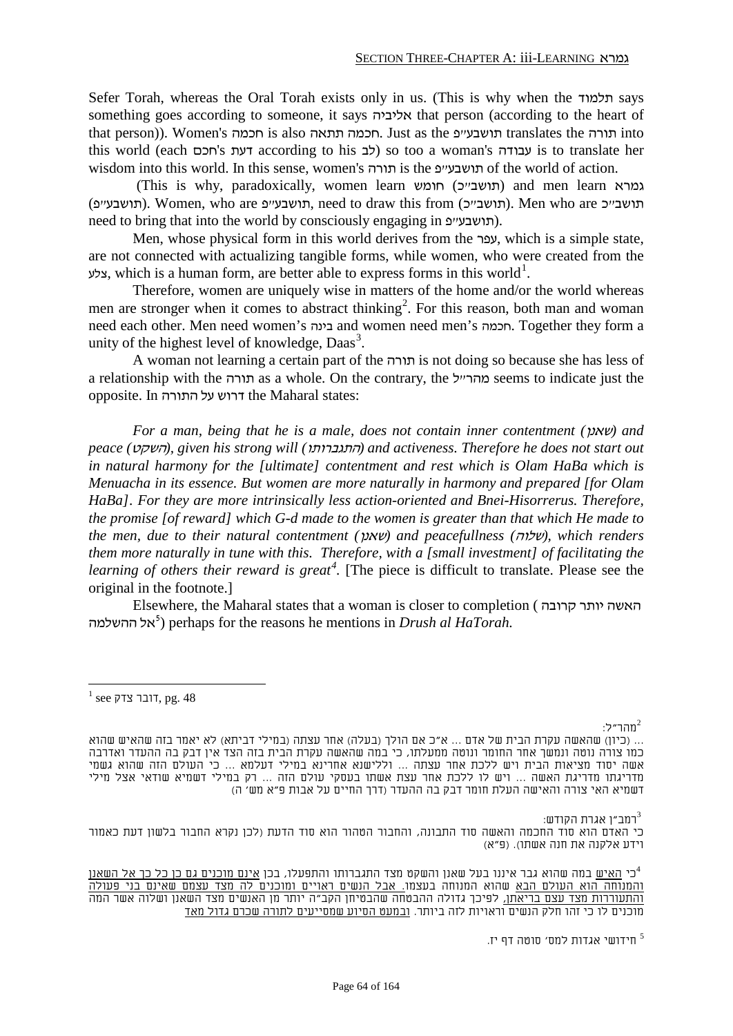Sefer Torah, whereas the Oral Torah exists only in us. (This is why when the תלמוד says something goes according to someone, it says אליביה that person (according to the heart of that person)). Women's חכמה is also חכמה תתאה. Just as the תושבע"פ translates the תורה into this world (each חכם's דעת according to his לב) so too a woman's עבודה is to translate her wisdom into this world. In this sense, women's תורה is the תושבע"פ of the world of action.

(This is why, paradoxically, women learn חומש (תושב"כ) and men learn גמרא (תושבע"פ). Women, who are תושבע"פ, need to draw this from (תושב"כ). Men who are תושב"כ need to bring that into the world by consciously engaging in (תושבע"פ).

Men, whose physical form in this world derives from the עפר, which is a simple state, are not connected with actualizing tangible forms, while women, who were created from the צלע, which is a human form, are better able to express forms in this world[1].

Therefore, women are uniquely wise in matters of the home and/or the world whereas men are stronger when it comes to abstract thinking[2]. For this reason, both man and woman need each other. Men need women's בינה and women need men's חכמה. Together they form a unity of the highest level of knowledge, Daas[3].

A woman not learning a certain part of the תורה is not doing so because she has less of a relationship with the תורה as a whole. On the contrary, the מהר"ל seems to indicate just the opposite. In דרוש על התורה the Maharal states:

*For a man, being that he is a male, does not contain inner contentment (שאנן) and peace (השקט), given his strong will (התגברותו) and activeness. Therefore he does not start out in natural harmony for the [ultimate] contentment and rest which is Olam HaBa which is Menuacha in its essence. But women are more naturally in harmony and prepared [for Olam HaBa]. For they are more intrinsically less action-oriented and Bnei-Hisorrerus. Therefore, the promise [of reward] which G-d made to the women is greater than that which He made to the men, due to their natural contentment (שאנן) and peacefullness (שלוה), which renders them more naturally in tune with this. Therefore, with a [small investment] of facilitating the learning of others their reward is great[4].* [The piece is difficult to translate. Please see the original in the footnote.]

Elsewhere, the Maharal states that a woman is closer to completion (האשה יותר קרובה אל ההשלמה[5]) perhaps for the reasons he mentions in *Drush al HaTorah.*

---

[1] see דובר צדק, pg. 48

[2] מהר"ל:
... (כיון) שהאשה עקרת הבית של אדם ... א"כ אם הולך (בעלה) אחר עצתה (במילי דביתא) לא יאמר בזה שהאיש שהוא כמו צורה נוטה ונמשך אחר החומר ונוטה ממעלתו, כי במה שהאשה עקרת הבית בזה הצד אין דבק בה ההעדר ואדרבה אשה יסוד מציאות הבית ויש ללכת אחר עצתה ... וללישנא אחרינא במילי דעלמא ... כי העולם הזה שהוא גשמי מדריגתו מדריגת האשה ... ויש לו ללכת אחר עצת אשתו בעסקי עולם הזה ... רק במילי דשמיא שודאי אצל מילי דשמיא האי צורה והאישה העלת חומר דבק בה ההעדר (דרך החיים על אבות פ"א מש' ה)

[3] רמב"ן אגרת הקודש:
כי האדם הוא סוד החכמה והאשה סוד התבונה, והחבור הטהור הוא סוד הדעת (לכן נקרא החבור בלשון דעת כאמור וידע אלקנה את חנה אשתו). (פ"א)

[4] כי האיש במה שהוא גבר איננו בעל שאנן והשקט מצד התגברותו והתפעלו, בכן אינם מוכנים גם כן כל כך אל השאנן והמנוחה הוא העולם הבא שהוא המנוחה בעצמו. אבל הנשים ראויים ומוכנים לה מצד עצמם שאינם בני פעולה והתעוררות מצד עצם בריאתן, לפיכך גדולה ההבטחה שהבטיחן הקב"ה יותר מן האנשים מצד השאנן ושלוה אשר המה מוכנים לו כי זהו חלק הנשים וראויות לזה ביותר. ובמעט הסיוע שמסייעים לתורה שכרם גדול מאד

[5] חידושי אגדות למס' סוטה דף יז.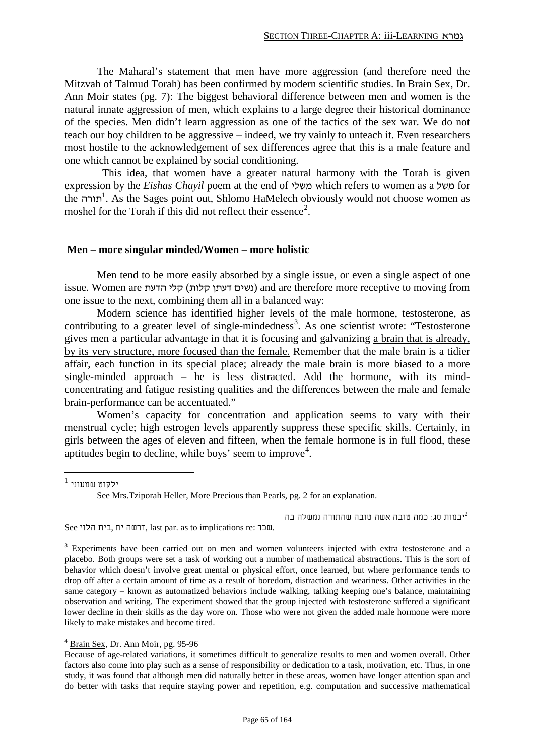The Maharal's statement that men have more aggression (and therefore need the Mitzvah of Talmud Torah) has been confirmed by modern scientific studies. In Brain Sex, Dr. Ann Moir states (pg. 7): The biggest behavioral difference between men and women is the natural innate aggression of men, which explains to a large degree their historical dominance of the species. Men didn't learn aggression as one of the tactics of the sex war. We do not teach our boy children to be aggressive – indeed, we try vainly to unteach it. Even researchers most hostile to the acknowledgement of sex differences agree that this is a male feature and one which cannot be explained by social conditioning.

This idea, that women have a greater natural harmony with the Torah is given expression by the *Eishas Chayil* poem at the end of משלי which refers to women as a משל for the תורה[1]. As the Sages point out, Shlomo HaMelech obviously would not choose women as moshel for the Torah if this did not reflect their essence[2].

## Men – more singular minded/Women – more holistic

Men tend to be more easily absorbed by a single issue, or even a single aspect of one issue. Women are קלי הדעת (נשים דעתן קלות) and are therefore more receptive to moving from one issue to the next, combining them all in a balanced way:

Modern science has identified higher levels of the male hormone, testosterone, as contributing to a greater level of single-mindedness[3]. As one scientist wrote: "Testosterone gives men a particular advantage in that it is focusing and galvanizing a brain that is already, by its very structure, more focused than the female. Remember that the male brain is a tidier affair, each function in its special place; already the male brain is more biased to a more single-minded approach – he is less distracted. Add the hormone, with its mind-concentrating and fatigue resisting qualities and the differences between the male and female brain-performance can be accentuated."

Women's capacity for concentration and application seems to vary with their menstrual cycle; high estrogen levels apparently suppress these specific skills. Certainly, in girls between the ages of eleven and fifteen, when the female hormone is in full flood, these aptitudes begin to decline, while boys' seem to improve[4].

---

[1] ילקוט שמעוני

See Mrs.Tziporah Heller, More Precious than Pearls, pg. 2 for an explanation.

[2] יבמות סג: כמה טובה אשה טובה שהתורה נמשלה בה

See בית הלוי, דרשה יח, last par. as to implications re: שכר.

[3] Experiments have been carried out on men and women volunteers injected with extra testosterone and a placebo. Both groups were set a task of working out a number of mathematical abstractions. This is the sort of behavior which doesn't involve great mental or physical effort, once learned, but where performance tends to drop off after a certain amount of time as a result of boredom, distraction and weariness. Other activities in the same category – known as automatized behaviors include walking, talking keeping one's balance, maintaining observation and writing. The experiment showed that the group injected with testosterone suffered a significant lower decline in their skills as the day wore on. Those who were not given the added male hormone were more likely to make mistakes and become tired.

[4] Brain Sex, Dr. Ann Moir, pg. 95-96

Because of age-related variations, it sometimes difficult to generalize results to men and women overall. Other factors also come into play such as a sense of responsibility or dedication to a task, motivation, etc. Thus, in one study, it was found that although men did naturally better in these areas, women have longer attention span and do better with tasks that require staying power and repetition, e.g. computation and successive mathematical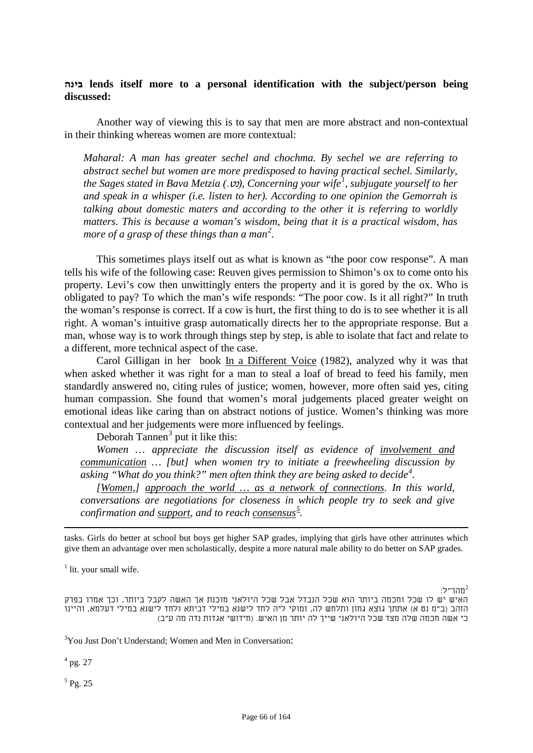**בינה lends itself more to a personal identification with the subject/person being discussed:**

Another way of viewing this is to say that men are more abstract and non-contextual in their thinking whereas women are more contextual:

*Maharal: A man has greater sechel and chochma. By sechel we are referring to abstract sechel but women are more predisposed to having practical sechel. Similarly, the Sages stated in Bava Metzia (נט.), Concerning your wife[1], subjugate yourself to her and speak in a whisper (i.e. listen to her). According to one opinion the Gemorrah is talking about domestic maters and according to the other it is referring to worldly matters. This is because a woman's wisdom, being that it is a practical wisdom, has more of a grasp of these things than a man[2].*

This sometimes plays itself out as what is known as "the poor cow response". A man tells his wife of the following case: Reuven gives permission to Shimon's ox to come onto his property. Levi's cow then unwittingly enters the property and it is gored by the ox. Who is obligated to pay? To which the man's wife responds: "The poor cow. Is it all right?" In truth the woman's response is correct. If a cow is hurt, the first thing to do is to see whether it is all right. A woman's intuitive grasp automatically directs her to the appropriate response. But a man, whose way is to work through things step by step, is able to isolate that fact and relate to a different, more technical aspect of the case.

Carol Gilligan in her book In a Different Voice (1982), analyzed why it was that when asked whether it was right for a man to steal a loaf of bread to feed his family, men standardly answered no, citing rules of justice; women, however, more often said yes, citing human compassion. She found that women's moral judgements placed greater weight on emotional ideas like caring than on abstract notions of justice. Women's thinking was more contextual and her judgements were more influenced by feelings.

Deborah Tannen[3] put it like this:

*Women … appreciate the discussion itself as evidence of involvement and communication … [but] when women try to initiate a freewheeling discussion by asking "What do you think?" men often think they are being asked to decide[4].*

*[Women,] approach the world … as a network of connections. In this world, conversations are negotiations for closeness in which people try to seek and give confirmation and support, and to reach consensus[5].*

---

tasks. Girls do better at school but boys get higher SAP grades, implying that girls have other attrinutes which give them an advantage over men scholastically, despite a more natural male ability to do better on SAP grades.

[1] lit. your small wife.

[2] מהר"ל:
האיש יש לו שכל וחכמה ביותר הוא שכל הנבדל אבל שכל היולאני מוכנת אך האשה לקבל ביותר, וכך אמרו בפרק הזהב (ב"מ נט א) אתתך גוצא גחון ותלחש לה, ומוקי ליה לחד לישנא במילי דביתא ולחד לישנא במילי דעלמא, והיינו כי אשה חכמה שלה מצד שכל היולאני שייך לה יותר מן האיש. (חידושי אגדות נדה מה ע"ב)

[3] You Just Don't Understand; Women and Men in Conversation:

[4] pg. 27

[5] Pg. 25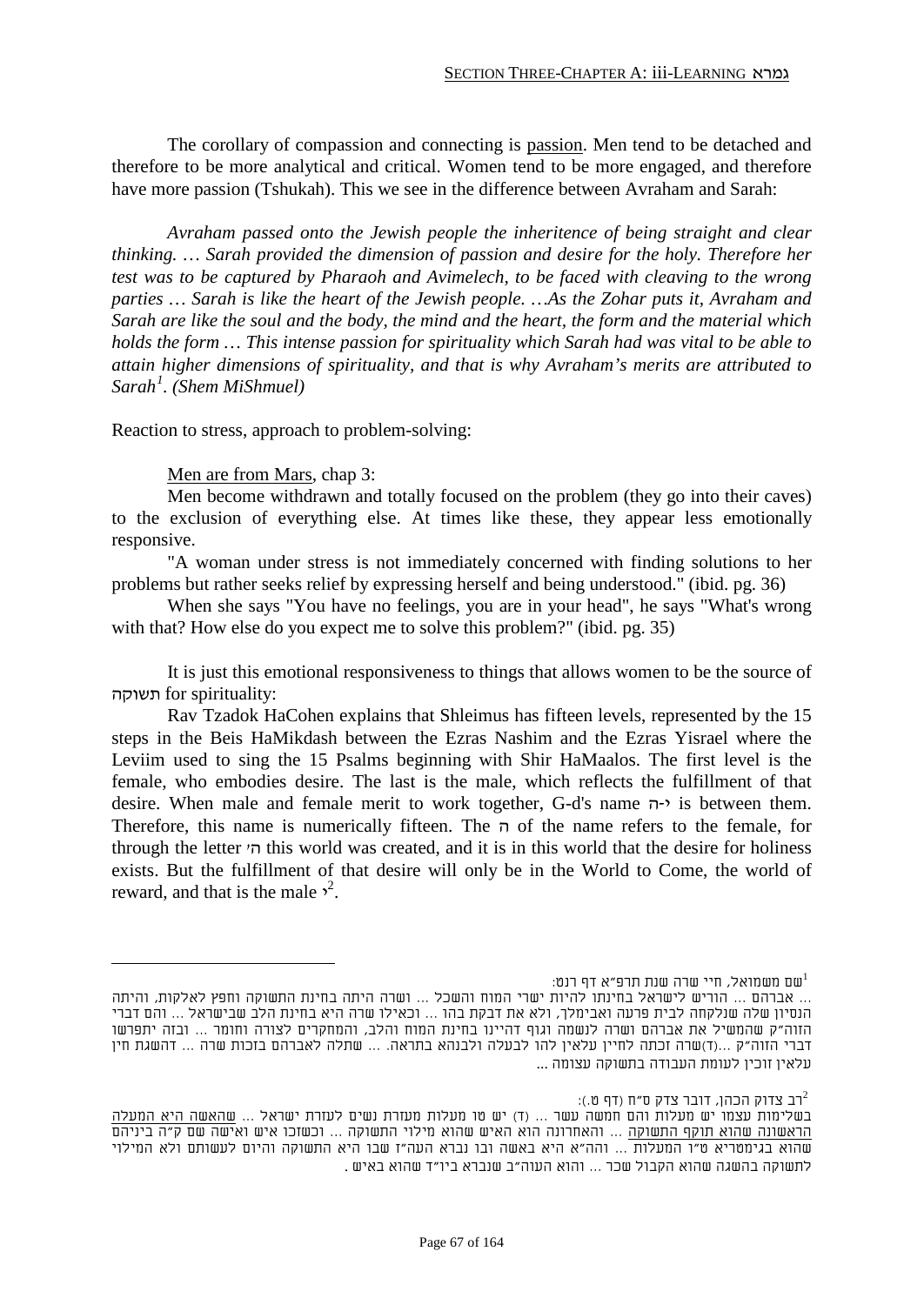The corollary of compassion and connecting is passion. Men tend to be detached and therefore to be more analytical and critical. Women tend to be more engaged, and therefore have more passion (Tshukah). This we see in the difference between Avraham and Sarah:

*Avraham passed onto the Jewish people the inheritence of being straight and clear thinking. … Sarah provided the dimension of passion and desire for the holy. Therefore her test was to be captured by Pharaoh and Avimelech, to be faced with cleaving to the wrong parties … Sarah is like the heart of the Jewish people. …As the Zohar puts it, Avraham and Sarah are like the soul and the body, the mind and the heart, the form and the material which holds the form … This intense passion for spirituality which Sarah had was vital to be able to attain higher dimensions of spirituality, and that is why Avraham's merits are attributed to Sarah*[1]. *(Shem MiShmuel)*

Reaction to stress, approach to problem-solving:

Men are from Mars, chap 3:

Men become withdrawn and totally focused on the problem (they go into their caves) to the exclusion of everything else. At times like these, they appear less emotionally responsive.

"A woman under stress is not immediately concerned with finding solutions to her problems but rather seeks relief by expressing herself and being understood." (ibid. pg. 36)

When she says "You have no feelings, you are in your head", he says "What's wrong with that? How else do you expect me to solve this problem?" (ibid. pg. 35)

It is just this emotional responsiveness to things that allows women to be the source of תשוקה for spirituality:

Rav Tzadok HaCohen explains that Shleimus has fifteen levels, represented by the 15 steps in the Beis HaMikdash between the Ezras Nashim and the Ezras Yisrael where the Leviim used to sing the 15 Psalms beginning with Shir HaMaalos. The first level is the female, who embodies desire. The last is the male, which reflects the fulfillment of that desire. When male and female merit to work together, G-d's name י-ה is between them. Therefore, this name is numerically fifteen. The ה of the name refers to the female, for through the letter ה' this world was created, and it is in this world that the desire for holiness exists. But the fulfillment of that desire will only be in the World to Come, the world of reward, and that is the male י'[2].

---

[1] שם משמואל, חיי שרה שנת תרפ"א דף רנט:
... אברהם ... הוריש לישראל בחינתו להיות ישרי המוח והשכל ... ושרה היתה בחינת התשוקה וחפץ לאלקות, והיתה הנסיון שלה שנלקחה לבית פרעה ואבימלך, ולא את דבקת בהו ... וכאילו שרה היא בחינת הלב שבישראל ... והם דברי הזוה"ק שהמשיל את אברהם ושרה לנשמה וגוף דהיינו בחינת המוח והלב, והמחקרים לצורה וחומר ... ובזה יתפרשו דברי הזוה"ק ...(ד)שרה זכתה לחיין עלאין להו לבעלה ולבנהא בתראה. ... שתלה לאברהם בזכות שרה ... דהשגת חיין עלאין זוכין לעומת העבודה בתשוקה עצומה ...

[2] רב צדוק הכהן, דובר צדק ס"ח (דף ט.):
בשלימות עצמו יש מעלות והם חמשה עשר ... (ד) יש טו מעלות מעזרת נשים לעזרת ישראל ... שהאשה היא המעלה הראשונה שהוא תוקף התשוקה ... והאחרונה הוא האיש שהוא מילוי התשוקה ... וכשזכו איש ואישה שם ק"ה ביניהם שהוא בגימטריא ט"ו המעלות ... וה"א היא באשה ובו נברא העה"ז שבו היא התשוקה והיום לעשותם ולא המילוי לתשוקה בהשגה שהוא הקבול שכר ... והוא העוה"ב שנברא ביו"ד שהוא באיש .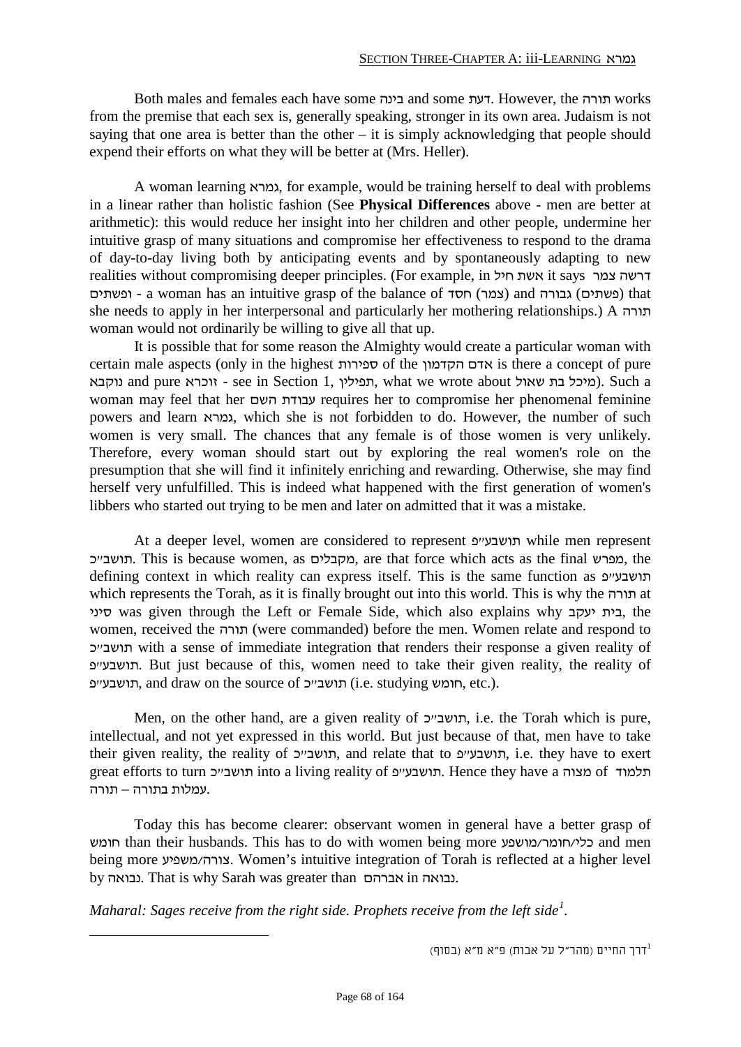Both males and females each have some בינה and some דעת. However, the תורה works from the premise that each sex is, generally speaking, stronger in its own area. Judaism is not saying that one area is better than the other – it is simply acknowledging that people should expend their efforts on what they will be better at (Mrs. Heller).

A woman learning גמרא, for example, would be training herself to deal with problems in a linear rather than holistic fashion (See **Physical Differences** above - men are better at arithmetic): this would reduce her insight into her children and other people, undermine her intuitive grasp of many situations and compromise her effectiveness to respond to the drama of day-to-day living both by anticipating events and by spontaneously adapting to new realities without compromising deeper principles. (For example, in אשת חיל it says דרשה צמר ופשתים - a woman has an intuitive grasp of the balance of חסד (צמר) and גבורה (פשתים) that she needs to apply in her interpersonal and particularly her mothering relationships.) A תורה woman would not ordinarily be willing to give all that up.

It is possible that for some reason the Almighty would create a particular woman with certain male aspects (only in the highest ספירות of the אדם הקדמון is there a concept of pure נוקבא and pure זוכרא - see in Section 1, תפילין, what we wrote about מיכל בת שאול). Such a woman may feel that her עבודת השם requires her to compromise her phenomenal feminine powers and learn גמרא, which she is not forbidden to do. However, the number of such women is very small. The chances that any female is of those women is very unlikely. Therefore, every woman should start out by exploring the real women's role on the presumption that she will find it infinitely enriching and rewarding. Otherwise, she may find herself very unfulfilled. This is indeed what happened with the first generation of women's libbers who started out trying to be men and later on admitted that it was a mistake.

At a deeper level, women are considered to represent תושבע״פ while men represent תושב״כ. This is because women, as מקבלים, are that force which acts as the final מפרש, the defining context in which reality can express itself. This is the same function as תושבע״פ which represents the Torah, as it is finally brought out into this world. This is why the תורה at סיני was given through the Left or Female Side, which also explains why בית יעקב, the women, received the תורה (were commanded) before the men. Women relate and respond to תושב״כ with a sense of immediate integration that renders their response a given reality of תושבע״פ. But just because of this, women need to take their given reality, the reality of תושבע״פ, and draw on the source of תושב״כ (i.e. studying חומש, etc.).

Men, on the other hand, are a given reality of תושב״כ, i.e. the Torah which is pure, intellectual, and not yet expressed in this world. But just because of that, men have to take their given reality, the reality of תושב״כ, and relate that to תושבע״פ, i.e. they have to exert great efforts to turn תושב״כ into a living reality of תושבע״פ. Hence they have a מצוה of תלמוד תורה – עמלות בתורה.

Today this has become clearer: observant women in general have a better grasp of חומש than their husbands. This has to do with women being more כלי/חומר/מושפע and men being more צורה/משפיע. Women's intuitive integration of Torah is reflected at a higher level by נבואה. That is why Sarah was greater than אברהם in נבואה.

*Maharal: Sages receive from the right side. Prophets receive from the left side*[1].

---

[1] דרך החיים (מהר״ל על אבות) פ״א מ״א (בסוף)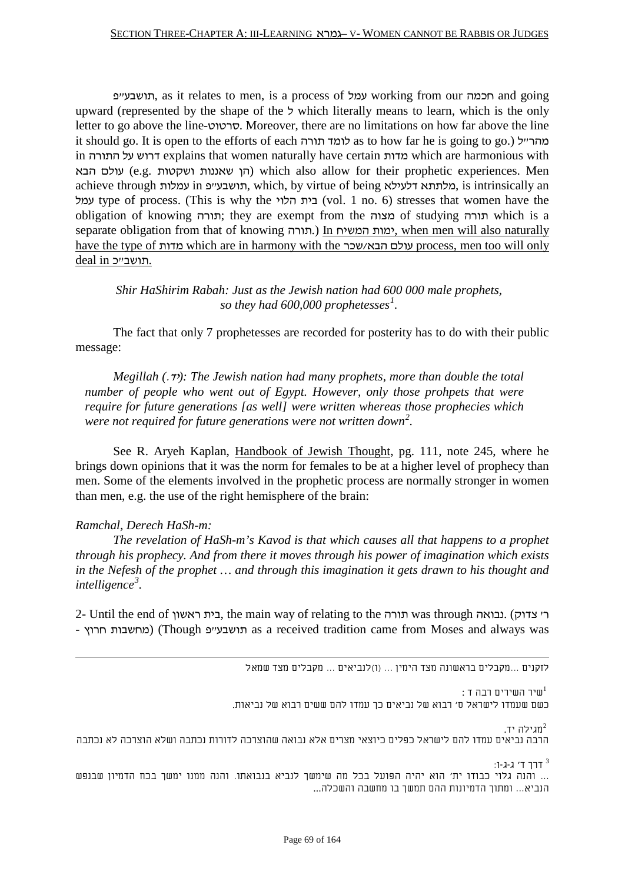תושבע״פ, as it relates to men, is a process of עמל working from our חכמה and going upward (represented by the shape of the ל which literally means to learn, which is the only letter to go above the line-סרטוט. Moreover, there are no limitations on how far above the line it should go. It is open to the efforts of each לומד תורה as to how far he is going to go.) מהר״ל in דרוש על התורה explains that women naturally have certain מדות which are harmonious with עולם הבא (e.g. הן שאננות ושקטות) which also allow for their prophetic experiences. Men achieve through עמלות in תושבע״פ, which, by virtue of being מלתתא דלעילא, is intrinsically an עמל type of process. (This is why the בית הלוי (vol. 1 no. 6) stresses that women have the obligation of knowing תורה; they are exempt from the מצוה of studying תורה which is a separate obligation from that of knowing תורה.) <u>In ימות המשיח, when men will also naturally have the type of מדות which are in harmony with the עולם הבא/שכר process, men too will only deal in תושב״כ.</u>

*Shir HaShirim Rabah: Just as the Jewish nation had 600 000 male prophets, so they had 600,000 prophetesses*[1].

The fact that only 7 prophetesses are recorded for posterity has to do with their public message:

*Megillah (יד.): The Jewish nation had many prophets, more than double the total number of people who went out of Egypt. However, only those prohpets that were require for future generations [as well] were written whereas those prophecies which were not required for future generations were not written down*[2].

See R. Aryeh Kaplan, <u>Handbook of Jewish Thought</u>, pg. 111, note 245, where he brings down opinions that it was the norm for females to be at a higher level of prophecy than men. Some of the elements involved in the prophetic process are normally stronger in women than men, e.g. the use of the right hemisphere of the brain:

*Ramchal, Derech HaSh-m:*

*The revelation of HaSh-m's Kavod is that which causes all that happens to a prophet through his prophecy. And from there it moves through his power of imagination which exists in the Nefesh of the prophet … and through this imagination it gets drawn to his thought and intelligence*[3].

2- Until the end of בית ראשון, the main way of relating to the תורה was through נבואה. (ר׳ צדוק - מחשבות חרוץ) (Though תושבע״פ as a received tradition came from Moses and always was

---

לזקנים ...מקבלים בראשונה מצד הימין ... (ו)לנביאים ... מקבלים מצד שמאל

[1] שיר השירים רבה ד :
כשם שעמדו לישראל ס׳ רבוא של נביאים כך עמדו להם ששים רבוא של נביאות.

[2] מגילה יד.
הרבה נביאים עמדו להם לישראל כפלים כיוצאי מצרים אלא נבואה שהוצרכה לדורות נכתבה ושלא הוצרכה לא נכתבה

[3] דרך ד׳ ג-ו:
... והנה גלוי כבודו ית׳ הוא יהיה הפועל בכל מה שימשך לנביא בנבואתו. והנה ממנו ימשך בכח הדמיון שבנפש הנביא... ומתוך הדמיונות ההם תמשך בו מחשבה והשכלה...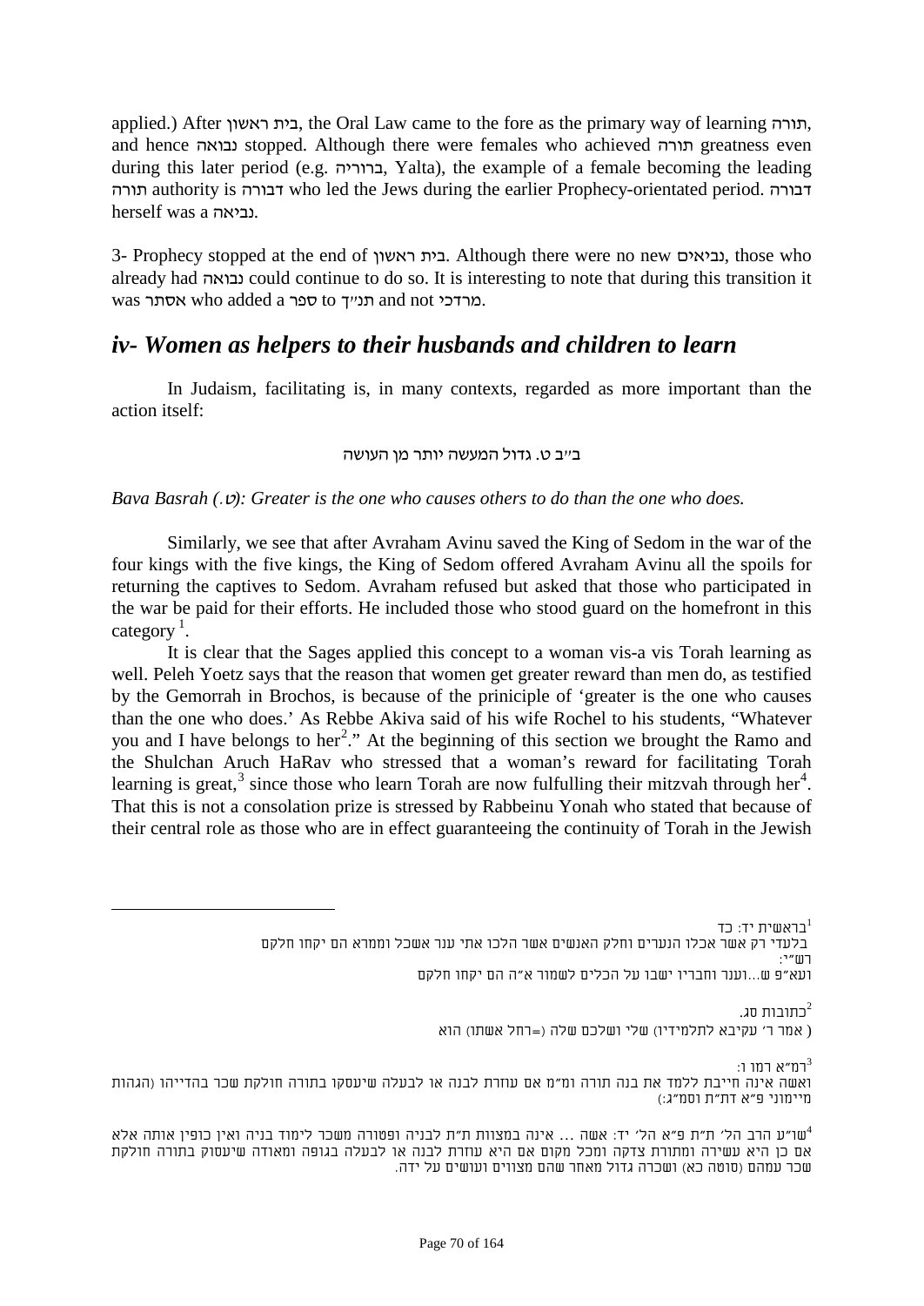applied.) After בית ראשון, the Oral Law came to the fore as the primary way of learning תורה, and hence נבואה stopped. Although there were females who achieved תורה greatness even during this later period (e.g. ברוריה, Yalta), the example of a female becoming the leading תורה authority is דבורה who led the Jews during the earlier Prophecy-orientated period. דבורה herself was a נביאה.

3- Prophecy stopped at the end of בית ראשון. Although there were no new נביאים, those who already had נבואה could continue to do so. It is interesting to note that during this transition it was אסתר who added a ספר to תנ״ך and not מרדכי.

## *iv- Women as helpers to their husbands and children to learn*

In Judaism, facilitating is, in many contexts, regarded as more important than the action itself:

ב״ב ט. גדול המעשה יותר מן העושה

*Bava Basrah (ט.): Greater is the one who causes others to do than the one who does.*

Similarly, we see that after Avraham Avinu saved the King of Sedom in the war of the four kings with the five kings, the King of Sedom offered Avraham Avinu all the spoils for returning the captives to Sedom. Avraham refused but asked that those who participated in the war be paid for their efforts. He included those who stood guard on the homefront in this category [1].

It is clear that the Sages applied this concept to a woman vis-a vis Torah learning as well. Peleh Yoetz says that the reason that women get greater reward than men do, as testified by the Gemorrah in Brochos, is because of the priniciple of 'greater is the one who causes than the one who does.' As Rebbe Akiva said of his wife Rochel to his students, "Whatever you and I have belongs to her[2]." At the beginning of this section we brought the Ramo and the Shulchan Aruch HaRav who stressed that a woman's reward for facilitating Torah learning is great,[3] since those who learn Torah are now fulfulling their mitzvah through her[4]. That this is not a consolation prize is stressed by Rabbeinu Yonah who stated that because of their central role as those who are in effect guaranteeing the continuity of Torah in the Jewish

---

[1] בראשית יד: כד
בלעדי רק אשר אכלו הנערים וחלק האנשים אשר הלכו אתי ענר אשכל וממרא הם יקחו חלקם
רש״י:
ועא״פ ש...וענר וחבריו ישבו על הכלים לשמור א״ה הם יקחו חלקם

[2] כתובות סג.
( אמר ר׳ עקיבא לתלמידיו) שלי ושלכם שלה (=רחל אשתו) הוא

[3] רמ״א רמו ו:
ואשה אינה חייבת ללמד את בנה תורה ומ״מ אם עוזרת לבנה או לבעלה שיעסקו בתורה חולקת שכר בהדייהו (הגהות מיימוני פ״א דת״ת וסמ״ג:)

[4] שו״ע הרב הל׳ ת״ת פ״א הל׳ יד: אשה ... אינה במצוות ת״ת לבניה ופטורה משכר לימוד בניה ואין כופין אותה אלא אם כן היא עשירה ומתורת צדקה ומכל מקום אם היא עוזרת לבנה או לבעלה בגופה ומאודה שיעסוק בתורה חולקת שכר עמהם (סוטה כא) ושכרה גדול מאחר שהם מצווים ועושים על ידה.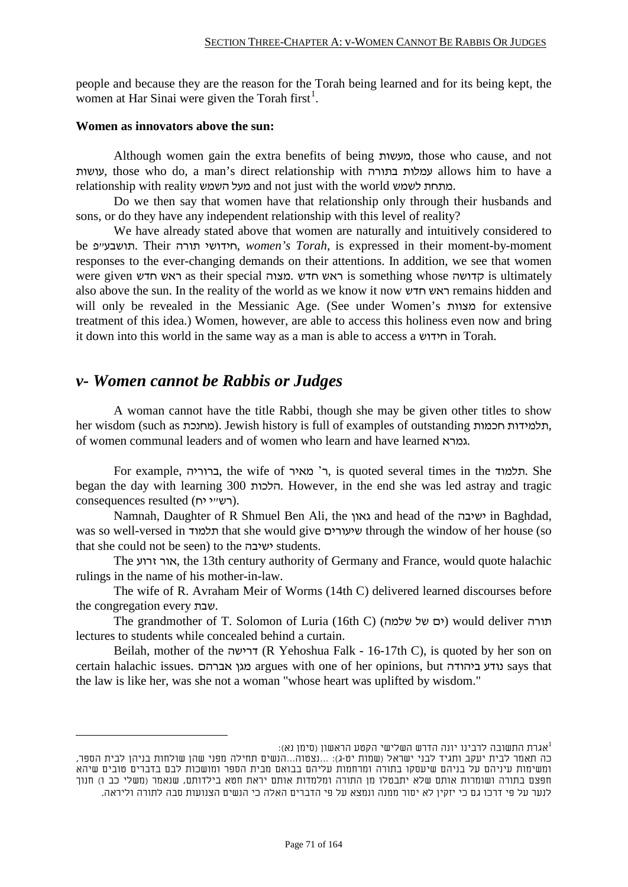people and because they are the reason for the Torah being learned and for its being kept, the women at Har Sinai were given the Torah first[1].

**Women as innovators above the sun:**

Although women gain the extra benefits of being מעשות, those who cause, and not עושות, those who do, a man's direct relationship with עמלות בתורה allows him to have a relationship with reality מעל השמש and not just with the world מתחת לשמש.

Do we then say that women have that relationship only through their husbands and sons, or do they have any independent relationship with this level of reality?

We have already stated above that women are naturally and intuitively considered to be תושבע״פ. Their חידושי תורה, *women's Torah*, is expressed in their moment-by-moment responses to the ever-changing demands on their attentions. In addition, we see that women were given ראש חדש as their special מצוה. ראש חדש is something whose קדושה is ultimately also above the sun. In the reality of the world as we know it now ראש חדש remains hidden and will only be revealed in the Messianic Age. (See under Women's מצוות for extensive treatment of this idea.) Women, however, are able to access this holiness even now and bring it down into this world in the same way as a man is able to access a חידוש in Torah.

## *v- Women cannot be Rabbis or Judges*

A woman cannot have the title Rabbi, though she may be given other titles to show her wisdom (such as מחנכת). Jewish history is full of examples of outstanding תלמידות חכמות, of women communal leaders and of women who learn and have learned גמרא.

For example, ברוריה, the wife of ר' מאיר, is quoted several times in the תלמוד. She began the day with learning 300 הלכות. However, in the end she was led astray and tragic consequences resulted (רש״י יח).

Namnah, Daughter of R Shmuel Ben Ali, the גאון and head of the ישיבה in Baghdad, was so well-versed in תלמוד that she would give שיעורים through the window of her house (so that she could not be seen) to the ישיבה students.

The אור זרוע, the 13th century authority of Germany and France, would quote halachic rulings in the name of his mother-in-law.

The wife of R. Avraham Meir of Worms (14th C) delivered learned discourses before the congregation every שבת.

The grandmother of T. Solomon of Luria (16th C) (ים של שלמה) would deliver תורה lectures to students while concealed behind a curtain.

Beilah, mother of the דרישה (R Yehoshua Falk - 16-17th C), is quoted by her son on certain halachic issues. מגן אברהם argues with one of her opinions, but נודע ביהודה says that the law is like her, was she not a woman "whose heart was uplifted by wisdom."

---

[1] אגרת התשובה לרבינו יונה הדרש השלישי הקטע הראשון (סימן נא):
כה תאמר לבית יעקב ותגיד לבני ישראל (שמות יט-ג): ...נצטוה...הנשים תחילה מפני שהן שולחות בניהן לבית הספר, ומשימות עיניהם על בניהם שיעסקו בתורה ומרחמות עליהם בבואם מבית הספר ומושכות לבם בדברים טובים שיהא חפצם בתורה ושומרות אותם שלא יתבטלו מן התורה ומלמדות אותם יראת חטא בילדותם, שנאמר (משלי כב ו) חנוך לנער על פי דרכו גם כי יזקין לא יסור ממנה ונמצא על פי הדברים האלה כי הנשים הצנועות סבה לתורה וליראה.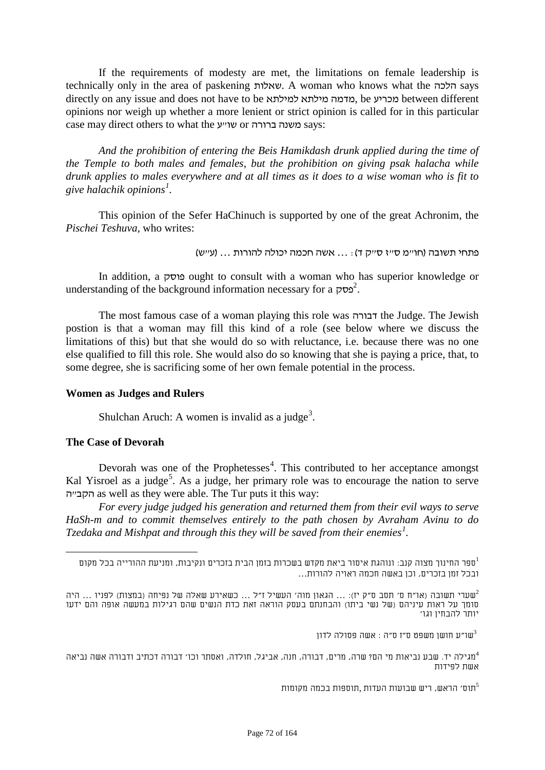If the requirements of modesty are met, the limitations on female leadership is technically only in the area of paskening שאלות. A woman who knows what the הלכה says directly on any issue and does not have to be מדמה מילתא למילתא, be מכריע between different opinions nor weigh up whether a more lenient or strict opinion is called for in this particular case may direct others to what the שו״ע or משנה ברורה says:

*And the prohibition of entering the Beis Hamikdash drunk applied during the time of the Temple to both males and females, but the prohibition on giving psak halacha while drunk applies to males everywhere and at all times as it does to a wise woman who is fit to give halachik opinions*[1].

This opinion of the Sefer HaChinuch is supported by one of the great Achronim, the *Pischei Teshuva*, who writes:

פתחי תשובה (חו״מ ס״ז ס״ק ד): ... אשה חכמה יכולה להורות ... (עי״ש)

In addition, a פוסק ought to consult with a woman who has superior knowledge or understanding of the background information necessary for a פסק[2].

The most famous case of a woman playing this role was דבורה the Judge. The Jewish postion is that a woman may fill this kind of a role (see below where we discuss the limitations of this) but that she would do so with reluctance, i.e. because there was no one else qualified to fill this role. She would also do so knowing that she is paying a price, that, to some degree, she is sacrificing some of her own female potential in the process.

**Women as Judges and Rulers**

Shulchan Aruch: A women is invalid as a judge[3].

**The Case of Devorah**

Devorah was one of the Prophetesses[4]. This contributed to her acceptance amongst Kal Yisroel as a judge[5]. As a judge, her primary role was to encourage the nation to serve הקב״ה as well as they were able. The Tur puts it this way:

*For every judge judged his generation and returned them from their evil ways to serve HaSh-m and to commit themselves entirely to the path chosen by Avraham Avinu to do Tzedaka and Mishpat and through this they will be saved from their enemies*[1].

---

[1] ספר החינוך מצוה קנב: ונוהגת איסור ביאת מקדש בשכרות בזמן הבית בזכרים ונקיבות, ומניעת ההורייה בכל מקום ובכל זמן בזכרים, וכן באשה חכמה ראויה להורות...

[2] שערי תשובה (או״ח ס׳ תסב ס״ק יז): ... הגאון מוה׳ העשיל ז״ל ... כשאירע שאלה של נפיחה (במצות) לפניו ... היה סומך על ראות עיניהם (של נשי ביתו) והבחנתם בעסק הוראה זאת כדת הנשים שהם רגילות במעשה אופה והם ידעו יותר להבחין וגו׳

[3] שו״ע חושן משפט ס״ז ס״ה : אשה פסולה לדון

[4] מגילה יד. שבע נביאות מי הם? שרה, מרים, דבורה, חנה, אביגל, חולדה, ואסתר וכו׳ דבורה דכתיב ודבורה אשה נביאה אשת לפידות

[5] תוס׳ הראש, ריש שבועות העדות ,תוספות בכמה מקומות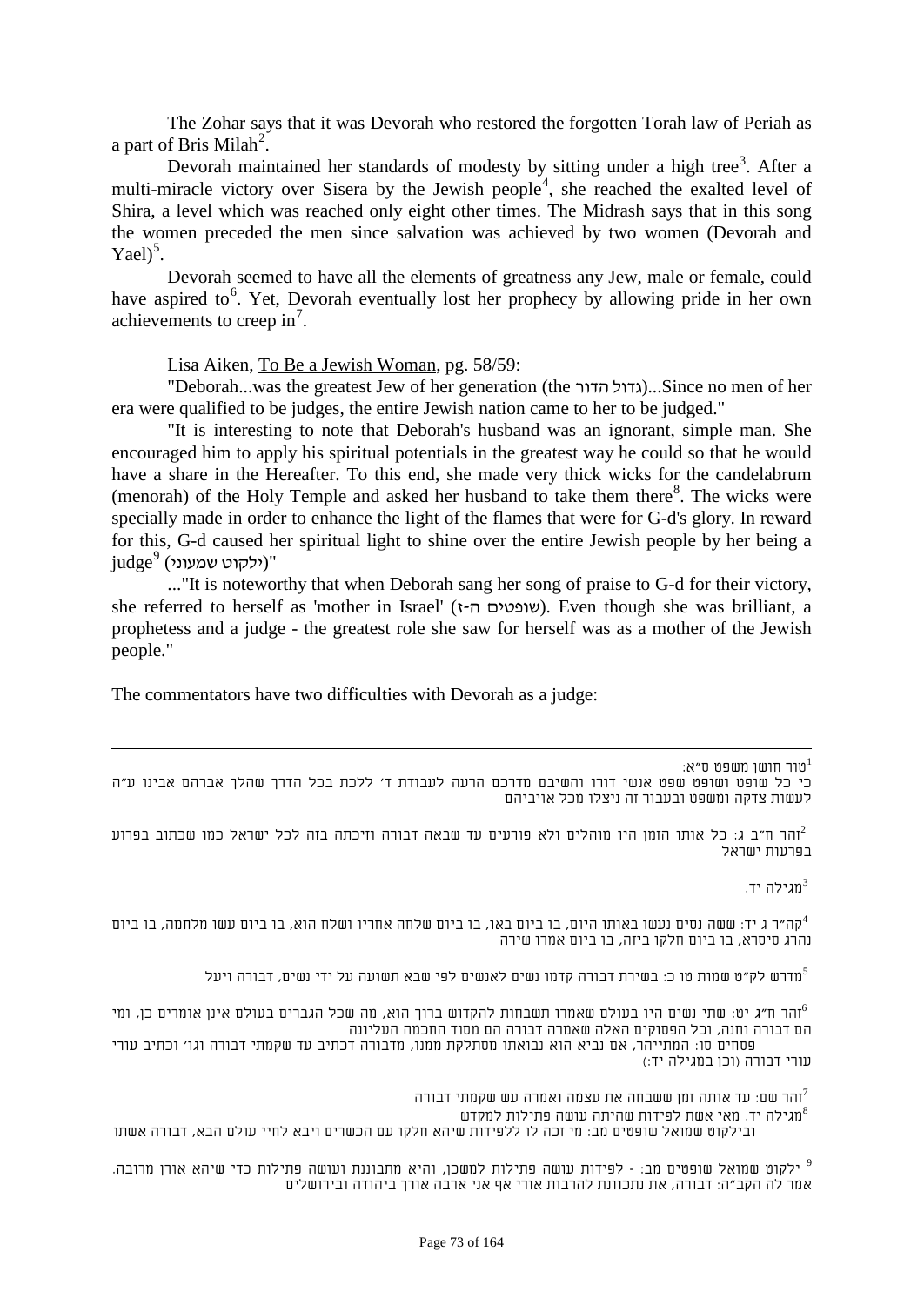The Zohar says that it was Devorah who restored the forgotten Torah law of Periah as a part of Bris Milah[2].

Devorah maintained her standards of modesty by sitting under a high tree[3]. After a multi-miracle victory over Sisera by the Jewish people[4], she reached the exalted level of Shira, a level which was reached only eight other times. The Midrash says that in this song the women preceded the men since salvation was achieved by two women (Devorah and Yael)[5].

Devorah seemed to have all the elements of greatness any Jew, male or female, could have aspired to[6]. Yet, Devorah eventually lost her prophecy by allowing pride in her own achievements to creep in[7].

Lisa Aiken, To Be a Jewish Woman, pg. 58/59:

"Deborah...was the greatest Jew of her generation (the גדול הדור)...Since no men of her era were qualified to be judges, the entire Jewish nation came to her to be judged."

"It is interesting to note that Deborah's husband was an ignorant, simple man. She encouraged him to apply his spiritual potentials in the greatest way he could so that he would have a share in the Hereafter. To this end, she made very thick wicks for the candelabrum (menorah) of the Holy Temple and asked her husband to take them there[8]. The wicks were specially made in order to enhance the light of the flames that were for G-d's glory. In reward for this, G-d caused her spiritual light to shine over the entire Jewish people by her being a judge[9] (ילקוט שמעוני)"

..."It is noteworthy that when Deborah sang her song of praise to G-d for their victory, she referred to herself as 'mother in Israel' (שופטים ה-ז). Even though she was brilliant, a prophetess and a judge - the greatest role she saw for herself was as a mother of the Jewish people."

The commentators have two difficulties with Devorah as a judge:

---

[1] טור חושן משפט ס״א:
כי כל שופט ושופט שפט אנשי דורו והשיבם מדרכם הרעה לעבודת ד׳ ללכת בכל הדרך שהלך אברהם אבינו ע״ה לעשות צדקה ומשפט ובעבור זה ניצלו מכל אויביהם

[2] זהר ח״ב ג: כל אותו הזמן היו מוהלים ולא פורעים עד שבאה דבורה וזיכתה בזה לכל ישראל כמו שכתוב בפרוע בפרעות ישראל

[3] מגילה יד.

[4] קה״ר ג יד: ששה נסים נעשו באותו היום, בו ביום באו, בו ביום שלחה אחריו ושלח הוא, בו ביום עשו מלחמה, בו ביום נהרג סיסרא, בו ביום חלקו ביזה, בו ביום אמרו שירה

[5] מדרש לק״ט שמות טו כ: בשירת דבורה קדמו נשים לאנשים לפי שבא תשועה על ידי נשים, דבורה ויעל

[6] זהר ח״ג יט: שתי נשים היו בעולם שאמרו תשבחות להקדוש ברוך הוא, מה שכל הגברים בעולם אינן אומרים כן, ומי הם דבורה וחנה, וכל הפסוקים האלה שאמרה דבורה הם מסוד החכמה העליונה
פסחים סו: המתייהר, אם נביא הוא נבואתו מסתלקת ממנו, מדבורה דכתיב עד שקמתי דבורה וגו׳ וכתיב עורי עורי דבורה (וכן במגילה יד:)

[7] זהר שם: עד אותה זמן ששבחה את עצמה ואמרה עש שקמתי דבורה

[8] מגילה יד. מאי אשת לפידות שהיתה עושה פתילות למקדש
ובילקוט שמואל שופטים מב: מי זכה לו ללפידות שיהא חלקו עם הכשרים ויבא לחיי עולם הבא, דבורה אשתו

[9] ילקוט שמואל שופטים מב: - לפידות עושה פתילות למשכן, והיא מתבוננת ועושה פתילות כדי שיהא אורן מרובה. אמר לה הקב״ה: דבורה, את נתכוונת להרבות אורי אף אני ארבה אורך ביהודה ובירושלים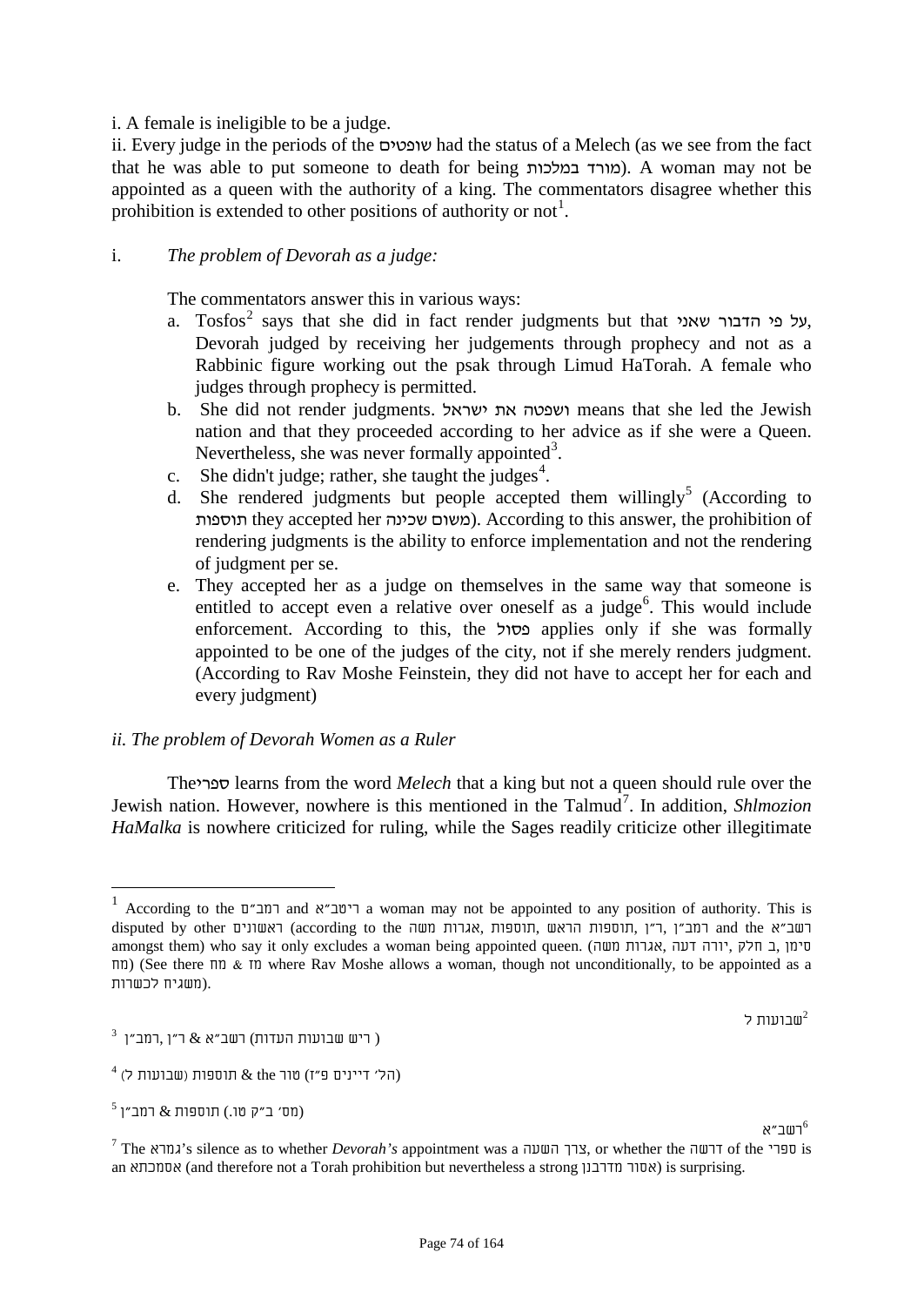i. A female is ineligible to be a judge.
ii. Every judge in the periods of the שופטים had the status of a Melech (as we see from the fact that he was able to put someone to death for being מורד במלכות). A woman may not be appointed as a queen with the authority of a king. The commentators disagree whether this prohibition is extended to other positions of authority or not[1].

i. *The problem of Devorah as a judge:*

The commentators answer this in various ways:

a. Tosfos[2] says that she did in fact render judgments but that על פי הדבור שאני, Devorah judged by receiving her judgements through prophecy and not as a Rabbinic figure working out the psak through Limud HaTorah. A female who judges through prophecy is permitted.
b. She did not render judgments. ושפטה את ישראל means that she led the Jewish nation and that they proceeded according to her advice as if she were a Queen. Nevertheless, she was never formally appointed[3].
c. She didn't judge; rather, she taught the judges[4].
d. She rendered judgments but people accepted them willingly[5] (According to תוספות they accepted her משום שכינה). According to this answer, the prohibition of rendering judgments is the ability to enforce implementation and not the rendering of judgment per se.
e. They accepted her as a judge on themselves in the same way that someone is entitled to accept even a relative over oneself as a judge[6]. This would include enforcement. According to this, the פסול applies only if she was formally appointed to be one of the judges of the city, not if she merely renders judgment. (According to Rav Moshe Feinstein, they did not have to accept her for each and every judgment)

*ii. The problem of Devorah Women as a Ruler*

Theספרי learns from the word *Melech* that a king but not a queen should rule over the Jewish nation. However, nowhere is this mentioned in the Talmud[7]. In addition, *Shlmozion HaMalka* is nowhere criticized for ruling, while the Sages readily criticize other illegitimate

---

[1] According to the רמב"ם and ריטב"א a woman may not be appointed to any position of authority. This is disputed by other ראשונים (according to the אגרות משה, תוספות, תוספות הראש, ר"ן, רמב"ן and the רשב"א amongst them) who say it only excludes a woman being appointed queen. (אגרות משה, יורה דעה, חלק ב, סימן מח) (See there מח & מז where Rav Moshe allows a woman, though not unconditionally, to be appointed as a משגיח לכשרות).

[2] שבועות ל

[3] רמב"ן, ר"ן & רשב"א (ריש שבועות העדות)

[4] תוספות (שבועות ל) & the טור (הל' דיינים פ"ז)

[5] תוספות & רמב"ן (מס' ב"ק טו.)

[6] רשב"א

[7] The גמרא's silence as to whether *Devorah's* appointment was a צרך השעה, or whether the דרשה of the ספרי is an אסמכתא (and therefore not a Torah prohibition but nevertheless a strong אסור מדרבנן) is surprising.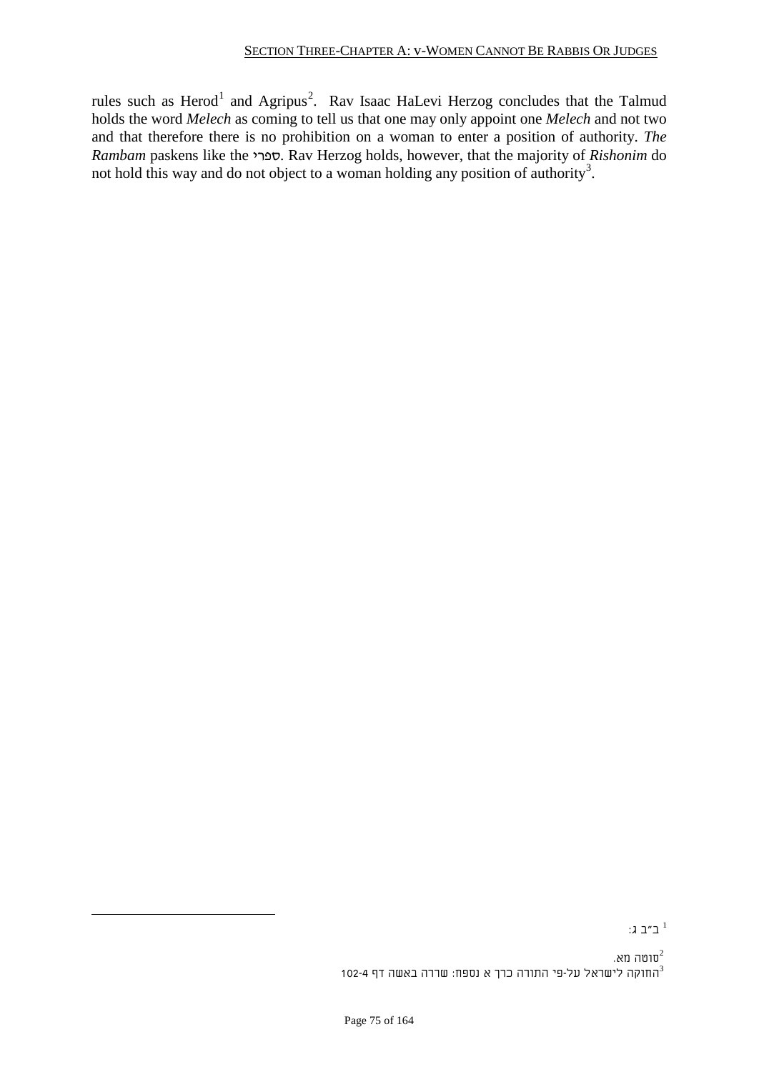rules such as Herod[1] and Agripus[2]. Rav Isaac HaLevi Herzog concludes that the Talmud holds the word *Melech* as coming to tell us that one may only appoint one *Melech* and not two and that therefore there is no prohibition on a woman to enter a position of authority. *The Rambam* paskens like the ספרי. Rav Herzog holds, however, that the majority of *Rishonim* do not hold this way and do not object to a woman holding any position of authority[3].

---

[1] ב"ב ג:

[2] סוטה מא.

[3] החוקה לישראל על-פי התורה כרך א נספח: שררה באשה דף 4-102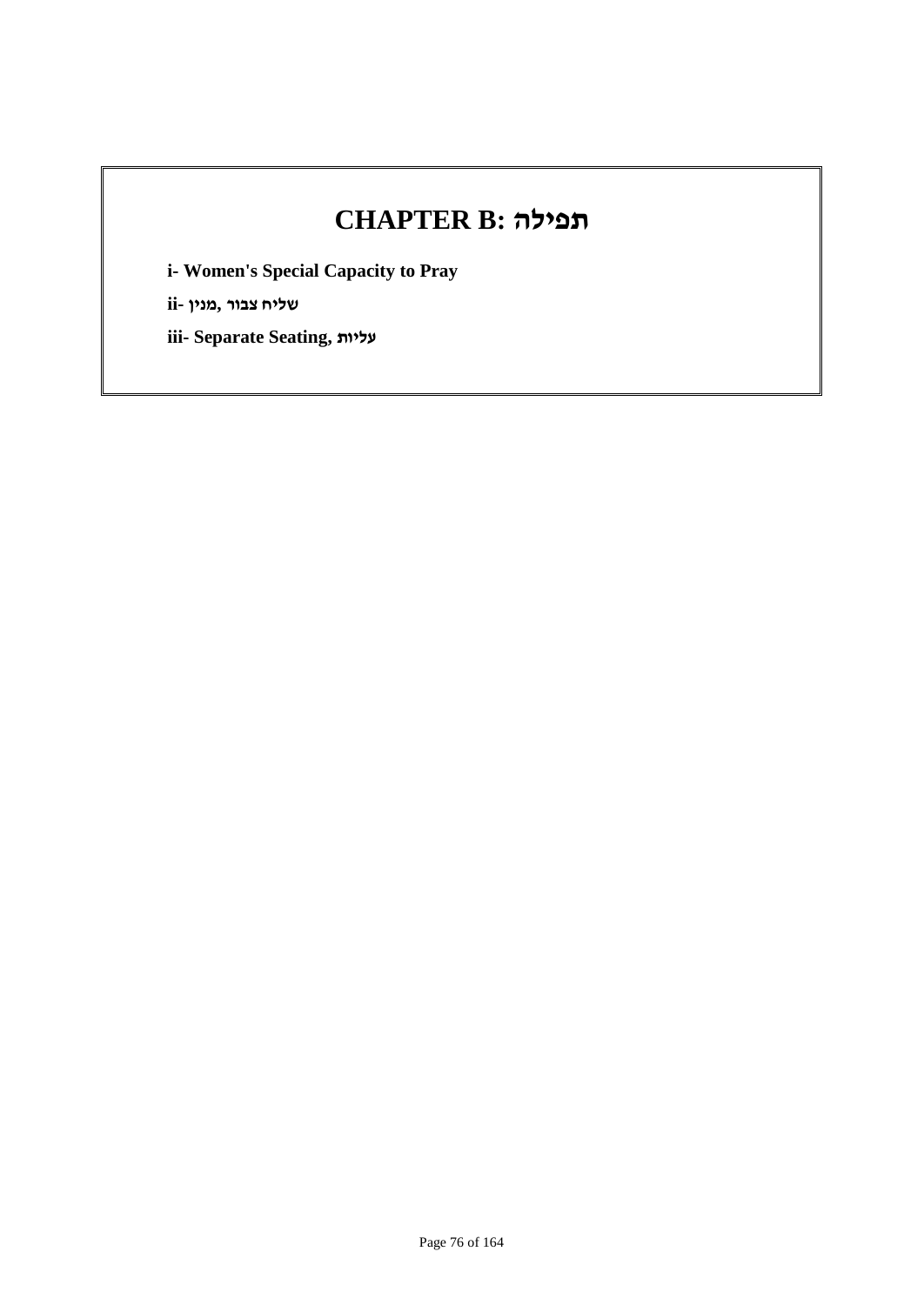# CHAPTER B: תפילה

**i- Women's Special Capacity to Pray**

**ii- שליח צבור, מנין**

**iii- Separate Seating, עליות**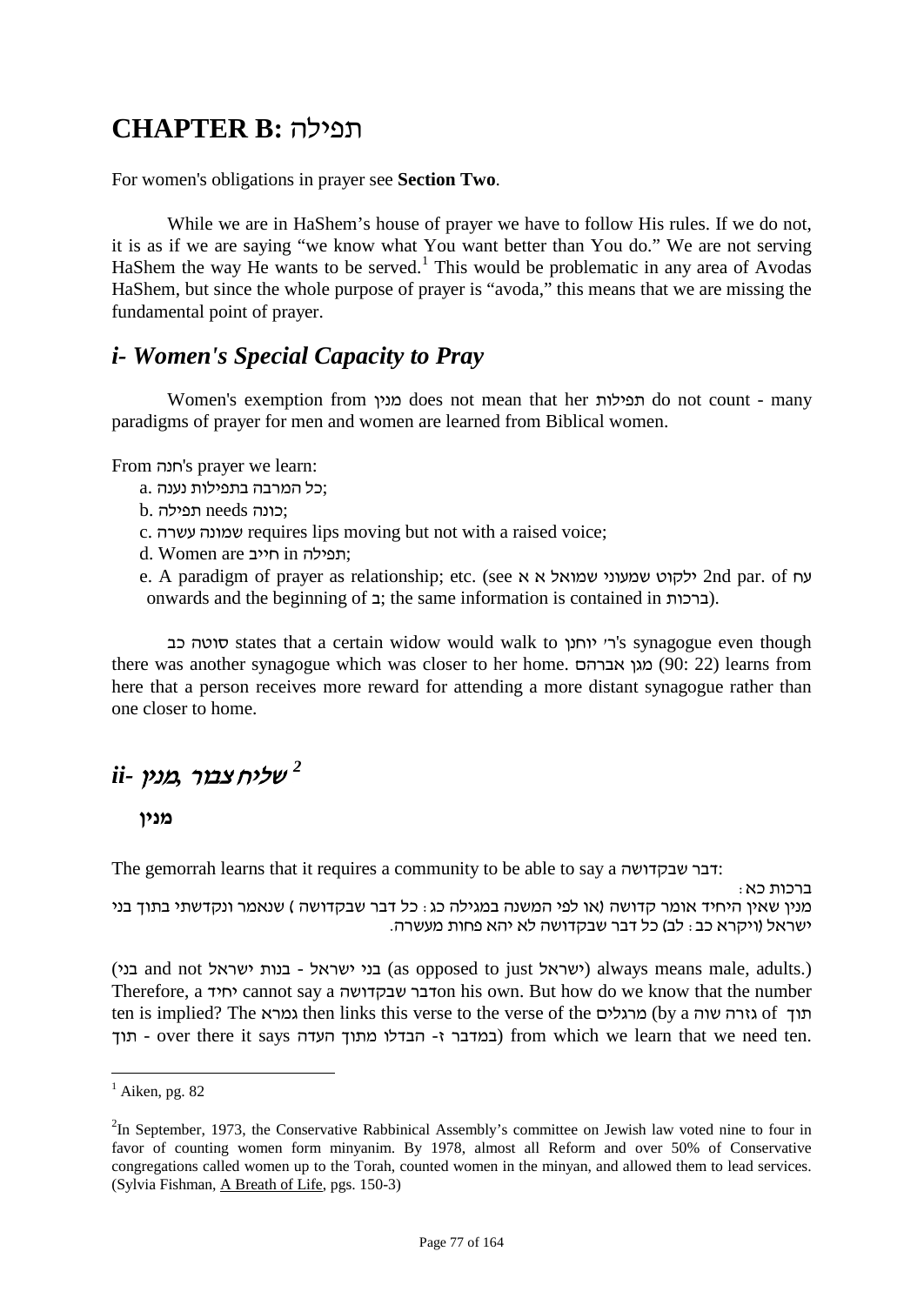# CHAPTER B: תפילה

For women's obligations in prayer see **Section Two**.

While we are in HaShem's house of prayer we have to follow His rules. If we do not, it is as if we are saying "we know what You want better than You do." We are not serving HaShem the way He wants to be served.[1] This would be problematic in any area of Avodas HaShem, but since the whole purpose of prayer is "avoda," this means that we are missing the fundamental point of prayer.

## *i- Women's Special Capacity to Pray*

Women's exemption from מנין does not mean that her תפילות do not count - many paradigms of prayer for men and women are learned from Biblical women.

From חנה's prayer we learn:

a. כל המרבה בתפילות נענה;
b. תפילה needs כונה;
c. שמונה עשרה requires lips moving but not with a raised voice;
d. Women are חייב in תפילה;
e. A paradigm of prayer as relationship; etc. (see ילקוט שמעוני שמואל א א 2nd par. of עח onwards and the beginning of ב; the same information is contained in ברכות).

סוטה כב states that a certain widow would walk to ר' יוחנן's synagogue even though there was another synagogue which was closer to her home. מגן אברהם (90: 22) learns from here that a person receives more reward for attending a more distant synagogue rather than one closer to home.

## *ii- שליח צבור, מנין*[2]

### מנין

The gemorrah learns that it requires a community to be able to say a דבר שבקדושה:

ברכות כא:
מנין שאין היחיד אומר קדושה (או לפי המשנה במגילה כג: כל דבר שבקדושה ) שנאמר ונקדשתי בתוך בני ישראל (ויקרא כב: לב) כל דבר שבקדושה לא יהא פחות מעשרה.

(בני and not בני ישראל - בנות ישראל (as opposed to just ישראל) always means male, adults.) Therefore, a יחיד cannot say a דבר שבקדושה on his own. But how do we know that the number ten is implied? The גמרא then links this verse to the verse of the מרגלים (by a גזרה שוה of תוך תוך - over there it says במדבר ז- הבדלו מתוך העדה) from which we learn that we need ten.

---

[1] Aiken, pg. 82

[2] In September, 1973, the Conservative Rabbinical Assembly's committee on Jewish law voted nine to four in favor of counting women form minyanim. By 1978, almost all Reform and over 50% of Conservative congregations called women up to the Torah, counted women in the minyan, and allowed them to lead services. (Sylvia Fishman, A Breath of Life, pgs. 150-3)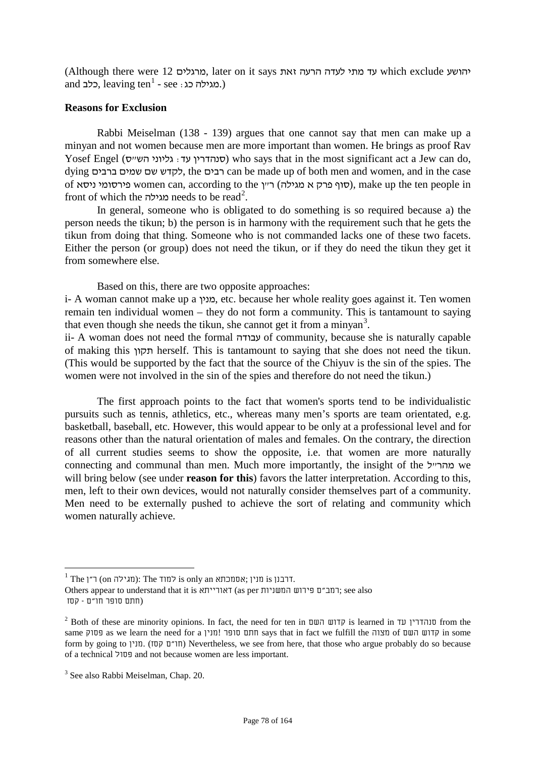(Although there were 12 מרגלים, later on it says עד מתי לעדה הרעה זאת which exclude יהושע and כלב, leaving ten[1] - see מגילה כג:.)

**Reasons for Exclusion**

Rabbi Meiselman (138 - 139) argues that one cannot say that men can make up a minyan and not women because men are more important than women. He brings as proof Rav Yosef Engel (גליוני הש״ס: סנהדרין עד) who says that in the most significant act a Jew can do, dying לקדש שם שמים ברבים, the רבים can be made up of both men and women, and in the case of פירסומי ניסא women can, according to the ר״ן (סוף פרק א מגילה), make up the ten people in front of which the מגילה needs to be read[2].

In general, someone who is obligated to do something is so required because a) the person needs the tikun; b) the person is in harmony with the requirement such that he gets the tikun from doing that thing. Someone who is not commanded lacks one of these two facets. Either the person (or group) does not need the tikun, or if they do need the tikun they get it from somewhere else.

Based on this, there are two opposite approaches:

i- A woman cannot make up a מנין, etc. because her whole reality goes against it. Ten women remain ten individual women – they do not form a community. This is tantamount to saying that even though she needs the tikun, she cannot get it from a minyan[3].

ii- A woman does not need the formal עבודה of community, because she is naturally capable of making this תקון herself. This is tantamount to saying that she does not need the tikun. (This would be supported by the fact that the source of the Chiyuv is the sin of the spies. The women were not involved in the sin of the spies and therefore do not need the tikun.)

The first approach points to the fact that women's sports tend to be individualistic pursuits such as tennis, athletics, etc., whereas many men's sports are team orientated, e.g. basketball, baseball, etc. However, this would appear to be only at a professional level and for reasons other than the natural orientation of males and females. On the contrary, the direction of all current studies seems to show the opposite, i.e. that women are more naturally connecting and communal than men. Much more importantly, the insight of the מהר״ל we will bring below (see under **reason for this**) favors the latter interpretation. According to this, men, left to their own devices, would not naturally consider themselves part of a community. Men need to be externally pushed to achieve the sort of relating and community which women naturally achieve.

---

[1] The ר״ן (on מגילה): The למוד is only an אסמכתא; מנין is דרבנן.
Others appear to understand that it is דאורייתא (as per רמב״ם פירוש המשניות; see also חתם סופר חו״ם - קסז)

[2] Both of these are minority opinions. In fact, the need for ten in קדוש השם is learned in סנהדרין עד from the same פסוק as we learn the need for a מנין! חתם סופר says that in fact we fulfill the מצוה of קדוש השם in some form by going to מנין. (חו״ם קסז) Nevertheless, we see from here, that those who argue probably do so because of a technical פסול and not because women are less important.

[3] See also Rabbi Meiselman, Chap. 20.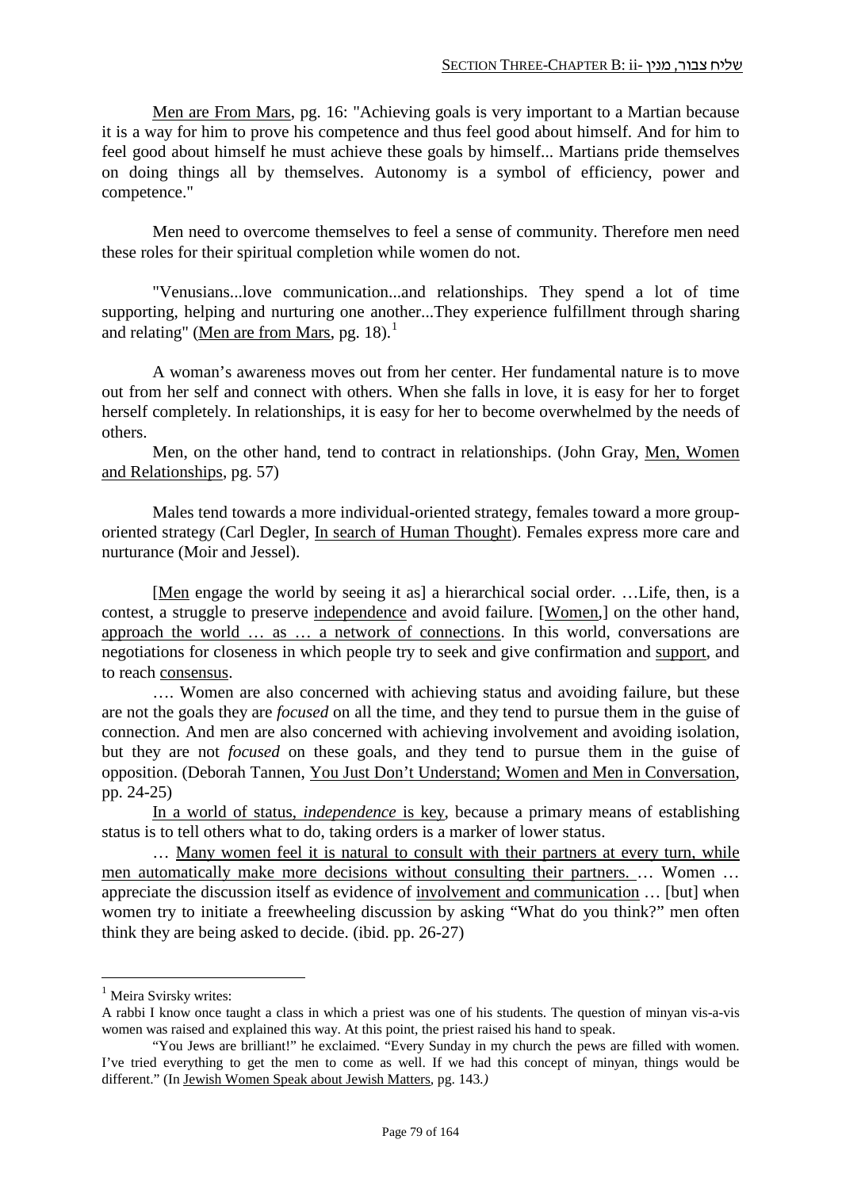Men are From Mars, pg. 16: "Achieving goals is very important to a Martian because it is a way for him to prove his competence and thus feel good about himself. And for him to feel good about himself he must achieve these goals by himself... Martians pride themselves on doing things all by themselves. Autonomy is a symbol of efficiency, power and competence."

Men need to overcome themselves to feel a sense of community. Therefore men need these roles for their spiritual completion while women do not.

"Venusians...love communication...and relationships. They spend a lot of time supporting, helping and nurturing one another...They experience fulfillment through sharing and relating" (Men are from Mars, pg. 18).[1]

A woman's awareness moves out from her center. Her fundamental nature is to move out from her self and connect with others. When she falls in love, it is easy for her to forget herself completely. In relationships, it is easy for her to become overwhelmed by the needs of others.

Men, on the other hand, tend to contract in relationships. (John Gray, Men, Women and Relationships, pg. 57)

Males tend towards a more individual-oriented strategy, females toward a more group-oriented strategy (Carl Degler, In search of Human Thought). Females express more care and nurturance (Moir and Jessel).

[Men engage the world by seeing it as] a hierarchical social order. …Life, then, is a contest, a struggle to preserve independence and avoid failure. [Women,] on the other hand, approach the world … as … a network of connections. In this world, conversations are negotiations for closeness in which people try to seek and give confirmation and support, and to reach consensus.

…. Women are also concerned with achieving status and avoiding failure, but these are not the goals they are *focused* on all the time, and they tend to pursue them in the guise of connection. And men are also concerned with achieving involvement and avoiding isolation, but they are not *focused* on these goals, and they tend to pursue them in the guise of opposition. (Deborah Tannen, You Just Don't Understand; Women and Men in Conversation, pp. 24-25)

In a world of status, *independence* is key, because a primary means of establishing status is to tell others what to do, taking orders is a marker of lower status.

… Many women feel it is natural to consult with their partners at every turn, while men automatically make more decisions without consulting their partners. … Women … appreciate the discussion itself as evidence of involvement and communication … [but] when women try to initiate a freewheeling discussion by asking "What do you think?" men often think they are being asked to decide. (ibid. pp. 26-27)

---

[1] Meira Svirsky writes:

A rabbi I know once taught a class in which a priest was one of his students. The question of minyan vis-a-vis women was raised and explained this way. At this point, the priest raised his hand to speak.

"You Jews are brilliant!" he exclaimed. "Every Sunday in my church the pews are filled with women. I've tried everything to get the men to come as well. If we had this concept of minyan, things would be different." (In Jewish Women Speak about Jewish Matters, pg. 143.*)*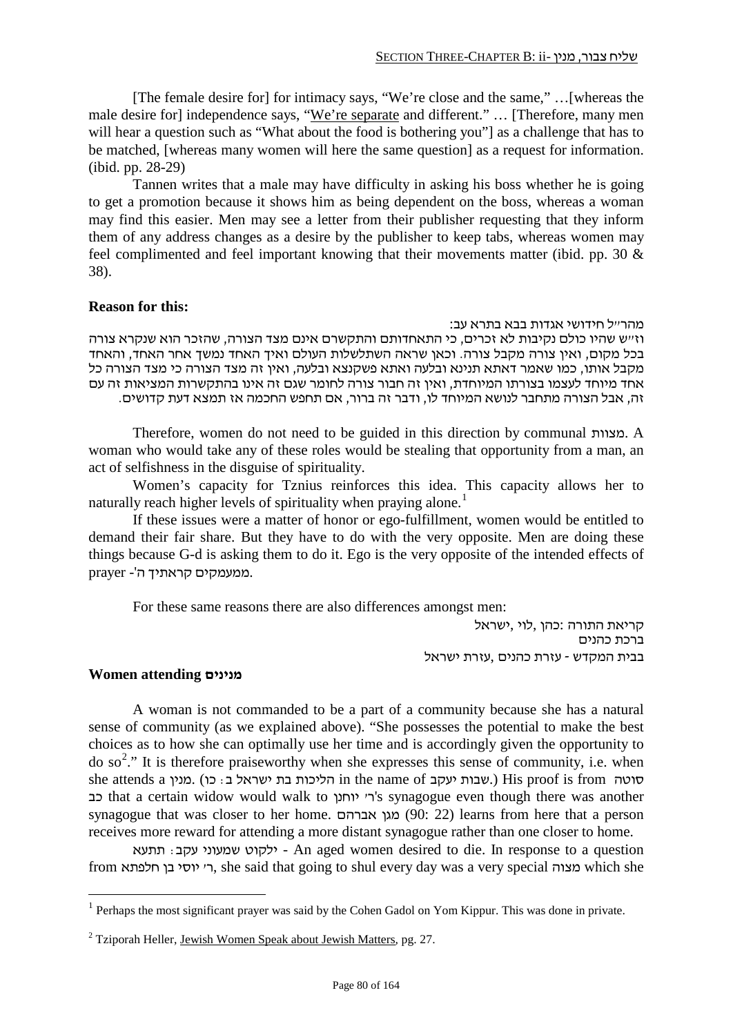[The female desire for] for intimacy says, "We're close and the same," …[whereas the male desire for] independence says, "We're separate and different." … [Therefore, many men will hear a question such as "What about the food is bothering you"] as a challenge that has to be matched, [whereas many women will here the same question] as a request for information. (ibid. pp. 28-29)

Tannen writes that a male may have difficulty in asking his boss whether he is going to get a promotion because it shows him as being dependent on the boss, whereas a woman may find this easier. Men may see a letter from their publisher requesting that they inform them of any address changes as a desire by the publisher to keep tabs, whereas women may feel complimented and feel important knowing that their movements matter (ibid. pp. 30 & 38).

**Reason for this:**

מהר"ל חידושי אגדות בבא בתרא עב:
וז"ש שהיו כולם נקיבות לא זכרים, כי התאחדותם והתקשרם אינם מצד הצורה, שהזכר הוא שנקרא צורה בכל מקום, ואין צורה מקבל צורה. וכאן שראה השתלשלות העולם ואיך האחד נמשך אחר האחד, והאחד מקבל אותו, כמו שאמר דאתא תנינא ובלעה ואתא פשקנצא ובלעה, ואין זה מצד הצורה כי מצד הצורה כל אחד מיוחד לעצמו בצורתו המיוחדת, ואין זה חבור צורה לחומר שגם זה אינו בהתקשרות המציאות זה עם זה, אבל הצורה מתחבר לנושא המיוחד לו, ודבר זה ברור, אם תחפש החכמה אז תמצא דעת קדושים.

Therefore, women do not need to be guided in this direction by communal מצוות. A woman who would take any of these roles would be stealing that opportunity from a man, an act of selfishness in the disguise of spirituality.

Women's capacity for Tznius reinforces this idea. This capacity allows her to naturally reach higher levels of spirituality when praying alone.[1]

If these issues were a matter of honor or ego-fulfillment, women would be entitled to demand their fair share. But they have to do with the very opposite. Men are doing these things because G-d is asking them to do it. Ego is the very opposite of the intended effects of prayer -'ממעמקים קראתיך ה.

For these same reasons there are also differences amongst men:

קריאת התורה :כהן ,לוי ,ישראל
ברכת כהנים
בבית המקדש - עזרת כהנים ,עזרת ישראל

**Women attending מנינים**

A woman is not commanded to be a part of a community because she has a natural sense of community (as we explained above). "She possesses the potential to make the best choices as to how she can optimally use her time and is accordingly given the opportunity to do so[2]." It is therefore praiseworthy when she expresses this sense of community, i.e. when she attends a מנין. (הליכות בת ישראל ב: כו in the name of שבות יעקב.) His proof is from סוטה כב that a certain widow would walk to ר' יוחנן's synagogue even though there was another synagogue that was closer to her home. מגן אברהם (90: 22) learns from here that a person receives more reward for attending a more distant synagogue rather than one closer to home.

ילקוט שמעוני עקב: תתעא - An aged women desired to die. In response to a question from ר' יוסי בן חלפתא, she said that going to shul every day was a very special מצוה which she

---

[1] Perhaps the most significant prayer was said by the Cohen Gadol on Yom Kippur. This was done in private.

[2] Tziporah Heller, Jewish Women Speak about Jewish Matters, pg. 27.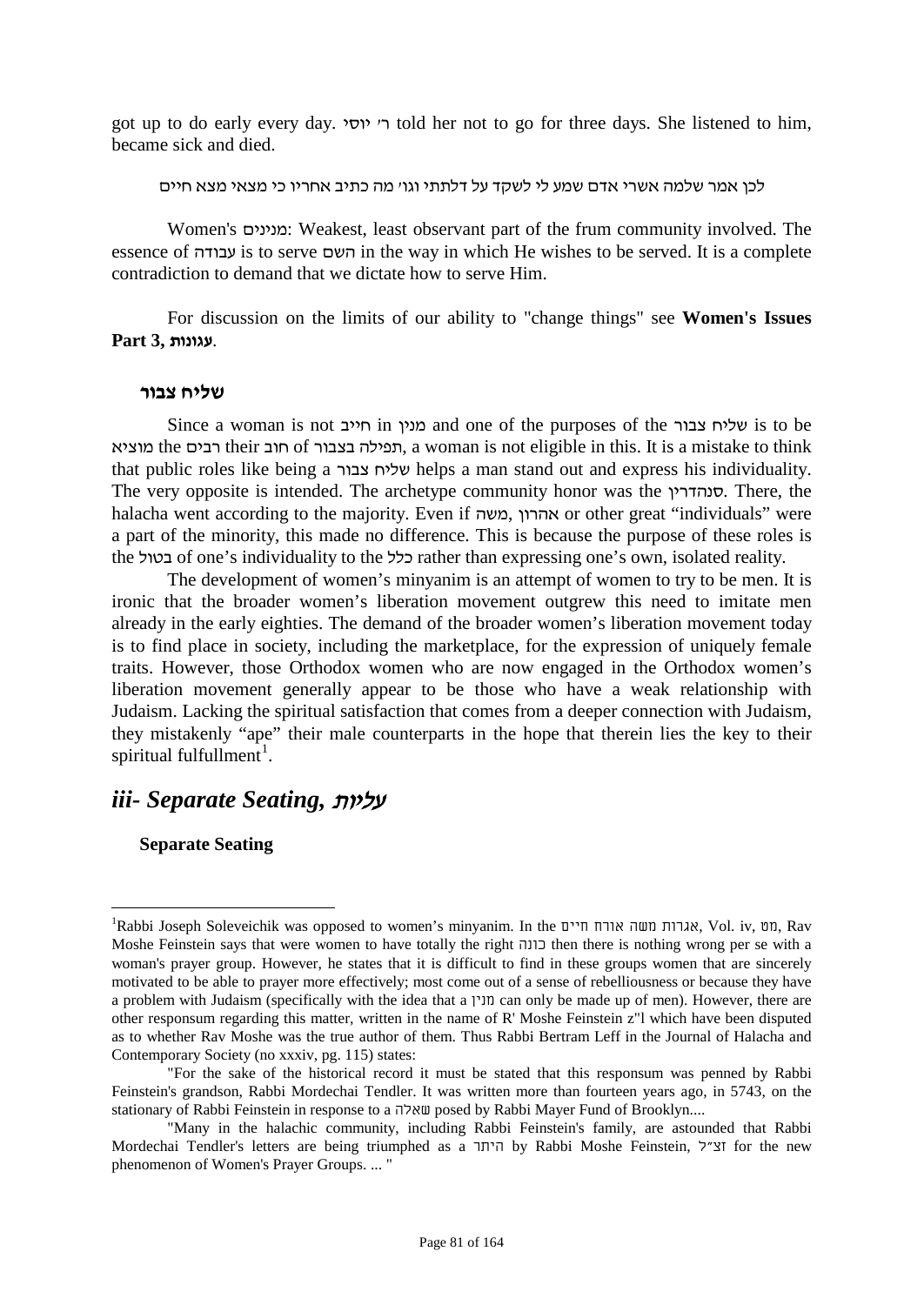got up to do early every day. ר׳ יוסי told her not to go for three days. She listened to him, became sick and died.

לכן אמר שלמה אשרי אדם שמע לי לשקד על דלתתי וגו׳ מה כתיב אחריו כי מצאי מצא חיים

Women's מנינים: Weakest, least observant part of the frum community involved. The essence of עבודה is to serve השם in the way in which He wishes to be served. It is a complete contradiction to demand that we dictate how to serve Him.

For discussion on the limits of our ability to "change things" see **Women's Issues Part 3, עגונות**.

### שליח צבור

Since a woman is not חייב in מנין and one of the purposes of the שליח צבור is to be מוציא the רבים their חוב of תפילה בצבור, a woman is not eligible in this. It is a mistake to think that public roles like being a שליח צבור helps a man stand out and express his individuality. The very opposite is intended. The archetype community honor was the סנהדרין. There, the halacha went according to the majority. Even if משה, אהרון or other great "individuals" were a part of the minority, this made no difference. This is because the purpose of these roles is the בטול of one's individuality to the כלל rather than expressing one's own, isolated reality.

The development of women's minyanim is an attempt of women to try to be men. It is ironic that the broader women's liberation movement outgrew this need to imitate men already in the early eighties. The demand of the broader women's liberation movement today is to find place in society, including the marketplace, for the expression of uniquely female traits. However, those Orthodox women who are now engaged in the Orthodox women's liberation movement generally appear to be those who have a weak relationship with Judaism. Lacking the spiritual satisfaction that comes from a deeper connection with Judaism, they mistakenly "ape" their male counterparts in the hope that therein lies the key to their spiritual fulfullment[1].

## *iii- Separate Seating, עליות*

**Separate Seating**

---

[1]Rabbi Joseph Soleveichik was opposed to women's minyanim. In the אגרות משה אורח חיים, Vol. iv, מט, Rav Moshe Feinstein says that were women to have totally the right כונה then there is nothing wrong per se with a woman's prayer group. However, he states that it is difficult to find in these groups women that are sincerely motivated to be able to prayer more effectively; most come out of a sense of rebelliousness or because they have a problem with Judaism (specifically with the idea that a מנין can only be made up of men). However, there are other responsum regarding this matter, written in the name of R' Moshe Feinstein z"l which have been disputed as to whether Rav Moshe was the true author of them. Thus Rabbi Bertram Leff in the Journal of Halacha and Contemporary Society (no xxxiv, pg. 115) states:

"For the sake of the historical record it must be stated that this responsum was penned by Rabbi Feinstein's grandson, Rabbi Mordechai Tendler. It was written more than fourteen years ago, in 5743, on the stationary of Rabbi Feinstein in response to a שאלה posed by Rabbi Mayer Fund of Brooklyn....

"Many in the halachic community, including Rabbi Feinstein's family, are astounded that Rabbi Mordechai Tendler's letters are being triumphed as a היתר by Rabbi Moshe Feinstein, זצ״ל for the new phenomenon of Women's Prayer Groups. ... "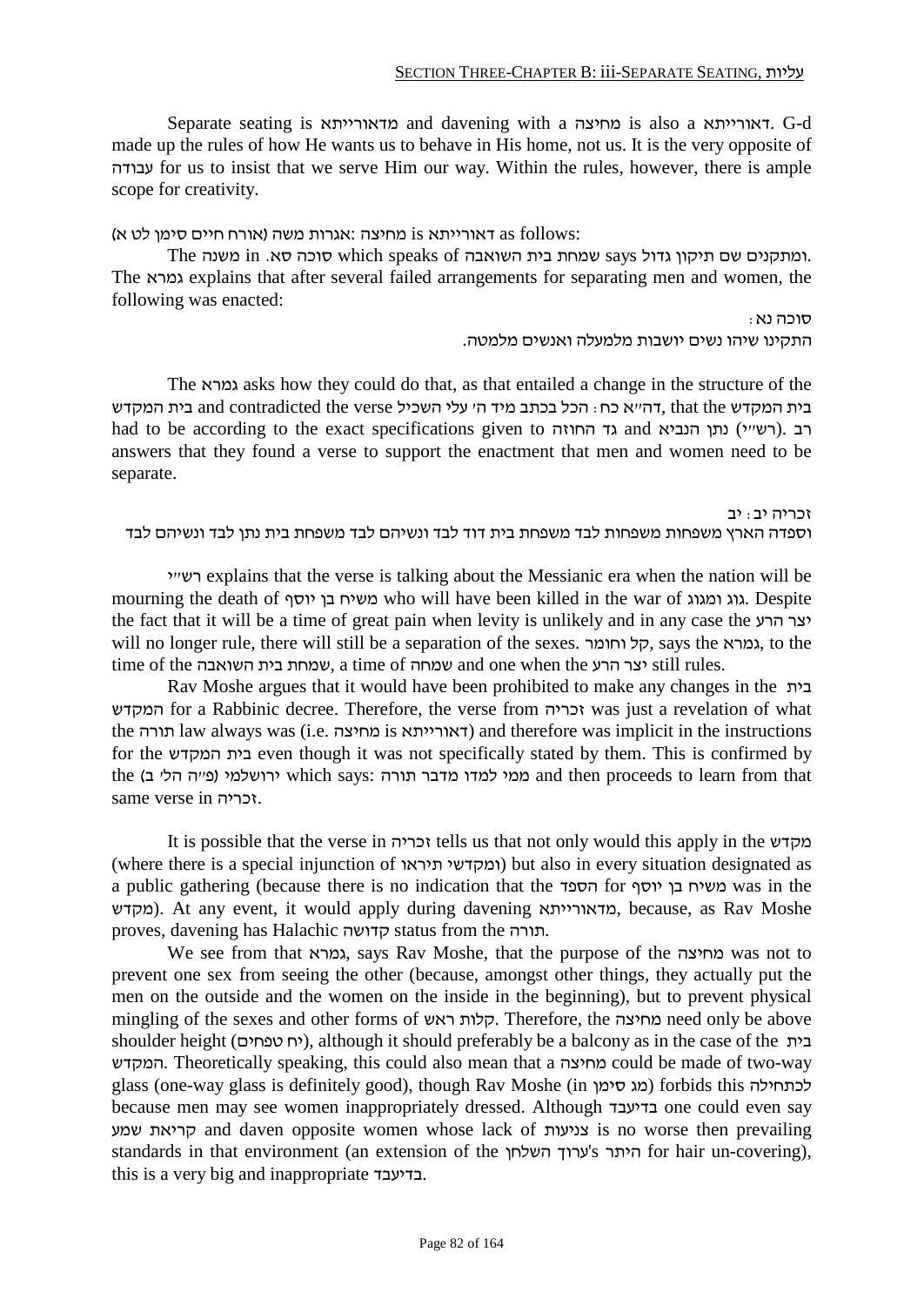Separate seating is מדאורייתא and davening with a מחיצה is also a דאורייתא. G-d made up the rules of how He wants us to behave in His home, not us. It is the very opposite of עבודה for us to insist that we serve Him our way. Within the rules, however, there is ample scope for creativity.

מחיצה is דאורייתא as follows: (אגרות משה (אורח חיים סימן לט א

The משנה in סוכה סא. which speaks of שמחת בית השואבה says ומתקנים שם תיקון גדול. The גמרא explains that after several failed arrangements for separating men and women, the following was enacted:

סוכה נא:
התקינו שיהו נשים יושבות מלמעלה ואנשים מלמטה.

The גמרא asks how they could do that, as that entailed a change in the structure of the בית המקדש and contradicted the verse דה"א כח: הכל בכתב מיד ה' עלי השכיל, that the בית המקדש had to be according to the exact specifications given to גד החוזה and נתן הנביא (רש"י). רב answers that they found a verse to support the enactment that men and women need to be separate.

זכריה יב: יב
וספדה הארץ משפחות משפחות לבד משפחת בית דוד לבד ונשיהם לבד משפחת בית נתן לבד ונשיהם לבד

רש"י explains that the verse is talking about the Messianic era when the nation will be mourning the death of משיח בן יוסף who will have been killed in the war of גוג ומגוג. Despite the fact that it will be a time of great pain when levity is unlikely and in any case the יצר הרע will no longer rule, there will still be a separation of the sexes. קל וחומר, says the גמרא, to the time of the שמחת בית השואבה, a time of שמחה and one when the יצר הרע still rules.

Rav Moshe argues that it would have been prohibited to make any changes in the בית המקדש for a Rabbinic decree. Therefore, the verse from זכריה was just a revelation of what the תורה law always was (i.e. מחיצה is דאורייתא) and therefore was implicit in the instructions for the בית המקדש even though it was not specifically stated by them. This is confirmed by the ירושלמי (פ"ה הל' ב) which says: ממי למדו מדבר תורה and then proceeds to learn from that same verse in זכריה.

It is possible that the verse in זכריה tells us that not only would this apply in the מקדש (where there is a special injunction of ומקדשי תיראו) but also in every situation designated as a public gathering (because there is no indication that the הספד for משיח בן יוסף was in the מקדש). At any event, it would apply during davening מדאורייתא, because, as Rav Moshe proves, davening has Halachic קדושה status from the תורה.

We see from that גמרא, says Rav Moshe, that the purpose of the מחיצה was not to prevent one sex from seeing the other (because, amongst other things, they actually put the men on the outside and the women on the inside in the beginning), but to prevent physical mingling of the sexes and other forms of קלות ראש. Therefore, the מחיצה need only be above shoulder height (יח טפחים), although it should preferably be a balcony as in the case of the בית המקדש. Theoretically speaking, this could also mean that a מחיצה could be made of two-way glass (one-way glass is definitely good), though Rav Moshe (in מג סימן) forbids this לכתחילה because men may see women inappropriately dressed. Although בדיעבד one could even say קריאת שמע and daven opposite women whose lack of צניעות is no worse then prevailing standards in that environment (an extension of the ערוך השלחן's היתר for hair un-covering), this is a very big and inappropriate בדיעבד.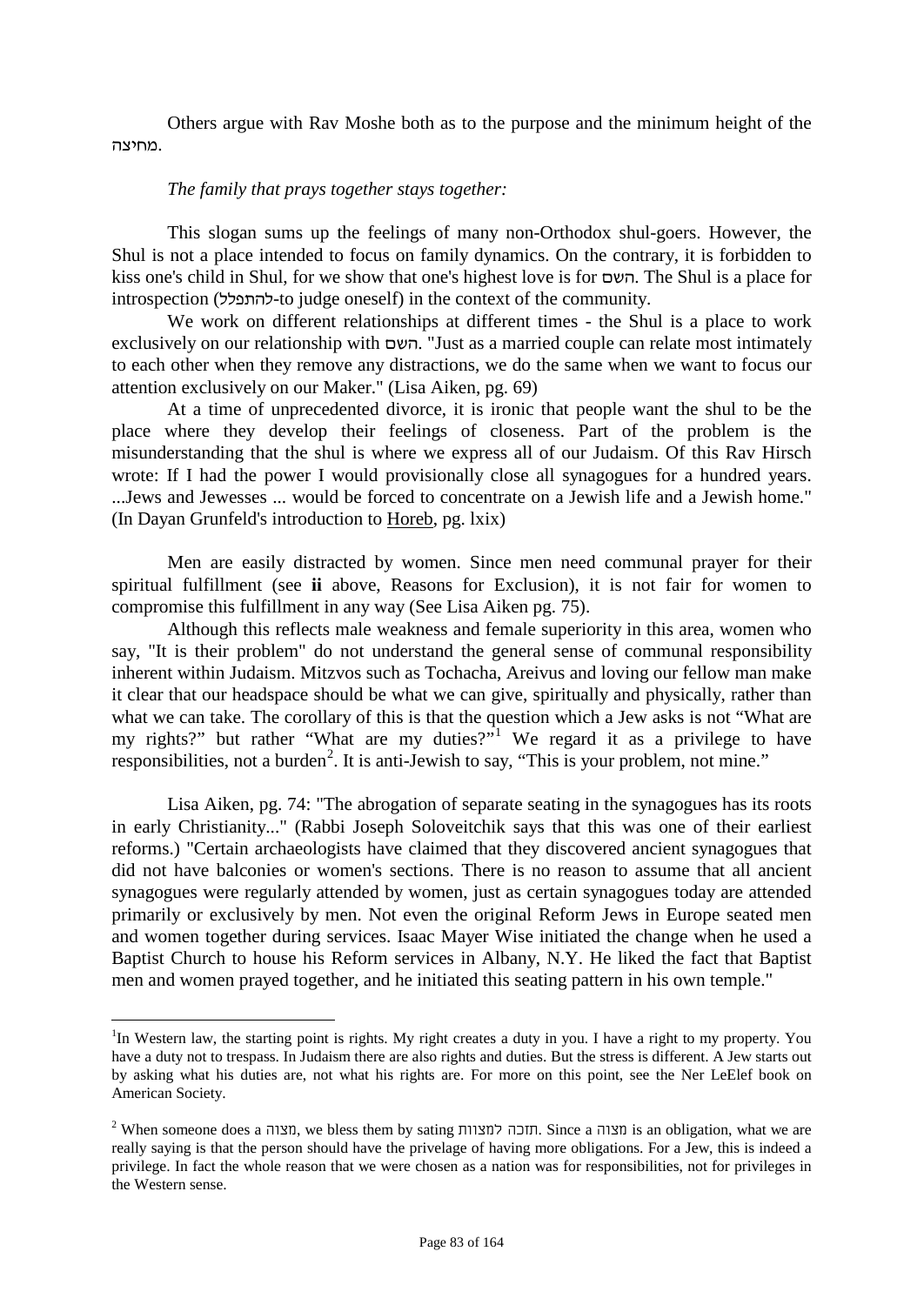Others argue with Rav Moshe both as to the purpose and the minimum height of the מחיצה.

*The family that prays together stays together:*

This slogan sums up the feelings of many non-Orthodox shul-goers. However, the Shul is not a place intended to focus on family dynamics. On the contrary, it is forbidden to kiss one's child in Shul, for we show that one's highest love is for השם. The Shul is a place for introspection (להתפלל-to judge oneself) in the context of the community.

We work on different relationships at different times - the Shul is a place to work exclusively on our relationship with השם. "Just as a married couple can relate most intimately to each other when they remove any distractions, we do the same when we want to focus our attention exclusively on our Maker." (Lisa Aiken, pg. 69)

At a time of unprecedented divorce, it is ironic that people want the shul to be the place where they develop their feelings of closeness. Part of the problem is the misunderstanding that the shul is where we express all of our Judaism. Of this Rav Hirsch wrote: If I had the power I would provisionally close all synagogues for a hundred years. ...Jews and Jewesses ... would be forced to concentrate on a Jewish life and a Jewish home." (In Dayan Grunfeld's introduction to <u>Horeb</u>, pg. lxix)

Men are easily distracted by women. Since men need communal prayer for their spiritual fulfillment (see **ii** above, Reasons for Exclusion), it is not fair for women to compromise this fulfillment in any way (See Lisa Aiken pg. 75).

Although this reflects male weakness and female superiority in this area, women who say, "It is their problem" do not understand the general sense of communal responsibility inherent within Judaism. Mitzvos such as Tochacha, Areivus and loving our fellow man make it clear that our headspace should be what we can give, spiritually and physically, rather than what we can take. The corollary of this is that the question which a Jew asks is not "What are my rights?" but rather "What are my duties?"[1] We regard it as a privilege to have responsibilities, not a burden[2]. It is anti-Jewish to say, "This is your problem, not mine."

Lisa Aiken, pg. 74: "The abrogation of separate seating in the synagogues has its roots in early Christianity..." (Rabbi Joseph Soloveitchik says that this was one of their earliest reforms.) "Certain archaeologists have claimed that they discovered ancient synagogues that did not have balconies or women's sections. There is no reason to assume that all ancient synagogues were regularly attended by women, just as certain synagogues today are attended primarily or exclusively by men. Not even the original Reform Jews in Europe seated men and women together during services. Isaac Mayer Wise initiated the change when he used a Baptist Church to house his Reform services in Albany, N.Y. He liked the fact that Baptist men and women prayed together, and he initiated this seating pattern in his own temple."

---

[1] In Western law, the starting point is rights. My right creates a duty in you. I have a right to my property. You have a duty not to trespass. In Judaism there are also rights and duties. But the stress is different. A Jew starts out by asking what his duties are, not what his rights are. For more on this point, see the Ner LeElef book on American Society.

[2] When someone does a מצוה, we bless them by sating תזכה למצוות. Since a מצוה is an obligation, what we are really saying is that the person should have the privelage of having more obligations. For a Jew, this is indeed a privilege. In fact the whole reason that we were chosen as a nation was for responsibilities, not for privileges in the Western sense.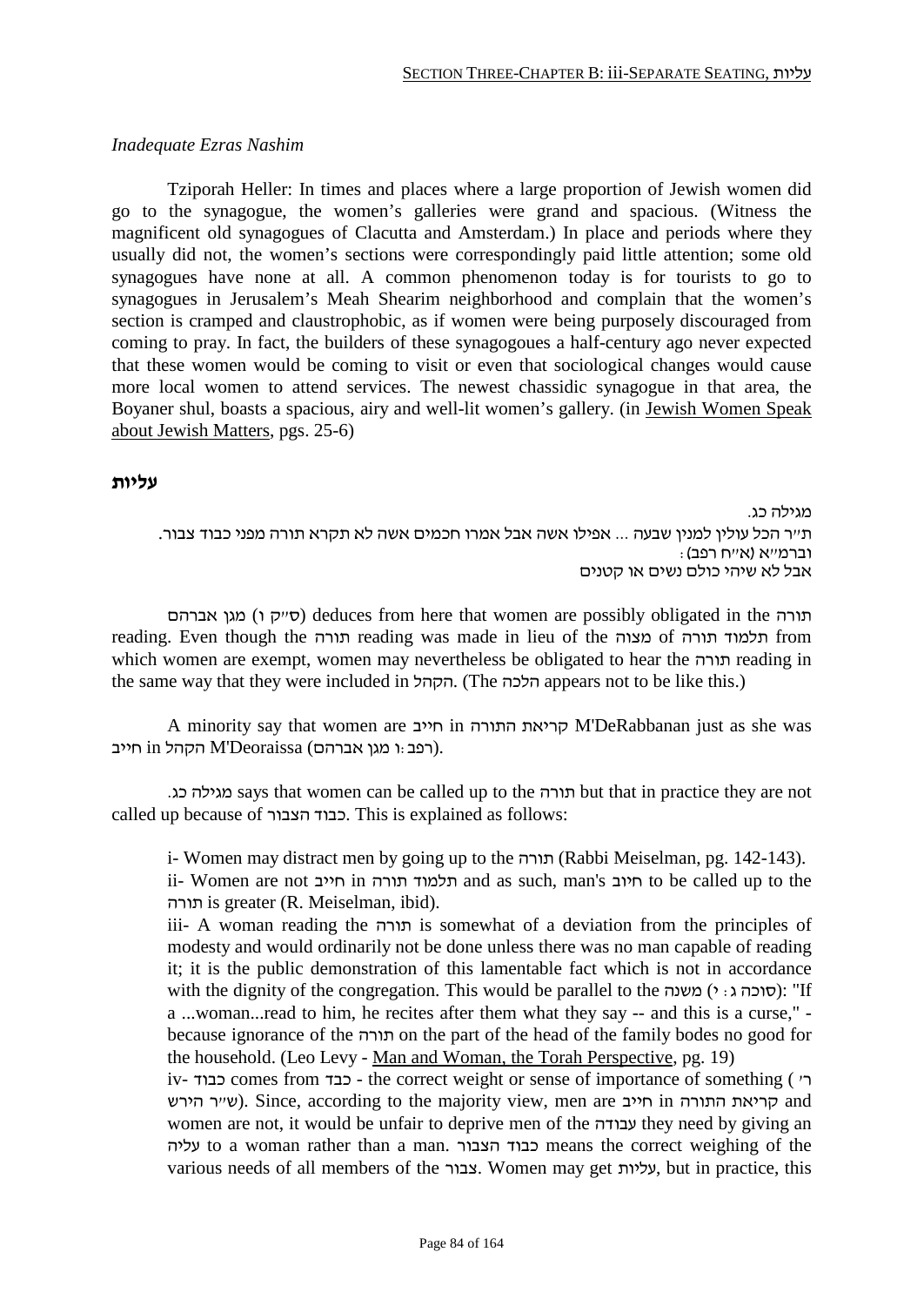*Inadequate Ezras Nashim*

Tziporah Heller: In times and places where a large proportion of Jewish women did go to the synagogue, the women's galleries were grand and spacious. (Witness the magnificent old synagogues of Clacutta and Amsterdam.) In place and periods where they usually did not, the women's sections were correspondingly paid little attention; some old synagogues have none at all. A common phenomenon today is for tourists to go to synagogues in Jerusalem's Meah Shearim neighborhood and complain that the women's section is cramped and claustrophobic, as if women were being purposely discouraged from coming to pray. In fact, the builders of these synagogoues a half-century ago never expected that these women would be coming to visit or even that sociological changes would cause more local women to attend services. The newest chassidic synagogue in that area, the Boyaner shul, boasts a spacious, airy and well-lit women's gallery. (in Jewish Women Speak about Jewish Matters, pgs. 25-6)

## עליות

מגילה כג.
ת"ר הכל עולין למנין שבעה ... אפילו אשה אבל אמרו חכמים אשה לא תקרא תורה מפני כבוד צבור.
וברמ"א (א"ח רפב):
אבל לא שיהי כולם נשים או קטנים

מגן אברהם (ס"ק ו) deduces from here that women are possibly obligated in the תורה reading. Even though the תורה reading was made in lieu of the מצוה of תלמוד תורה from which women are exempt, women may nevertheless be obligated to hear the תורה reading in the same way that they were included in הקהל. (The הלכה appears not to be like this.)

A minority say that women are חייב in קריאת התורה M'DeRabbanan just as she was חייב in הקהל M'Deoraissa (רפב:ו מגן אברהם).

מגילה כג. says that women can be called up to the תורה but that in practice they are not called up because of כבוד הצבור. This is explained as follows:

i- Women may distract men by going up to the תורה (Rabbi Meiselman, pg. 142-143).
ii- Women are not חייב in תלמוד תורה and as such, man's חיוב to be called up to the תורה is greater (R. Meiselman, ibid).
iii- A woman reading the תורה is somewhat of a deviation from the principles of modesty and would ordinarily not be done unless there was no man capable of reading it; it is the public demonstration of this lamentable fact which is not in accordance with the dignity of the congregation. This would be parallel to the משנה (סוכה ג:י): "If a ...woman...read to him, he recites after them what they say -- and this is a curse," - because ignorance of the תורה on the part of the head of the family bodes no good for the household. (Leo Levy - Man and Woman, the Torah Perspective, pg. 19)
iv- כבוד comes from כבד - the correct weight or sense of importance of something (ר' ש"ר הירש). Since, according to the majority view, men are חייב in קריאת התורה and women are not, it would be unfair to deprive men of the עבודה they need by giving an עליה to a woman rather than a man. כבוד הצבור means the correct weighing of the various needs of all members of the צבור. Women may get עליות, but in practice, this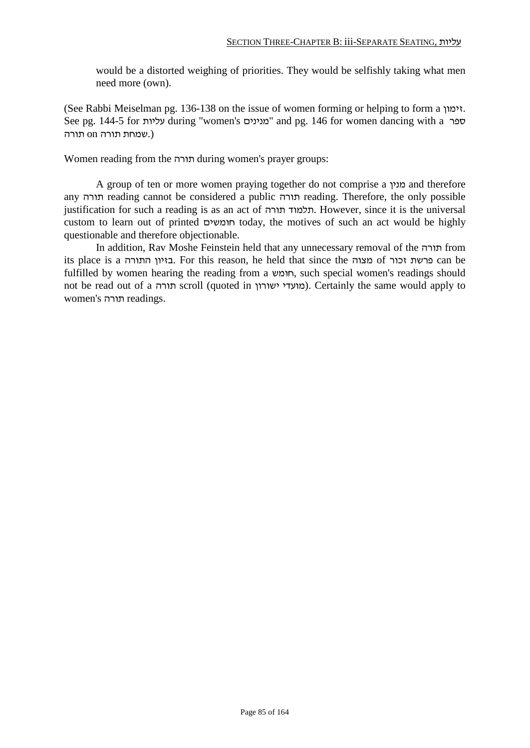would be a distorted weighing of priorities. They would be selfishly taking what men need more (own).

(See Rabbi Meiselman pg. 136-138 on the issue of women forming or helping to form a זימון. See pg. 144-5 for עליות during "women's מניינים" and pg. 146 for women dancing with a ספר תורה on שמחת תורה.)

Women reading from the תורה during women's prayer groups:

A group of ten or more women praying together do not comprise a מנין and therefore any תורה reading cannot be considered a public תורה reading. Therefore, the only possible justification for such a reading is as an act of תלמוד תורה. However, since it is the universal custom to learn out of printed חומשים today, the motives of such an act would be highly questionable and therefore objectionable.

In addition, Rav Moshe Feinstein held that any unnecessary removal of the תורה from its place is a בזיון התורה. For this reason, he held that since the מצוה of פרשת זכור can be fulfilled by women hearing the reading from a חומש, such special women's readings should not be read out of a תורה scroll (quoted in מועדי ישורון). Certainly the same would apply to women's תורה readings.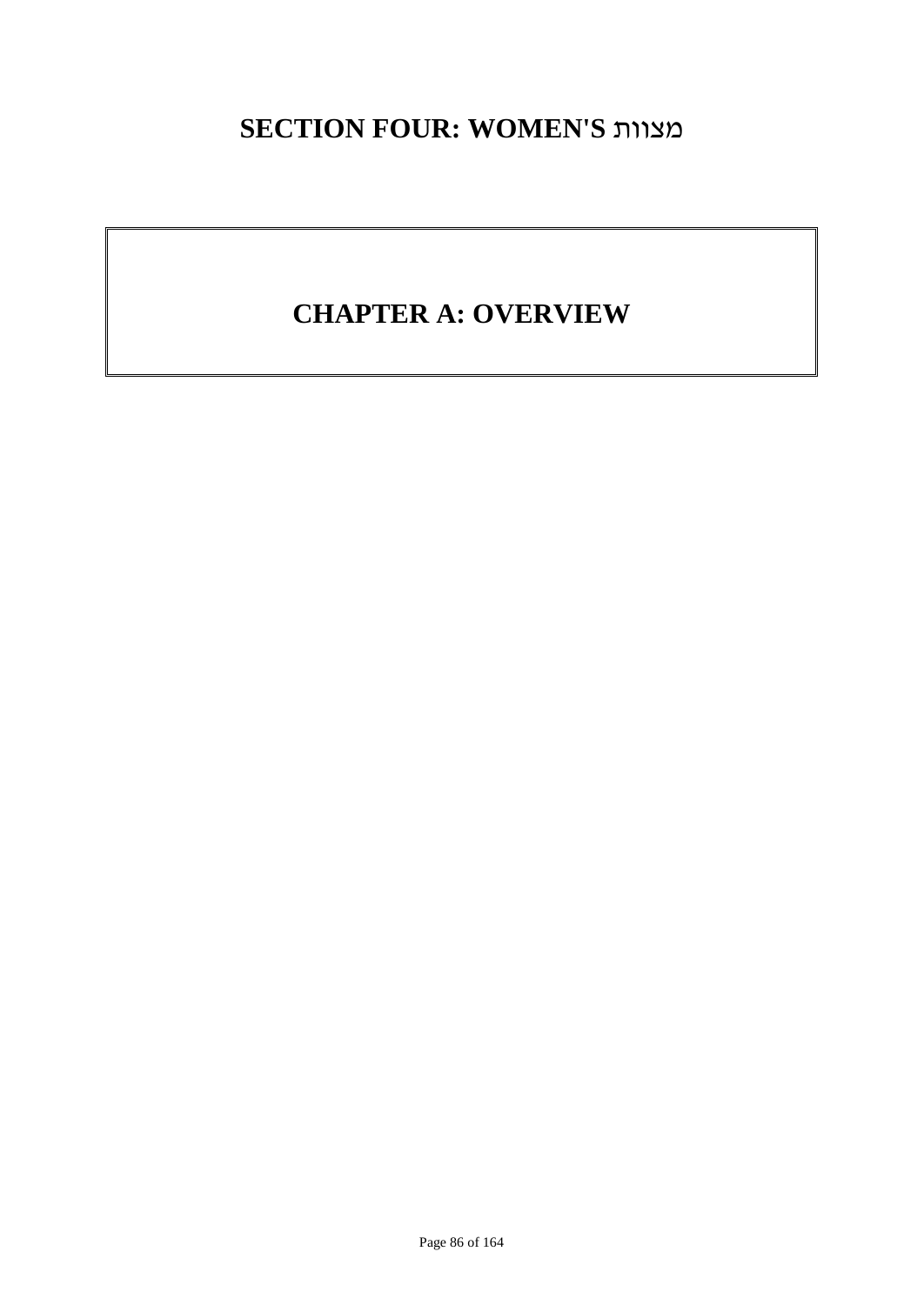# SECTION FOUR: WOMEN'S מצוות

## CHAPTER A: OVERVIEW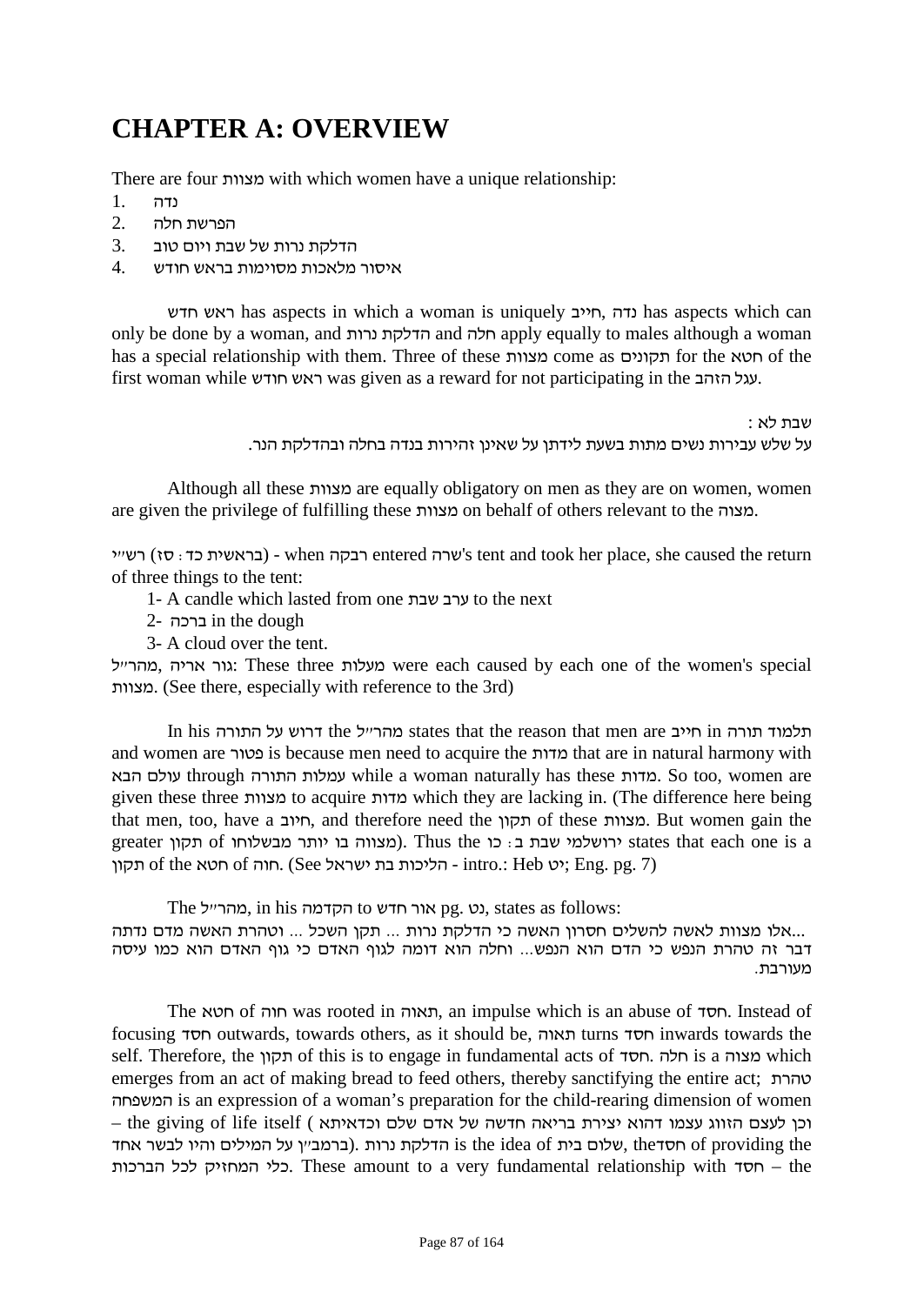# CHAPTER A: OVERVIEW

There are four מצוות with which women have a unique relationship:

1. נדה
2. הפרשת חלה
3. הדלקת נרות של שבת ויום טוב
4. איסור מלאכות מסוימות בראש חודש

ראש חדש has aspects in which a woman is uniquely חייב, נדה has aspects which can only be done by a woman, and הדלקת נרות and חלה apply equally to males although a woman has a special relationship with them. Three of these מצוות come as תקונים for the חטא of the first woman while ראש חודש was given as a reward for not participating in the עגל הזהב.

שבת לא :
על שלש עבירות נשים מתות בשעת לידתן על שאינן זהירות בנדה בחלה ובהדלקת הנר.

Although all these מצוות are equally obligatory on men as they are on women, women are given the privilege of fulfilling these מצוות on behalf of others relevant to the מצוה.

רש״י (בראשית כד : סז) - when רבקה entered שרה's tent and took her place, she caused the return of three things to the tent:

1- A candle which lasted from one ערב שבת to the next
2- ברכה in the dough
3- A cloud over the tent.

מהר״ל, גור אריה: These three מעלות were each caused by each one of the women's special מצות. (See there, especially with reference to the 3rd)

In his דרוש על התורה the מהר״ל states that the reason that men are חייב in תלמוד תורה and women are פטור is because men need to acquire the מדות that are in natural harmony with עולם הבא through עמלות התורה while a woman naturally has these מדות. So too, women are given these three מצוות to acquire מדות which they are lacking in. (The difference here being that men, too, have a חיוב, and therefore need the תקון of these מצוות. But women gain the greater תקון of מצווה בו יותר מבשלוחו). Thus the ירושלמי שבת ב : כו states that each one is a תקון of the חטא of חוה. (See הליכות בת ישראל - intro.: Heb יט; Eng. pg. 7)

The מהר״ל, in his הקדמה to אור חדש pg. נט, states as follows:
אלו מצוות לאשה להשלים חסרון האשה כי הדלקת נרות ... תקן השכל ... וטהרת האשה מדם נדתה... דבר זה טהרת הנפש כי הדם הוא הנפש... וחלה הוא דומה לגוף האדם כי גוף האדם הוא כמו עיסה מעורבת.

The חטא of חוה was rooted in תאוה, an impulse which is an abuse of חסד. Instead of focusing חסד outwards, towards others, as it should be, תאוה turns חסד inwards towards the self. Therefore, the תקון of this is to engage in fundamental acts of חסד. חלה is a מצוה which emerges from an act of making bread to feed others, thereby sanctifying the entire act; טהרת המשפחה is an expression of a woman's preparation for the child-rearing dimension of women – the giving of life itself ( וכן לעצם הזווג עצמו דהוא יצירת בריאה חדשה של אדם שלם וכדאיתא ברמב״ן על המילים והיו לבשר אחד). הדלקת נרות is the idea of שלום בית, the חסד of providing the כלי המחזיק לכל הברכות. These amount to a very fundamental relationship with חסד – the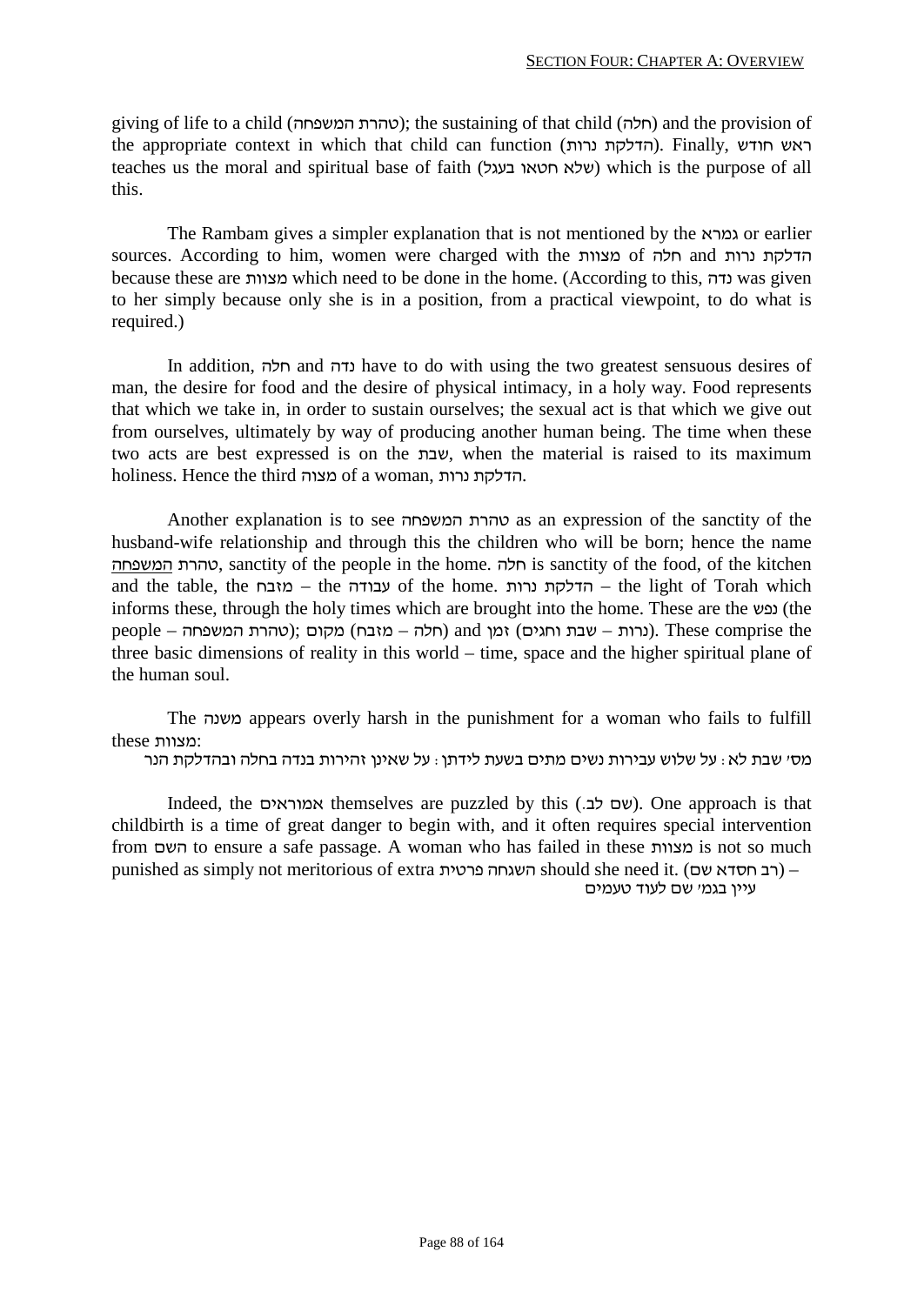giving of life to a child (טהרת המשפחה); the sustaining of that child (חלה) and the provision of the appropriate context in which that child can function (הדלקת נרות). Finally, ראש חודש teaches us the moral and spiritual base of faith (שלא חטאו בעגל) which is the purpose of all this.

The Rambam gives a simpler explanation that is not mentioned by the גמרא or earlier sources. According to him, women were charged with the מצוות of חלה and הדלקת נרות because these are מצוות which need to be done in the home. (According to this, נדה was given to her simply because only she is in a position, from a practical viewpoint, to do what is required.)

In addition, חלה and נדה have to do with using the two greatest sensuous desires of man, the desire for food and the desire of physical intimacy, in a holy way. Food represents that which we take in, in order to sustain ourselves; the sexual act is that which we give out from ourselves, ultimately by way of producing another human being. The time when these two acts are best expressed is on the שבת, when the material is raised to its maximum holiness. Hence the third מצוה of a woman, הדלקת נרות.

Another explanation is to see טהרת המשפחה as an expression of the sanctity of the husband-wife relationship and through this the children who will be born; hence the name טהרת <u>המשפחה</u>, sanctity of the people in the home. חלה is sanctity of the food, of the kitchen and the table, the מזבח – the עבודה of the home. הדלקת נרות – the light of Torah which informs these, through the holy times which are brought into the home. These are the נפש (the people – טהרת המשפחה); מקום (חלה – מזבח) and זמן (נרות – שבת וחגים). These comprise the three basic dimensions of reality in this world – time, space and the higher spiritual plane of the human soul.

The משנה appears overly harsh in the punishment for a woman who fails to fulfill these מצוות:

מס׳ שבת לא: על שלוש עבירות נשים מתים בשעת לידתן: על שאינן זהירות בנדה בחלה ובהדלקת הנר

Indeed, the אמוראים themselves are puzzled by this (שם לב.). One approach is that childbirth is a time of great danger to begin with, and it often requires special intervention from השם to ensure a safe passage. A woman who has failed in these מצוות is not so much punished as simply not meritorious of extra השגחה פרטית should she need it. (רב חסדא שם) – עיין בגמ׳ שם לעוד טעמים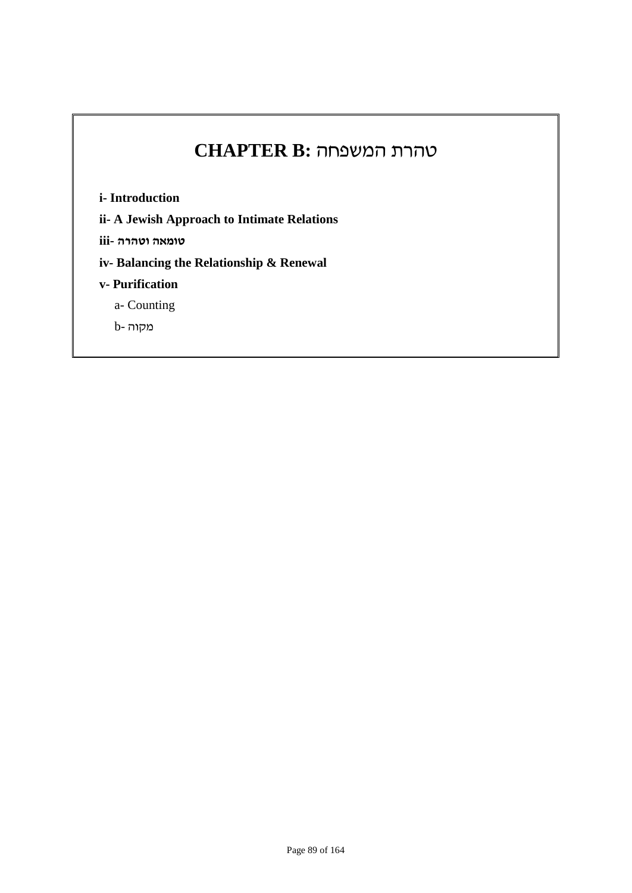# CHAPTER B: טהרת המשפחה

**i- Introduction**

**ii- A Jewish Approach to Intimate Relations**

**iii- טומאה וטהרה**

**iv- Balancing the Relationship & Renewal**

**v- Purification**

a- Counting

b- מקוה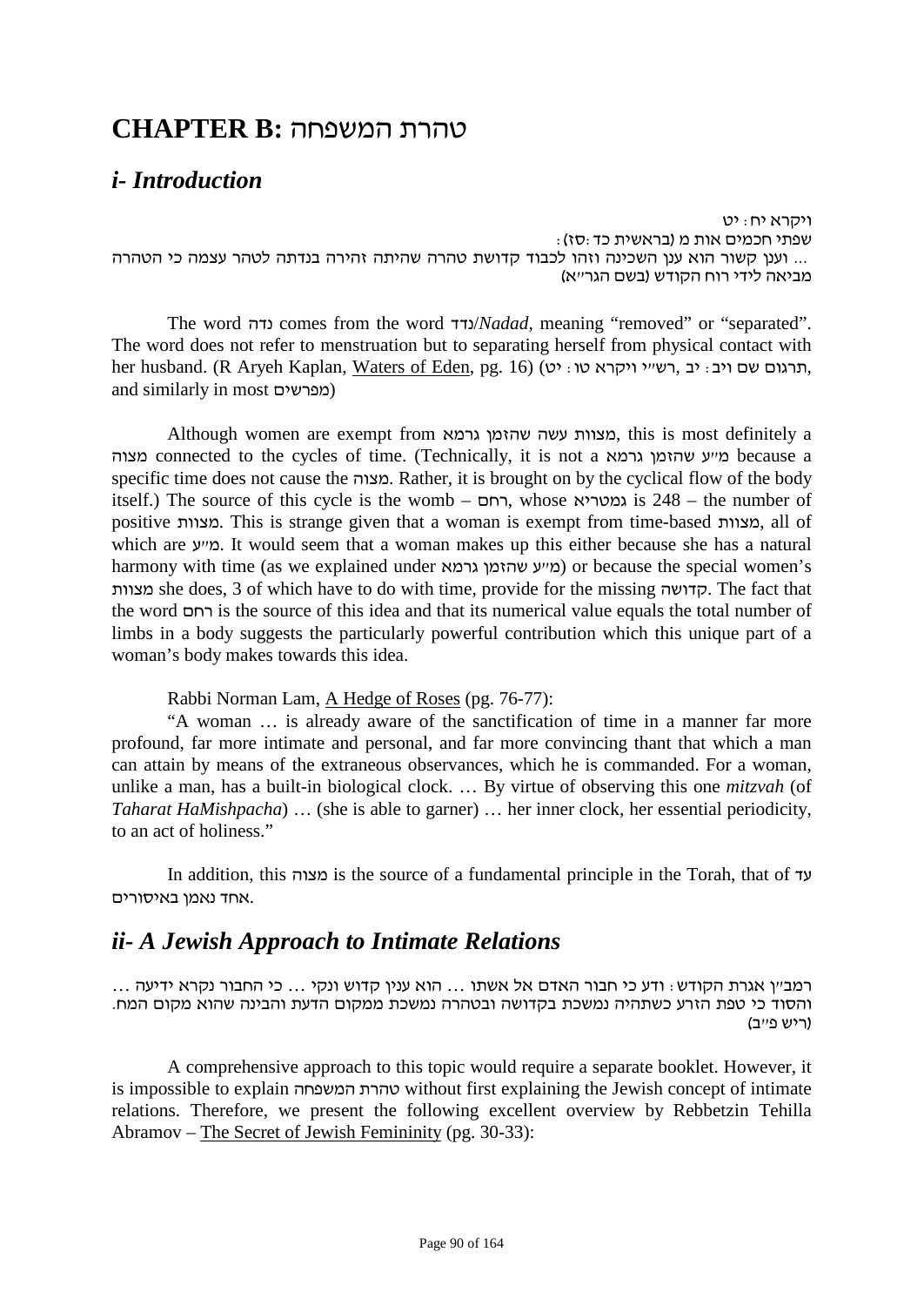# CHAPTER B: טהרת המשפחה

## *i- Introduction*

ויקרא יח: יט

שפתי חכמים אות מ (בראשית כד:סז):

... וענן קשור הוא ענן השכינה וזהו לכבוד קדושת טהרה שהיתה זהירה בנדתה לטהר עצמה כי הטהרה מביאה לידי רוח הקודש (בשם הגר״א)

The word נדה comes from the word נדד/*Nadad*, meaning "removed" or "separated". The word does not refer to menstruation but to separating herself from physical contact with her husband. (R Aryeh Kaplan, Waters of Eden, pg. 16) (תרגום שם ויב: יב, רש״י ויקרא טו: יט, and similarly in most מפרשים)

Although women are exempt from מצוות עשה שהזמן גרמא, this is most definitely a מצוה connected to the cycles of time. (Technically, it is not a מ״ע שהזמן גרמא because a specific time does not cause the מצוה. Rather, it is brought on by the cyclical flow of the body itself.) The source of this cycle is the womb – רחם, whose גמטריא is 248 – the number of positive מצוות. This is strange given that a woman is exempt from time-based מצוות, all of which are מ״ע. It would seem that a woman makes up this either because she has a natural harmony with time (as we explained under מ״ע שהזמן גרמא) or because the special women's מצוות she does, 3 of which have to do with time, provide for the missing קדושה. The fact that the word רחם is the source of this idea and that its numerical value equals the total number of limbs in a body suggests the particularly powerful contribution which this unique part of a woman's body makes towards this idea.

Rabbi Norman Lam, A Hedge of Roses (pg. 76-77):

"A woman … is already aware of the sanctification of time in a manner far more profound, far more intimate and personal, and far more convincing thant that which a man can attain by means of the extraneous observances, which he is commanded. For a woman, unlike a man, has a built-in biological clock. … By virtue of observing this one *mitzvah* (of *Taharat HaMishpacha*) … (she is able to garner) … her inner clock, her essential periodicity, to an act of holiness."

In addition, this מצוה is the source of a fundamental principle in the Torah, that of עד אחד נאמן באיסורים.

## *ii- A Jewish Approach to Intimate Relations*

רמב״ן אגרת הקודש: ודע כי חבור האדם אל אשתו … הוא ענין קדוש ונקי … כי החבור נקרא ידיעה … והסוד כי טפת הזרע כשתהיה נמשכת בקדושה ובטהרה נמשכת ממקום הדעת והבינה שהוא מקום המח. (ריש פ״ב)

A comprehensive approach to this topic would require a separate booklet. However, it is impossible to explain טהרת המשפחה without first explaining the Jewish concept of intimate relations. Therefore, we present the following excellent overview by Rebbetzin Tehilla Abramov – The Secret of Jewish Femininity (pg. 30-33):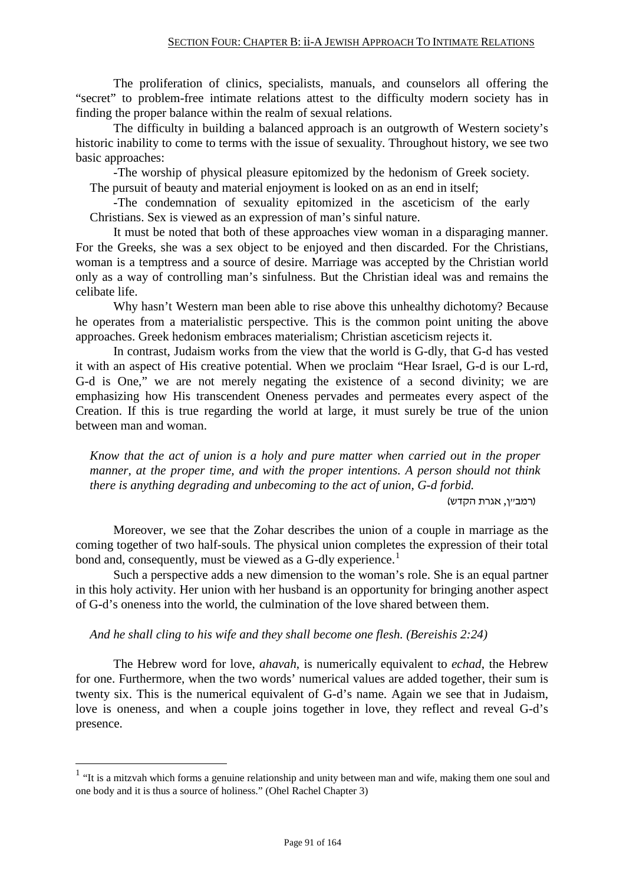The proliferation of clinics, specialists, manuals, and counselors all offering the "secret" to problem-free intimate relations attest to the difficulty modern society has in finding the proper balance within the realm of sexual relations.

The difficulty in building a balanced approach is an outgrowth of Western society's historic inability to come to terms with the issue of sexuality. Throughout history, we see two basic approaches:

- The worship of physical pleasure epitomized by the hedonism of Greek society. The pursuit of beauty and material enjoyment is looked on as an end in itself;
- The condemnation of sexuality epitomized in the asceticism of the early Christians. Sex is viewed as an expression of man's sinful nature.

It must be noted that both of these approaches view woman in a disparaging manner. For the Greeks, she was a sex object to be enjoyed and then discarded. For the Christians, woman is a temptress and a source of desire. Marriage was accepted by the Christian world only as a way of controlling man's sinfulness. But the Christian ideal was and remains the celibate life.

Why hasn't Western man been able to rise above this unhealthy dichotomy? Because he operates from a materialistic perspective. This is the common point uniting the above approaches. Greek hedonism embraces materialism; Christian asceticism rejects it.

In contrast, Judaism works from the view that the world is G-dly, that G-d has vested it with an aspect of His creative potential. When we proclaim "Hear Israel, G-d is our L-rd, G-d is One," we are not merely negating the existence of a second divinity; we are emphasizing how His transcendent Oneness pervades and permeates every aspect of the Creation. If this is true regarding the world at large, it must surely be true of the union between man and woman.

> *Know that the act of union is a holy and pure matter when carried out in the proper manner, at the proper time, and with the proper intentions. A person should not think there is anything degrading and unbecoming to the act of union, G-d forbid.*
>
> (רמב״ן, אגרת הקדש)

Moreover, we see that the Zohar describes the union of a couple in marriage as the coming together of two half-souls. The physical union completes the expression of their total bond and, consequently, must be viewed as a G-dly experience.[1]

Such a perspective adds a new dimension to the woman's role. She is an equal partner in this holy activity. Her union with her husband is an opportunity for bringing another aspect of G-d's oneness into the world, the culmination of the love shared between them.

> *And he shall cling to his wife and they shall become one flesh. (Bereishis 2:24)*

The Hebrew word for love, *ahavah,* is numerically equivalent to *echad*, the Hebrew for one. Furthermore, when the two words' numerical values are added together, their sum is twenty six. This is the numerical equivalent of G-d's name. Again we see that in Judaism, love is oneness, and when a couple joins together in love, they reflect and reveal G-d's presence.

---

[1] "It is a mitzvah which forms a genuine relationship and unity between man and wife, making them one soul and one body and it is thus a source of holiness." (Ohel Rachel Chapter 3)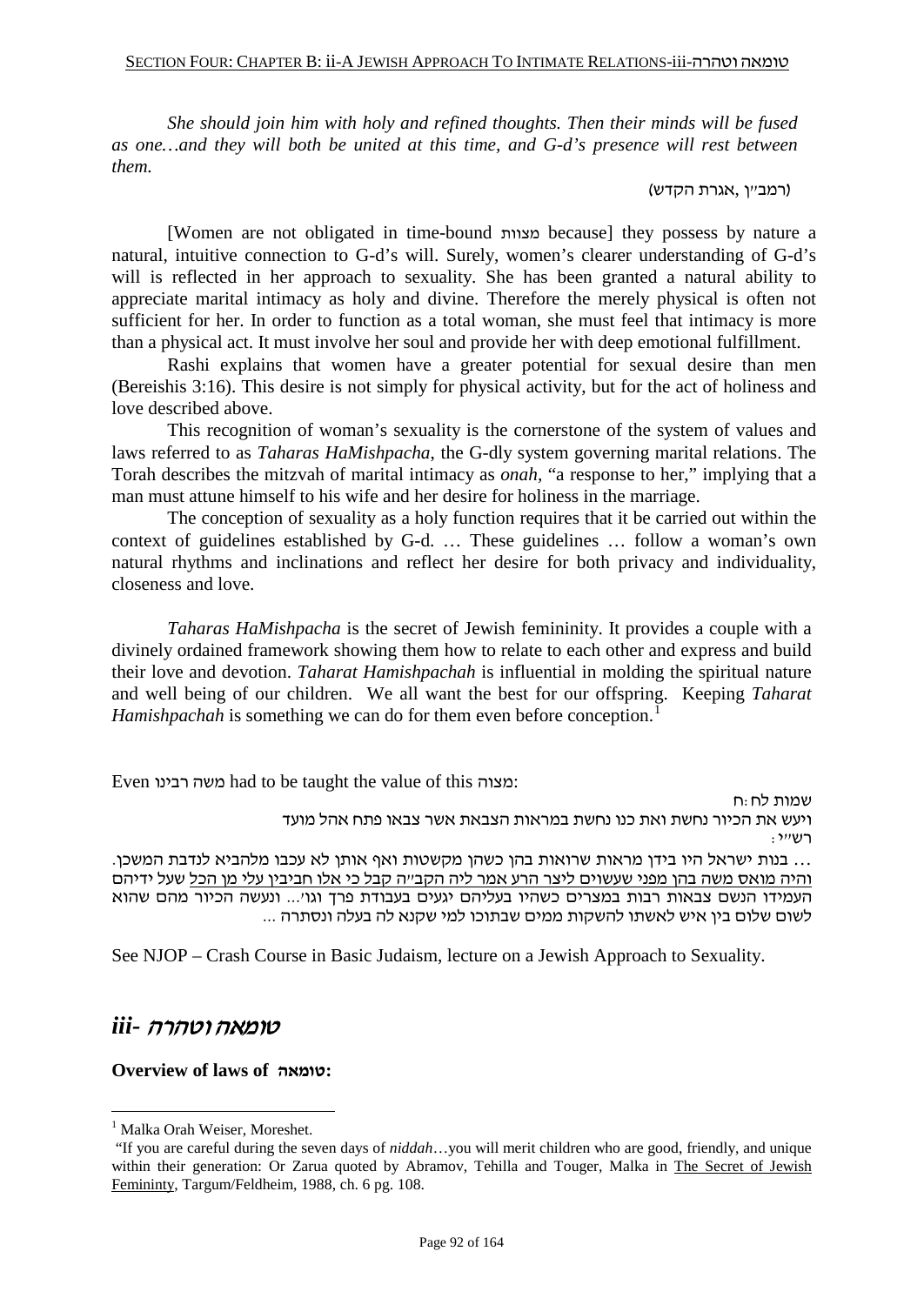*She should join him with holy and refined thoughts. Then their minds will be fused as one…and they will both be united at this time, and G-d's presence will rest between them.*

(רמב״ן ,אגרת הקדש)

[Women are not obligated in time-bound מצוות because] they possess by nature a natural, intuitive connection to G-d's will. Surely, women's clearer understanding of G-d's will is reflected in her approach to sexuality. She has been granted a natural ability to appreciate marital intimacy as holy and divine. Therefore the merely physical is often not sufficient for her. In order to function as a total woman, she must feel that intimacy is more than a physical act. It must involve her soul and provide her with deep emotional fulfillment.

Rashi explains that women have a greater potential for sexual desire than men (Bereishis 3:16). This desire is not simply for physical activity, but for the act of holiness and love described above.

This recognition of woman's sexuality is the cornerstone of the system of values and laws referred to as *Taharas HaMishpacha*, the G-dly system governing marital relations. The Torah describes the mitzvah of marital intimacy as *onah,* "a response to her," implying that a man must attune himself to his wife and her desire for holiness in the marriage.

The conception of sexuality as a holy function requires that it be carried out within the context of guidelines established by G-d. … These guidelines … follow a woman's own natural rhythms and inclinations and reflect her desire for both privacy and individuality, closeness and love.

*Taharas HaMishpacha* is the secret of Jewish femininity. It provides a couple with a divinely ordained framework showing them how to relate to each other and express and build their love and devotion. *Taharat Hamishpachah* is influential in molding the spiritual nature and well being of our children. We all want the best for our offspring. Keeping *Taharat Hamishpachah* is something we can do for them even before conception.[1]

Even משה רבינו had to be taught the value of this מצוה:

שמות לח:ח
ויעש את הכיור נחשת ואת כנו נחשת במראות הצבאת אשר צבאו פתח אהל מועד
רש״י:
… בנות ישראל היו בידן מראות שרואות בהן כשהן מקשטות ואף אותן לא עכבו מלהביא לנדבת המשכן. <u>והיה מואס משה בהן מפני שעשויים ליצר הרע אמר ליה הקב״ה קבל כי אלו חביבין עלי מן הכל</u> שעל ידיהם העמידו הנשם צבאות רבות במצרים כשהיו בעליהם יגעים בעבודת פרך וגו׳... ונעשה הכיור מהם שהוא לשום שלום בין איש לאשתו להשקות ממים שבתוכו למי שקנא לה בעלה ונסתרה ...

See NJOP – Crash Course in Basic Judaism, lecture on a Jewish Approach to Sexuality.

## *iii- טומאה וטהרה*

**Overview of laws of טומאה:**

---

[1] Malka Orah Weiser, Moreshet.
"If you are careful during the seven days of *niddah*…you will merit children who are good, friendly, and unique within their generation: Or Zarua quoted by Abramov, Tehilla and Touger, Malka in <u>The Secret of Jewish Femininty</u>, Targum/Feldheim, 1988, ch. 6 pg. 108.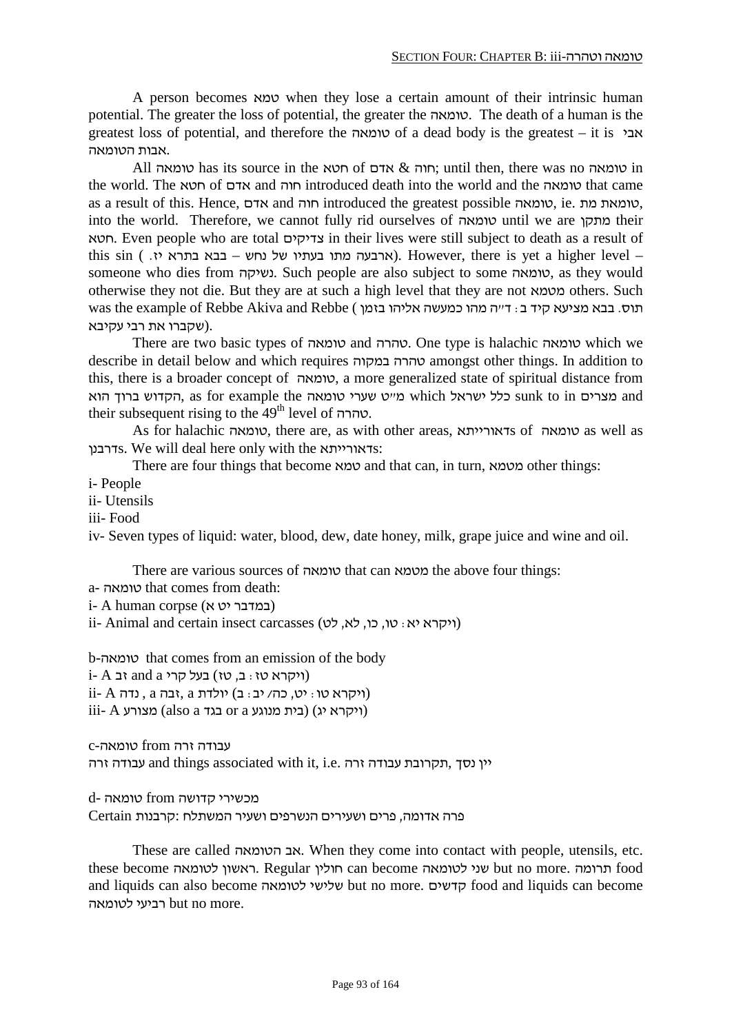A person becomes טמא when they lose a certain amount of their intrinsic human potential. The greater the loss of potential, the greater the טומאה. The death of a human is the greatest loss of potential, and therefore the טומאה of a dead body is the greatest – it is אבי אבות הטומאה.

All טומאה has its source in the חטא of אדם & חוה; until then, there was no טומאה in the world. The חטא of אדם and חוה introduced death into the world and the טומאה that came as a result of this. Hence, אדם and חוה introduced the greatest possible טומאה, ie. טומאת מת, into the world. Therefore, we cannot fully rid ourselves of טומאה until we are מתקן their חטא. Even people who are total צדיקים in their lives were still subject to death as a result of this sin (ארבעה מתו בעתיו של נחש – בבא בתרא יז.). However, there is yet a higher level – someone who dies from נשיקה. Such people are also subject to some טומאה, as they would otherwise they not die. But they are at such a high level that they are not מטמא others. Such was the example of Rebbe Akiva and Rebbe (תוס. בבא מציעא קיד ב: ד"ה מהו כמעשה אליהו בזמן שקברו את רבי עקיבא).

There are two basic types of טומאה and טהרה. One type is halachic טומאה which we describe in detail below and which requires טהרה במקוה amongst other things. In addition to this, there is a broader concept of טומאה, a more generalized state of spiritual distance from הקדוש ברוך הוא, as for example the מ"ט שערי טומאה which כלל ישראל sunk to in מצרים and their subsequent rising to the 49th level of טהרה.

As for halachic טומאה, there are, as with other areas, דאורייתאs of טומאה as well as דרבנןs. We will deal here only with the דאורייתאs:

There are four things that become טמא and that can, in turn, מטמא other things:

i- People
ii- Utensils
iii- Food
iv- Seven types of liquid: water, blood, dew, date honey, milk, grape juice and wine and oil.

There are various sources of טומאה that can מטמא the above four things:

a- טומאה that comes from death:
i- A human corpse (במדבר יט א)
ii- Animal and certain insect carcasses (ויקרא יא: טו, כו, לא, לט)

b-טומאה that comes from an emission of the body
i- A זב and a בעל קרי (ויקרא טז: ב, טז)
ii- A נדה, a זבה, a יולדת (ויקרא טו: יט, כה/ יב: ב)
iii- A מצורע (also a בגד or a בית מנוגע) (ויקרא יג)

c-טומאה from עבודה זרה
עבודה זרה and things associated with it, i.e. יין נסך, תקרובת עבודה זרה

d- טומאה from מכשירי קדושה
Certain קרבנות: פרה אדומה, פרים ושעירים הנשרפים ושעיר המשתלח

These are called אב הטומאה. When they come into contact with people, utensils, etc. these become ראשון לטומאה. Regular חולין can become שני לטומאה but no more. תרומה food and liquids can also become שלישי לטומאה but no more. קדשים food and liquids can become רביעי לטומאה but no more.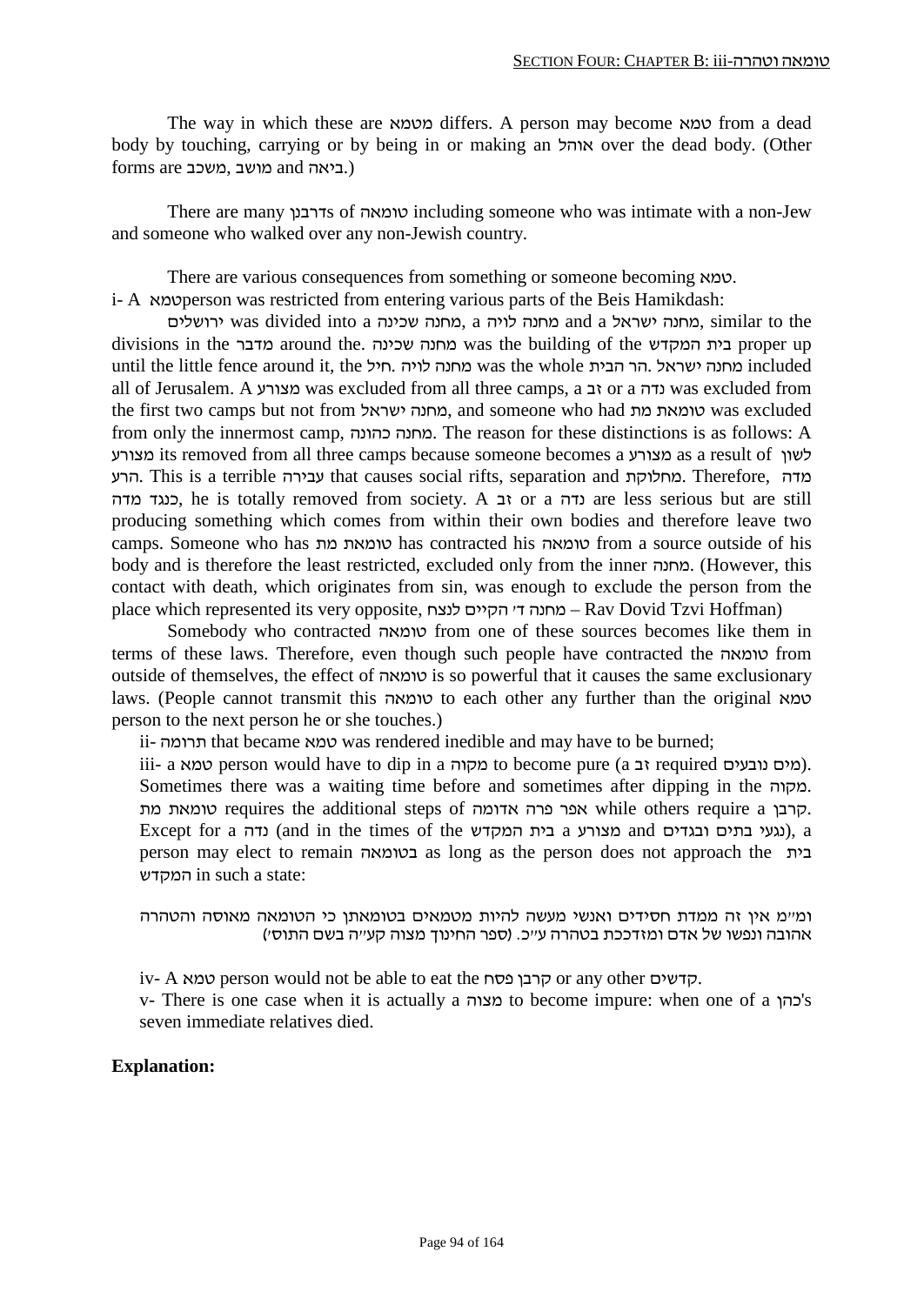The way in which these are מטמא differs. A person may become טמא from a dead body by touching, carrying or by being in or making an אוהל over the dead body. (Other forms are משכב, מושב and ביאה.)

There are many דרבנן s of טומאה including someone who was intimate with a non-Jew and someone who walked over any non-Jewish country.

There are various consequences from something or someone becoming טמא.

i- A טמאperson was restricted from entering various parts of the Beis Hamikdash: ירושלים was divided into a מחנה שכינה, a מחנה לויה and a מחנה ישראל, similar to the divisions in the מדבר around the. מחנה שכינה was the building of the בית המקדש proper up until the little fence around it, the חיל. מחנה לויה was the whole הר הבית. מחנה ישראל included all of Jerusalem. A מצורע was excluded from all three camps, a זב or a נדה was excluded from the first two camps but not from מחנה ישראל, and someone who had טומאת מת was excluded from only the innermost camp, מחנה כהונה. The reason for these distinctions is as follows: A מצורע its removed from all three camps because someone becomes a מצורע as a result of לשון הרע. This is a terrible עבירה that causes social rifts, separation and מחלוקת. Therefore, מדה כנגד מדה, he is totally removed from society. A זב or a נדה are less serious but are still producing something which comes from within their own bodies and therefore leave two camps. Someone who has טומאת מת has contracted his טומאה from a source outside of his body and is therefore the least restricted, excluded only from the inner מחנה. (However, this contact with death, which originates from sin, was enough to exclude the person from the place which represented its very opposite, מחנה ד׳ הקיים לנצח – Rav Dovid Tzvi Hoffman)

Somebody who contracted טומאה from one of these sources becomes like them in terms of these laws. Therefore, even though such people have contracted the טומאה from outside of themselves, the effect of טומאה is so powerful that it causes the same exclusionary laws. (People cannot transmit this טומאה to each other any further than the original טמא person to the next person he or she touches.)

ii- תרומה that became טמא was rendered inedible and may have to be burned;

iii- a טמא person would have to dip in a מקוה to become pure (a זב required מים נובעים). Sometimes there was a waiting time before and sometimes after dipping in the מקוה. טומאת מת requires the additional steps of אפר פרה אדומה while others require a קרבן. Except for a נדה (and in the times of the בית המקדש a מצורע and נגעי בתים ובגדים), a person may elect to remain בטומאה as long as the person does not approach the בית המקדש in such a state:

ומ״מ אין זה ממדת חסידים ואנשי מעשה להיות מטמאים בטומאתן כי הטומאה מאוסה והטהרה אהובה ונפשו של אדם ומזדככת בטהרה ע״כ. (ספר החינוך מצוה קע״ה בשם התוס׳)

iv- A טמא person would not be able to eat the קרבן פסח or any other קדשים.

v- There is one case when it is actually a מצוה to become impure: when one of a כהן's seven immediate relatives died.

**Explanation:**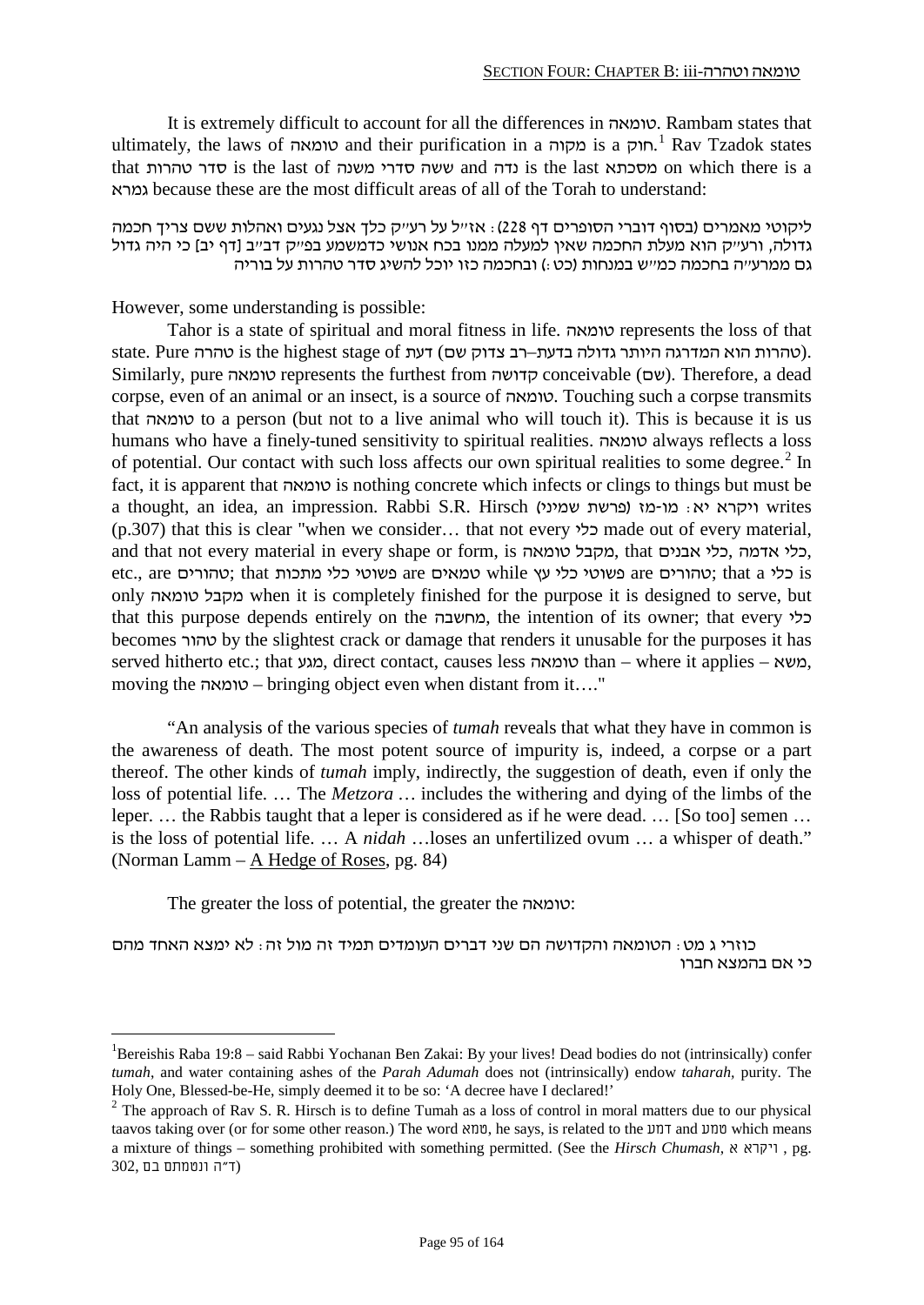It is extremely difficult to account for all the differences in טומאה. Rambam states that ultimately, the laws of טומאה and their purification in a מקוה is a חוק.[1] Rav Tzadok states that סדר טהרות is the last of ששה סדרי משנה and נדה is the last מסכתא on which there is a גמרא because these are the most difficult areas of all of the Torah to understand:

ליקוטי מאמרים (בסוף דוברי הסופרים דף 228): אז"ל על רע"ק כלך אצל נגעים ואהלות ששם צריך חכמה גדולה, ורע"ק הוא מעלת החכמה שאין למעלה ממנו בכח אנושי כדמשמע בפ"ק דב"ב [דף יב] כי היה גדול גם ממרע"ה בחכמה כמ"ש במנחות (כט:) ובחכמה כזו יוכל להשיג סדר טהרות על בוריה

However, some understanding is possible:

Tahor is a state of spiritual and moral fitness in life. טומאה represents the loss of that state. Pure טהרה is the highest stage of דעת (טהרות הוא המדרגה היותר גדולה בדעת–רב צדוק שם). Similarly, pure טומאה represents the furthest from קדושה conceivable (שם). Therefore, a dead corpse, even of an animal or an insect, is a source of טומאה. Touching such a corpse transmits that טומאה to a person (but not to a live animal who will touch it). This is because it is us humans who have a finely-tuned sensitivity to spiritual realities. טומאה always reflects a loss of potential. Our contact with such loss affects our own spiritual realities to some degree.[2] In fact, it is apparent that טומאה is nothing concrete which infects or clings to things but must be a thought, an idea, an impression. Rabbi S.R. Hirsch (ויקרא יא: מו-מז (פרשת שמיני writes (p.307) that this is clear "when we consider… that not every כלי made out of every material, and that not every material in every shape or form, is מקבל טומאה, that כלי אבנים, כלי אדמה, etc., are טהורים; that פשוטי כלי מתכות are טמאים while פשוטי כלי עץ are טהורים; that a כלי is only מקבל טומאה when it is completely finished for the purpose it is designed to serve, but that this purpose depends entirely on the מחשבה, the intention of its owner; that every כלי becomes טהור by the slightest crack or damage that renders it unusable for the purposes it has served hitherto etc.; that מגע, direct contact, causes less טומאה than – where it applies – משא, moving the טומאה – bringing object even when distant from it…."

"An analysis of the various species of *tumah* reveals that what they have in common is the awareness of death. The most potent source of impurity is, indeed, a corpse or a part thereof. The other kinds of *tumah* imply, indirectly, the suggestion of death, even if only the loss of potential life. … The *Metzora* … includes the withering and dying of the limbs of the leper. … the Rabbis taught that a leper is considered as if he were dead. … [So too] semen … is the loss of potential life. … A *nidah* …loses an unfertilized ovum … a whisper of death." (Norman Lamm – A Hedge of Roses, pg. 84)

The greater the loss of potential, the greater the טומאה:

כוזרי ג מט: הטומאה והקדושה הם שני דברים העומדים תמיד זה מול זה: לא ימצא האחד מהם כי אם בהמצא חברו

---

[1] Bereishis Raba 19:8 – said Rabbi Yochanan Ben Zakai: By your lives! Dead bodies do not (intrinsically) confer *tumah*, and water containing ashes of the *Parah Adumah* does not (intrinsically) endow *taharah*, purity. The Holy One, Blessed-be-He, simply deemed it to be so: 'A decree have I declared!'

[2] The approach of Rav S. R. Hirsch is to define Tumah as a loss of control in moral matters due to our physical taavos taking over (or for some other reason.) The word טמא, he says, is related to the דמע and טמע which means a mixture of things – something prohibited with something permitted. (See the *Hirsch Chumash*, ויקרא א , pg. 302, ד"ה ונטמתם בם)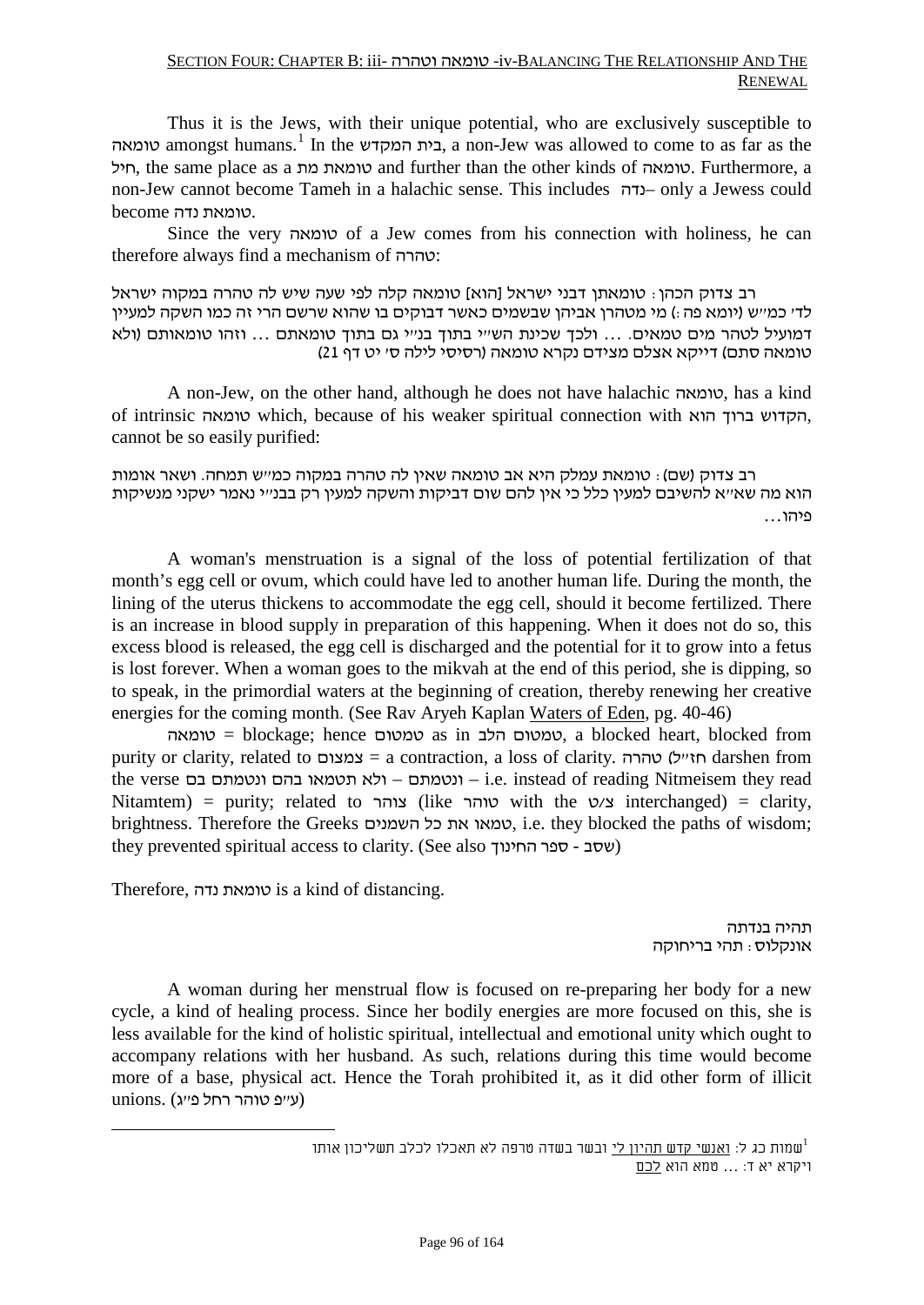Thus it is the Jews, with their unique potential, who are exclusively susceptible to טומאה amongst humans.[1] In the בית המקדש, a non-Jew was allowed to come to as far as the חיל, the same place as a טומאת מת and further than the other kinds of טומאה. Furthermore, a non-Jew cannot become Tameh in a halachic sense. This includes נדה– only a Jewess could become טומאת נדה.

Since the very טומאה of a Jew comes from his connection with holiness, he can therefore always find a mechanism of טהרה:

רב צדוק הכהן: טומאתן דבני ישראל [הוא] טומאה קלה לפי שעה שיש לה טהרה במקוה ישראל לד' כמ"ש (יומא פה:) מי מטהרן אביהן שבשמים כאשר דבוקים בו שהוא שרשם הרי זה כמו השקה למעיין דמועיל לטהר מים טמאים. ... ולכך שכינת הש"י בתוך בנ"י גם בתוך טומאתם ... וזהו טומאותם (ולא טומאה סתם) דייקא אצלם מצידם נקרא טומאה (רסיסי לילה ס' יט דף 21)

A non-Jew, on the other hand, although he does not have halachic טומאה, has a kind of intrinsic טומאה which, because of his weaker spiritual connection with הקדוש ברוך הוא, cannot be so easily purified:

רב צדוק (שם): טומאת עמלק היא אב טומאה שאין לה טהרה במקוה כמ"ש תמחה. ושאר אומות הוא מה שא"א להשיבם למעין כלל כי אין להם שום דביקות והשקה למעין רק בבנ"י נאמר ישקני מנשיקות פיהו...

A woman's menstruation is a signal of the loss of potential fertilization of that month's egg cell or ovum, which could have led to another human life. During the month, the lining of the uterus thickens to accommodate the egg cell, should it become fertilized. There is an increase in blood supply in preparation of this happening. When it does not do so, this excess blood is released, the egg cell is discharged and the potential for it to grow into a fetus is lost forever. When a woman goes to the mikvah at the end of this period, she is dipping, so to speak, in the primordial waters at the beginning of creation, thereby renewing her creative energies for the coming month. (See Rav Aryeh Kaplan Waters of Eden, pg. 40-46)

טומאה = blockage; hence טמטום as in טמטום הלב, a blocked heart, blocked from purity or clarity, related to צמצום = a contraction, a loss of clarity. טהרה (חז"ל darshen from the verse ולא תטמאו בהם ונטמתם בם – ונטמתם – i.e. instead of reading Nitmeisem they read Nitamtem) = purity; related to צוהר (like טוהר with the צ/ט interchanged) = clarity, brightness. Therefore the Greeks טמאו את כל השמנים, i.e. they blocked the paths of wisdom; they prevented spiritual access to clarity. (See also ספר החינוך - שסב)

Therefore, טומאת נדה is a kind of distancing.

תהיה בנדתה
אונקלוס: תהי בריחוקה

A woman during her menstrual flow is focused on re-preparing her body for a new cycle, a kind of healing process. Since her bodily energies are more focused on this, she is less available for the kind of holistic spiritual, intellectual and emotional unity which ought to accompany relations with her husband. As such, relations during this time would become more of a base, physical act. Hence the Torah prohibited it, as it did other form of illicit unions. (ע"פ טוהר רחל פ"ג)

---

[1] שמות כג ל: ואנשי קדש תהיון לי ובשר בשדה טרפה לא תאכלו לכלב תשליכון אותו
ויקרא יא ד: ... טמא הוא לכם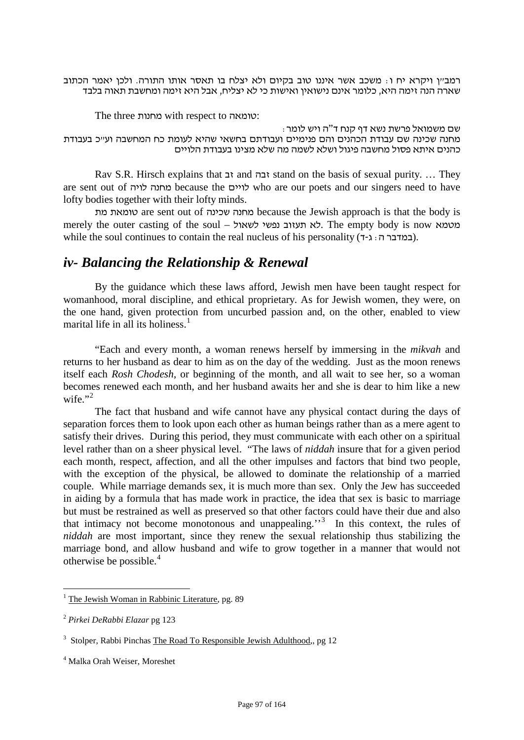רמב"ן ויקרא יח ו: משכב אשר איננו טוב בקיום ולא יצלח בו תאסר אותו התורה. ולכן יאמר הכתוב שארה הנה זימה היא, כלומר אינם נישואין ואישות כי לא יצליח, אבל היא זימה ומחשבת תאוה בלבד

The three מחנות with respect to טומאה:

שם משמואל פרשת נשא דף קנח ד"ה ויש לומר:
מחנה שכינה שם עבודת הכהנים והם פנימיים ועבודתם בחשאי שהיא לעומת כח המחשבה וע"כ בעבודת כהנים איתא פסול מחשבה פיגול ושלא לשמה מה שלא מצינו בעבודת הלויים

Rav S.R. Hirsch explains that זב and זבה stand on the basis of sexual purity. … They are sent out of מחנה לויה because the לויים who are our poets and our singers need to have lofty bodies together with their lofty minds.

טומאת מת are sent out of מחנה שכינה because the Jewish approach is that the body is merely the outer casting of the soul – לא תעזוב נפשי לשאול. The empty body is now מטמא while the soul continues to contain the real nucleus of his personality (במדבר ה: ג-ד).

## *iv- Balancing the Relationship & Renewal*

By the guidance which these laws afford, Jewish men have been taught respect for womanhood, moral discipline, and ethical proprietary. As for Jewish women, they were, on the one hand, given protection from uncurbed passion and, on the other, enabled to view marital life in all its holiness.[1]

"Each and every month, a woman renews herself by immersing in the *mikvah* and returns to her husband as dear to him as on the day of the wedding. Just as the moon renews itself each *Rosh Chodesh*, or beginning of the month, and all wait to see her, so a woman becomes renewed each month, and her husband awaits her and she is dear to him like a new wife."[2]

The fact that husband and wife cannot have any physical contact during the days of separation forces them to look upon each other as human beings rather than as a mere agent to satisfy their drives. During this period, they must communicate with each other on a spiritual level rather than on a sheer physical level. "The laws of *niddah* insure that for a given period each month, respect, affection, and all the other impulses and factors that bind two people, with the exception of the physical, be allowed to dominate the relationship of a married couple. While marriage demands sex, it is much more than sex. Only the Jew has succeeded in aiding by a formula that has made work in practice, the idea that sex is basic to marriage but must be restrained as well as preserved so that other factors could have their due and also that intimacy not become monotonous and unappealing.''[3] In this context, the rules of *niddah* are most important, since they renew the sexual relationship thus stabilizing the marriage bond, and allow husband and wife to grow together in a manner that would not otherwise be possible.[4]

---

[1] The Jewish Woman in Rabbinic Literature, pg. 89

[2] *Pirkei DeRabbi Elazar* pg 123

[3] Stolper, Rabbi Pinchas The Road To Responsible Jewish Adulthood,, pg 12

[4] Malka Orah Weiser, Moreshet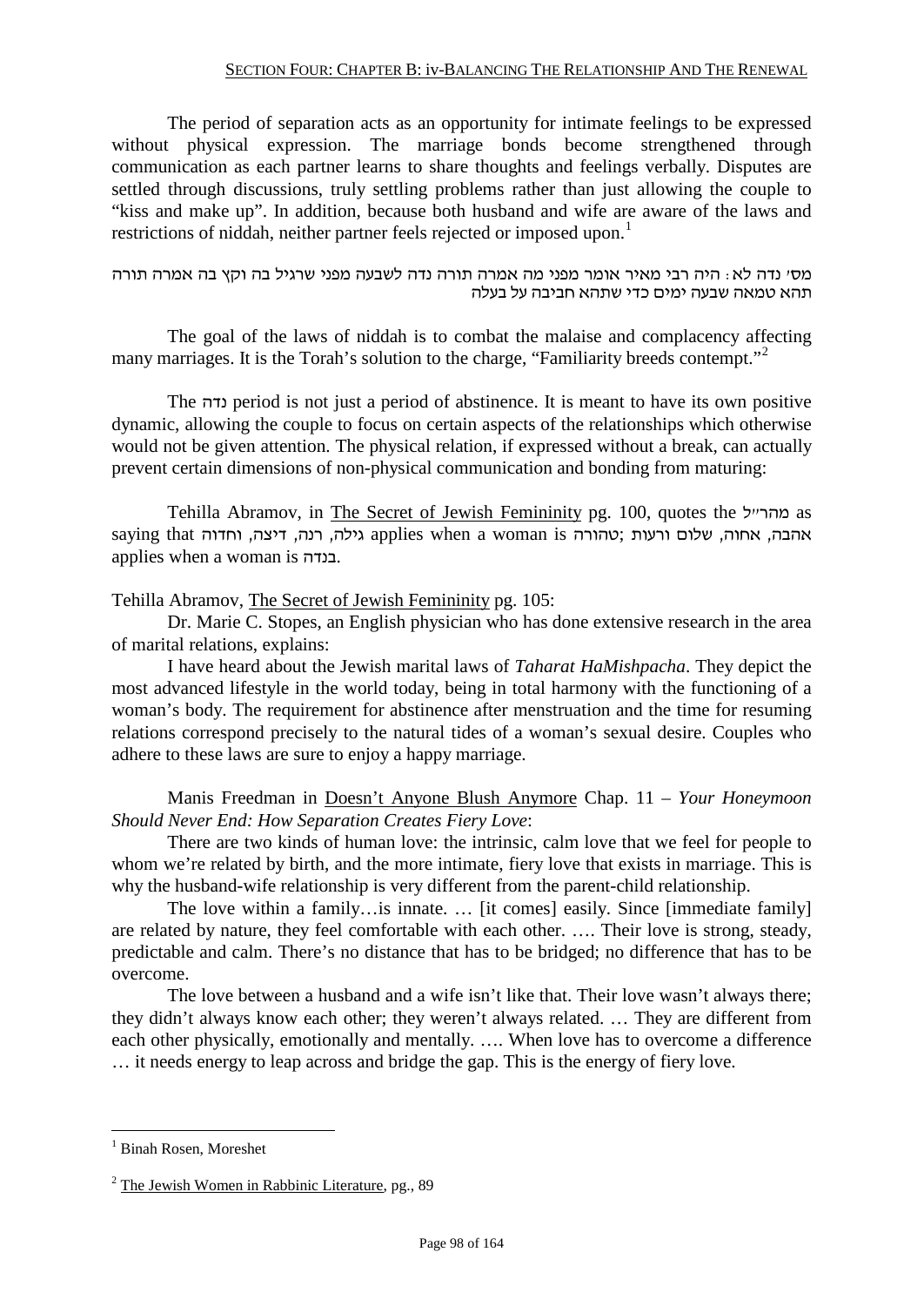The period of separation acts as an opportunity for intimate feelings to be expressed without physical expression. The marriage bonds become strengthened through communication as each partner learns to share thoughts and feelings verbally. Disputes are settled through discussions, truly settling problems rather than just allowing the couple to "kiss and make up". In addition, because both husband and wife are aware of the laws and restrictions of niddah, neither partner feels rejected or imposed upon.[1]

מס' נדה לא: היה רבי מאיר אומר מפני מה אמרה תורה נדה לשבעה מפני שרגיל בה וקץ בה אמרה תורה תהא טמאה שבעה ימים כדי שתהא חביבה על בעלה

The goal of the laws of niddah is to combat the malaise and complacency affecting many marriages. It is the Torah's solution to the charge, "Familiarity breeds contempt."[2]

The נדה period is not just a period of abstinence. It is meant to have its own positive dynamic, allowing the couple to focus on certain aspects of the relationships which otherwise would not be given attention. The physical relation, if expressed without a break, can actually prevent certain dimensions of non-physical communication and bonding from maturing:

Tehilla Abramov, in The Secret of Jewish Femininity pg. 100, quotes the מהר"ל as saying that גילה, רנה, דיצה, וחדוה applies when a woman is טהורה; אהבה, אחוה, שלום ורעות applies when a woman is בנדה.

Tehilla Abramov, The Secret of Jewish Femininity pg. 105:

Dr. Marie C. Stopes, an English physician who has done extensive research in the area of marital relations, explains:

I have heard about the Jewish marital laws of *Taharat HaMishpacha*. They depict the most advanced lifestyle in the world today, being in total harmony with the functioning of a woman's body. The requirement for abstinence after menstruation and the time for resuming relations correspond precisely to the natural tides of a woman's sexual desire. Couples who adhere to these laws are sure to enjoy a happy marriage.

Manis Freedman in Doesn't Anyone Blush Anymore Chap. 11 – *Your Honeymoon Should Never End: How Separation Creates Fiery Love*:

There are two kinds of human love: the intrinsic, calm love that we feel for people to whom we're related by birth, and the more intimate, fiery love that exists in marriage. This is why the husband-wife relationship is very different from the parent-child relationship.

The love within a family…is innate. … [it comes] easily. Since [immediate family] are related by nature, they feel comfortable with each other. …. Their love is strong, steady, predictable and calm. There's no distance that has to be bridged; no difference that has to be overcome.

The love between a husband and a wife isn't like that. Their love wasn't always there; they didn't always know each other; they weren't always related. … They are different from each other physically, emotionally and mentally. …. When love has to overcome a difference … it needs energy to leap across and bridge the gap. This is the energy of fiery love.

---

[1] Binah Rosen, Moreshet

[2] The Jewish Women in Rabbinic Literature, pg., 89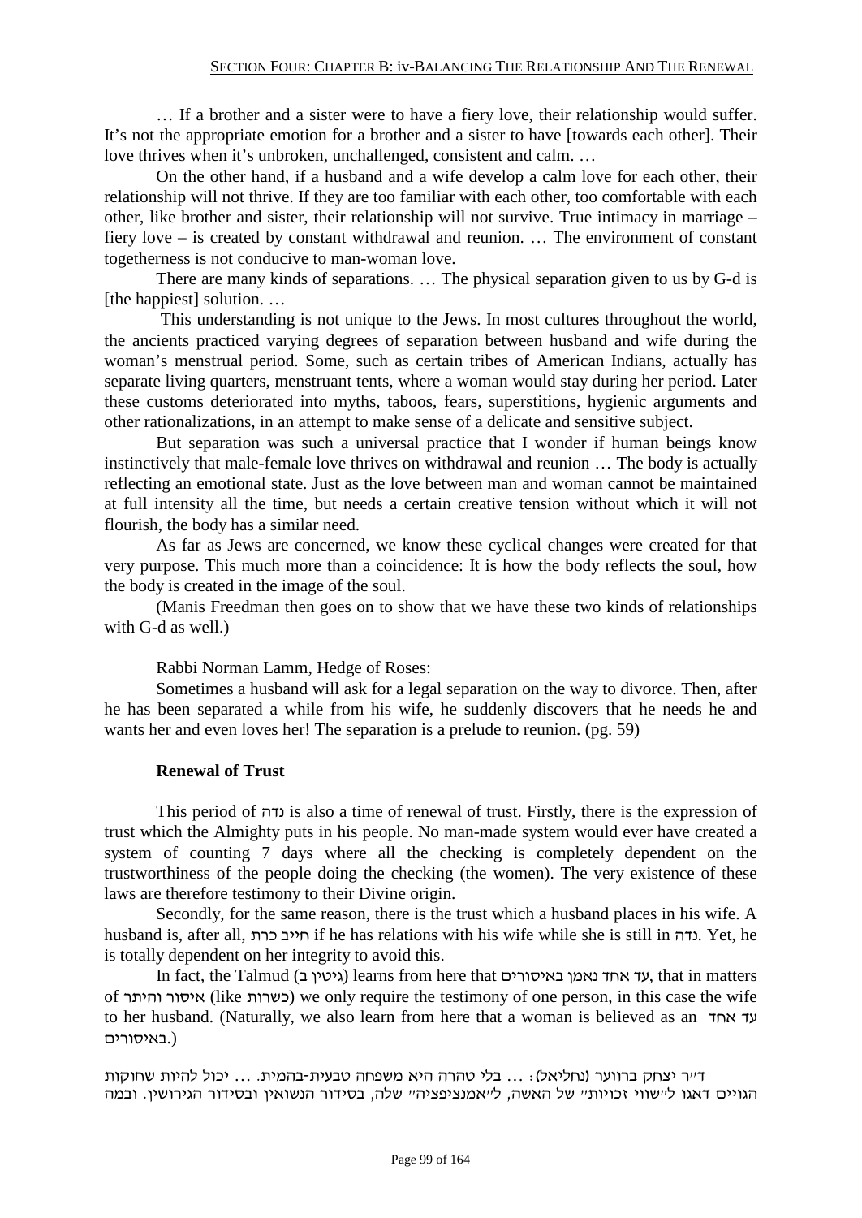… If a brother and a sister were to have a fiery love, their relationship would suffer. It's not the appropriate emotion for a brother and a sister to have [towards each other]. Their love thrives when it's unbroken, unchallenged, consistent and calm. …

On the other hand, if a husband and a wife develop a calm love for each other, their relationship will not thrive. If they are too familiar with each other, too comfortable with each other, like brother and sister, their relationship will not survive. True intimacy in marriage – fiery love – is created by constant withdrawal and reunion. … The environment of constant togetherness is not conducive to man-woman love.

There are many kinds of separations. … The physical separation given to us by G-d is [the happiest] solution. …

This understanding is not unique to the Jews. In most cultures throughout the world, the ancients practiced varying degrees of separation between husband and wife during the woman's menstrual period. Some, such as certain tribes of American Indians, actually has separate living quarters, menstruant tents, where a woman would stay during her period. Later these customs deteriorated into myths, taboos, fears, superstitions, hygienic arguments and other rationalizations, in an attempt to make sense of a delicate and sensitive subject.

But separation was such a universal practice that I wonder if human beings know instinctively that male-female love thrives on withdrawal and reunion … The body is actually reflecting an emotional state. Just as the love between man and woman cannot be maintained at full intensity all the time, but needs a certain creative tension without which it will not flourish, the body has a similar need.

As far as Jews are concerned, we know these cyclical changes were created for that very purpose. This much more than a coincidence: It is how the body reflects the soul, how the body is created in the image of the soul.

(Manis Freedman then goes on to show that we have these two kinds of relationships with G-d as well.)

Rabbi Norman Lamm, <u>Hedge of Roses</u>:

Sometimes a husband will ask for a legal separation on the way to divorce. Then, after he has been separated a while from his wife, he suddenly discovers that he needs he and wants her and even loves her! The separation is a prelude to reunion. (pg. 59)

**Renewal of Trust**

This period of נדה is also a time of renewal of trust. Firstly, there is the expression of trust which the Almighty puts in his people. No man-made system would ever have created a system of counting 7 days where all the checking is completely dependent on the trustworthiness of the people doing the checking (the women). The very existence of these laws are therefore testimony to their Divine origin.

Secondly, for the same reason, there is the trust which a husband places in his wife. A husband is, after all, חייב כרת if he has relations with his wife while she is still in נדה. Yet, he is totally dependent on her integrity to avoid this.

In fact, the Talmud (גיטין ב) learns from here that עד אחד נאמן באיסורים, that in matters of איסור והיתר (like כשרות) we only require the testimony of one person, in this case the wife to her husband. (Naturally, we also learn from here that a woman is believed as an עד אחד באיסורים.)

ד"ר יצחק ברוער (נחליאל): … בלי טהרה היא משפחה טבעית-בהמית. … יכול להיות שחוקות הגויים דאגו ל"שווי זכויות" של האשה, ל"אמנציפציה" שלה, בסידור הנשואין ובסידור הגירושין. ובמה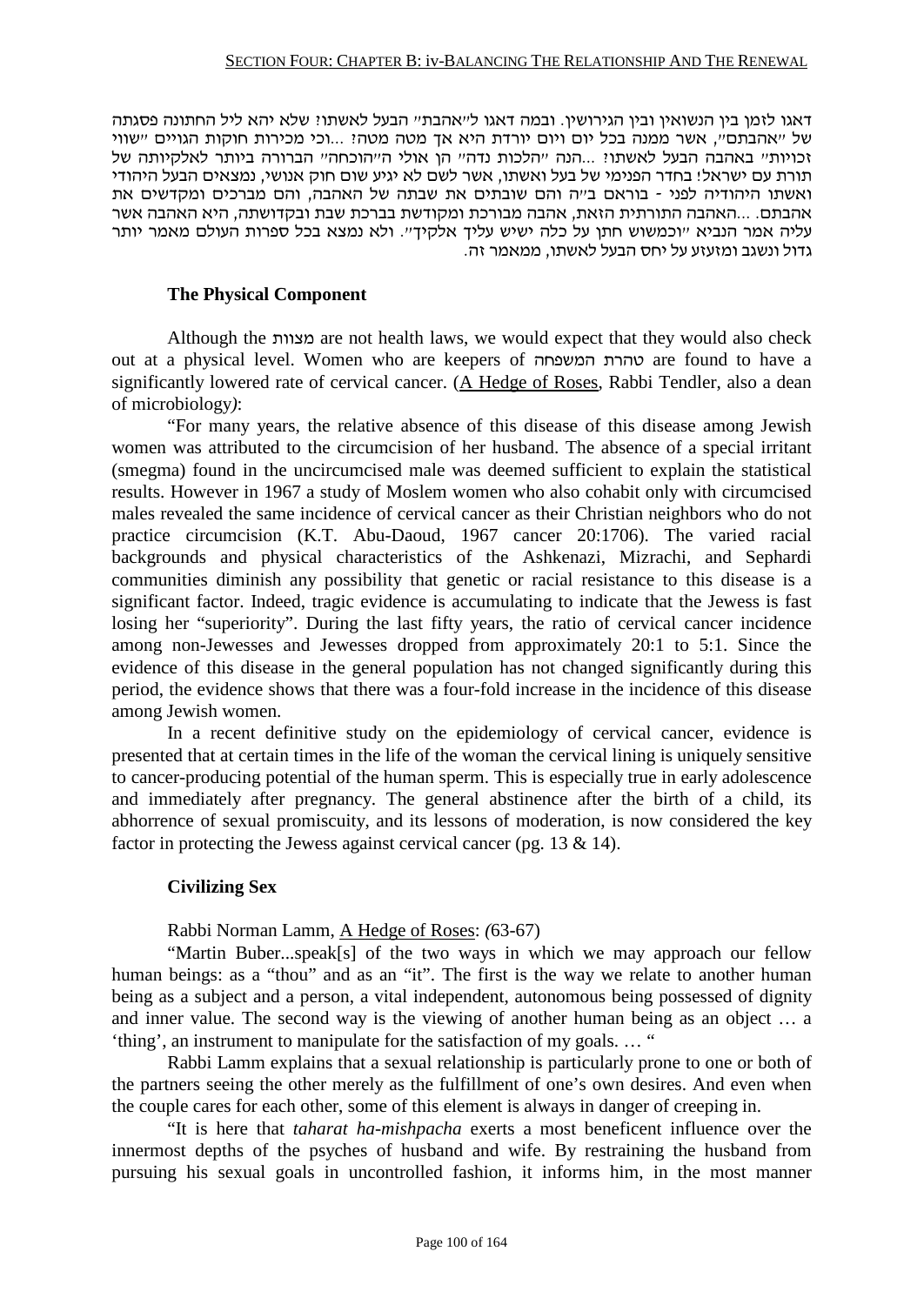דאגו לזמן בין הנשואין ובין הגירושין. ובמה דאגו ל"אהבת" הבעל לאשתו? שלא יהא ליל החתונה פסגתה של "אהבתם", אשר ממנה בכל יום ויום יורדת היא אך מטה מטה? ...וכי מכירות חוקות הגויים "שווי זכויות" באהבה הבעל לאשתו? ...הנה "הלכות נדה" הן אולי ה"הוכחה" הברורה ביותר לאלקיותה של תורת עם ישראל! בחדר הפנימי של בעל ואשתו, אשר לשם לא יגיע שום חוק אנושי, נמצאים הבעל היהודי ואשתו היהודיה לפני - בוראם ב"ה והם שובתים את שבתה של האהבה, והם מברכים ומקדשים את אהבתם. ...האהבה התורתית הזאת, אהבה מבורכת ומקודשת בברכת שבת ובקדושתה, היא האהבה אשר עליה אמר הנביא "וכמשוש חתן על כלה ישיש עליך אלקיך". ולא נמצא בכל ספרות העולם מאמר יותר גדול ונשגב ומזעזע על יחס הבעל לאשתו, ממאמר זה.

### The Physical Component

Although the מצוות are not health laws, we would expect that they would also check out at a physical level. Women who are keepers of טהרת המשפחה are found to have a significantly lowered rate of cervical cancer. (A Hedge of Roses, Rabbi Tendler, also a dean of microbiology*)*:

"For many years, the relative absence of this disease of this disease among Jewish women was attributed to the circumcision of her husband. The absence of a special irritant (smegma) found in the uncircumcised male was deemed sufficient to explain the statistical results. However in 1967 a study of Moslem women who also cohabit only with circumcised males revealed the same incidence of cervical cancer as their Christian neighbors who do not practice circumcision (K.T. Abu-Daoud, 1967 cancer 20:1706). The varied racial backgrounds and physical characteristics of the Ashkenazi, Mizrachi, and Sephardi communities diminish any possibility that genetic or racial resistance to this disease is a significant factor. Indeed, tragic evidence is accumulating to indicate that the Jewess is fast losing her "superiority". During the last fifty years, the ratio of cervical cancer incidence among non-Jewesses and Jewesses dropped from approximately 20:1 to 5:1. Since the evidence of this disease in the general population has not changed significantly during this period, the evidence shows that there was a four-fold increase in the incidence of this disease among Jewish women.

In a recent definitive study on the epidemiology of cervical cancer, evidence is presented that at certain times in the life of the woman the cervical lining is uniquely sensitive to cancer-producing potential of the human sperm. This is especially true in early adolescence and immediately after pregnancy. The general abstinence after the birth of a child, its abhorrence of sexual promiscuity, and its lessons of moderation, is now considered the key factor in protecting the Jewess against cervical cancer (pg. 13 & 14).

### Civilizing Sex

Rabbi Norman Lamm, A Hedge of Roses: *(*63-67)

"Martin Buber...speak[s] of the two ways in which we may approach our fellow human beings: as a "thou" and as an "it". The first is the way we relate to another human being as a subject and a person, a vital independent, autonomous being possessed of dignity and inner value. The second way is the viewing of another human being as an object … a 'thing', an instrument to manipulate for the satisfaction of my goals. … "

Rabbi Lamm explains that a sexual relationship is particularly prone to one or both of the partners seeing the other merely as the fulfillment of one's own desires. And even when the couple cares for each other, some of this element is always in danger of creeping in.

"It is here that *taharat ha-mishpacha* exerts a most beneficent influence over the innermost depths of the psyches of husband and wife. By restraining the husband from pursuing his sexual goals in uncontrolled fashion, it informs him, in the most manner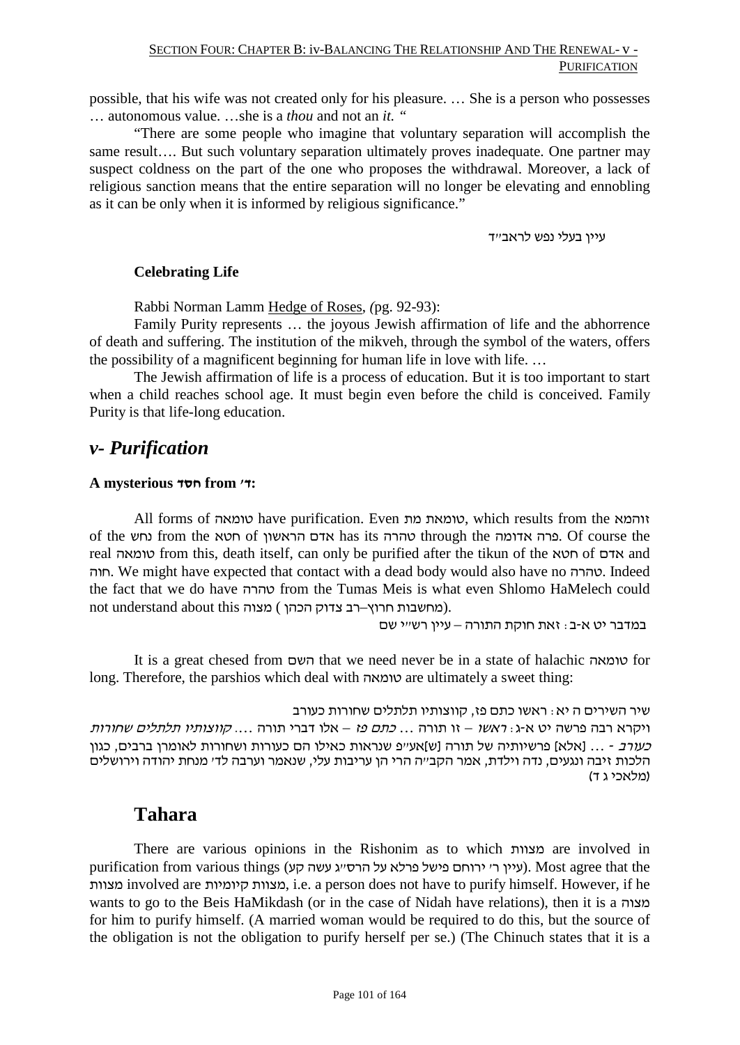possible, that his wife was not created only for his pleasure. … She is a person who possesses … autonomous value. …she is a *thou* and not an *it.* "

"There are some people who imagine that voluntary separation will accomplish the same result…. But such voluntary separation ultimately proves inadequate. One partner may suspect coldness on the part of the one who proposes the withdrawal. Moreover, a lack of religious sanction means that the entire separation will no longer be elevating and ennobling as it can be only when it is informed by religious significance."

עיין בעלי נפש לראב"ד

**Celebrating Life**

Rabbi Norman Lamm Hedge of Roses, (pg. 92-93):

Family Purity represents … the joyous Jewish affirmation of life and the abhorrence of death and suffering. The institution of the mikveh, through the symbol of the waters, offers the possibility of a magnificent beginning for human life in love with life. …

The Jewish affirmation of life is a process of education. But it is too important to start when a child reaches school age. It must begin even before the child is conceived. Family Purity is that life-long education.

## *v- Purification*

**A mysterious חסד from ד':**

All forms of טומאה have purification. Even טומאת מת, which results from the זוהמא of the נחש from the חטא of אדם הראשון has its טהרה through the פרה אדומה. Of course the real טומאה from this, death itself, can only be purified after the tikun of the חטא of אדם and חוה. We might have expected that contact with a dead body would also have no טהרה. Indeed the fact that we do have טהרה from the Tumas Meis is what even Shlomo HaMelech could not understand about this מצוה (מחשבות חרוץ–רב צדוק הכהן).

במדבר יט א-ב: זאת חוקת התורה – עיין רש"י שם

It is a great chesed from השם that we need never be in a state of halachic טומאה for long. Therefore, the parshios which deal with טומאה are ultimately a sweet thing:

שיר השירים ה יא: ראשו כתם פז, קווצותיו תלתלים שחורות כעורב

ויקרא רבה פרשה יט א-ג: *ראשו* – זו תורה ... *כתם פז* – אלו דברי תורה .... *קווצותיו תלתלים שחורות כעורב* - ... [אלא] פרשיותיה של תורה [ש]אע"פ שנראות כאילו הם כעורות ושחורות לאומרן ברבים, כגון הלכות זיבה ונגעים, נדה וילדת, אמר הקב"ה הרי הן עריבות עלי, שנאמר וערבה לד' מנחת יהודה וירושלים (מלאכי ג ד)

## Tahara

There are various opinions in the Rishonim as to which מצוות are involved in purification from various things (עיין ר' ירוחם פישל פרלא על הרס"ג עשה קע). Most agree that the מצוות involved are מצוות קיומיות, i.e. a person does not have to purify himself. However, if he wants to go to the Beis HaMikdash (or in the case of Nidah have relations), then it is a מצוה for him to purify himself. (A married woman would be required to do this, but the source of the obligation is not the obligation to purify herself per se.) (The Chinuch states that it is a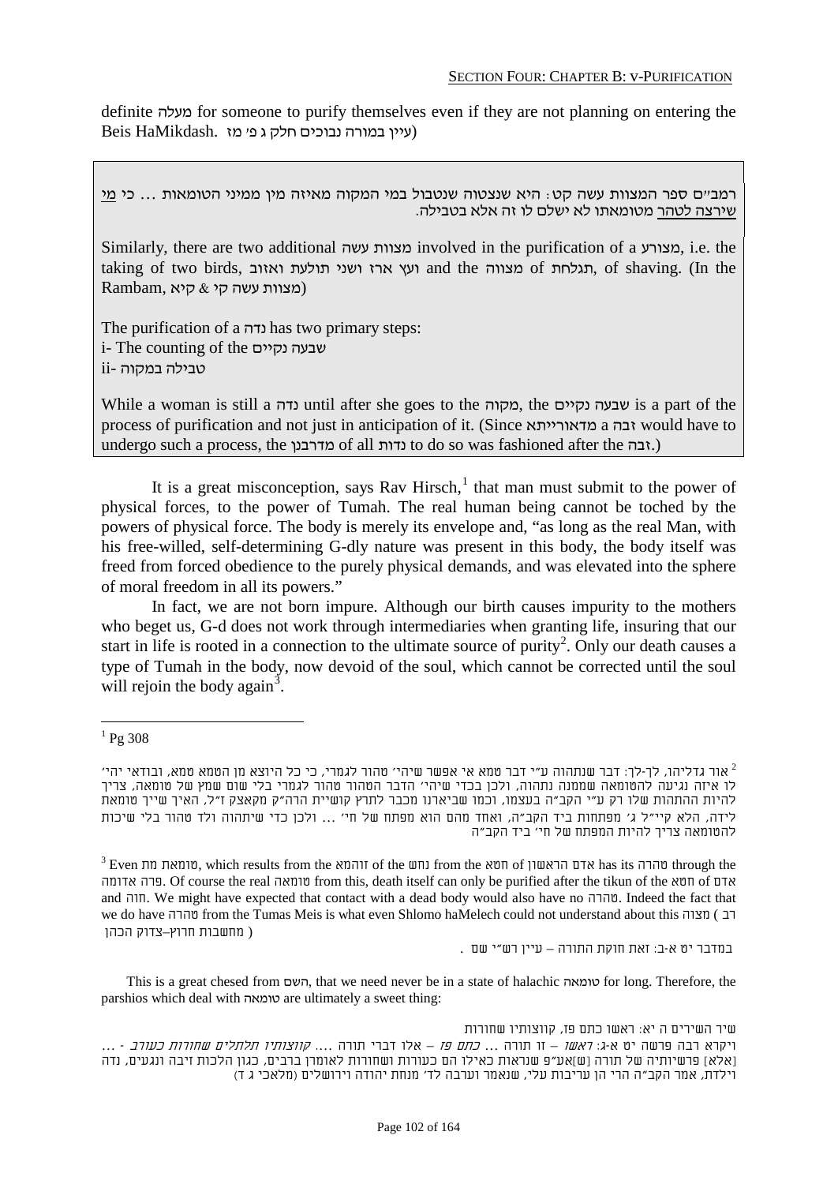definite מעלה for someone to purify themselves even if they are not planning on entering the Beis HaMikdash. (עיין במורה נבוכים חלק ג פ' מז)

> רמב"ם ספר המצוות עשה קט: היא שנצטוה שנטבול במי המקוה מאיזה מין ממיני הטומאות ... כי מי שירצה לטהר מטומאתו לא ישלם לו זה אלא בטבילה.
>
> Similarly, there are two additional מצוות עשה involved in the purification of a מצורע, i.e. the taking of two birds, ועץ ארז ושני תולעת ואזוב and the מצווה of תגלחת, of shaving. (In the Rambam, מצוות עשה קי & קיא)
>
> The purification of a נדה has two primary steps:
> i- The counting of the שבעה נקיים
> ii- טבילה במקוה
>
> While a woman is still a נדה until after she goes to the מקוה, the שבעה נקיים is a part of the process of purification and not just in anticipation of it. (Since מדאורייתא a זבה would have to undergo such a process, the מדרבנן of all נדות to do so was fashioned after the זבה.)

It is a great misconception, says Rav Hirsch,[1] that man must submit to the power of physical forces, to the power of Tumah. The real human being cannot be toched by the powers of physical force. The body is merely its envelope and, "as long as the real Man, with his free-willed, self-determining G-dly nature was present in this body, the body itself was freed from forced obedience to the purely physical demands, and was elevated into the sphere of moral freedom in all its powers."

In fact, we are not born impure. Although our birth causes impurity to the mothers who beget us, G-d does not work through intermediaries when granting life, insuring that our start in life is rooted in a connection to the ultimate source of purity[2]. Only our death causes a type of Tumah in the body, now devoid of the soul, which cannot be corrected until the soul will rejoin the body again[3].

---

[1] Pg 308

[2] אור גדליהו, לך-לך: דבר שנתהווה ע"י דבר טמא אי אפשר שיהי' טהור לגמרי, כי כל היוצא מן הטמא טמא, ובודאי יהי' לו איזה נגיעה להטומאה שממנה נתהוה, ולכן בכדי שיהי' הדבר הטהור טהור לגמרי בלי שום שמץ של טומאה, צריך להיות ההתהות שלו רק ע"י הקב"ה בעצמו, וכמו שביארנו מכבר לתרץ קושיית הרה"ק מקאצק ז"ל, האיך שייך טומאת לידה, הלא קיי"ל ג' מפתחות ביד הקב"ה, ואחד מהם הוא מפתח של חי' ... ולכן כדי שיתהוה ולד טהור בלי שיכות להטומאה צריך להיות המפתח של חי' ביד הקב"ה

[3] Even טומאת מת, which results from the זוהמא of the נחש from the חטא of אדם הראשון has its טהרה through the פרה אדומה. Of course the real טומאה from this, death itself can only be purified after the tikun of the חטא of אדם and חוה. We might have expected that contact with a dead body would also have no טהרה. Indeed the fact that we do have טהרה from the Tumas Meis is what even Shlomo haMelech could not understand about this מצוה ( רב מחשבות חרוץ–צדוק הכהן )

במדבר יט א-ב: זאת חוקת התורה – עיין רש"י שם .

This is a great chesed from השם, that we need never be in a state of halachic טומאה for long. Therefore, the parshios which deal with טומאה are ultimately a sweet thing:

שיר השירים ה יא: ראשו כתם פז, קווצותיו שחורות

ויקרא רבה פרשה יט א-ג: *לאשו* – זו תורה ... *כתם פז* – אלו דברי תורה .... *קווצותיו תלתלים שחורות כעורב* - ... [אלא] פרשיותיה של תורה [ש]אע"פ שנראות כאילו הם כעורות ושחורות לאומרן ברבים, כגון הלכות זיבה ונגעים, נדה וילדת, אמר הקב"ה הרי הן עריבות עלי, שנאמר וערבה לד' מנחת יהודה וירושלים (מלאכי ג ד)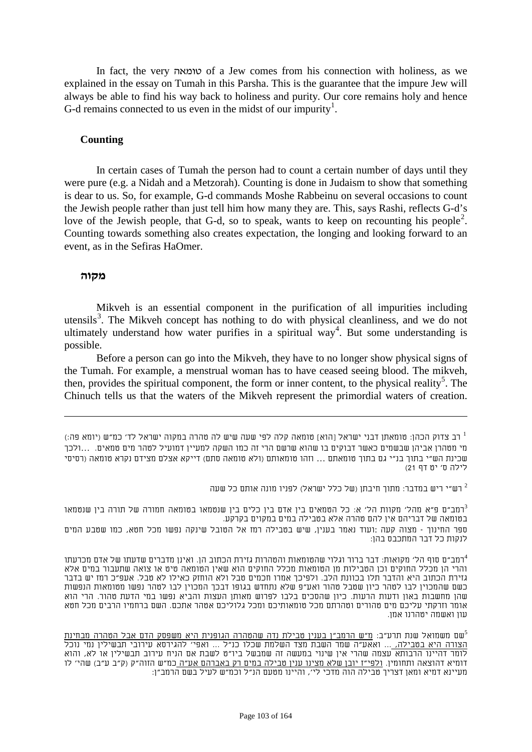In fact, the very טומאה of a Jew comes from his connection with holiness, as we explained in the essay on Tumah in this Parsha. This is the guarantee that the impure Jew will always be able to find his way back to holiness and purity. Our core remains holy and hence G-d remains connected to us even in the midst of our impurity[1].

### Counting

In certain cases of Tumah the person had to count a certain number of days until they were pure (e.g. a Nidah and a Metzorah). Counting is done in Judaism to show that something is dear to us. So, for example, G-d commands Moshe Rabbeinu on several occasions to count the Jewish people rather than just tell him how many they are. This, says Rashi, reflects G-d's love of the Jewish people, that G-d, so to speak, wants to keep on recounting his people[2]. Counting towards something also creates expectation, the longing and looking forward to an event, as in the Sefiras HaOmer.

### מקוה

Mikveh is an essential component in the purification of all impurities including utensils[3]. The Mikveh concept has nothing to do with physical cleanliness, and we do not ultimately understand how water purifies in a spiritual way[4]. But some understanding is possible.

Before a person can go into the Mikveh, they have to no longer show physical signs of the Tumah. For example, a menstrual woman has to have ceased seeing blood. The mikveh, then, provides the spiritual component, the form or inner content, to the physical reality[5]. The Chinuch tells us that the waters of the Mikveh represent the primordial waters of creation.

---

[1] רב צדוק הכהן: טומאתן דבני ישראל [הוא] טומאה קלה לפי שעה שיש לה טהרה במקוה ישראל לד' כמ"ש (יומא פה:) מי מטהרן אביהן שבשמים כאשר דבוקים בו שהוא שרשם הרי זה כמו השקה למעיין דמועיל לטהר מים טמאים. ...ולכך שכינת השי"י בתוך בנ"י גם בתוך טומאתם ... וזהו טומאותם (ולא טומאה סתם) דייקא אצלם מצידם נקרא טומאה (רסיסי לילה ס' יט דף 21)

[2] רש"י ריש במדבר: מתוך חיבתן (של כלל ישראל) לפניו מונה אותם כל שעה

[3] רמב"ם פ"א מהל' מקוות הל' א: כל הטמאים בין אדם בין כלים בין שנטמאו בטומאה חמורה של תורה בין שנטמאו בטומאה של דבריהם אין להם טהרה אלא בטבילה במים במקוים בקרקע.
ספר החינוך - מצוה קעה :ועוד נאמר בענין, שיש בטבילה רמז אל הטובל שינקה נפשו מכל חטא, כמו שטבע המים לנקות כל דבר המתכבס בהן:

[4] רמב"ם סוף הל' מקואות: דבר ברור וגלוי שהטומאות והטהרות גזירת הכתוב הן. ואינן מדברים שדעתו של אדם מכרעתו והרי הן מכלל החוקים וכן הטבילות מן הטומאות מכלל החוקים הוא שאין הטומאה טיט או צואה שתעבור במים אלא גזירת הכתוב היא והדבר תלו בכוונת הלב. ולפיכך אמרו חכמים טבל ולא הוחזק כאילו לא טבל. אעפ"כ רמז יש בדבר כשם שהמכוין לבו לטהר כיון שטבל טהור ואע"פ שלא נתחדש בגופו דבכך המכוין לבו לטהר נפשו מטומאות הנפשות שהן מחשבות באון ודעות הרעות. כיון שהסכים בלבו לפרוש מאותן העצות והביא נפשו במי הדעת טהור. הרי הוא אומר וזרקתי עליכם מים טהורים וטהרתם מכל טומאותיכם ומכל גלוליכם אטהר אתכם. השם ברחמיו הרבים מכל חטא עון ואשמה יטהרנו אמן.

[5] שם משמואל שנת תרע"ב: מ"ש הרמב"ן בענין טבילת נדה שהטהרה הגופנית היא משפסק הדם אבל הטהרה מבחינת הצורה היא בטבילה, ... ואאע"ה שמר השבת מצד השלמת שכלו כנ"ל ... ואפי' להגירסא עירובי תבשילין נמי נוכל לומר דהיינו הרבותא עצמה שהרי אין שינוי במעשה זה שמבשל ביו"ט לשבת אם הניח עירוב תבשילין או לא, והוא דומיא דהוצאה ותחומין. ולפי"ז יובן שלא מצינו ענין טבילה במים רק באברהם אע"ה כמ"ש הזוה"ק (ק"ב ע"ב) שהי' לו מעיינא דמיא ומאן דצריך טבילה הוה מדכי לי', והיינו מטעם הנ"ל וכמ"ש לעיל בשם הרמב"ן: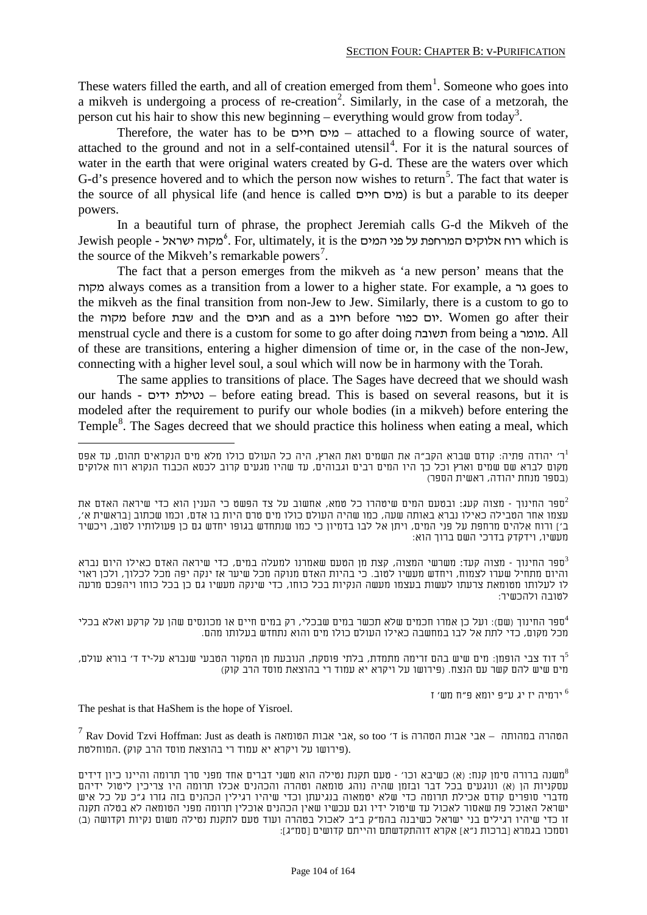These waters filled the earth, and all of creation emerged from them[1]. Someone who goes into a mikveh is undergoing a process of re-creation[2]. Similarly, in the case of a metzorah, the person cut his hair to show this new beginning – everything would grow from today[3].

Therefore, the water has to be מים חיים – attached to a flowing source of water, attached to the ground and not in a self-contained utensil[4]. For it is the natural sources of water in the earth that were original waters created by G-d. These are the waters over which G-d's presence hovered and to which the person now wishes to return[5]. The fact that water is the source of all physical life (and hence is called מים חיים) is but a parable to its deeper powers.

In a beautiful turn of phrase, the prophect Jeremiah calls G-d the Mikveh of the Jewish people - מקוה ישראל[6]. For, ultimately, it is the רוח אלוקים המרחפת על פני המים which is the source of the Mikveh's remarkable powers[7].

The fact that a person emerges from the mikveh as 'a new person' means that the מקוה always comes as a transition from a lower to a higher state. For example, a גר goes to the mikveh as the final transition from non-Jew to Jew. Similarly, there is a custom to go to the מקוה before שבת and the חגים and as a חיוב before יום כפור. Women go after their menstrual cycle and there is a custom for some to go after doing תשובה from being a מומר. All of these are transitions, entering a higher dimension of time or, in the case of the non-Jew, connecting with a higher level soul, a soul which will now be in harmony with the Torah.

The same applies to transitions of place. The Sages have decreed that we should wash our hands - נטילת ידים – before eating bread. This is based on several reasons, but it is modeled after the requirement to purify our whole bodies (in a mikveh) before entering the Temple[8]. The Sages decreed that we should practice this holiness when eating a meal, which

---

[1] ר' יהודה פתיה: קודם שברא הקב"ה את השמים ואת הארץ, היה כל העולם כולו מלא מים הנקראים תהום, עד אפס מקום לברא שם שמים וארץ וכל כך היו המים רבים וגבוהים, עד שהיו מגעים קרוב לכסא הכבוד הנקרא רוח אלוקים (בספר מנחת יהודה, ראשית הספר)

[2] ספר החינוך - מצוה קעג: ובטעם המים שיטהרו כל טמא, אחשוב על צד הפשט כי הענין הוא כדי שיראה האדם את עצמו אחר הטבילה כאילו נברא באותה שעה, כמו שהיה העולם כולו מים טרם היות בו אדם, וכמו שכתוב [בראשית א', ב'] ורוח אלהים מרחפת על פני המים, ויתן אל לבו בדמיון כי כמו שנתחדש בגופו יחדש גם כן פעולותיו לטוב, ויכשיר מעשיו, וידקדק בדרכי השם ברוך הוא:

[3] ספר החינוך - מצוה קעד: משרשי המצוה, קצת מן הטעם שאמרנו למעלה במים, כדי שיראה האדם כאילו היום נברא והיום מתחיל שערו לצמות, ויחדש מעשיו לטוב. כי בהיות האדם מנוקה מכל שיער אז ינקה יפה מכל לכלוך, ולכן ראוי לו לעלותו מטומאת צרעתו לעשות בעצמו מעשה הנקיות בכל כוחו, כדי שינקה מעשיו גם כן בכל כוחו ויהפכם מרעה לטובה ולהכשיר:

[4] ספר החינוך (שם): ועל כן אמרו חכמים שלא תכשר במים שבכלי, רק במים חיים או מכונסים שהן על קרקע ואלא בכלי מכל מקום, כדי לתת אל לבו במחשבה כאילו העולם כולו מים והוא נתחדש בעלותו מהם.

[5] ר דוד צבי הופמן: מים שיש בהם זרימה מתמדת, בלתי פוסקת, הנובעת מן המקור הטבעי שנברא על-יד ד' בורא עולם, מים שיש להם קשר עם הנצח. (פירושו על ויקרא יא עמוד רי בהוצאת מוסד הרב קוק)

[6] ירמיה יז יג ע"פ יומא פ"ח מש' ז

The peshat is that HaShem is the hope of Yisroel.

[7] Rav Dovid Tzvi Hoffman: Just as death is אבי אבות הטומאה, so too ד' is הטהרה במהותה – אבי אבות הטהרה המוחלטת. (פירושו על ויקרא יא עמוד רי בהוצאת מוסד הרב קוק).

[8] משנה ברורה סימן קנח: (א) כשיבא וכו' - טעם תקנת נטילה הוא משני דברים אחד מפני סרך תרומה והיינו כיון דידים עסקניות הן (א) ונוגעים בכל דבר ובזמן שהיה נוהג טומאה וטהרה והכהנים אכלו תרומה היו צריכין ליטול ידיהם מדברי סופרים קודם אכילת תרומה כדי שלא יטמאוה בנגיעתן וכדי שיהיו רגילין הכהנים בזה גזרו ג"כ על כל איש ישראל האוכל פת שאסור לאכול עד שיטול ידיו וגם עכשיו שאין הכהנים אוכלין תרומה מפני הטומאה לא בטלה תקנה זו כדי שיהיו רגילים בני ישראל כשיבנה בהמ"ק ב"ב לאכול בטהרה ועוד טעם לתקנת נטילה משום נקיות וקדושה (ב) וסמכו בגמרא [ברכות נ"א] אקרא דוהתקדשתם והייתם קדושים [סמ"ג]: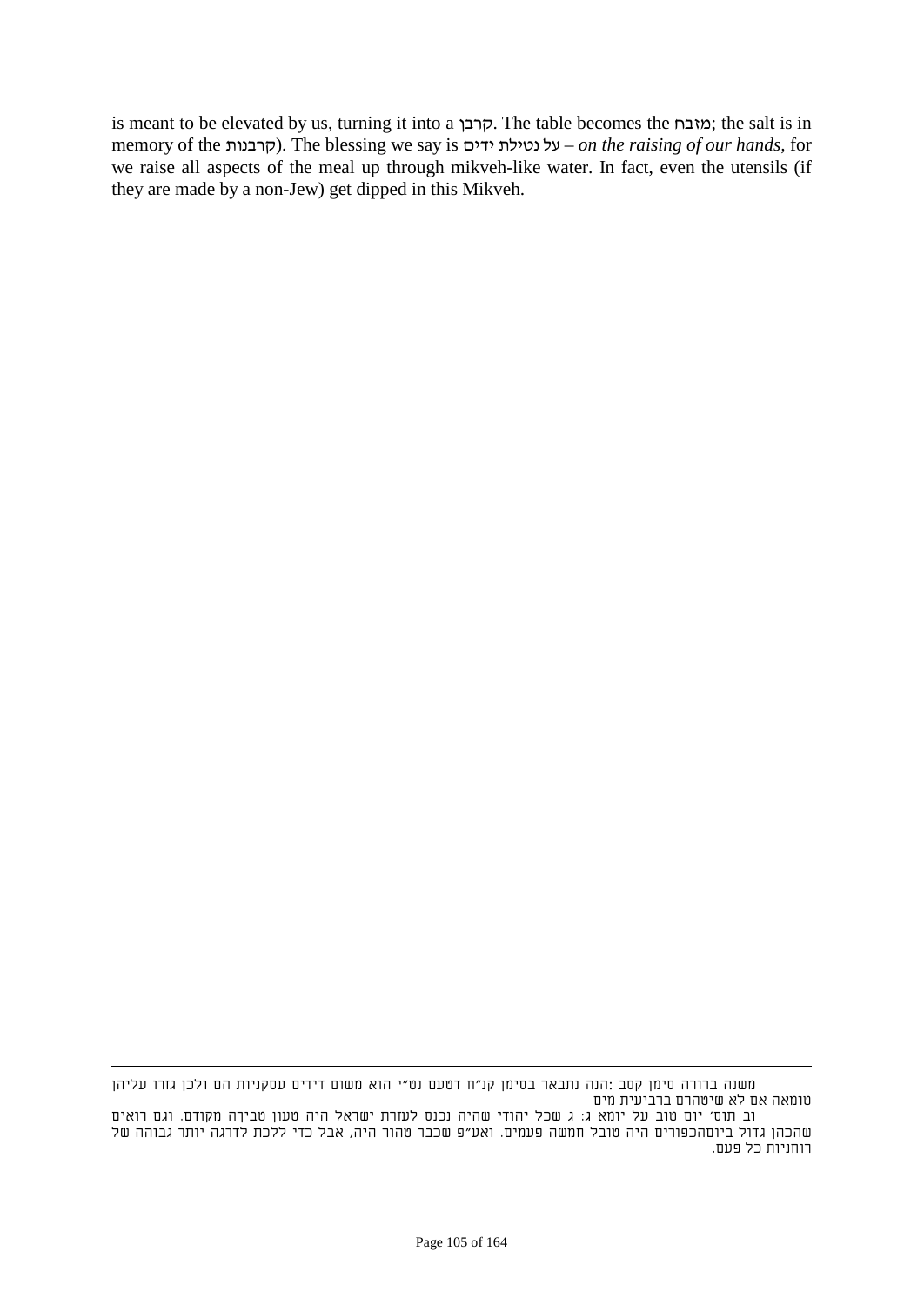is meant to be elevated by us, turning it into a קרבן. The table becomes the מזבח; the salt is in memory of the קרבנות). The blessing we say is על נטילת ידים – *on the raising of our hands*, for we raise all aspects of the meal up through mikveh-like water. In fact, even the utensils (if they are made by a non-Jew) get dipped in this Mikveh.

---

משנה ברורה סימן קסב :הנה נתבאר בסימן קנ"ח דטעם נט"י הוא משום דידים עסקניות הם ולכן גזרו עליהן טומאה אם לא שיטהרם ברביעית מים

וב תוס' יום טוב על יומא ג: ג שכל יהודי שהיה נכנס לעזרת ישראל היה טעון טבילה מקודם. וגם רואים שהכהן גדול ביוםהכפורים היה טובל חמשה פעמים. ואע"פ שכבר טהור היה, אבל כדי ללכת לדרגה יותר גבוהה של רוחניות כל פעם.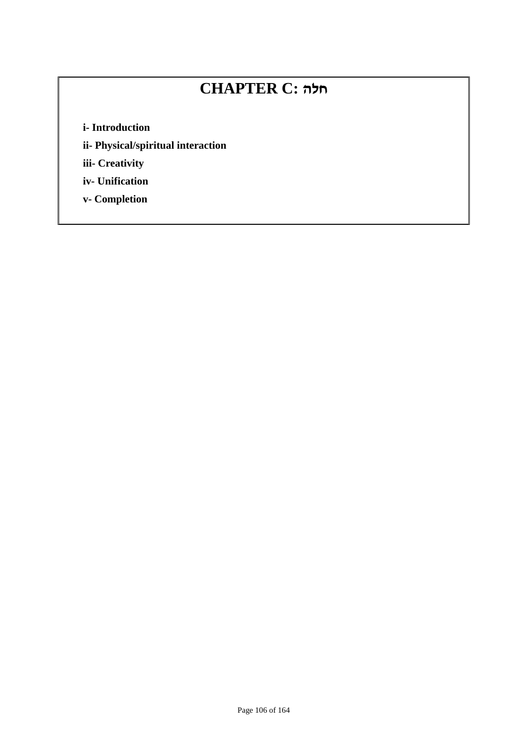# CHAPTER C: חלה

**i- Introduction**

**ii- Physical/spiritual interaction**

**iii- Creativity**

**iv- Unification**

**v- Completion**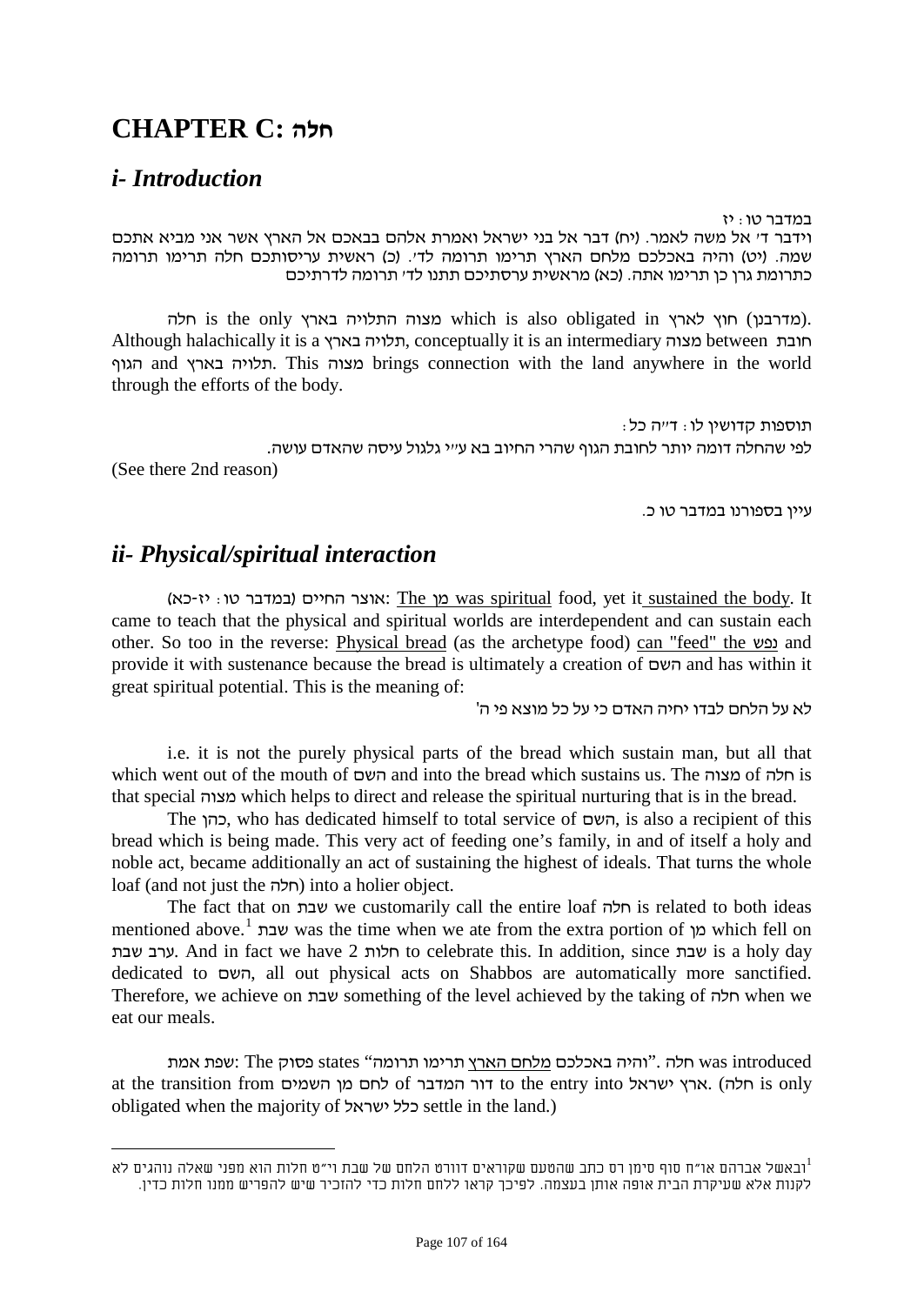# CHAPTER C: חלה

## *i- Introduction*

במדבר טו: יז
וידבר ד' אל משה לאמר. (יח) דבר אל בני ישראל ואמרת אלהם בבאכם אל הארץ אשר אני מביא אתכם שמה. (יט) והיה באכלכם מלחם הארץ תרימו תרומה לד'. (כ) ראשית עריסותכם חלה תרימו תרומה כתרומת גרן כן תרימו אתה. (כא) מראשית ערסתיכם תתנו לד' תרומה לדרתיכם

חלה is the only מצוה התלויה בארץ which is also obligated in חוץ לארץ (מדרבנן). Although halachically it is a תלויה בארץ, conceptually it is an intermediary מצוה between חובת הגוף and תלויה בארץ. This מצוה brings connection with the land anywhere in the world through the efforts of the body.

תוספות קדושין לו: ד"ה כל:
לפי שהחלה דומה יותר לחובת הגוף שהרי החיוב בא ע"י גלגול עיסה שהאדם עושה.
(See there 2nd reason)

עיין בספורנו במדבר טו כ.

## *ii- Physical/spiritual interaction*

אוצר החיים (במדבר טו: יז-כא): The מן was spiritual food, yet it sustained the body. It came to teach that the physical and spiritual worlds are interdependent and can sustain each other. So too in the reverse: Physical bread (as the archetype food) can "feed" the נפש and provide it with sustenance because the bread is ultimately a creation of השם and has within it great spiritual potential. This is the meaning of:

לא על הלחם לבדו יחיה האדם כי על כל מוצא פי ה'

i.e. it is not the purely physical parts of the bread which sustain man, but all that which went out of the mouth of השם and into the bread which sustains us. The מצוה of חלה is that special מצוה which helps to direct and release the spiritual nurturing that is in the bread.

The כהן, who has dedicated himself to total service of השם, is also a recipient of this bread which is being made. This very act of feeding one's family, in and of itself a holy and noble act, became additionally an act of sustaining the highest of ideals. That turns the whole loaf (and not just the חלה) into a holier object.

The fact that on שבת we customarily call the entire loaf חלה is related to both ideas mentioned above.[1] שבת was the time when we ate from the extra portion of מן which fell on ערב שבת. And in fact we have 2 חלות to celebrate this. In addition, since שבת is a holy day dedicated to השם, all out physical acts on Shabbos are automatically more sanctified. Therefore, we achieve on שבת something of the level achieved by the taking of חלה when we eat our meals.

שפת אמת: The פסוק states "והיה באכלכם מלחם הארץ תרימו תרומה". חלה was introduced at the transition from לחם מן השמים of דור המדבר to the entry into ארץ ישראל. (חלה is only obligated when the majority of כלל ישראל settle in the land.)

---

[1] ובאשל אברהם או"ח סוף סימן רס כתב שהטעם שקוראים דוורט הלחם של שבת וי"ט חלות הוא מפני שאלה נוהגים לא לקנות אלא שעיקרת הבית אופה אותן בעצמה. לפיכך קראו ללחם חלות כדי להזכיר שיש להפריש ממנו חלות כדין.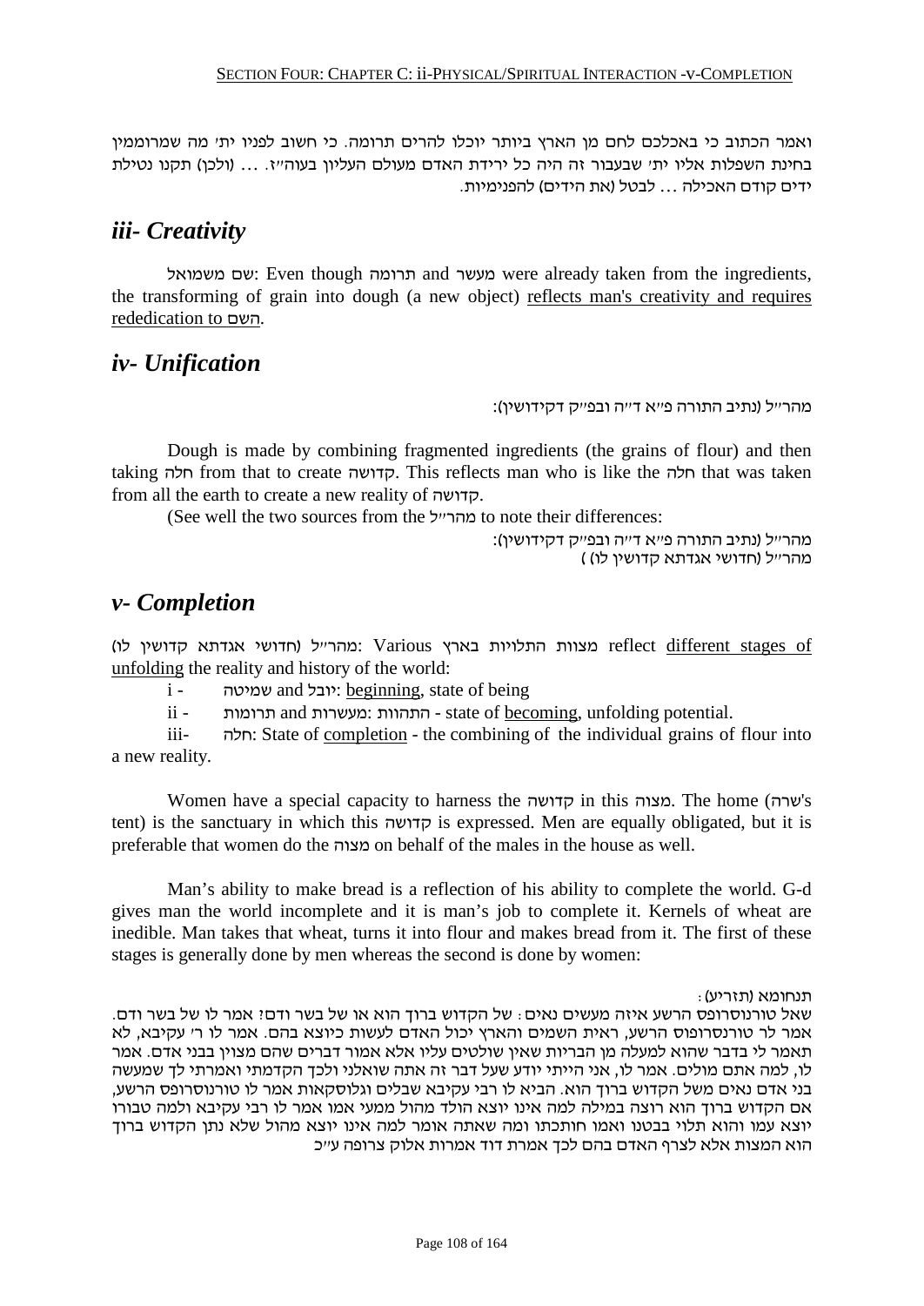ואמר הכתוב כי באכלכם לחם מן הארץ ביותר יוכלו להרים תרומה. כי חשוב לפניו ית' מה שמרוממין בחינת השפלות אליו ית' שבעבור זה היה כל ירידת האדם מעולם העליון בעוה"ז. ... (ולכן) תקנו נטילת ידים קודם האכילה ... לבטל (את הידים) להפנימיות.

## *iii- Creativity*

שם משמואל: Even though תרומה and מעשר were already taken from the ingredients, the transforming of grain into dough (a new object) reflects man's creativity and requires rededication to השם.

## *iv- Unification*

מהר"ל (נתיב התורה פ"א ד"ה ובפ"ק דקידושין):

Dough is made by combining fragmented ingredients (the grains of flour) and then taking חלה from that to create קדושה. This reflects man who is like the חלה that was taken from all the earth to create a new reality of קדושה.

(See well the two sources from the מהר"ל to note their differences:

מהר"ל (נתיב התורה פ"א ד"ה ובפ"ק דקידושין):
מהר"ל (חדושי אגדתא קדושין לו )

## *v- Completion*

מהר"ל (חדושי אגדתא קדושין לו): Various מצוות התלויות בארץ reflect different stages of unfolding the reality and history of the world:

i - שמיטה and יובל: beginning, state of being

ii - תרומות and מעשרות: התהוות - state of becoming, unfolding potential.

iii- חלה: State of completion - the combining of the individual grains of flour into a new reality.

Women have a special capacity to harness the קדושה in this מצוה. The home (שרה's tent) is the sanctuary in which this קדושה is expressed. Men are equally obligated, but it is preferable that women do the מצוה on behalf of the males in the house as well.

Man's ability to make bread is a reflection of his ability to complete the world. G-d gives man the world incomplete and it is man's job to complete it. Kernels of wheat are inedible. Man takes that wheat, turns it into flour and makes bread from it. The first of these stages is generally done by men whereas the second is done by women:

תנחומא (תזריע):
שאל טורנוסרופס הרשע איזה מעשים נאים: של הקדוש ברוך הוא או של בשר ודם? אמר לו של בשר ודם. אמר לר טורנסרופוס הרשע, ראית השמים והארץ יכול האדם לעשות כיוצא בהם. אמר לו ר' עקיבא, לא תאמר לי בדבר שהוא למעלה מן הבריות שאין שולטים עליו אלא אמור דברים שהם מצוין בבני אדם. אמר לו, למה אתם מולים. אמר לו, אני הייתי יודע שעל דבר זה אתה שואלני ולכך הקדמתי ואמרתי לך שמעשה בני אדם נאים משל הקדוש ברוך הוא. הביא לו רבי עקיבא שבלים וגלוסקאות אמר לו טורנוסרופס הרשע, אם הקדוש ברוך הוא רוצה במילה למה אינו יוצא הולד מהול ממעי אמו אמר לו רבי עקיבא ולמה טבורו יוצא עמו והוא תלוי בבטנו ואמו חותכתו ומה שאתה אומר למה אינו יוצא מהול שלא נתן הקדוש ברוך הוא המצות אלא לצרף האדם בהם לכך אמרת דוד אמרות אלוק צרופה ע"כ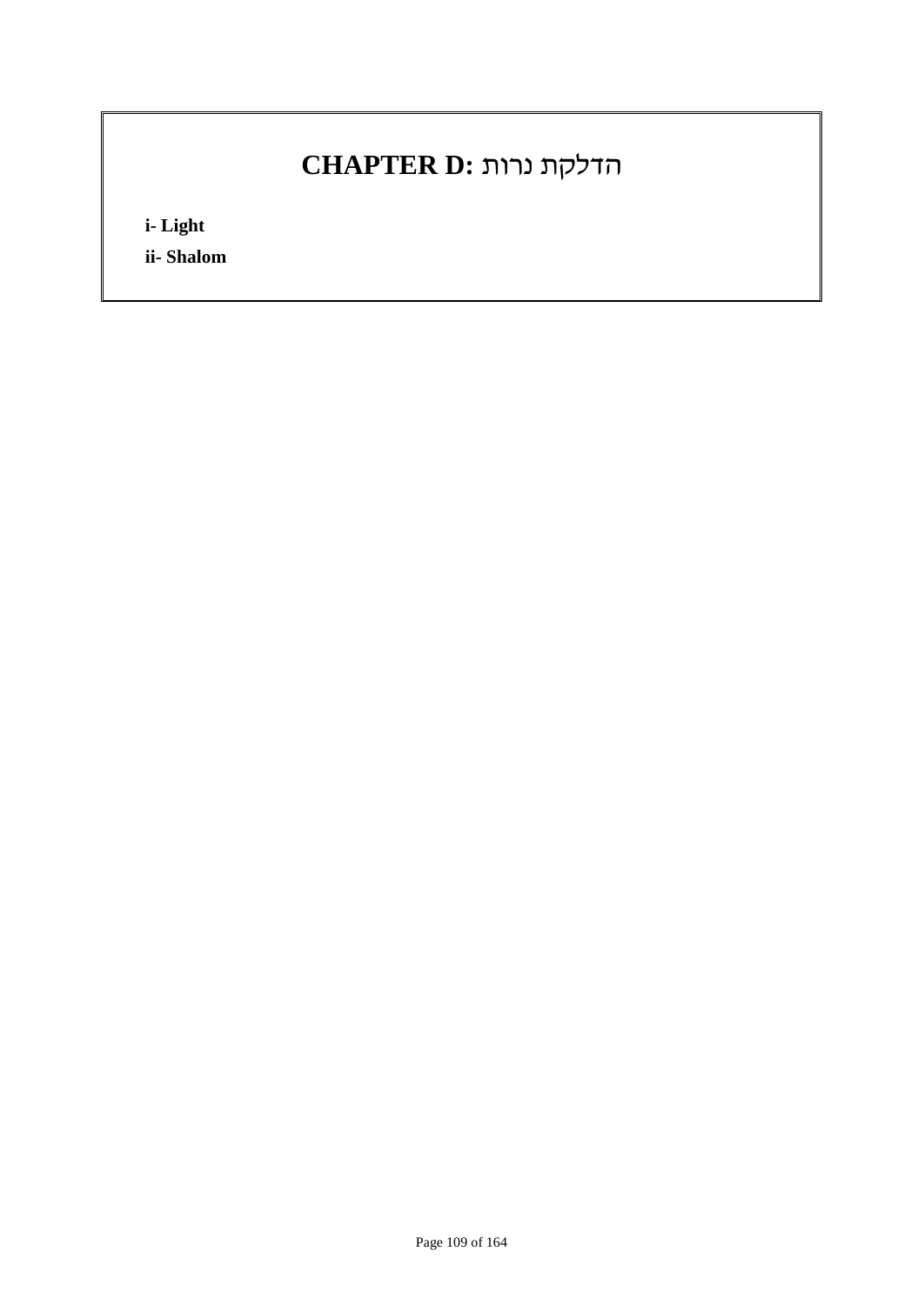# CHAPTER D: הדלקת נרות

**i- Light**

**ii- Shalom**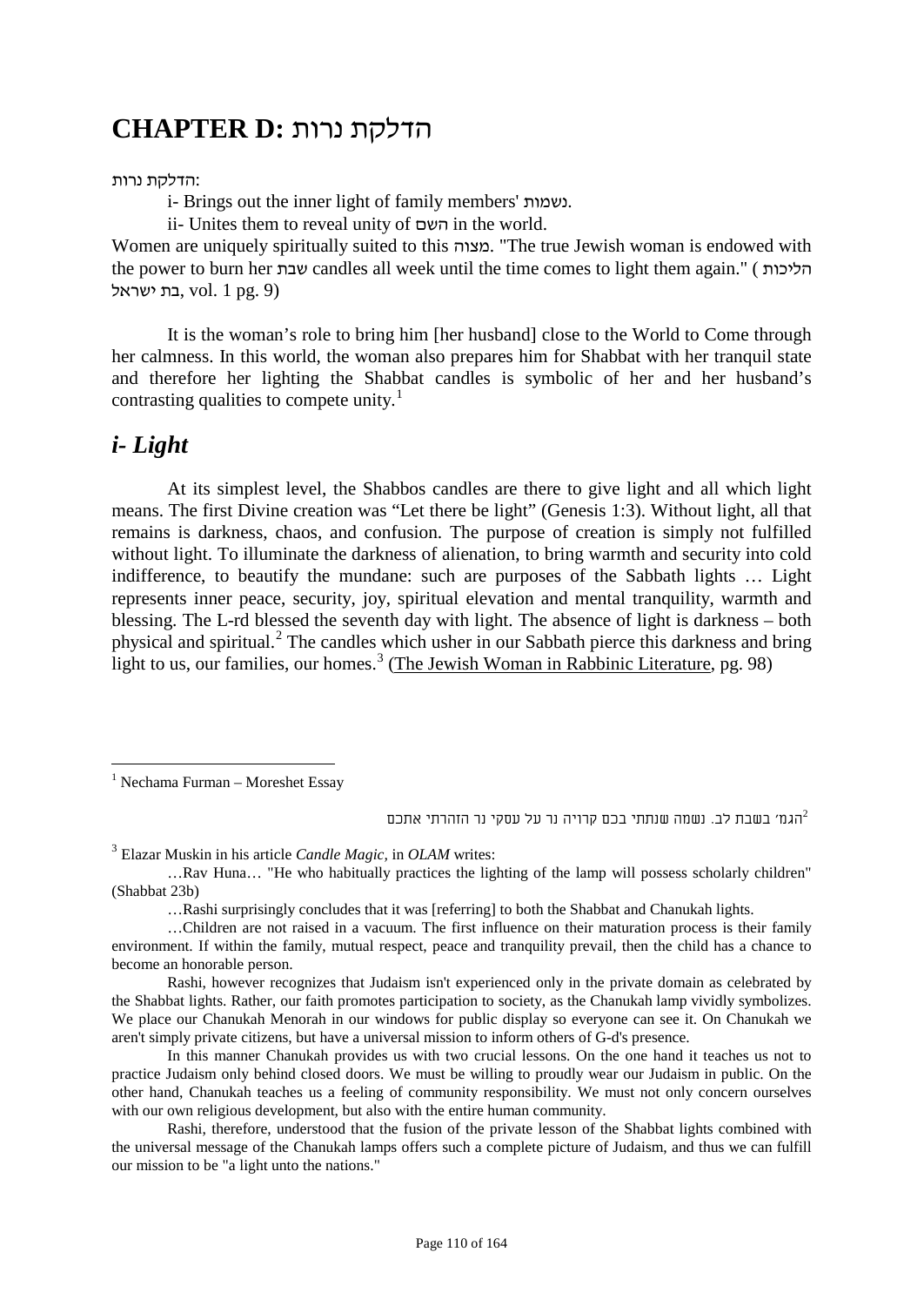# CHAPTER D: הדלקת נרות

הדלקת נרות:

i- Brings out the inner light of family members' נשמות.

ii- Unites them to reveal unity of השם in the world.

Women are uniquely spiritually suited to this מצוה. "The true Jewish woman is endowed with the power to burn her שבת candles all week until the time comes to light them again." (הליכות בת ישראל, vol. 1 pg. 9)

It is the woman's role to bring him [her husband] close to the World to Come through her calmness. In this world, the woman also prepares him for Shabbat with her tranquil state and therefore her lighting the Shabbat candles is symbolic of her and her husband's contrasting qualities to compete unity.[1]

## *i- Light*

At its simplest level, the Shabbos candles are there to give light and all which light means. The first Divine creation was "Let there be light" (Genesis 1:3). Without light, all that remains is darkness, chaos, and confusion. The purpose of creation is simply not fulfilled without light. To illuminate the darkness of alienation, to bring warmth and security into cold indifference, to beautify the mundane: such are purposes of the Sabbath lights … Light represents inner peace, security, joy, spiritual elevation and mental tranquility, warmth and blessing. The L-rd blessed the seventh day with light. The absence of light is darkness – both physical and spiritual.[2] The candles which usher in our Sabbath pierce this darkness and bring light to us, our families, our homes.[3] (The Jewish Woman in Rabbinic Literature, pg. 98)

---

[1] Nechama Furman – Moreshet Essay

[2] הגמ׳ בשבת לב. נשמה שנתתי בכם קרויה נר על עסקי נר הזהרתי אתכם

[3] Elazar Muskin in his article *Candle Magic,* in *OLAM* writes:

…Rav Huna… "He who habitually practices the lighting of the lamp will possess scholarly children" (Shabbat 23b)

…Rashi surprisingly concludes that it was [referring] to both the Shabbat and Chanukah lights.

…Children are not raised in a vacuum. The first influence on their maturation process is their family environment. If within the family, mutual respect, peace and tranquility prevail, then the child has a chance to become an honorable person.

Rashi, however recognizes that Judaism isn't experienced only in the private domain as celebrated by the Shabbat lights. Rather, our faith promotes participation to society, as the Chanukah lamp vividly symbolizes. We place our Chanukah Menorah in our windows for public display so everyone can see it. On Chanukah we aren't simply private citizens, but have a universal mission to inform others of G-d's presence.

In this manner Chanukah provides us with two crucial lessons. On the one hand it teaches us not to practice Judaism only behind closed doors. We must be willing to proudly wear our Judaism in public. On the other hand, Chanukah teaches us a feeling of community responsibility. We must not only concern ourselves with our own religious development, but also with the entire human community.

Rashi, therefore, understood that the fusion of the private lesson of the Shabbat lights combined with the universal message of the Chanukah lamps offers such a complete picture of Judaism, and thus we can fulfill our mission to be "a light unto the nations."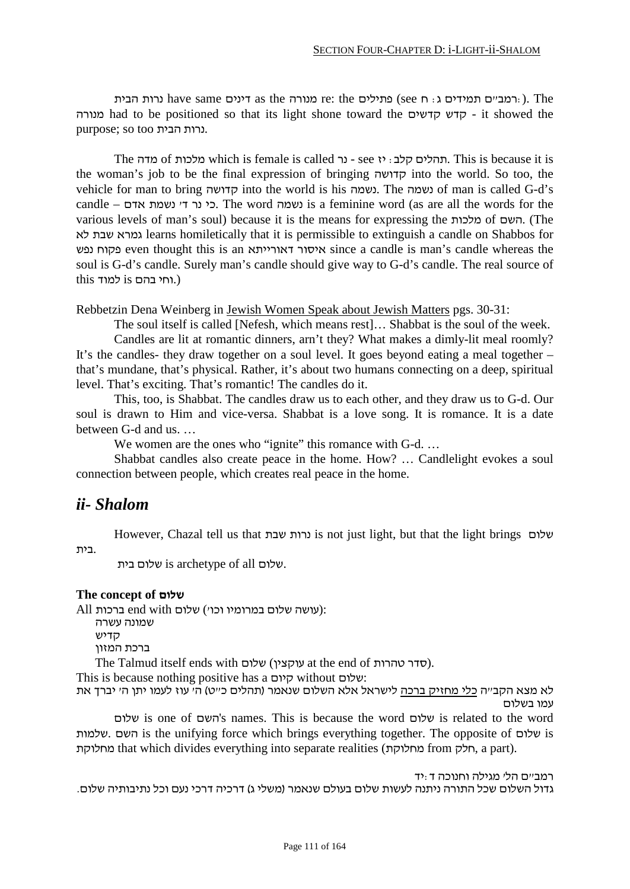נרות הבית have same דינים as the מנורה re: the פתילים (see רמב״ם תמידים ג : ח). The מנורה had to be positioned so that its light shone toward the קדש קדשים - it showed the purpose; so too נרות הבית.

The מדה of מלכות which is female is called נר - see תהלים קלב : יז. This is because it is the woman's job to be the final expression of bringing קדושה into the world. So too, the vehicle for man to bring קדושה into the world is his נשמה. The נשמה of man is called G-d's candle – כי נר ד׳ נשמת אדם. The word נשמה is a feminine word (as are all the words for the various levels of man's soul) because it is the means for expressing the מלכות of השם. (The גמרא שבת לא learns homiletically that it is permissible to extinguish a candle on Shabbos for פקוח נפש even thought this is an איסור דאורייתא since a candle is man's candle whereas the soul is G-d's candle. Surely man's candle should give way to G-d's candle. The real source of this למוד is וחי בהם.)

Rebbetzin Dena Weinberg in Jewish Women Speak about Jewish Matters pgs. 30-31:

The soul itself is called [Nefesh, which means rest]… Shabbat is the soul of the week.

Candles are lit at romantic dinners, arn't they? What makes a dimly-lit meal roomly? It's the candles- they draw together on a soul level. It goes beyond eating a meal together – that's mundane, that's physical. Rather, it's about two humans connecting on a deep, spiritual level. That's exciting. That's romantic! The candles do it.

This, too, is Shabbat. The candles draw us to each other, and they draw us to G-d. Our soul is drawn to Him and vice-versa. Shabbat is a love song. It is romance. It is a date between G-d and us. …

We women are the ones who "ignite" this romance with G-d. …

Shabbat candles also create peace in the home. How? … Candlelight evokes a soul connection between people, which creates real peace in the home.

## *ii- Shalom*

However, Chazal tell us that נרות שבת is not just light, but that the light brings שלום בית.

שלום בית is archetype of all שלום.

**The concept of שלום**

All ברכות end with שלום (עושה שלום במרומיו וכו׳):

- שמונה עשרה
- קדיש
- ברכת המזון

The Talmud itself ends with שלום (עוקצין at the end of סדר טהרות).

This is because nothing positive has a קיום without שלום:

לא מצא הקב״ה <u>כלי מחזיק ברכה</u> לישראל אלא השלום שנאמר (תהלים כ״ט) ה׳ עוז לעמו יתן ה׳ יברך את עמו בשלום

שלום is one of השם's names. This is because the word שלום is related to the word שלמות. השם is the unifying force which brings everything together. The opposite of שלום is מחלוקת that which divides everything into separate realities (מחלוקת from חלק, a part).

רמב״ם הל׳ מגילה וחנוכה ד :יד

גדול השלום שכל התורה ניתנה לעשות שלום בעולם שנאמר (משלי ג) דרכיה דרכי נעם וכל נתיבותיה שלום.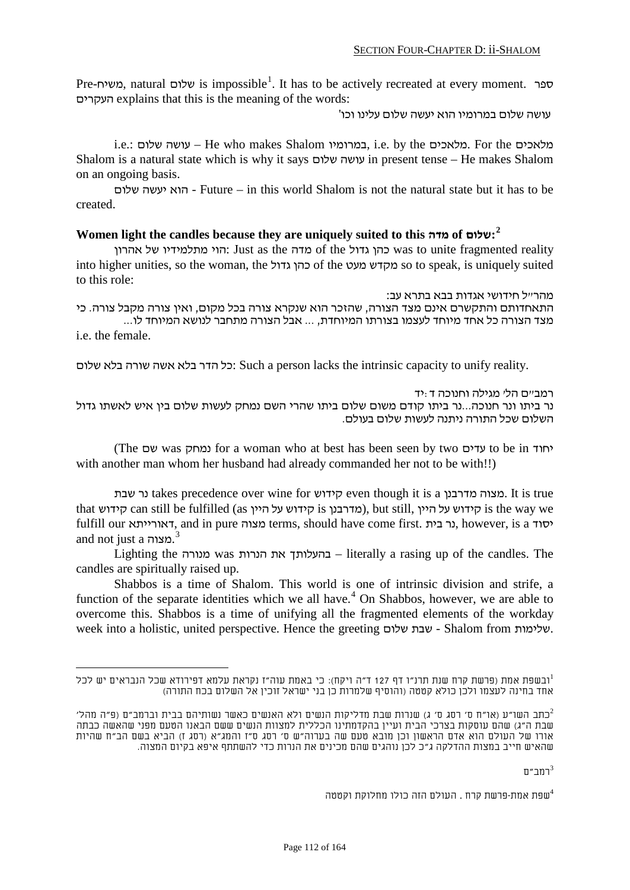Pre-משיח, natural שלום is impossible[1]. It has to be actively recreated at every moment. ספר העקרים explains that this is the meaning of the words:

עושה שלום במרומיו הוא יעשה שלום עלינו וכו'

i.e.: עושה שלום – He who makes Shalom במרומיו, i.e. by the מלאכים. For the מלאכים Shalom is a natural state which is why it says עושה שלום in present tense – He makes Shalom on an ongoing basis.

הוא יעשה שלום - Future – in this world Shalom is not the natural state but it has to be created.

**Women light the candles because they are uniquely suited to this מדה of שלום:**[2]

הוי מתלמידיו של אהרון: Just as the מדה of the כהן גדול was to unite fragmented reality into higher unities, so the woman, the כהן גדול of the מקדש מעט so to speak, is uniquely suited to this role:

מהר"ל חידושי אגדות בבא בתרא עב:
התאחדותם והתקשרם אינם מצד הצורה, שהזכר הוא שנקרא צורה בכל מקום, ואין צורה מקבל צורה. כי מצד הצורה כל אחד מיוחד לעצמו בצורתו המיוחדת, ... אבל הצורה מתחבר לנושא המיוחד לו...

i.e. the female.

כל הדר בלא אשה שורה בלא שלום: Such a person lacks the intrinsic capacity to unify reality.

רמב"ם הל' מגילה וחנוכה ד :יד
נר ביתו ונר חנוכה...נר ביתו קודם משום שלום ביתו שהרי השם נמחק לעשות שלום בין איש לאשתו גדול השלום שכל התורה ניתנה לעשות שלום בעולם.

(The שם was נמחק for a woman who at best has been seen by two עדים to be in יחוד with another man whom her husband had already commanded her not to be with!!)

נר שבת takes precedence over wine for קידוש even though it is a מצוה מדרבנן. It is true that קידוש can still be fulfilled (as קידוש על היין is מדרבנן), but still, קידוש על היין is the way we fulfill our דאורייתא, and in pure מצוה terms, should have come first. נר בית, however, is a יסוד and not just a מצוה.[3]

Lighting the מנורה was בהעלותך את הנרות – literally a raising up of the candles. The candles are spiritually raised up.

Shabbos is a time of Shalom. This world is one of intrinsic division and strife, a function of the separate identities which we all have.[4] On Shabbos, however, we are able to overcome this. Shabbos is a time of unifying all the fragmented elements of the workday week into a holistic, united perspective. Hence the greeting שבת שלום - Shalom from שלימות.

---

[1] ובשפת אמת (פרשת קרח שנת תרנ"ו דף 127 ד"ה ויקח): כי באמת עוה"ז נקראת עלמא דפירודא שכל הנבראים יש לכל אחד בחינה לעצמו ולכן כולא קטטה (והוסיף שלמרות כן בני ישראל זוכין אל השלום בכח התורה)

[2] כתב השו"ע (או"ח ס' רסג ס' ג) שנרות שבת מדליקות הנשים ולא האנשים כאשר נשותיהם בבית וברמב"ם (פ"ה מהל' שבת ה"ג) שהם עוסקות בצרכי הבית ועיין בהקדמתינו הכללית למצוות הנשים ששם הבאנו הטעם מפני שהאשה כבתה אורו של העולם הוא אדם הראשון וכן מובא טעם שה בערוה"ש ס' רסג ס"ז והמג"א (רסג ז) הביא בשם הב"ח שהיות שהאיש חייב במצות ההדלקה ג"כ לכן נוהגים שהם מכינים את הנרות כדי להשתתף איפא בקיום המצוה.

[3] רמב"ם

[4] שפת אמת-פרשת קרח . העולם הזה כולו מחלוקת וקטטה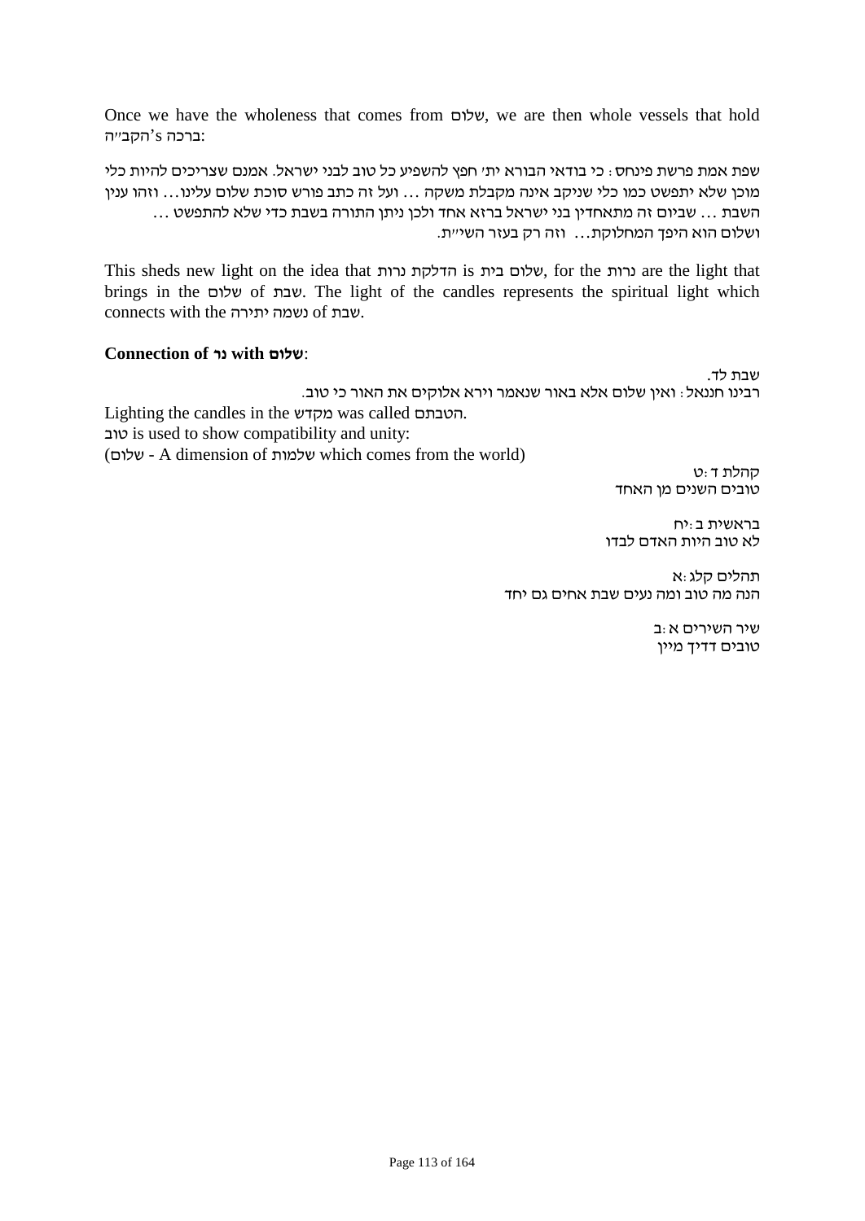Once we have the wholeness that comes from שלום, we are then whole vessels that hold הקב״ה's ברכה:

שפת אמת פרשת פינחס: כי בודאי הבורא ית' חפץ להשפיע כל טוב לבני ישראל. אמנם שצריכים להיות כלי מוכן שלא יתפשט כמו כלי שניקב אינה מקבלת משקה ... ועל זה כתב פורש סוכת שלום עלינו... וזהו ענין השבת ... שביום זה מתאחדין בני ישראל ברזא אחד ולכן ניתן התורה בשבת כדי שלא להתפשט ... ושלום הוא היפך המחלוקת... וזה רק בעזר השי״ת.

This sheds new light on the idea that הדלקת נרות is שלום בית, for the נרות are the light that brings in the שלום of שבת. The light of the candles represents the spiritual light which connects with the נשמה יתירה of שבת.

**Connection of נר with שלום**:

שבת לד.

רבינו חננאל: ואין שלום אלא באור שנאמר וירא אלוקים את האור כי טוב.

Lighting the candles in the מקדש was called הטבתם.

טוב is used to show compatibility and unity:

(שלום - A dimension of שלמות which comes from the world)

קהלת ד:ט
טובים השנים מן האחד

בראשית ב:יח
לא טוב היות האדם לבדו

תהלים קלג:א
הנה מה טוב ומה נעים שבת אחים גם יחד

שיר השירים א:ב
טובים דדיך מיין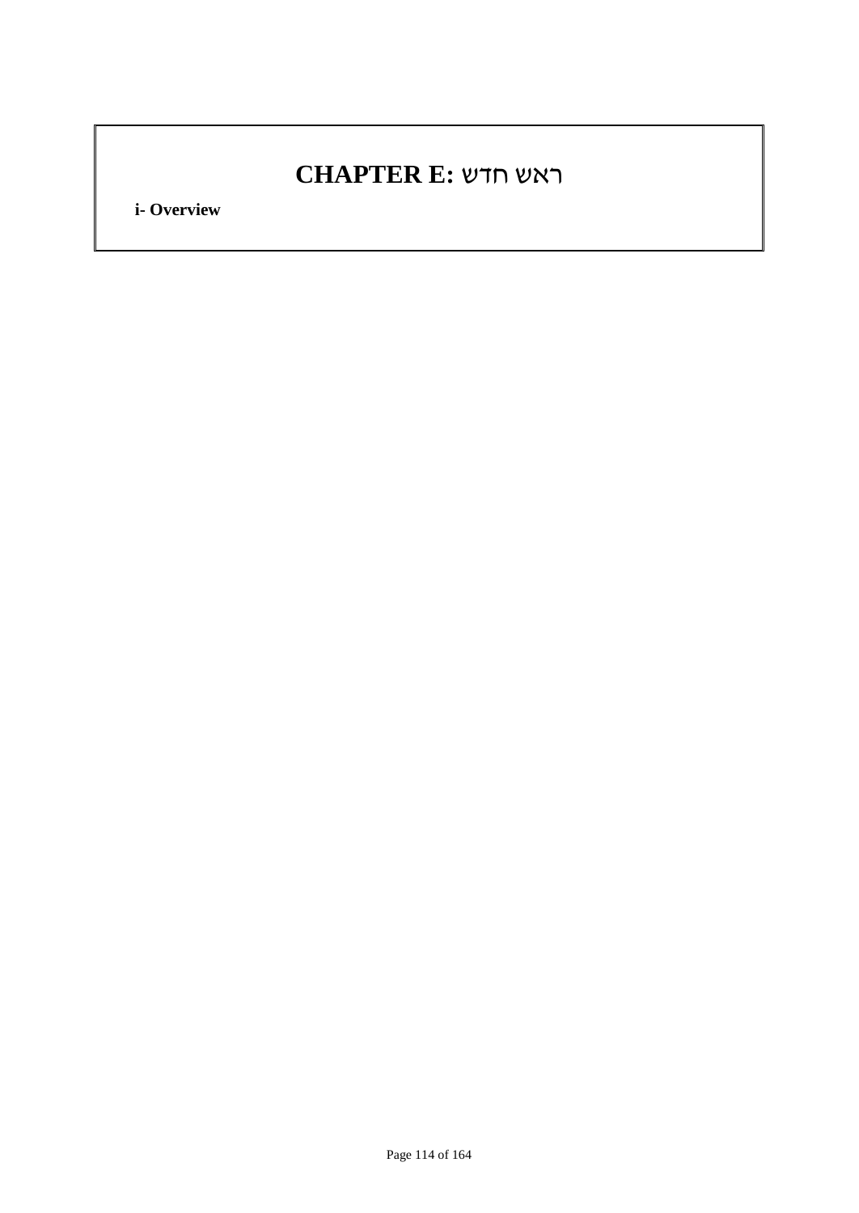# CHAPTER E: ראש חדש

**i- Overview**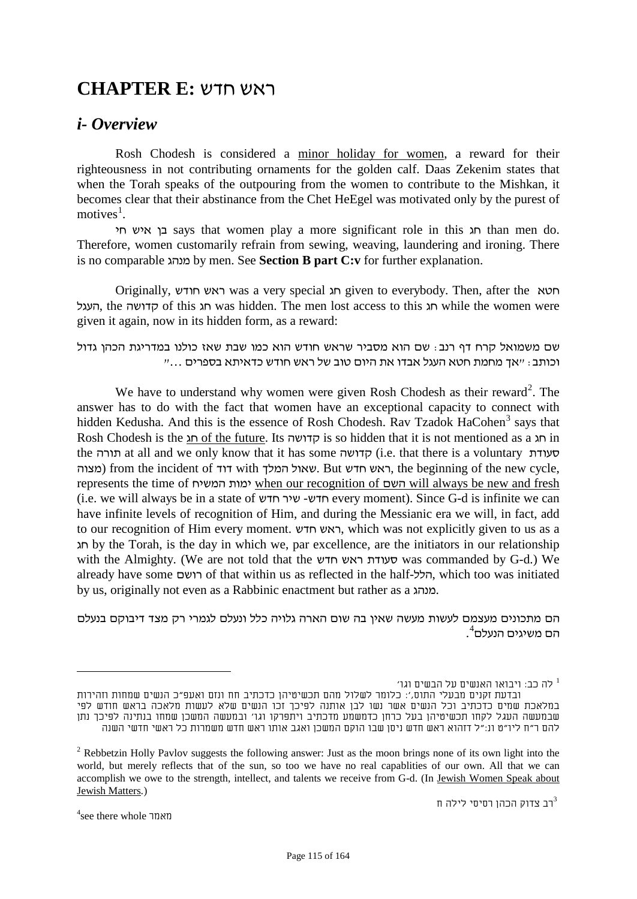# CHAPTER E: ראש חדש

## *i- Overview*

Rosh Chodesh is considered a minor holiday for women, a reward for their righteousness in not contributing ornaments for the golden calf. Daas Zekenim states that when the Torah speaks of the outpouring from the women to contribute to the Mishkan, it becomes clear that their abstinance from the Chet HeEgel was motivated only by the purest of motives[1].

בן איש חי says that women play a more significant role in this חג than men do. Therefore, women customarily refrain from sewing, weaving, laundering and ironing. There is no comparable מנהג by men. See **Section B part C:v** for further explanation.

Originally, ראש חודש was a very special חג given to everybody. Then, after the חטא העגל, the קדושה of this חג was hidden. The men lost access to this חג while the women were given it again, now in its hidden form, as a reward:

שם משמואל קרח דף רנב: שם הוא מסביר שראש חודש הוא כמו שבת שאז כולנו במדריגת הכהן גדול וכותב: "אך מחמת חטא העגל אבדו את היום טוב של ראש חודש כדאיתא בספרים ..."

We have to understand why women were given Rosh Chodesh as their reward[2]. The answer has to do with the fact that women have an exceptional capacity to connect with hidden Kedusha. And this is the essence of Rosh Chodesh. Rav Tzadok HaCohen[3] says that Rosh Chodesh is the חג of the future. Its קדושה is so hidden that it is not mentioned as a חג in the תורה at all and we only know that it has some קדושה (i.e. that there is a voluntary סעודת מצוה) from the incident of דוד with שאול המלך. But ראש חדש, the beginning of the new cycle, represents the time of ימות המשיח when our recognition of השם will always be new and fresh (i.e. we will always be in a state of שיר חדש- חדש every moment). Since G-d is infinite we can have infinite levels of recognition of Him, and during the Messianic era we will, in fact, add to our recognition of Him every moment. ראש חדש, which was not explicitly given to us as a חג by the Torah, is the day in which we, par excellence, are the initiators in our relationship with the Almighty. (We are not told that the סעודת ראש חדש was commanded by G-d.) We already have some רושם of that within us as reflected in the half-הלל, which too was initiated by us, originally not even as a Rabbinic enactment but rather as a מנהג.

הם מתכונים מעצמם לעשות מעשה שאין בה שום הארה גלויה כלל ונעלם לגמרי רק מצד דיבוקם בנעלם הם משיגים הנעלם[4].

---

[1] לה כב: ויבואו האנשים על הבשים וגו'
ובדעת זקנים מבעלי התוס,': כלומר לשלול מהם תכשיטיהן כדכתיב חח ונזם ואעפ"כ הנשים שמחות וזהירות במלאכת שמים כדכתיב וכל הנשים אשר נשו לבן אותנה לפיכך זכו הנשים שלא לעשות מלאכה בראש חודש לפי שבמעשה העגל לקחו תכשיטיהן בעל כרחן כדמשמע מדכתיב ויתפרקו וגו' ובמעשה המשכן שמחו בנתינה לפיכך נתן להם ר"ח ליו"ט ונ:"ל דזהוא ראש חדש ניסן שבו הוקם המשכן ואגב אותו ראש חדש משמרות כל ראשי חדשי השנה

[2] Rebbetzin Holly Pavlov suggests the following answer: Just as the moon brings none of its own light into the world, but merely reflects that of the sun, so too we have no real capablities of our own. All that we can accomplish we owe to the strength, intellect, and talents we receive from G-d. (In Jewish Women Speak about Jewish Matters.)

[3] רב צדוק הכהן רסיסי לילה ח

[4] see there whole מאמר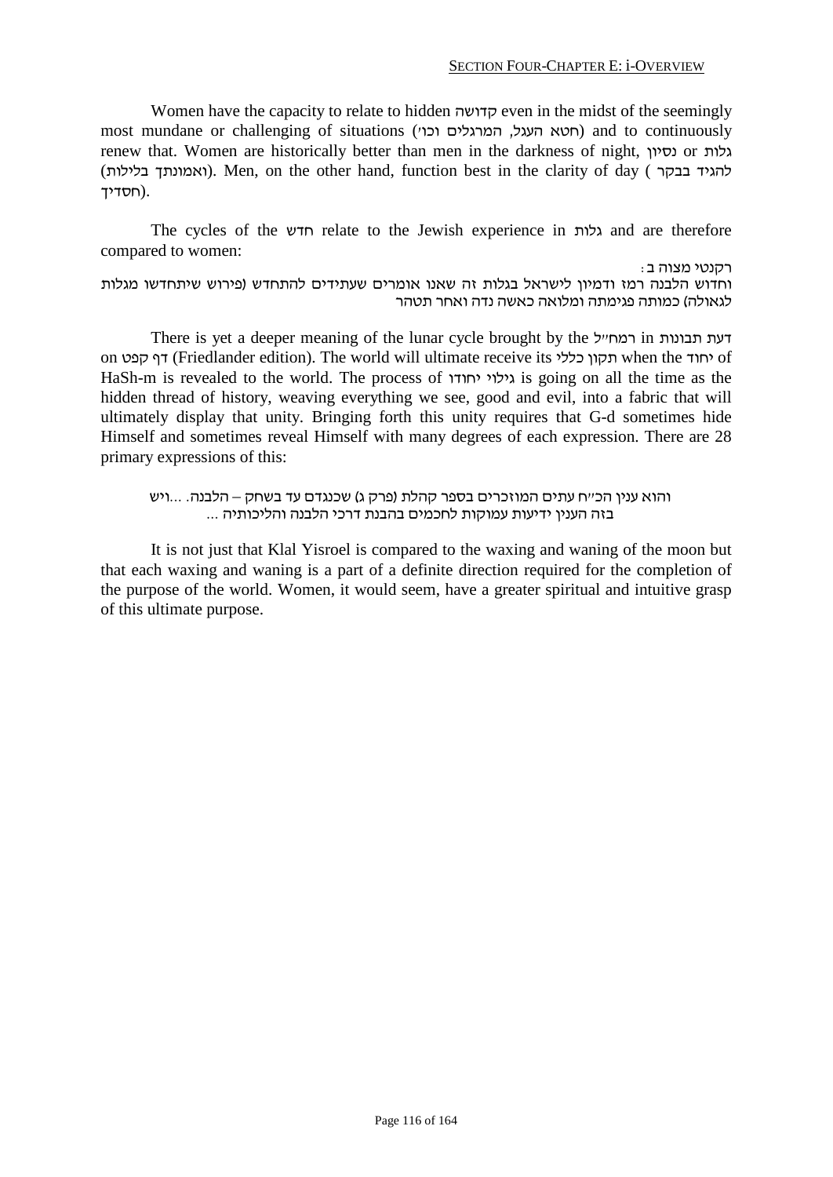Women have the capacity to relate to hidden קדושה even in the midst of the seemingly most mundane or challenging of situations (חטא העגל, המרגלים וכו׳) and to continuously renew that. Women are historically better than men in the darkness of night, נסיון or גלות (ואמונתך בלילות). Men, on the other hand, function best in the clarity of day (להגיד בבקר חסדיך).

The cycles of the חדש relate to the Jewish experience in גלות and are therefore compared to women:

רקנטי מצוה ב:
וחדוש הלבנה רמז ודמיון לישראל בגלות זה שאנו אומרים שעתידים להתחדש (פירוש שיתחדשו מגלות לגאולה) כמותה פגימתה ומלואה כאשה נדה ואחר תטהר

There is yet a deeper meaning of the lunar cycle brought by the רמח״ל in דעת תבונות on דף קפט (Friedlander edition). The world will ultimate receive its תקון כללי when the יחוד of HaSh-m is revealed to the world. The process of גילוי יחודו is going on all the time as the hidden thread of history, weaving everything we see, good and evil, into a fabric that will ultimately display that unity. Bringing forth this unity requires that G-d sometimes hide Himself and sometimes reveal Himself with many degrees of each expression. There are 28 primary expressions of this:

> והוא ענין הכ״ח עתים המוזכרים בספר קהלת (פרק ג) שכנגדם עד בשחק – הלבנה. ...ויש בזה הענין ידיעות עמוקות לחכמים בהבנת דרכי הלבנה והליכותיה ...

It is not just that Klal Yisroel is compared to the waxing and waning of the moon but that each waxing and waning is a part of a definite direction required for the completion of the purpose of the world. Women, it would seem, have a greater spiritual and intuitive grasp of this ultimate purpose.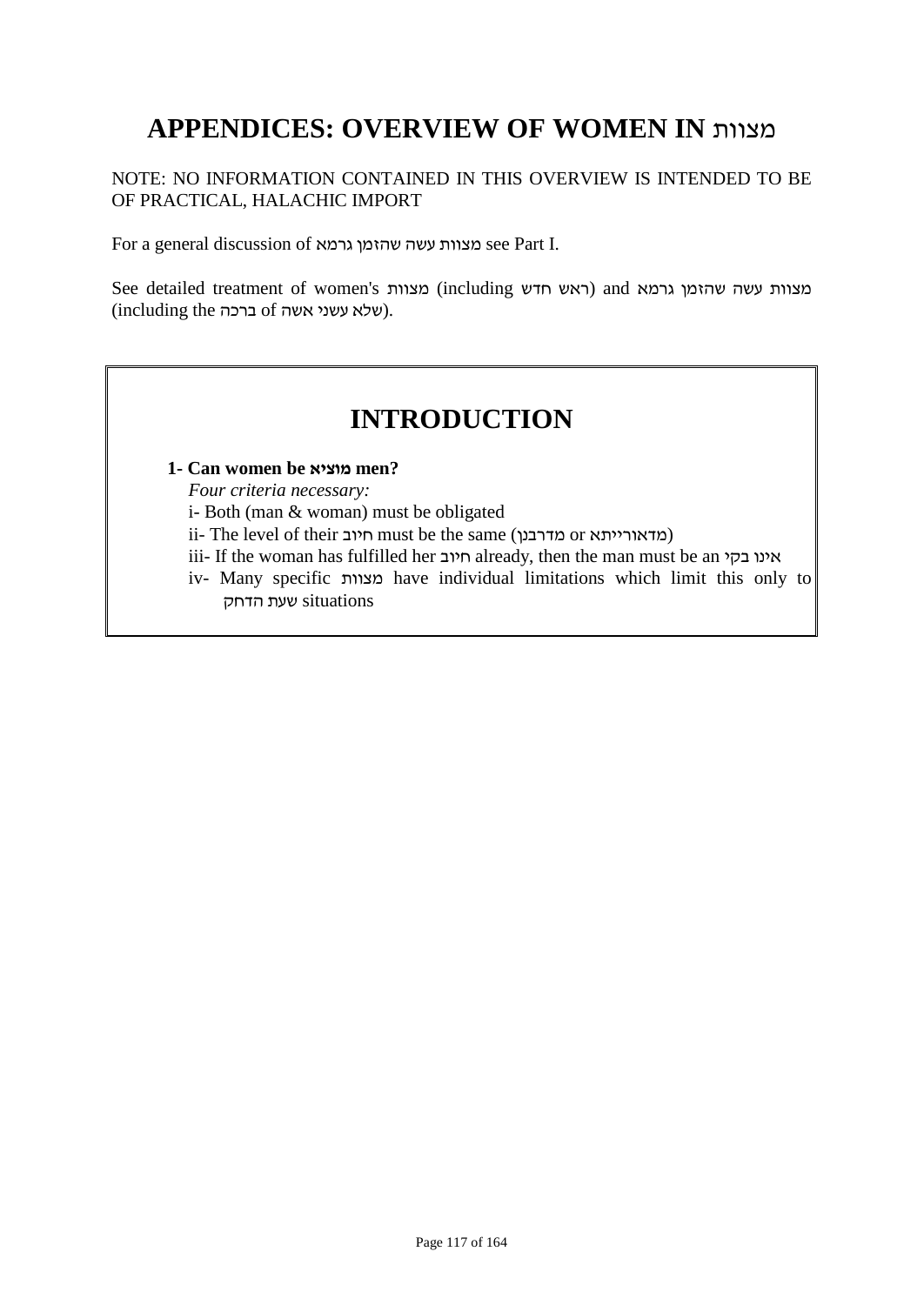# APPENDICES: OVERVIEW OF WOMEN IN מצוות

NOTE: NO INFORMATION CONTAINED IN THIS OVERVIEW IS INTENDED TO BE OF PRACTICAL, HALACHIC IMPORT

For a general discussion of מצוות עשה שהזמן גרמא see Part I.

See detailed treatment of women's מצוות (including ראש חדש) and מצוות עשה שהזמן גרמא (including the ברכה of שלא עשני אשה).

## INTRODUCTION

**1- Can women be מוציא men?**

*Four criteria necessary:*

i- Both (man & woman) must be obligated

ii- The level of their חיוב must be the same (מדרבנן or מדאורייתא)

iii- If the woman has fulfilled her חיוב already, then the man must be an אינו בקי

iv- Many specific מצוות have individual limitations which limit this only to שעת הדחק situations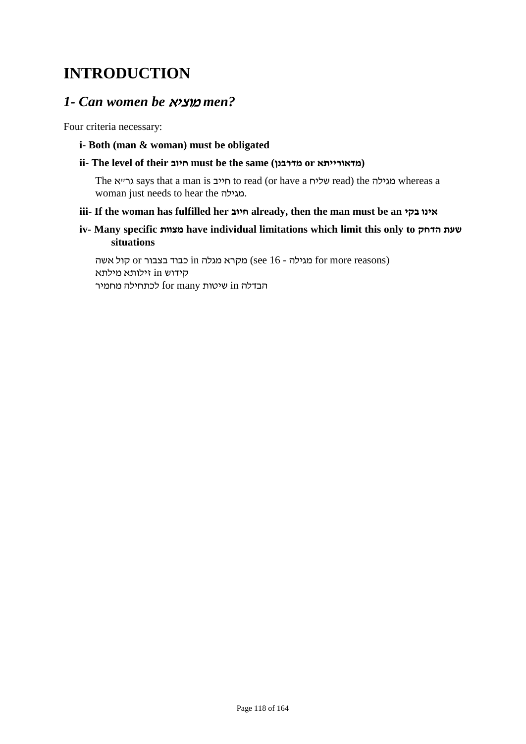# INTRODUCTION

## *1- Can women be מוציא men?*

Four criteria necessary:

**i- Both (man & woman) must be obligated**

**ii- The level of their חיוב must be the same (מדרבנן or מדאורייתא)**

The גר״א says that a man is חייב to read (or have a שליח read) the מגילה whereas a woman just needs to hear the מגילה.

**iii- If the woman has fulfilled her חיוב already, then the man must be an אינו בקי**

**iv- Many specific מצוות have individual limitations which limit this only to שעת הדחק situations**

קול אשה or כבוד בצבור in מקרא מגלה (see 16 - מגילה for more reasons)
קידוש in זילותא מילתא
לכתחילה מחמיר for many שיטות in הבדלה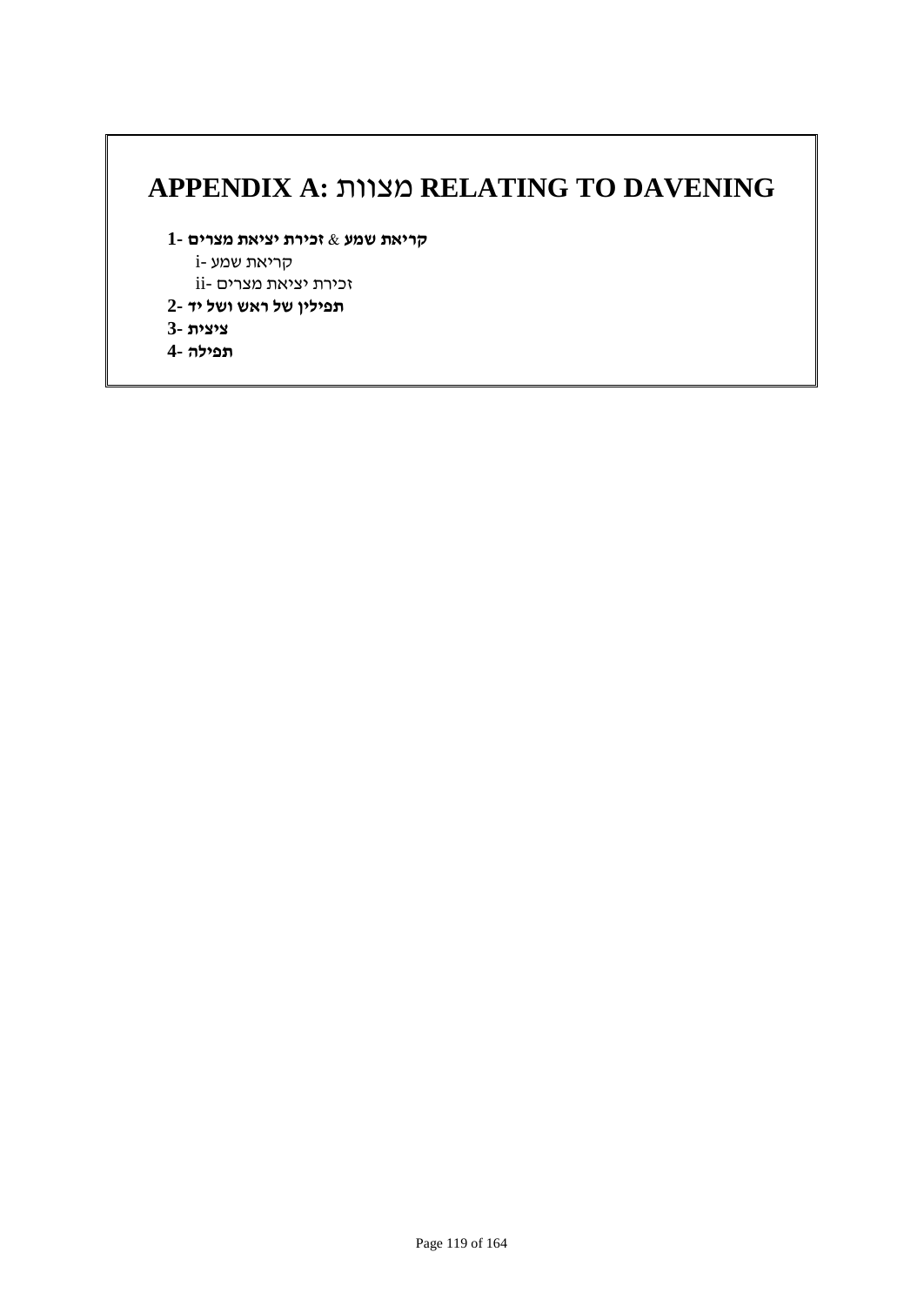# APPENDIX A: מצוות RELATING TO DAVENING

**1- קריאת שמע** & **זכירת יציאת מצרים**
- i- קריאת שמע
- ii- זכירת יציאת מצרים

**2- תפילין של ראש ושל יד**

**3- ציצית**

**4- תפילה**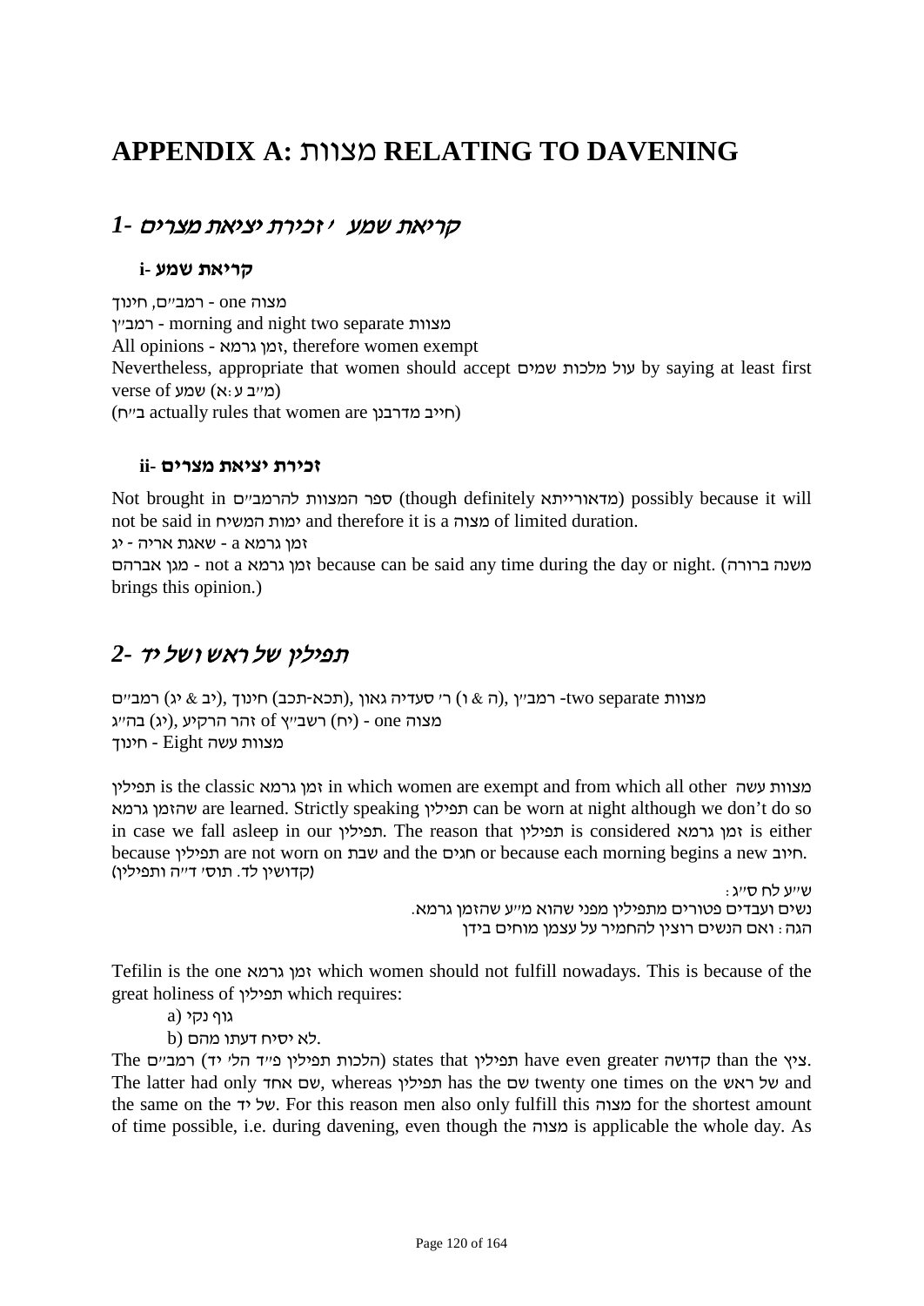# APPENDIX A: מצוות RELATING TO DAVENING

## *1- קריאת שמע / זכירת יציאת מצרים*

### i- קריאת שמע

מצוה one - רמב״ם, חינוך
רמב״ן - morning and night two separate מצוות
All opinions - זמן גרמא, therefore women exempt
Nevertheless, appropriate that women should accept עול מלכות שמים by saying at least first verse of שמע (מ״ב ע:א)
(ב״ח actually rules that women are חייב מדרבנן)

### ii- זכירת יציאת מצרים

Not brought in ספר המצוות להרמב״ם (though definitely מדאורייתא) possibly because it will not be said in ימות המשיח and therefore it is a מצוה of limited duration.
זמן גרמא a - שאגת אריה - יג
מגן אברהם - not a זמן גרמא because can be said any time during the day or night. (משנה ברורה brings this opinion.)

## *2- תפילין של ראש ושל יד*

רמב״ם (יב & יג), חינוך (תכא-תכב), ר׳ סעדיה גאון (ה & ו), רמב״ן -two separate מצוות
בה״ג (יג), רשב״ץ of זהר הרקיע (יח) - one מצוה
מצוות עשה Eight - חינוך

תפילין is the classic זמן גרמא in which women are exempt and from which all other מצוות עשה שהזמן גרמא are learned. Strictly speaking תפילין can be worn at night although we don't do so in case we fall asleep in our תפילין. The reason that תפילין is considered זמן גרמא is either because תפילין are not worn on שבת and the חגים or because each morning begins a new חיוב. (קדושין לד. תוס׳ ד״ה ותפילין)

ש״ע לח ס״ג:
נשים ועבדים פטורים מתפילין מפני שהוא מ״ע שהזמן גרמא.
הגה: ואם הנשים רוצין להחמיר על עצמן מוחים בידן

Tefilin is the one זמן גרמא which women should not fulfill nowadays. This is because of the great holiness of תפילין which requires:

a) גוף נקי
b) לא יסיח דעתו מהם.

The רמב״ם (הלכות תפילין פ״ד הל׳ יד) states that תפילין have even greater קדושה than the ציץ. The latter had only שם אחד, whereas תפילין has the שם twenty one times on the של ראש and the same on the של יד. For this reason men also only fulfill this מצוה for the shortest amount of time possible, i.e. during davening, even though the מצוה is applicable the whole day. As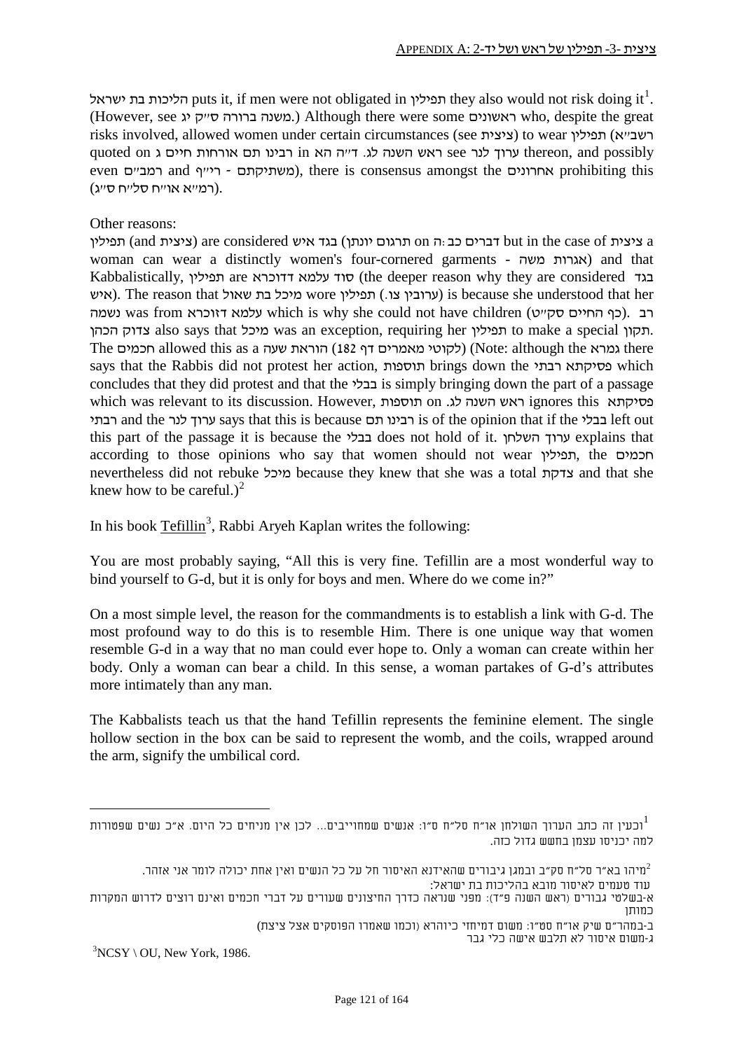הליכות בת ישראל puts it, if men were not obligated in תפילין they also would not risk doing it[1]. (However, see משנה ברורה ס״ק יג.) Although there were some ראשונים who, despite the great risks involved, allowed women under certain circumstances (see ציצית) to wear תפילין (רשב״א quoted on ערוך לנר see ראש השנה לג. ד״ה הא in רבינו תם אורחות חיים ג thereon, and possibly even רמב״ם and משתיקתם - רי״ף), there is consensus amongst the אחרונים prohibiting this (רמ״א או״ח סל״ח ס״ג).

Other reasons:

תפילין (and ציצית) are considered בגד איש (תרגום יונתן) on דברים כב:ה but in the case of ציצית a woman can wear a distinctly women's four-cornered garments - אגרות משה) and that Kabbalistically, תפילין are סוד עלמא דדוכרא (the deeper reason why they are considered בגד איש). The reason that מיכל בת שאול wore תפילין (ערובין צו.) is because she understood that her נשמה was from עלמא דזוכרא which is why she could not have children (כף החיים סק״ט). רב צדוק הכהן also says that מיכל was an exception, requiring her תפילין to make a special תקון. The חכמים allowed this as a הוראת שעה (לקוטי מאמרים דף 182) (Note: although the גמרא there says that the Rabbis did not protest her action, תוספות brings down the פסיקתא רבתי which concludes that they did protest and that the בבלי is simply bringing down the part of a passage which was relevant to its discussion. However, תוספות on ראש השנה לג. ignores this פסיקתא רבתי and the ערוך לנר says that this is because רבינו תם is of the opinion that if the בבלי left out this part of the passage it is because the בבלי does not hold of it. ערוך השלחן explains that according to those opinions who say that women should not wear תפילין, the חכמים nevertheless did not rebuke מיכל because they knew that she was a total צדקת and that she knew how to be careful.)[2]

In his book Tefillin[3], Rabbi Aryeh Kaplan writes the following:

You are most probably saying, “All this is very fine. Tefillin are a most wonderful way to bind yourself to G-d, but it is only for boys and men. Where do we come in?”

On a most simple level, the reason for the commandments is to establish a link with G-d. The most profound way to do this is to resemble Him. There is one unique way that women resemble G-d in a way that no man could ever hope to. Only a woman can create within her body. Only a woman can bear a child. In this sense, a woman partakes of G-d’s attributes more intimately than any man.

The Kabbalists teach us that the hand Tefillin represents the feminine element. The single hollow section in the box can be said to represent the womb, and the coils, wrapped around the arm, signify the umbilical cord.

---

[1] וכעין זה כתב הערוך השולחן או״ח סל״ח ס״ו: אנשים שמחוייבים... לכן אין מניחים כל היום. א״כ נשים שפטורות למה יכניסו עצמן בחשש גדול כזה.

[2] מיהו בא״ר סל״ח סק״ב ובמגן גיבורים שהאידנא האיסור חל על כל הנשים ואין אחת יכולה לומר אני אזהר.
עוד טעמים לאיסור מובא בהליכות בת ישראל:
א-בשלטי גבורים (ראש השנה פ״ד): מפני שנראה כדרך החיצונים שעורים על דברי חכמים ואינם רוצים לדרוש המקרות כמותן
ב-במהר״ם שיק או״ח סט״ו: משום דמיחזי כיוהרא (וכמו שאמרו הפוסקים אצל ציצית)
ג-משום איסור לא תלבש אישה כלי גבר

[3] NCSY \ OU, New York, 1986.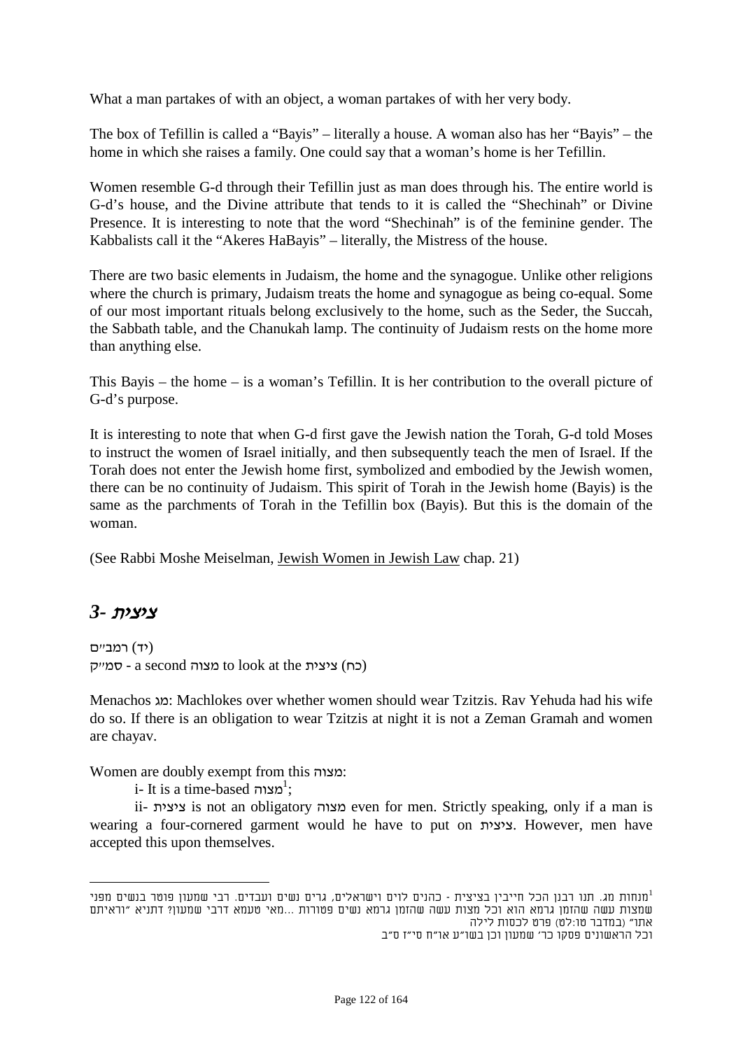What a man partakes of with an object, a woman partakes of with her very body.

The box of Tefillin is called a "Bayis" – literally a house. A woman also has her "Bayis" – the home in which she raises a family. One could say that a woman's home is her Tefillin.

Women resemble G-d through their Tefillin just as man does through his. The entire world is G-d's house, and the Divine attribute that tends to it is called the "Shechinah" or Divine Presence. It is interesting to note that the word "Shechinah" is of the feminine gender. The Kabbalists call it the "Akeres HaBayis" – literally, the Mistress of the house.

There are two basic elements in Judaism, the home and the synagogue. Unlike other religions where the church is primary, Judaism treats the home and synagogue as being co-equal. Some of our most important rituals belong exclusively to the home, such as the Seder, the Succah, the Sabbath table, and the Chanukah lamp. The continuity of Judaism rests on the home more than anything else.

This Bayis – the home – is a woman's Tefillin. It is her contribution to the overall picture of G-d's purpose.

It is interesting to note that when G-d first gave the Jewish nation the Torah, G-d told Moses to instruct the women of Israel initially, and then subsequently teach the men of Israel. If the Torah does not enter the Jewish home first, symbolized and embodied by the Jewish women, there can be no continuity of Judaism. This spirit of Torah in the Jewish home (Bayis) is the same as the parchments of Torah in the Tefillin box (Bayis). But this is the domain of the woman.

(See Rabbi Moshe Meiselman, Jewish Women in Jewish Law chap. 21)

## *3- ציצית*

רמב״ם (יד)
סמ״ק - a second מצוה to look at the ציצית (כח)

Menachos מג: Machlokes over whether women should wear Tzitzis. Rav Yehuda had his wife do so. If there is an obligation to wear Tzitzis at night it is not a Zeman Gramah and women are chayav.

Women are doubly exempt from this מצוה:

i- It is a time-based מצוה[1];

ii- ציצית is not an obligatory מצוה even for men. Strictly speaking, only if a man is wearing a four-cornered garment would he have to put on ציצית. However, men have accepted this upon themselves.

---

[1] מנחות מג. תנו רבנן הכל חייבין בציצית - כהנים לוים וישראלים, גרים נשים ועבדים. רבי שמעון פוטר בנשים מפני שמצות עשה שהזמן גרמא הוא וכל מצות עשה שהזמן גרמא נשים פטורות ...מאי טעמא דרבי שמעון? דתניא "וראיתם אתו" (במדבר טו:לט) פרט לכסות לילה
וכל הראשונים פסקו כר' שמעון וכן בשו"ע או"ח סי"ז ס"ב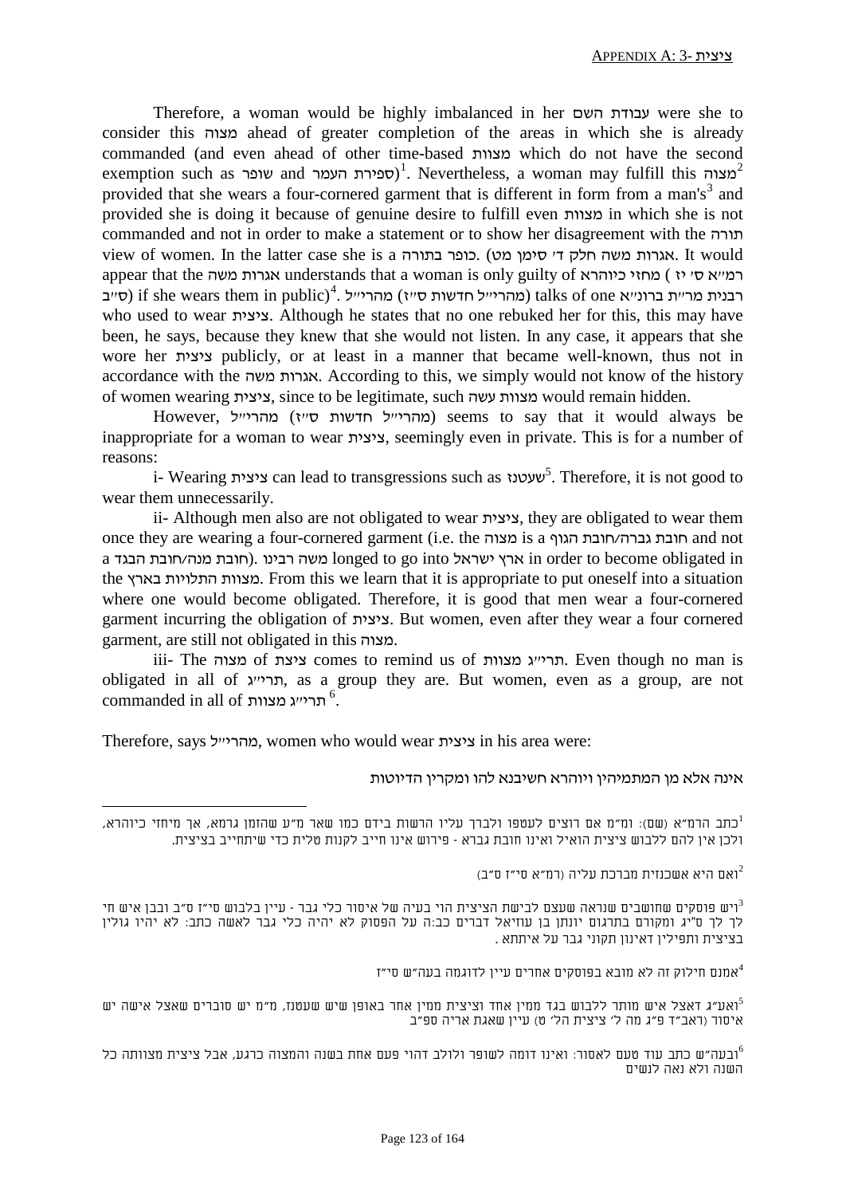Therefore, a woman would be highly imbalanced in her עבודת השם were she to consider this מצוה ahead of greater completion of the areas in which she is already commanded (and even ahead of other time-based מצוות which do not have the second exemption such as שופר and ספירת העמר)[1]. Nevertheless, a woman may fulfill this מצוה[2] provided that she wears a four-cornered garment that is different in form from a man's[3] and provided she is doing it because of genuine desire to fulfill even מצוות in which she is not commanded and not in order to make a statement or to show her disagreement with the תורה view of women. In the latter case she is a כופר בתורה (אגרות משה חלק ד' סימן מט). It would appear that the אגרות משה understands that a woman is only guilty of מחזי כיוהרא ( רמ"א ס' יז) if she wears them in public)[4]. מהרי"ל (מהרי"ל חדשות ס"ז) talks of one רבנית מר"ת ברונ"א (ס"ב) who used to wear ציצית. Although he states that no one rebuked her for this, this may have been, he says, because they knew that she would not listen. In any case, it appears that she wore her ציצית publicly, or at least in a manner that became well-known, thus not in accordance with the אגרות משה. According to this, we simply would not know of the history of women wearing ציצית, since to be legitimate, such מצוות עשה would remain hidden.

However, מהרי"ל (מהרי"ל חדשות ס"ז) seems to say that it would always be inappropriate for a woman to wear ציצית, seemingly even in private. This is for a number of reasons:

i- Wearing ציצית can lead to transgressions such as שעטנז[5]. Therefore, it is not good to wear them unnecessarily.

ii- Although men also are not obligated to wear ציצית, they are obligated to wear them once they are wearing a four-cornered garment (i.e. the מצוה is a חובת גברה/חובת הגוף and not a חובת מנה/חובת הבגד). משה רבינו longed to go into ארץ ישראל in order to become obligated in the מצוות התלויות בארץ. From this we learn that it is appropriate to put oneself into a situation where one would become obligated. Therefore, it is good that men wear a four-cornered garment incurring the obligation of ציצית. But women, even after they wear a four cornered garment, are still not obligated in this מצוה.

iii- The מצוה of ציצת comes to remind us of תרי"ג מצוות. Even though no man is obligated in all of תרי"ג, as a group they are. But women, even as a group, are not commanded in all of תרי"ג מצוות[6].

Therefore, says מהרי"ל, women who would wear ציצית in his area were:

אינה אלא מן המתמיהין ויוהרא חשיבנא להו ומקרין הדיוטות

---

[1] כתב הרמ"א (שם): ומ"מ אם רוצים לעטפו ולברך עליו הרשות בידם כמו שאר מ"ע שהזמן גרמא, אך מיחזי כיוהרא, ולכן אין להם ללבוש ציצית הואיל ואינו חובת גברא - פירוש אינו חייב לקנות טלית כדי שיתחייב בציצית.

[2] ואם היא אשכנזית מברכת עליה (רמ"א סי"ז ס"ב)

[3] ויש פוסקים שחושבים שנראה שעצם לבישת הציצית הוי בעיה של איסור כלי גבר - עיין בלבוש סי"ז ס"ב ובבן איש חי לך לך ס"יג ומקורם בתרגום יונתן בן עוזיאל דברים כב:ה על הפסוק לא יהיה כלי גבר לאשה כתב: לא יהיו גולין בציצית ותפילין דאינון תקוני גבר על איתתא .

[4] אמנם חילוק זה לא מובא בפוסקים אחרים עיין לדוגמה בעה"ש סי"ז

[5] ואע"ג דאצל איש מותר ללבוש בגד ממין אחד וציצית ממין אחר באופן שיש שעטנז, מ"מ יש סוברים שאצל אישה יש איסור (ראב"ד פ"ג מה ל' ציצית הל' ט) עיין שאגת אריה ספ"ב

[6] ובעה"ש כתב עוד טעם לאסור: ואינו דומה לשופר ולולב דהוי פעם אחת בשנה והמצוה כרגע, אבל ציצית מצוותה כל השנה ולא נאה לנשים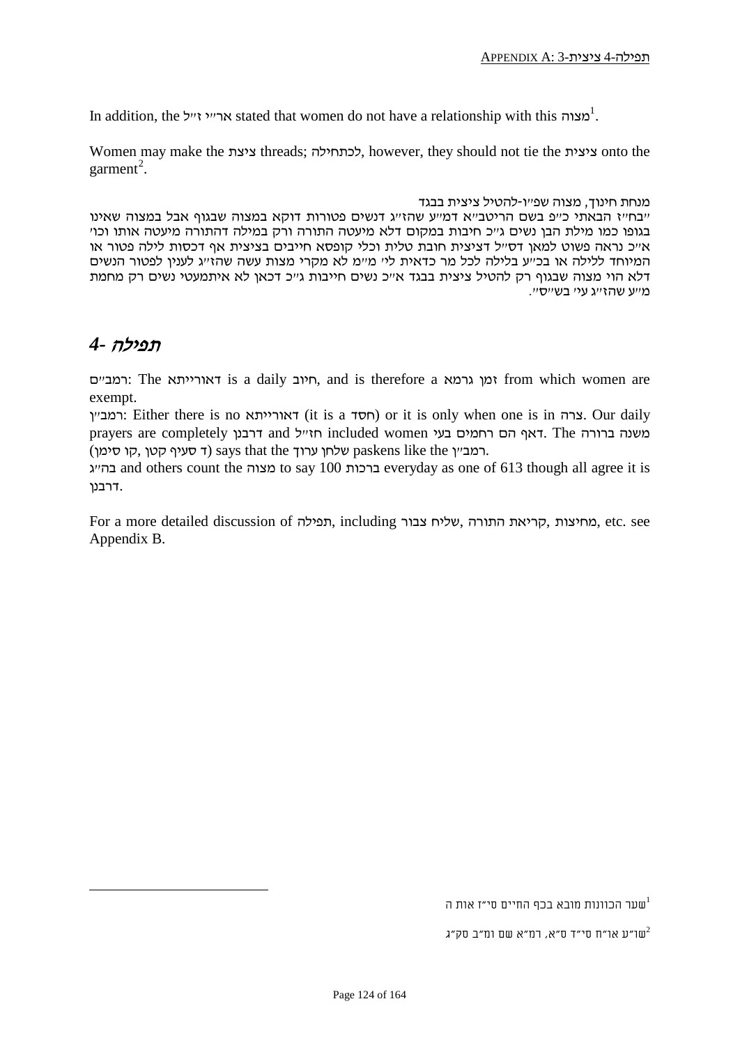In addition, the אר״י ז״ל stated that women do not have a relationship with this מצוה[1].

Women may make the ציצת threads; לכתחילה, however, they should not tie the ציצית onto the garment[2].

מנחת חינוך, מצוה שפ״ו-להטיל ציצית בבגד

״בח״ז הבאתי כ״פ בשם הריטב״א דמ״ע שהז״ג דנשים פטורות דוקא במצוה שבגוף אבל במצוה שאינו בגופו כמו מילת הבן נשים ג״כ חיבות במקום דלא מיעטה התורה ורק במילה דהתורה מיעטה אותו וכו׳ א״כ נראה פשוט למאן דס״ל דציצית חובת טלית וכלי קופסא חייבים בציצית אף דכסות לילה פטור או המיוחד ללילה או בכ״ע בלילה לכל מר כדאית לי׳ מ״מ לא מקרי מצות עשה שהז״ג לענין לפטור הנשים דלא הוי מצוה שבגוף רק להטיל ציצית בבגד א״כ נשים חייבות ג״כ דכאן לא איתמעטי נשים רק מחמת מ״ע שהז״ג ע״י בש״ס״.

## *4- תפילה*

רמב״ם: The דאורייתא is a daily חיוב, and is therefore a זמן גרמא from which women are exempt.

רמב״ן: Either there is no דאורייתא (it is a חסד) or it is only when one is in צרה. Our daily prayers are completely דרבנן and חז״ל included women דאף הם רחמים בעי. The משנה ברורה (קו סימן, ד סעיף קטן) says that the שלחן ערוך paskens like the רמב״ן.

בה״ג and others count the מצוה to say 100 ברכות everyday as one of 613 though all agree it is דרבנן.

For a more detailed discussion of תפילה, including שליח צבור, קריאת התורה, מחיצות, etc. see Appendix B.

---

[1] שער הכוונות מובא בכף החיים סי״ז אות ה

[2] שו״ע או״ח סי״ד ס״א, רמ״א שם ומ״ב סק״ג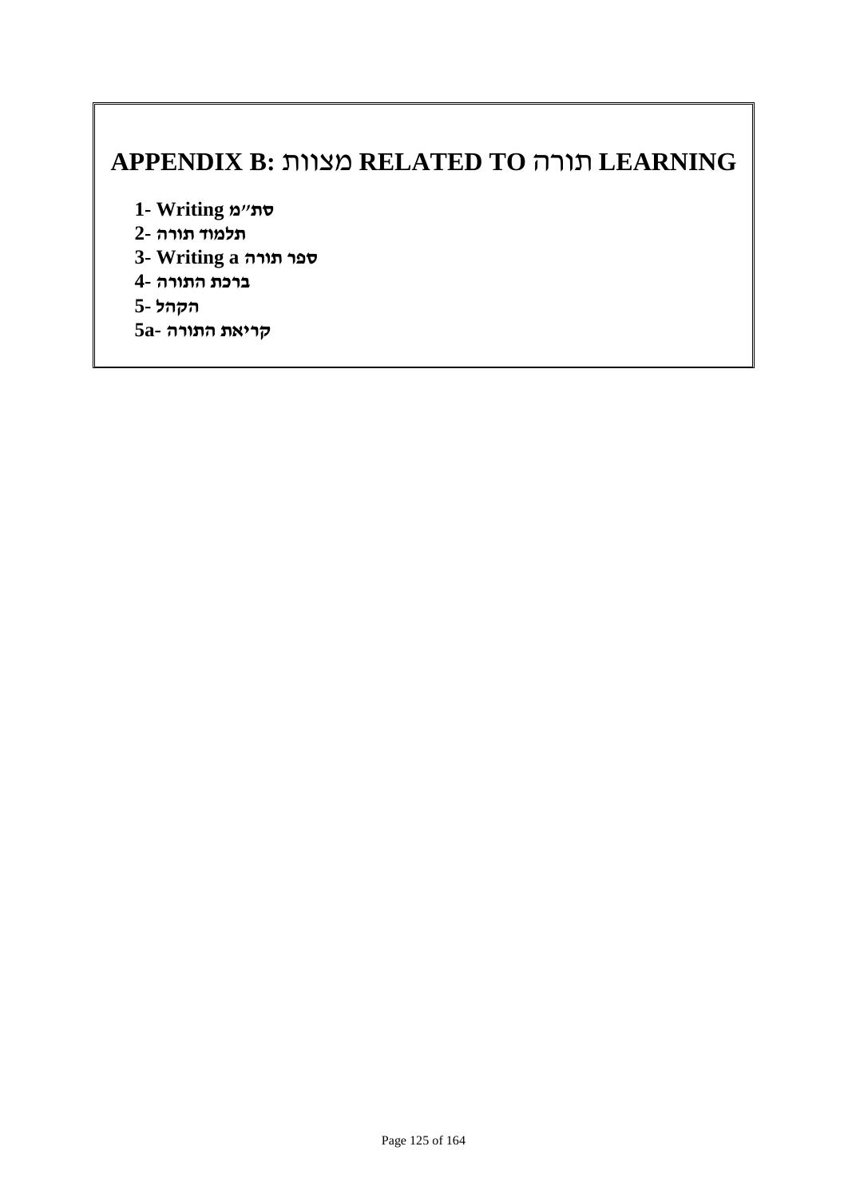# APPENDIX B: מצוות RELATED TO תורה LEARNING

**1- Writing סת"מ**
**2- תלמוד תורה**
**3- Writing a ספר תורה**
**4- ברכת התורה**
**5- הקהל**
**5a- קריאת התורה**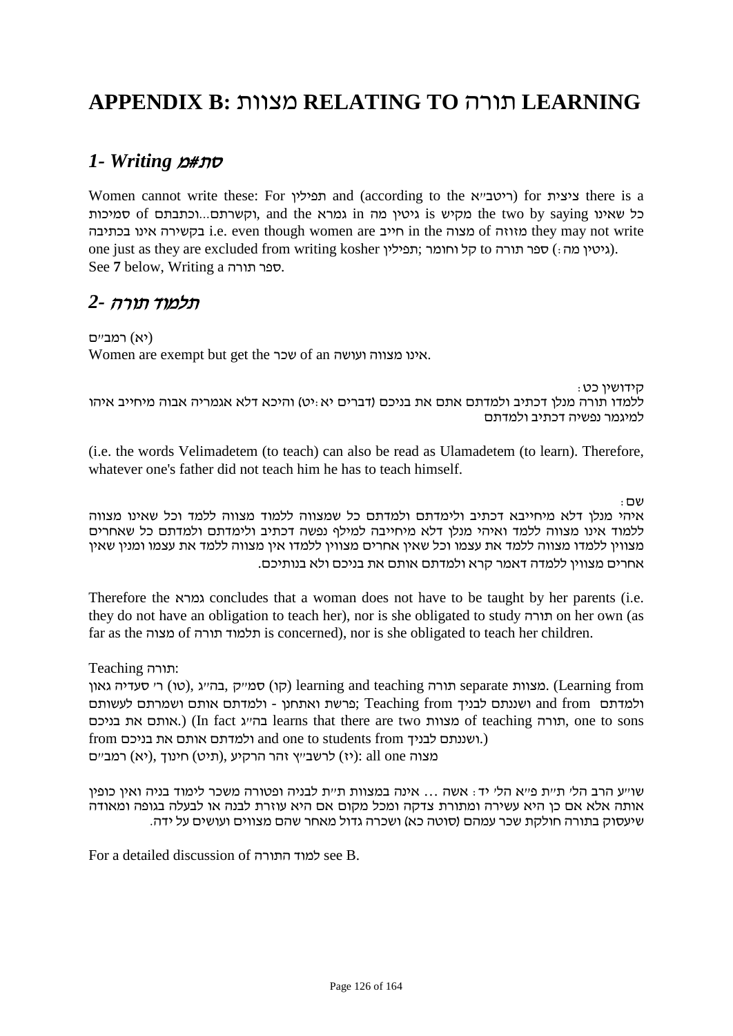# APPENDIX B: מצוות RELATING TO תורה LEARNING

## *1- Writing סת״ם*

Women cannot write these: For תפילין and (according to the ריטב״א) for ציצית there is a סמיכות of וקשרתם...וכתבתם, and the גמרא in גיטין מה is מקיש the two by saying כל שאינו בקשירה אינו בכתיבה i.e. even though women are חייב in the מצוה of מזוזה they may not write one just as they are excluded from writing kosher תפילין; קל וחומר to ספר תורה (גיטין מה:). See **7** below, Writing a ספר תורה.

## *2- תלמוד תורה*

(יא) רמב״ם
Women are exempt but get the שכר of an אינו מצווה ועושה.

קידושין כט:
ללמדו תורה מנלן דכתיב ולמדתם אתם את בניכם (דברים יא:יט) והיכא דלא אגמריה אבוה מיחייב איהו למיגמר נפשיה דכתיב ולמדתם

(i.e. the words Velimadetem (to teach) can also be read as Ulamadetem (to learn). Therefore, whatever one's father did not teach him he has to teach himself.

שם:
איהי מנלן דלא מיחייבא דכתיב ולימדתם ולמדתם כל שמצווה ללמוד מצווה ללמד וכל שאינו מצווה ללמוד אינו מצווה ללמד ואיהי מנלן דלא מיחייבה למילף נפשה דכתיב ולימדתם ולמדתם כל שאחרים מצווין ללמדו מצווה ללמד את עצמו וכל שאין אחרים מצווין ללמדו אין מצווה ללמד את עצמו ומנין שאין אחרים מצווין ללמדה דאמר קרא ולמדתם אותם את בניכם ולא בנותיכם.

Therefore the גמרא concludes that a woman does not have to be taught by her parents (i.e. they do not have an obligation to teach her), nor is she obligated to study תורה on her own (as far as the מצוה of תלמוד תורה is concerned), nor is she obligated to teach her children.

Teaching תורה:
(טו) ר׳ סעדיה גאון, בה״ג, (קו) סמ״ק learning and teaching תורה separate מצוות. (Learning from פרשת ואתחנן - ולמדתם אותם ושמרתם לעשותם; Teaching from ושננתם לבניך and from ולמדתם אותם את בניכם.) (In fact בה״ג learns that there are two מצוות of teaching תורה, one to sons from ולמדתם אותם את בניכם and one to students from ושננתם לבניך.)
(יא) רמב״ם, (תיט) חינוך, (יז) לרשב״ץ זהר הרקיע: all one מצוה

שו״ע הרב הל׳ ת״ת פ״א הל׳ יד: אשה ... אינה במצוות ת״ת לבניה ופטורה משכר לימוד בניה ואין כופין אותה אלא אם כן היא עשירה ומתורת צדקה ומכל מקום אם היא עוזרת לבנה או לבעלה בגופה ומאודה שיעסוק בתורה חולקת שכר עמהם (סוטה כא) ושכרה גדול מאחר שהם מצווים ועושים על ידה.

For a detailed discussion of למוד התורה see B.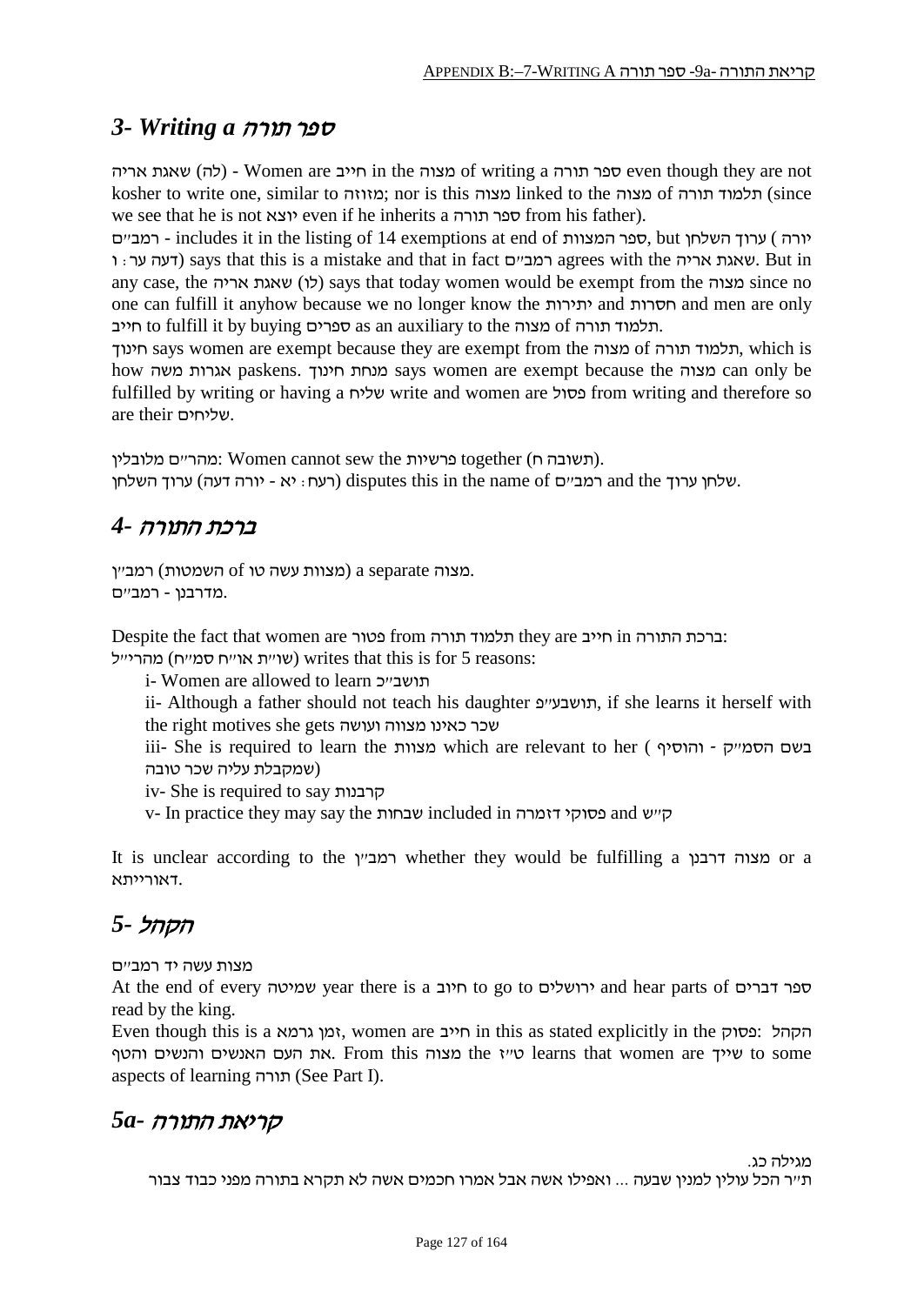## 3- Writing a ספר תורה

שאגת אריה (לה) - Women are חייב in the מצוה of writing a ספר תורה even though they are not kosher to write one, similar to מזוזה; nor is this מצוה linked to the מצוה of תלמוד תורה (since we see that he is not יוצא even if he inherits a ספר תורה from his father).

רמב״ם - includes it in the listing of 14 exemptions at end of ספר המצוות, but ערוך השלחן ( יורה דעה ער: ו) says that this is a mistake and that in fact רמב״ם agrees with the שאגת אריה. But in any case, the שאגת אריה (לו) says that today women would be exempt from the מצוה since no one can fulfill it anyhow because we no longer know the יתירות and חסרות and men are only חייב to fulfill it by buying ספרים as an auxiliary to the מצוה of תלמוד תורה.

חינוך says women are exempt because they are exempt from the מצוה of תלמוד תורה, which is how אגרות משה paskens. מנחת חינוך says women are exempt because the מצוה can only be fulfilled by writing or having a שליח write and women are פסול from writing and therefore so are their שליחים.

מהר״ם מלובלין: Women cannot sew the פרשיות together (תשובה ח).
ערוך השלחן (יורה דעה - רעח: יא) disputes this in the name of רמב״ם and the שלחן ערוך.

## 4- ברכת התורה

רמב״ן (השמטות of מצוות עשה טו) a separate מצוה.
מדרבנן - רמב״ם.

Despite the fact that women are פטור from תלמוד תורה they are חייב in ברכת התורה:
מהרי״ל (שו״ת או״ח סמ״ח) writes that this is for 5 reasons:

i- Women are allowed to learn תושב״כ

ii- Although a father should not teach his daughter תושבע״פ, if she learns it herself with the right motives she gets שכר כאינו מצווה ועושה

iii- She is required to learn the מצוות which are relevant to her ( בשם הסמ״ק - והוסיף שמקבלת עליה שכר טובה)

iv- She is required to say קרבנות

v- In practice they may say the שבחות included in פסוקי דזמרה and ק״ש

It is unclear according to the רמב״ן whether they would be fulfilling a מצוה דרבנן or a דאורייתא.

## 5- הקהל

מצות עשה יד רמב״ם

At the end of every שמיטה year there is a חיוב to go to ירושלים and hear parts of ספר דברים read by the king.

Even though this is a זמן גרמא, women are חייב in this as stated explicitly in the פסוק: הקהל את העם האנשים והנשים והטף. From this מצוה the ט״ז learns that women are שייך to some aspects of learning תורה (See Part I).

## 5a- קריאת התורה

מגילה כג.

ת״ר הכל עולין למנין שבעה ... ואפילו אשה אבל אמרו חכמים אשה לא תקרא בתורה מפני כבוד צבור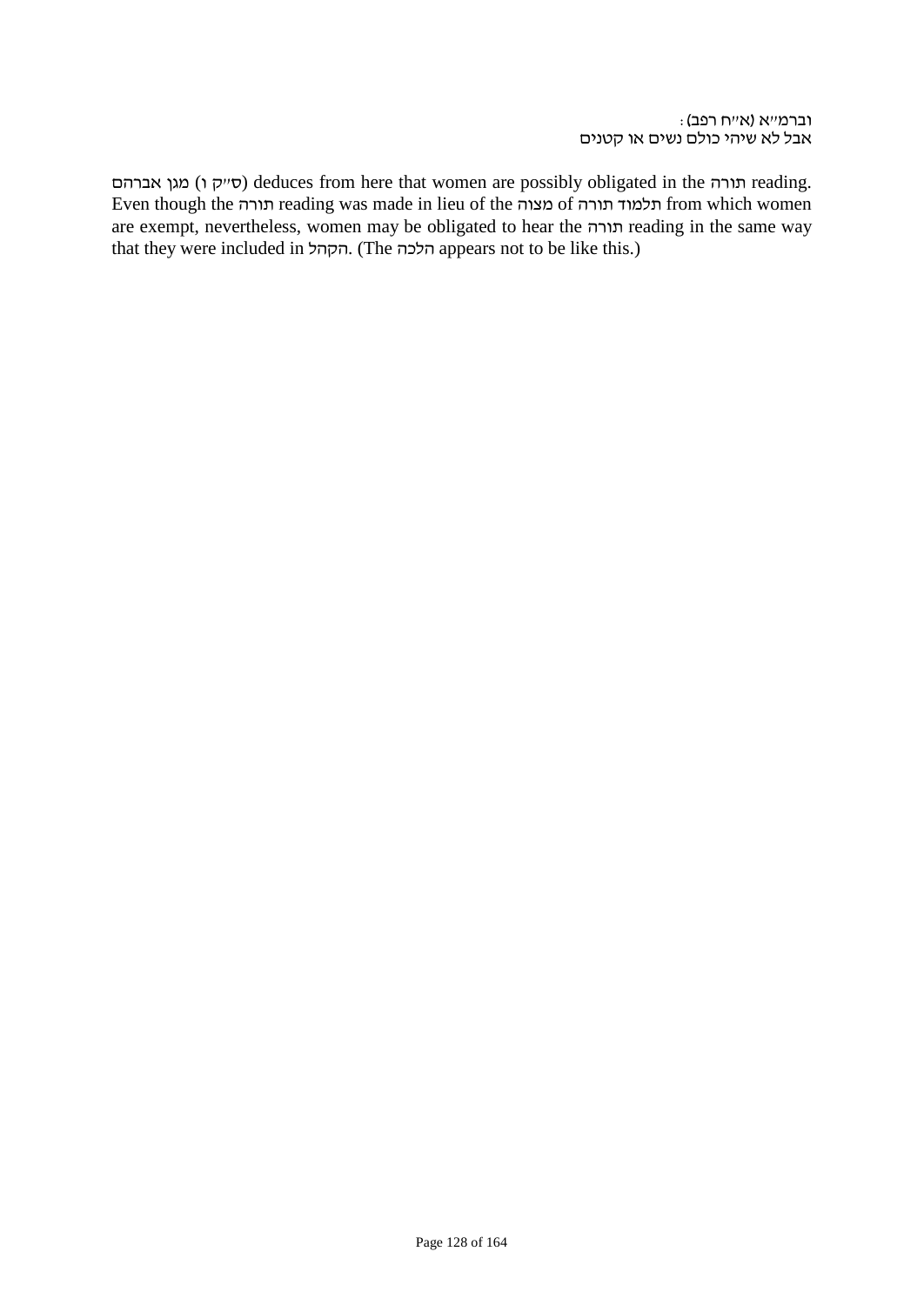וברמ״א (א״ח רפב):
אבל לא שיהי כולם נשים או קטנים

מגן אברהם (ס״ק ו) deduces from here that women are possibly obligated in the תורה reading. Even though the תורה reading was made in lieu of the מצוה of תלמוד תורה from which women are exempt, nevertheless, women may be obligated to hear the תורה reading in the same way that they were included in הקהל. (The הלכה appears not to be like this.)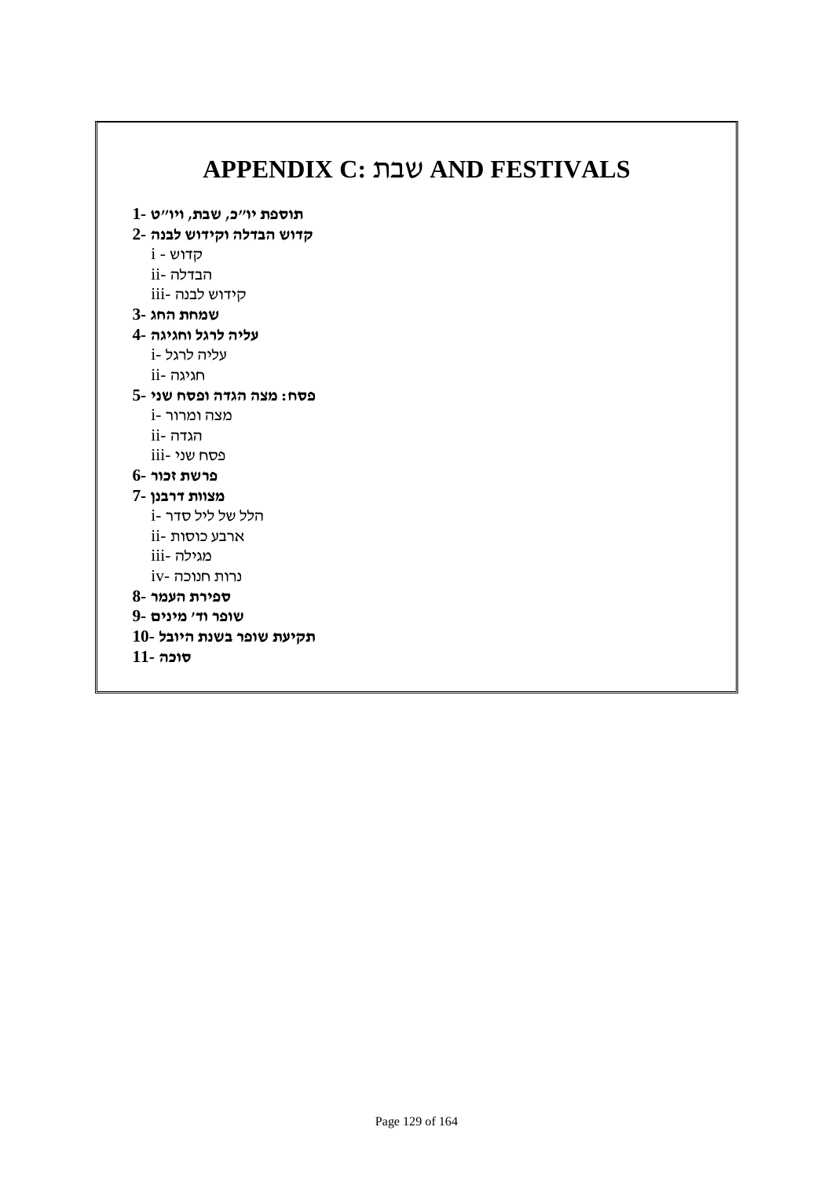# APPENDIX C: שבת AND FESTIVALS

**1- תוספת יו״כ, שבת, ויו״ט**

**2- קדוש הבדלה וקידוש לבנה**

- i - קדוש
- ii- הבדלה
- iii- קידוש לבנה

**3- שמחת החג**

**4- עליה לרגל וחגיגה**

- i- עליה לרגל
- ii- חגיגה

**5- פסח: מצה הגדה ופסח שני**

- i- מצה ומרור
- ii- הגדה
- iii- פסח שני

**6- פרשת זכור**

**7- מצוות דרבנן**

- i- הלל של ליל סדר
- ii- ארבע כוסות
- iii- מגילה
- iv- נרות חנוכה

**8- ספירת העמר**

**9- שופר וד׳ מינים**

**10- תקיעת שופר בשנת היובל**

**11- סוכה**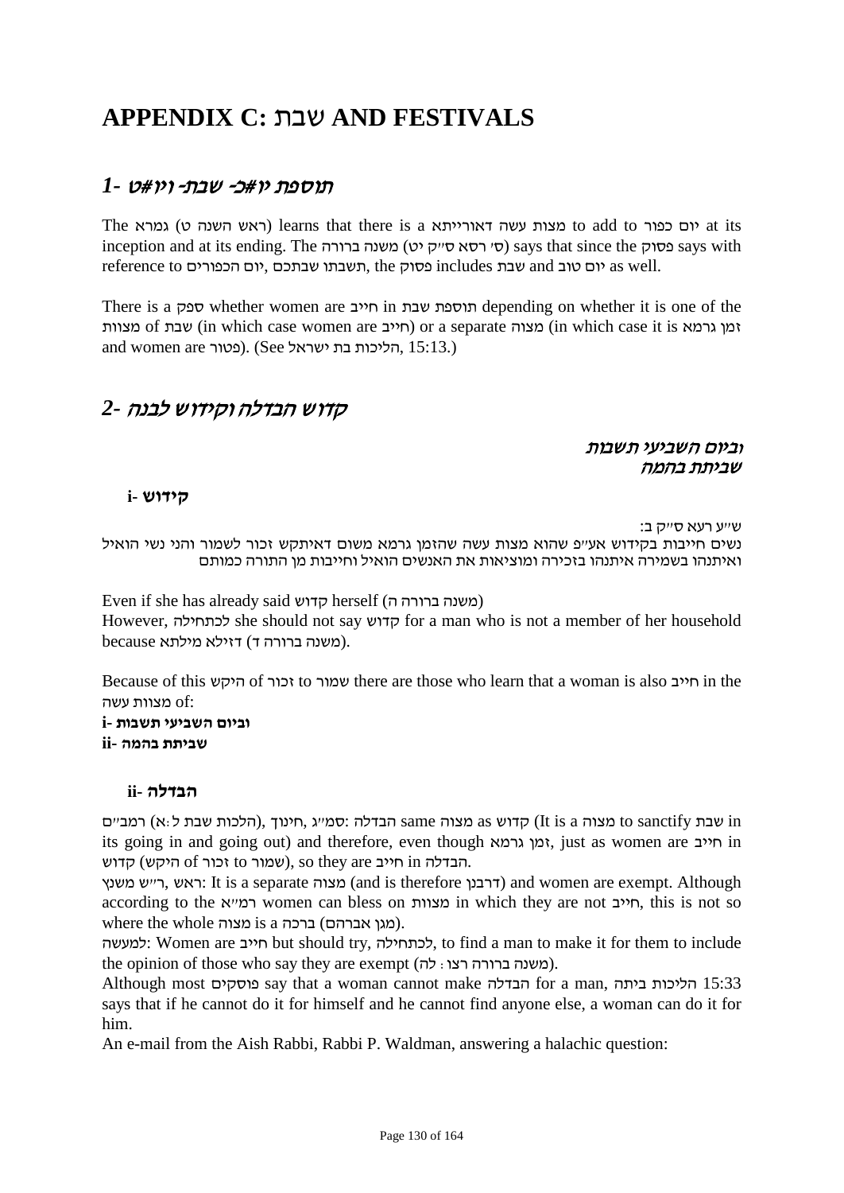# APPENDIX C: שבת AND FESTIVALS

## 1- תוספת יו#כ- שבת- ויו#ט

The גמרא (ראש השנה ט) learns that there is a מצות עשה דאורייתא to add to יום כפור at its inception and at its ending. The משנה ברורה (סי׳ רסא ס״ק יט) says that since the פסוק says with reference to יום הכפורים, תשבתו שבתכם, the פסוק includes שבת and יום טוב as well.

There is a ספק whether women are חייב in תוספת שבת depending on whether it is one of the מצוות of שבת (in which case women are חייב) or a separate מצוה (in which case it is זמן גרמא and women are פטור). (See הליכות בת ישראל, 15:13.)

## 2- קדוש הבדלה וקידוש לבנה

וביום השביעי תשבות
שביתת בהמה

### i- קידוש

ש״ע רעא ס״ק ב:
נשים חייבות בקידוש אע״פ שהוא מצות עשה שהזמן גרמא משום דאיתקש זכור לשמור והני נשי הואיל ואיתנהו בשמירה איתנהו בזכירה ומוציאות את האנשים הואיל וחייבות מן התורה כמותם

Even if she has already said קדוש herself (משנה ברורה ה)
However, לכתחילה she should not say קדוש for a man who is not a member of her household because דזילא מילתא (משנה ברורה ד).

Because of this היקש of זכור to שמור there are those who learn that a woman is also חייב in the מצוות עשה of:
**i- וביום השביעי תשבות**
**ii- שביתת בהמה**

### ii- הבדלה

רמב״ם (הלכות שבת ל:א), חינוך, סמ״ג: הבדלה same מצוה as קדוש (It is a מצוה to sanctify שבת in its going in and going out) and therefore, even though זמן גרמא, just as women are חייב in קדוש (היקש of זכור to שמור), so they are חייב in הבדלה.
ר״ש משנץ, ראש: It is a separate מצוה (and is therefore דרבנן) and women are exempt. Although according to the רמ״א women can bless on מצוות in which they are not חייב, this is not so where the whole מצוה is a ברכה (מגן אברהם).
למעשה: Women are חייב but should try, לכתחילה, to find a man to make it for them to include the opinion of those who say they are exempt (משנה ברורה רצו: לה).
Although most פוסקים say that a woman cannot make הבדלה for a man, הליכות ביתה 15:33 says that if he cannot do it for himself and he cannot find anyone else, a woman can do it for him.
An e-mail from the Aish Rabbi, Rabbi P. Waldman, answering a halachic question: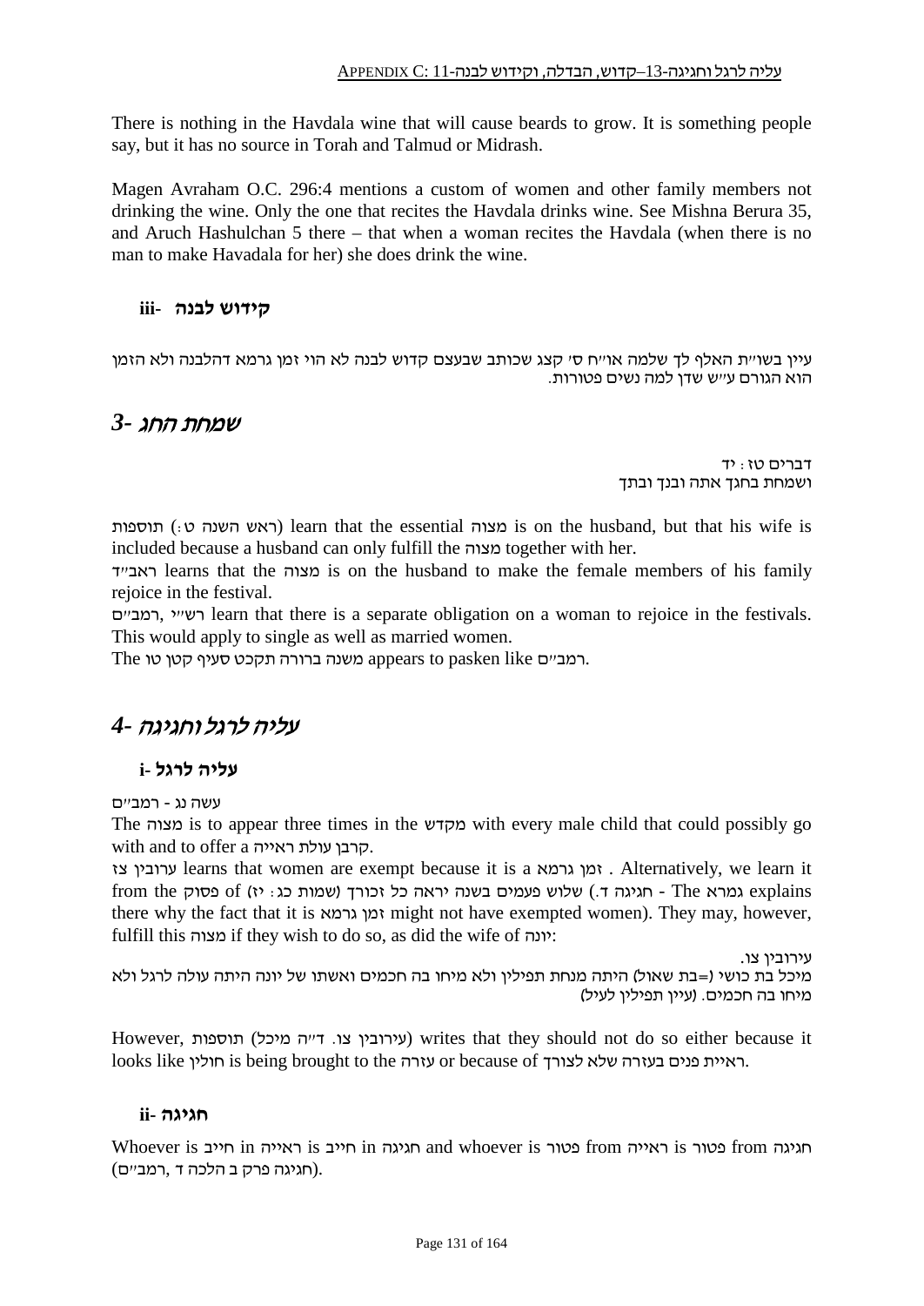There is nothing in the Havdala wine that will cause beards to grow. It is something people say, but it has no source in Torah and Talmud or Midrash.

Magen Avraham O.C. 296:4 mentions a custom of women and other family members not drinking the wine. Only the one that recites the Havdala drinks wine. See Mishna Berura 35, and Aruch Hashulchan 5 there – that when a woman recites the Havdala (when there is no man to make Havadala for her) she does drink the wine.

### iii- קידוש לבנה

עיין בשו״ת האלף לך שלמה או״ח ס׳ קצג שכותב שבעצם קדוש לבנה לא הוי זמן גרמא דהלבנה ולא הזמן הוא הגורם ע״ש שדן למה נשים פטורות.

## 3- שמחת החג

דברים טז: יד
ושמחת בחגך אתה ובנך ובתך

תוספות (ראש השנה ט:) learn that the essential מצוה is on the husband, but that his wife is included because a husband can only fulfill the מצוה together with her.
ראב״ד learns that the מצוה is on the husband to make the female members of his family rejoice in the festival.
רמב״ם, רש״י learn that there is a separate obligation on a woman to rejoice in the festivals. This would apply to single as well as married women.
The משנה ברורה תקכט סעיף קטן טו appears to pasken like רמב״ם.

## 4- עליה לרגל וחגיגה

### i- עליה לרגל

עשה נג - רמב״ם
The מצוה is to appear three times in the מקדש with every male child that could possibly go with and to offer a קרבן עולת ראייה.
ערובין צז learns that women are exempt because it is a זמן גרמא. Alternatively, we learn it from the פסוק of שלוש פעמים בשנה יראה כל זכורך (שמות כג: יז). - חגיגה ד.) The גמרא explains there why the fact that it is זמן גרמא might not have exempted women). They may, however, fulfill this מצוה if they wish to do so, as did the wife of יונה:

עירובין צו.
מיכל בת כושי (=בת שאול) היתה מנחת תפילין ולא מיחו בה חכמים ואשתו של יונה היתה עולה לרגל ולא מיחו בה חכמים. (עיין תפילין לעיל)

However, תוספות (עירובין צו. ד״ה מיכל) writes that they should not do so either because it looks like חולין is being brought to the עזרה or because of ראיית פנים בעזרה שלא לצורך.

### ii- חגיגה

Whoever is חייב in ראייה is חייב in חגיגה and whoever is פטור from ראייה is פטור from חגיגה (חגיגה פרק ב הלכה ד ,רמב״ם).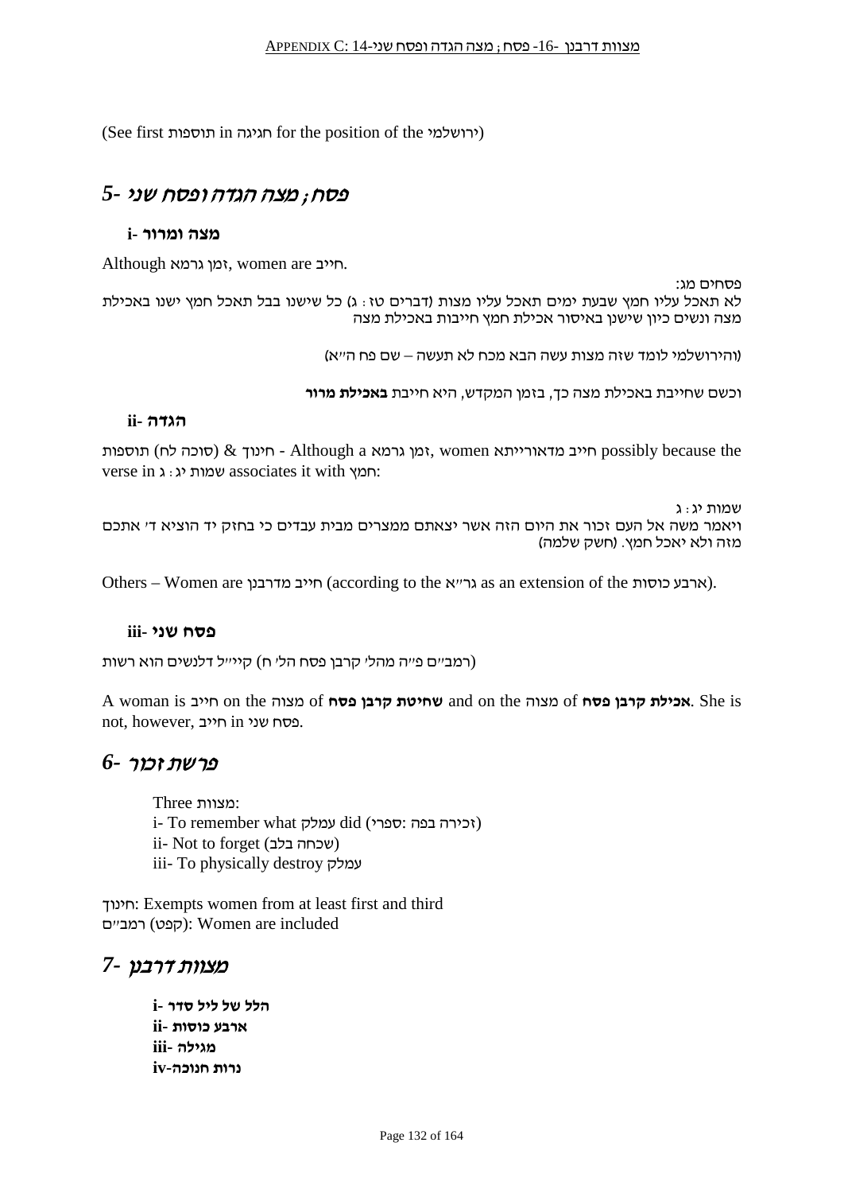(See first תוספות in חגיגה for the position of the ירושלמי)

## 5- פסח; מצה הגדה ופסח שני

### i- מצה ומרור

Although זמן גרמא, women are חייב.

פסחים מג:
לא תאכל עליו חמץ שבעת ימים תאכל עליו מצות (דברים טז: ג) כל שישנו בבל תאכל חמץ ישנו באכילת מצה ונשים כיון שישנן באיסור אכילת חמץ חייבות באכילת מצה

(והירושלמי לומד שזה מצות עשה הבא מכח לא תעשה – שם פח ה"א)

וכשם שחייבת באכילת מצה כך, בזמן המקדש, היא חייבת **באכילת מרור**

### ii- הגדה

תוספות (סוכה לח) & חינוך - Although a זמן גרמא, women חייב מדאורייתא possibly because the verse in שמות יג: ג associates it with חמץ:

שמות יג: ג
ויאמר משה אל העם זכור את היום הזה אשר יצאתם ממצרים מבית עבדים כי בחזק יד הוציא ד' אתכם מזה ולא יאכל חמץ. (חשק שלמה)

Others – Women are חייב מדרבנן (according to the גר"א as an extension of the ארבע כוסות).

### iii- פסח שני

(רמב"ם פ"ה מהל' קרבן פסח הל' ח) קיי"ל דלנשים הוא רשות

A woman is חייב on the מצוה of **שחיטת קרבן פסח** and on the מצוה of **אכילת קרבן פסח**. She is not, however, חייב in פסח שני.

## 6- פרשת זכור

Three מצוות:
i- To remember what עמלק did (זכירה בפה :ספרי)
ii- Not to forget (שכחה בלב)
iii- To physically destroy עמלק

חינוך: Exempts women from at least first and third
רמב"ם (קפט): Women are included

## 7- מצוות דרבנן

**i- הלל של ליל סדר**
**ii- ארבע כוסות**
**iii- מגילה**
**iv- נרות חנוכה**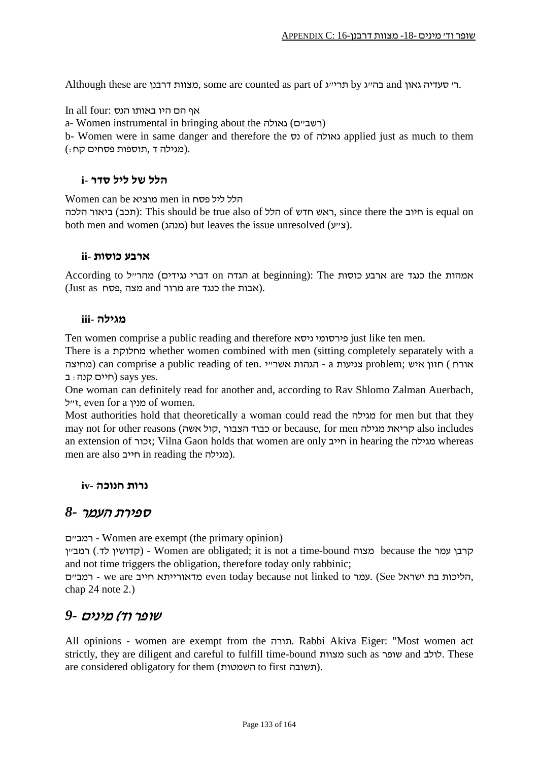Although these are מצוות דרבנן, some are counted as part of תרי״ג by בה״ג and ר׳ סעדיה גאון.

In all four: אף הם היו באותו הנס

a- Women instrumental in bringing about the גאולה (רשב״ם)

b- Women were in same danger and therefore the נס of גאולה applied just as much to them (מגילה ד ,תוספות פסחים קח:).

### i- הלל של ליל סדר

Women can be מוציא men in הלל ליל פסח

ביאור הלכה (תכב): This should be true also of הלל of ראש חדש, since there the חיוב is equal on both men and women (מנהג) but leaves the issue unresolved (צ״ע).

### ii- ארבע כוסות

According to מהר״ל (דברי נגידים on הגדה at beginning): The ארבע כוסות are כנגד the אמהות (Just as פסח, מצה and מרור are כנגד the אבות).

### iii- מגילה

Ten women comprise a public reading and therefore פירסומי ניסא just like ten men.

There is a מחלוקת whether women combined with men (sitting completely separately with a מחיצה) can comprise a public reading of ten. הגהות אשר״י - a צניעות problem; חזון איש ( אורח חיים קנה: ב) says yes.

One woman can definitely read for another and, according to Rav Shlomo Zalman Auerbach, ז״ל, even for a מנין of women.

Most authorities hold that theoretically a woman could read the מגילה for men but that they may not for other reasons (כבוד הצבור ,קול אשה or because, for men קריאת מגילה also includes an extension of זכור; Vilna Gaon holds that women are only חייב in hearing the מגילה whereas men are also חייב in reading the מגילה).

### iv- נרות חנוכה

## 8- ספירת העמר

רמב״ם - Women are exempt (the primary opinion)

רמב״ן (קדושין לד.) - Women are obligated; it is not a time-bound מצוה because the קרבן עמר and not time triggers the obligation, therefore today only rabbinic;

רמב״ם - we are מדאורייתא חייב even today because not linked to עמר. (See הליכות בת ישראל, chap 24 note 2.)

## 9- שופר וד) מינים

All opinions - women are exempt from the תורה. Rabbi Akiva Eiger: "Most women act strictly, they are diligent and careful to fulfill time-bound מצוות such as שופר and לולב. These are considered obligatory for them (השמטות to first תשובה).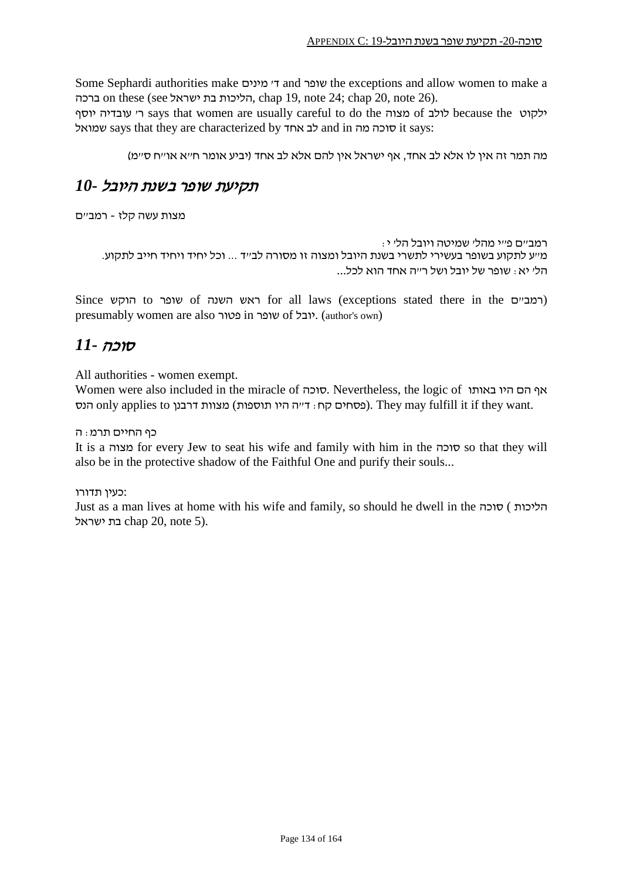Some Sephardi authorities make ד' מינים and שופר the exceptions and allow women to make a ברכה on these (see הליכות בת ישראל, chap 19, note 24; chap 20, note 26).
ר' עובדיה יוסף says that women are usually careful to do the מצוה of לולב because the ילקוט שמואל says that they are characterized by לב אחד and in סוכה מה it says:

מה תמר זה אין לו אלא לב אחד, אף ישראל אין להם אלא לב אחד (יביע אומר ח"א או"ח ס"מ)

## *10- תקיעת שופר בשנת היובל*

מצות עשה קלז - רמב"ם

רמב"ם פ"י מהל' שמיטה ויובל הל' י:
מ"ע לתקוע בשופר בעשירי לתשרי בשנת היובל ומצוה זו מסורה לב"ד ... וכל יחיד ויחיד חייב לתקוע.
הל' יא: שופר של יובל ושל ר"ה אחד הוא לכל...

Since הוקש to שופר of ראש השנה for all laws (exceptions stated there in the רמב"ם) presumably women are also פטור in שופר of יובל. (author's own)

## *11- סוכה*

All authorities - women exempt.
Women were also included in the miracle of סוכה. Nevertheless, the logic of אף הם היו באותו הנס only applies to מצוות דרבנן (פסחים קח: ד"ה היו תוספות). They may fulfill it if they want.

כף החיים תרמ: ה
It is a מצוה for every Jew to seat his wife and family with him in the סוכה so that they will also be in the protective shadow of the Faithful One and purify their souls...

כעין תדורו:
Just as a man lives at home with his wife and family, so should he dwell in the סוכה ( הליכות בת ישראל chap 20, note 5).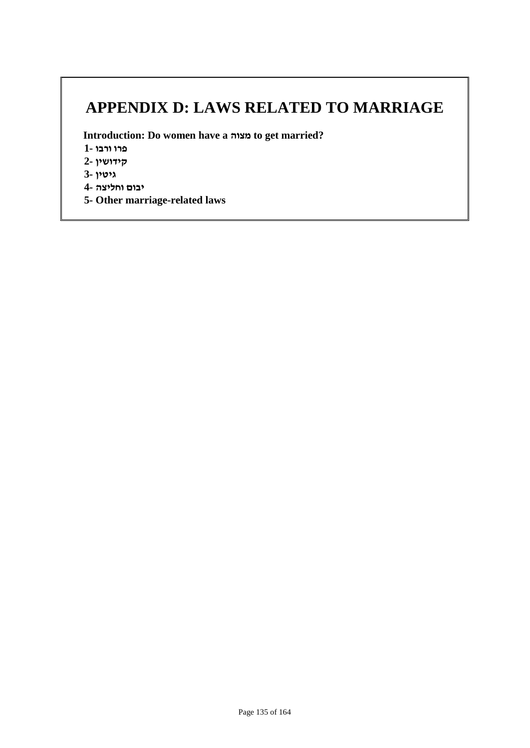# APPENDIX D: LAWS RELATED TO MARRIAGE

**Introduction: Do women have a מצוה to get married?**

**1- פרו ורבו**

**2- קידושין**

**3- גיטין**

**4- יבום וחליצה**

**5- Other marriage-related laws**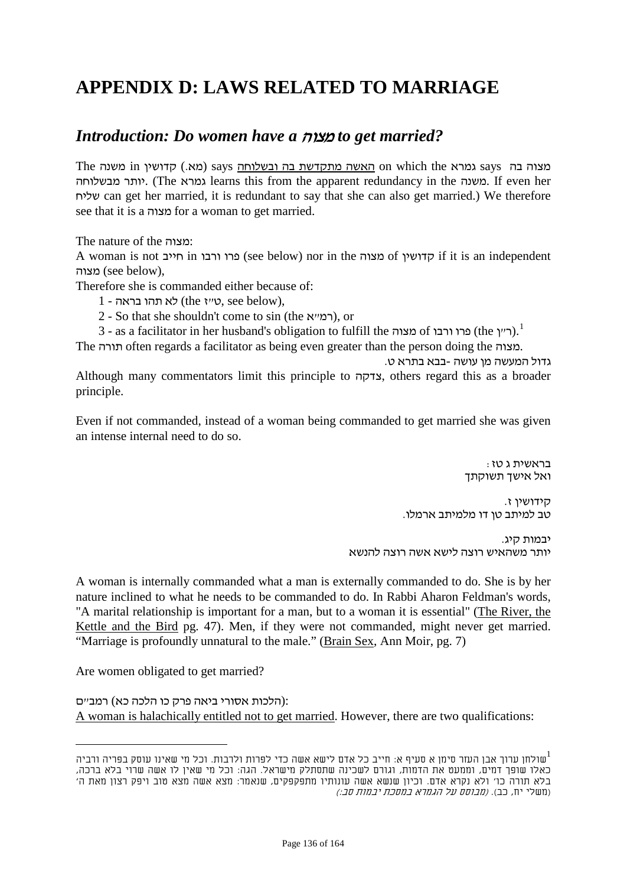# APPENDIX D: LAWS RELATED TO MARRIAGE

## *Introduction: Do women have a מצוה to get married?*

The משנה in קדושין (מא.) says האשה מתקדשת בה ובשלוחה on which the גמרא says מצוה בה יותר מבשלוחה. (The גמרא learns this from the apparent redundancy in the משנה. If even her שליח can get her married, it is redundant to say that she can also get married.) We therefore see that it is a מצוה for a woman to get married.

The nature of the מצוה:
A woman is not חייב in פרו ורבו (see below) nor in the מצוה of קדושין if it is an independent מצוה (see below),
Therefore she is commanded either because of:

1 - לא תהו בראה (the ט״ז, see below),
2 - So that she shouldn't come to sin (the רמ״א), or
3 - as a facilitator in her husband's obligation to fulfill the מצוה of פרו ורבו (the ר״ן).[1]

The תורה often regards a facilitator as being even greater than the person doing the מצוה.

גדול המעשה מן עושה -בבא בתרא ט.

Although many commentators limit this principle to צדקה, others regard this as a broader principle.

Even if not commanded, instead of a woman being commanded to get married she was given an intense internal need to do so.

בראשית ג טז:
ואל אישך תשוקתך

קידושין ז.
טב למיתב טן דו מלמיתב ארמלו.

יבמות קיג.
יותר משהאיש רוצה לישא אשה רוצה להנשא

A woman is internally commanded what a man is externally commanded to do. She is by her nature inclined to what he needs to be commanded to do. In Rabbi Aharon Feldman's words, "A marital relationship is important for a man, but to a woman it is essential" (The River, the Kettle and the Bird pg. 47). Men, if they were not commanded, might never get married. "Marriage is profoundly unnatural to the male." (Brain Sex, Ann Moir, pg. 7)

Are women obligated to get married?

רמב״ם (הלכות אסורי ביאה פרק כו הלכה כא):
A woman is halachically entitled not to get married. However, there are two qualifications:

---

[1] שולחן ערוך אבן העזר סימן א סעיף א: חייב כל אדם לישא אשה כדי לפרות ולרבות. וכל מי שאינו עוסק בפריה ורביה כאלו שופך דמים, וממעט את הדמות, וגורם לשכינה שתסתלק מישראל. הגה: וכל מי שאין לו אשה שרוי בלא ברכה, בלא תורה כו' ולא נקרא אדם. וכיון שנשא אשה עונותיו מתפקפקים, שנאמר: מצא אשה מצא טוב ויפק רצון מאת ה' (משלי יח, כב). *(מבוסס על הגמרא במסכת יבמות סב:)*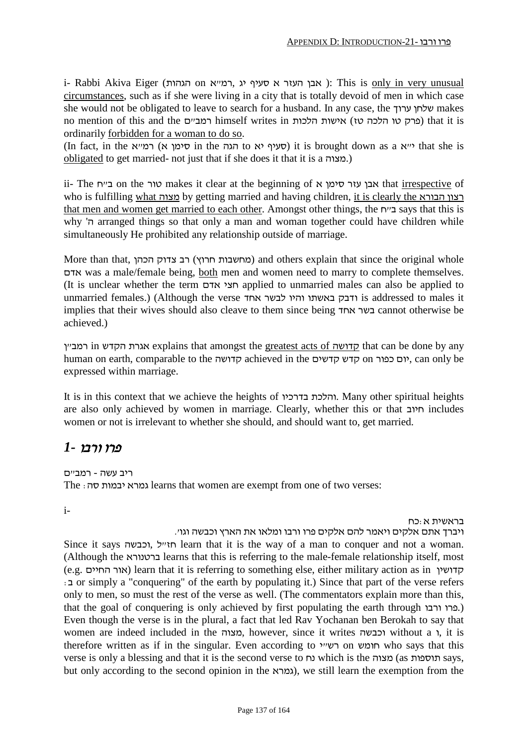i- Rabbi Akiva Eiger (הגהות on רמ״א, אבן העזר א סעיף יג): This is only in very unusual circumstances, such as if she were living in a city that is totally devoid of men in which case she would not be obligated to leave to search for a husband. In any case, the שלחן ערוך makes no mention of this and the רמב״ם himself writes in אישות הלכות (פרק טו הלכה טז) that it is ordinarily forbidden for a woman to do so.

(In fact, in the רמ״א (סימן א in the הגה to סעיף יא) it is brought down as a י״א that she is obligated to get married- not just that if she does it that it is a מצוה.)

ii- The ב״ח on the טור makes it clear at the beginning of אבן עזר סימן א that irrespective of who is fulfilling what מצוה by getting married and having children, it is clearly the רצון הבורא that men and women get married to each other. Amongst other things, the ב״ח says that this is why 'ה arranged things so that only a man and woman together could have children while simultaneously He prohibited any relationship outside of marriage.

More than that, רב צדוק הכהן (מחשבות חרוץ) and others explain that since the original whole אדם was a male/female being, both men and women need to marry to complete themselves. (It is unclear whether the term חצי אדם applied to unmarried males can also be applied to unmarried females.) (Although the verse ודבק באשתו והיו לבשר אחד is addressed to males it implies that their wives should also cleave to them since being בשר אחד cannot otherwise be achieved.)

רמב״ן in אגרת הקדש explains that amongst the greatest acts of קדושה that can be done by any human on earth, comparable to the קדושה achieved in the קדש קדשים on יום כפור, can only be expressed within marriage.

It is in this context that we achieve the heights of והלכת בדרכיו. Many other spiritual heights are also only achieved by women in marriage. Clearly, whether this or that חיוב includes women or not is irrelevant to whether she should, and should want to, get married.

## *1- פרו ורבו*

ריב עשה - רמב״ם

The גמרא יבמות סה: learns that women are exempt from one of two verses:

i-

בראשית א:כח

ויברך אתם אלקים ויאמר להם אלקים פרו ורבו ומלאו את הארץ וכבשה וגו'.

Since it says וכבשה, חז״ל learn that it is the way of a man to conquer and not a woman. (Although the ברטנורא learns that this is referring to the male-female relationship itself, most (e.g. אור החיים) learn that it is referring to something else, either military action as in קדושין ב: or simply a "conquering" of the earth by populating it.) Since that part of the verse refers only to men, so must the rest of the verse as well. (The commentators explain more than this, that the goal of conquering is only achieved by first populating the earth through פרו ורבו.) Even though the verse is in the plural, a fact that led Rav Yochanan ben Berokah to say that women are indeed included in the מצוה, however, since it writes וכבשה without a ו, it is therefore written as if in the singular. Even according to רש״י on חומש who says that this verse is only a blessing and that it is the second verse to נח which is the מצוה (as תוספות says, but only according to the second opinion in the גמרא), we still learn the exemption from the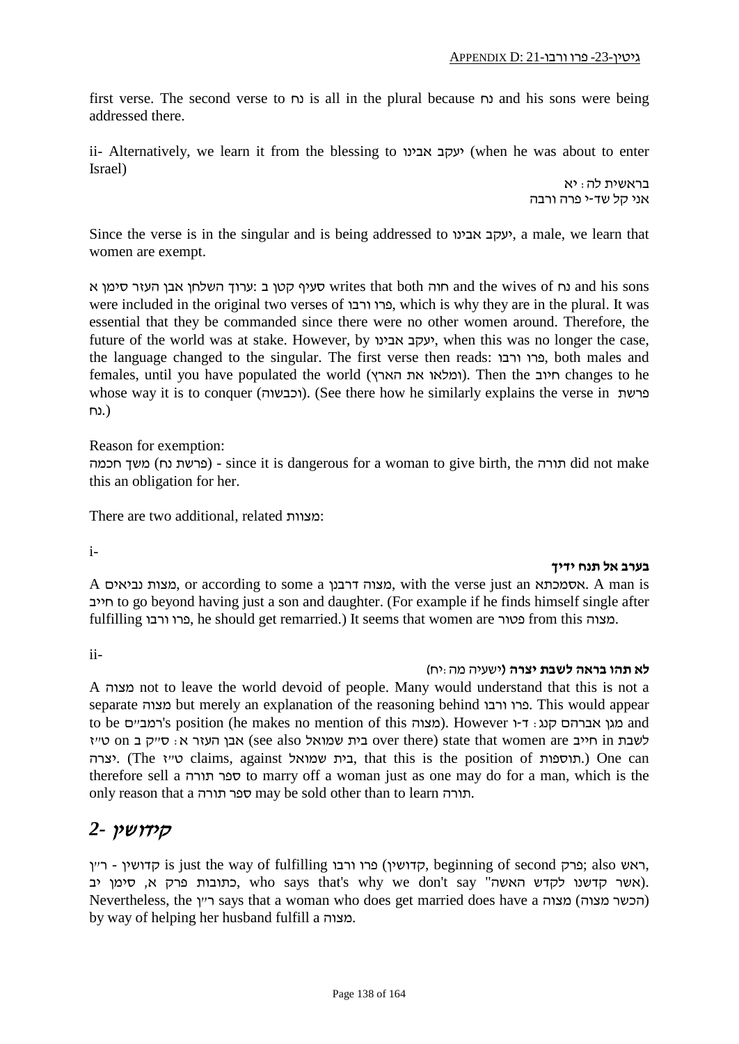first verse. The second verse to נח is all in the plural because נח and his sons were being addressed there.

ii- Alternatively, we learn it from the blessing to יעקב אבינו (when he was about to enter Israel)

בראשית לה: יא
אני קל שד-י פרה ורבה

Since the verse is in the singular and is being addressed to יעקב אבינו, a male, we learn that women are exempt.

ערוך השלחן אבן העזר סימן א: סעיף קטן ב writes that both חוה and the wives of נח and his sons were included in the original two verses of פרו ורבו, which is why they are in the plural. It was essential that they be commanded since there were no other women around. Therefore, the future of the world was at stake. However, by יעקב אבינו, when this was no longer the case, the language changed to the singular. The first verse then reads: פרו ורבו, both males and females, until you have populated the world (ומלאו את הארץ). Then the חיוב changes to he whose way it is to conquer (וכבשוה). (See there how he similarly explains the verse in פרשת נח.)

Reason for exemption:
משך חכמה (פרשת נח) - since it is dangerous for a woman to give birth, the תורה did not make this an obligation for her.

There are two additional, related מצוות:

i-

**בערב אל תנח ידיך**

A מצות נביאים, or according to some a מצוה דרבנן, with the verse just an אסמכתא. A man is חייב to go beyond having just a son and daughter. (For example if he finds himself single after fulfilling פרו ורבו, he should get remarried.) It seems that women are פטור from this מצוה.

ii-

**לא תהו בראה לשבת יצרה** (ישעיה מה: יח)

A מצוה not to leave the world devoid of people. Many would understand that this is not a separate מצוה but merely an explanation of the reasoning behind פרו ורבו. This would appear to be רמב"ם's position (he makes no mention of this מצוה). However מגן אברהם קנג: ד-ו and ט"ז on אבן העזר א: ס"ק ב (see also בית שמואל over there) state that women are חייב in לשבת יצרה. (The ט"ז claims, against בית שמואל, that this is the position of תוספות.) One can therefore sell a ספר תורה to marry off a woman just as one may do for a man, which is the only reason that a ספר תורה may be sold other than to learn תורה.

## *2- קידושין*

ר"ן - קדושין is just the way of fulfilling פרו ורבו (קדושין, beginning of second פרק; also ראש, כתובות פרק א, סימן יב, who says that's why we don't say "אשר קדשנו לקדש האשה"). Nevertheless, the ר"ן says that a woman who does get married does have a מצוה (הכשר מצוה) by way of helping her husband fulfill a מצוה.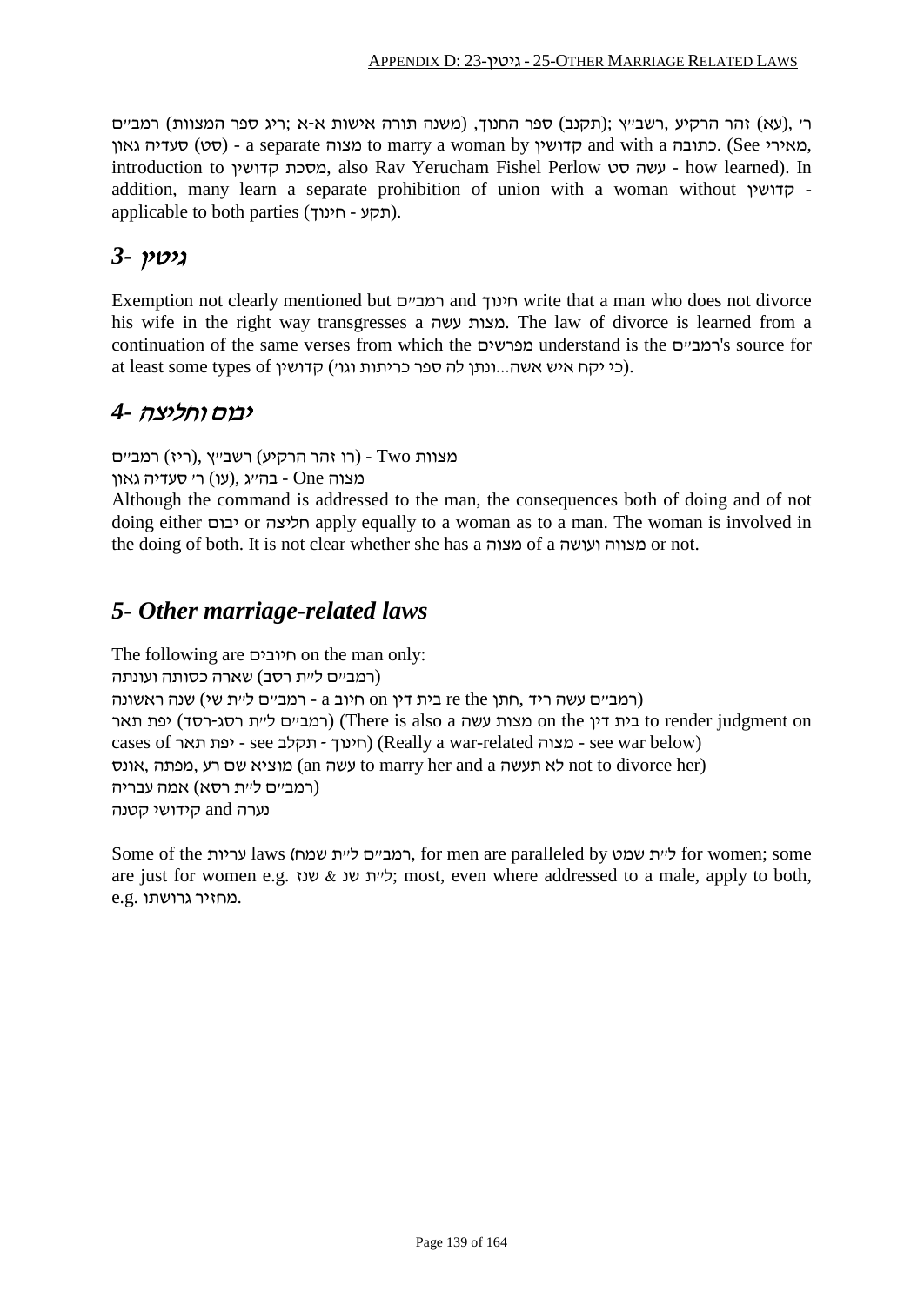ר' (עא), זהר הרקיע, רשב"ץ (תקנב) ספר החנוך, (משנה תורה אישות א-א; ריג ספר המצוות) רמב"ם (סט) סעדיה גאון - a separate מצוה to marry a woman by קדושין and with a כתובה. (See מאירי, introduction to מסכת קדושין, also Rav Yerucham Fishel Perlow עשה סט - how learned). In addition, many learn a separate prohibition of union with a woman without קדושין - applicable to both parties (תקע - חינוך).

## *3- גיטין*

Exemption not clearly mentioned but רמב"ם and חינוך write that a man who does not divorce his wife in the right way transgresses a מצות עשה. The law of divorce is learned from a continuation of the same verses from which the מפרשים understand is the רמב"ם's source for at least some types of קדושין (כי יקח איש אשה...ונתן לה ספר כריתות וגו').

## *4- יבום וחליצה*

רמב"ם (ריז), רשב"ץ (רו זהר הרקיע) - Two מצוות
ר' סעדיה גאון (עו), בה"ג - One מצוה
Although the command is addressed to the man, the consequences both of doing and of not doing either יבום or חליצה apply equally to a woman as to a man. The woman is involved in the doing of both. It is not clear whether she has a מצוה of a מצווה ועושה or not.

## *5- Other marriage-related laws*

The following are חיובים on the man only:
שארה כסותה ועונתה (רמב"ם ל"ת רסב)
שנה ראשונה (רמב"ם ל"ת שי) - רמב"ם - a חיוב on בית דין re the חתן, (רמב"ם עשה ריד)
יפת תאר (רמב"ם ל"ת רסג-רסד) (There is also a מצות עשה on the בית דין to render judgment on cases of יפת תאר - see חינוך - תקלב) (Really a war-related מצוה - see war below)
אונס, מפתה, מוציא שם רע (an עשה to marry her and a לא תעשה not to divorce her)
אמה עבריה (רמב"ם ל"ת רסא)
נערה and קידושי קטנה

Some of the עריות laws (רמב"ם ל"ת שמח, for men are paralleled by ל"ת שמט for women; some are just for women e.g. ל"ת שנ & שנז; most, even where addressed to a male, apply to both, e.g. מחזיר גרושתו.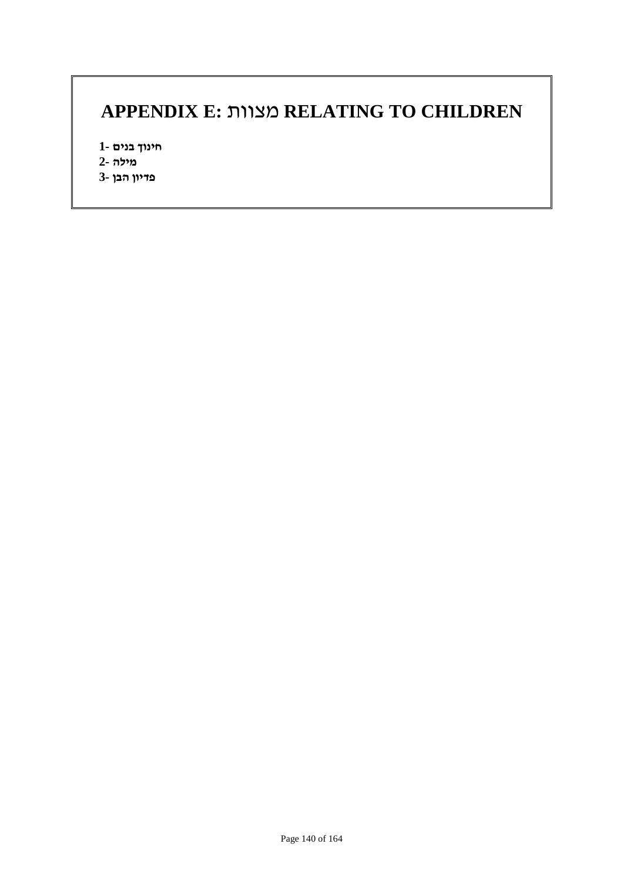# APPENDIX E: מצוות RELATING TO CHILDREN

**1- חינוך בנים**
**2- מילה**
**3- פדיון הבן**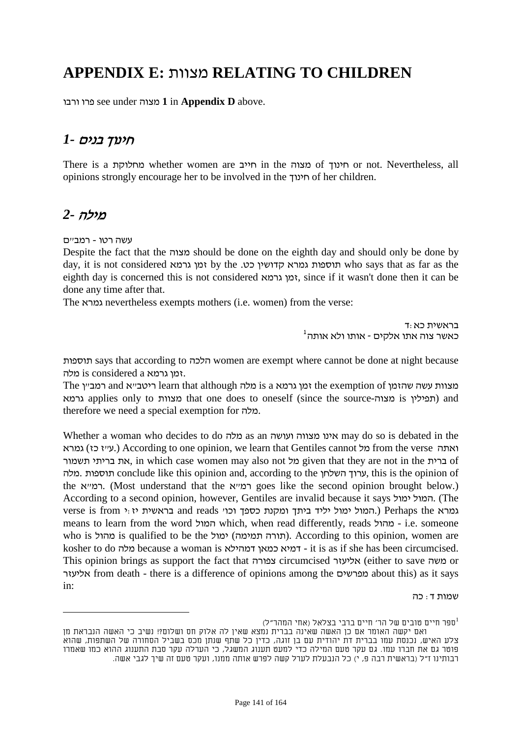# APPENDIX E: מצוות RELATING TO CHILDREN

פרו ורבו see under מצוה **1** in **Appendix D** above.

## *1- חינוך בנים*

There is a מחלוקת whether women are חייב in the מצוה of חינוך or not. Nevertheless, all opinions strongly encourage her to be involved in the חינוך of her children.

## *2- מילה*

עשה רטו - רמב"ם

Despite the fact that the מצוה should be done on the eighth day and should only be done by day, it is not considered זמן גרמא by the תוספות גמרא קדושין כט. who says that as far as the eighth day is concerned this is not considered זמן גרמא, since if it wasn't done then it can be done any time after that.

The גמרא nevertheless exempts mothers (i.e. women) from the verse:

בראשית כא:ד
כאשר צוה אתו אלקים - אותו ולא אותה[1]

תוספות says that according to הלכה women are exempt where cannot be done at night because מלה is considered a זמן גרמא.

The רמב"ן and ריטב"א learn that although מלה is a זמן גרמא the exemption of מצוות עשה שהזמן גרמא applies only to מצוות that one does to oneself (since the source-מצוה is תפילין) and therefore we need a special exemption for מלה.

Whether a woman who decides to do מלה as an אינו מצווה ועושה may do so is debated in the גמרא (ע"ז כז.) According to one opinion, we learn that Gentiles cannot מל from the verse ואתה את בריתי תשמור, in which case women may also not מל given that they are not in the ברית of מלה. תוספות conclude like this opinion and, according to the ערוך השלחן, this is the opinion of the רמ"א. (Most understand that the רמ"א goes like the second opinion brought below.) According to a second opinion, however, Gentiles are invalid because it says המול ימול. (The verse is from בראשית יז:י and reads המול ימול יליד ביתך ומקנת כספך וכו'.) Perhaps the גמרא means to learn from the word המול which, when read differently, reads מהול - i.e. someone who is מהול is qualified to be the ימול (תורה תמימה). According to this opinion, women are kosher to do מלה because a woman is דמיא כמאן דמהילא - it is as if she has been circumcised. This opinion brings as support the fact that צפורה circumcised אליעזר (either to save משה or אליעזר from death - there is a difference of opinions among the מפרשים about this) as it says in:

שמות ד:כה

---

[1] ספר חיים טובים של הר' חיים ברבי בצלאל (אחי המהר"ל)
ואם יקשה האומר אם כן האשה שאינה בברית נמצא שאין לה אלוק חס ושלום?! נשיב כי האשה הנבראת מן צלע האיש, נכנסת עמו בברית דת יהודית עם בן זוגה, כדין כל שתף שנתן מכס בשביל הסחורה של השתפות, שהוא פוטר גם את חברו עמו. גם עקר טעם המילה כדי למעט תענוג המשגל, כי הערלה עקר סבת התענוג ההוא כמו שאמרו רבותינו ז"ל (בראשית רבה פ, י) כל הנבעלת לערל קשה לפרש אותה ממנו, ועקר טעם זה שיך לגבי אשה.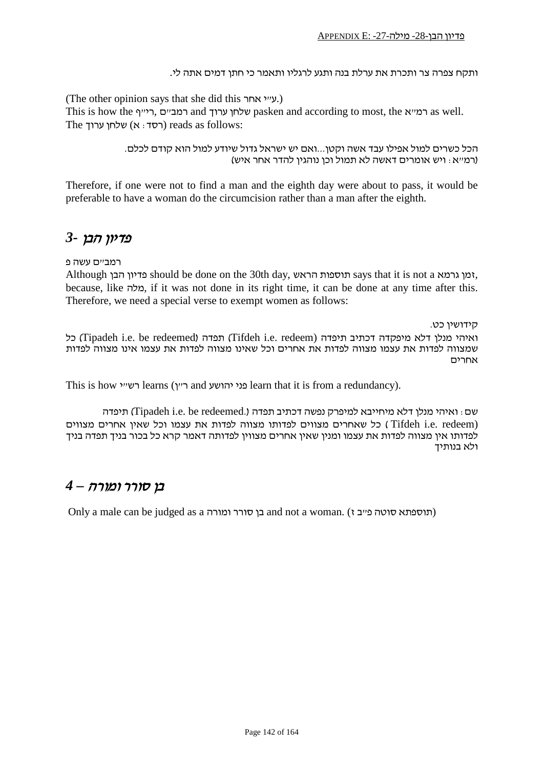ותקח צפרה צר ותכרת את ערלת בנה ותגע לרגליו ותאמר כי חתן דמים אתה לי.

(The other opinion says that she did this ע"י אחר.)
This is how the רי"ף, רמב"ם and שלחן ערוך pasken and according to most, the רמ"א as well.
The שלחן ערוך (רסד: א) reads as follows:

> הכל כשרים למול אפילו עבד אשה וקטן...ואם יש ישראל גדול שיודע למול הוא קודם לכלם.
> (רמ"א: ויש אומרים דאשה לא תמול וכן נוהגין להדר אחר איש)

Therefore, if one were not to find a man and the eighth day were about to pass, it would be preferable to have a woman do the circumcision rather than a man after the eighth.

## 3- פדיון הבן

רמב"ם עשה פ

Although פדיון הבן should be done on the 30th day, תוספות הראש says that it is not a זמן גרמא, because, like מלה, if it was not done in its right time, it can be done at any time after this. Therefore, we need a special verse to exempt women as follows:

> קידושין כט.
> ואיהי מנלן דלא מיפקדה דכתיב תיפדה (Tifdeh i.e. redeem) תפדה (Tipadeh i.e. be redeemed) כל שמצווה לפדות את עצמו מצווה לפדות את אחרים וכל שאינו מצווה לפדות את עצמו אינו מצווה לפדות אחרים

This is how רש"י learns (ר"ן and פני יהושע learn that it is from a redundancy).

> שם: ואיהי מנלן דלא מיחייבא למיפרק נפשה דכתיב תפדה (Tipadeh i.e. be redeemed.) תיפדה (Tifdeh i.e. redeem) כל שאחרים מצווים לפדותו מצווה לפדות את עצמו וכל שאין אחרים מצווים לפדותו אין מצווה לפדות את עצמו ומנין שאין אחרים מצווין לפדותה דאמר קרא כל בכור בניך תפדה בניך ולא בנותיך

## 4 – בן סורר ומורה

Only a male can be judged as a בן סורר ומורה and not a woman. (תוספתא סוטה פ"ב ז)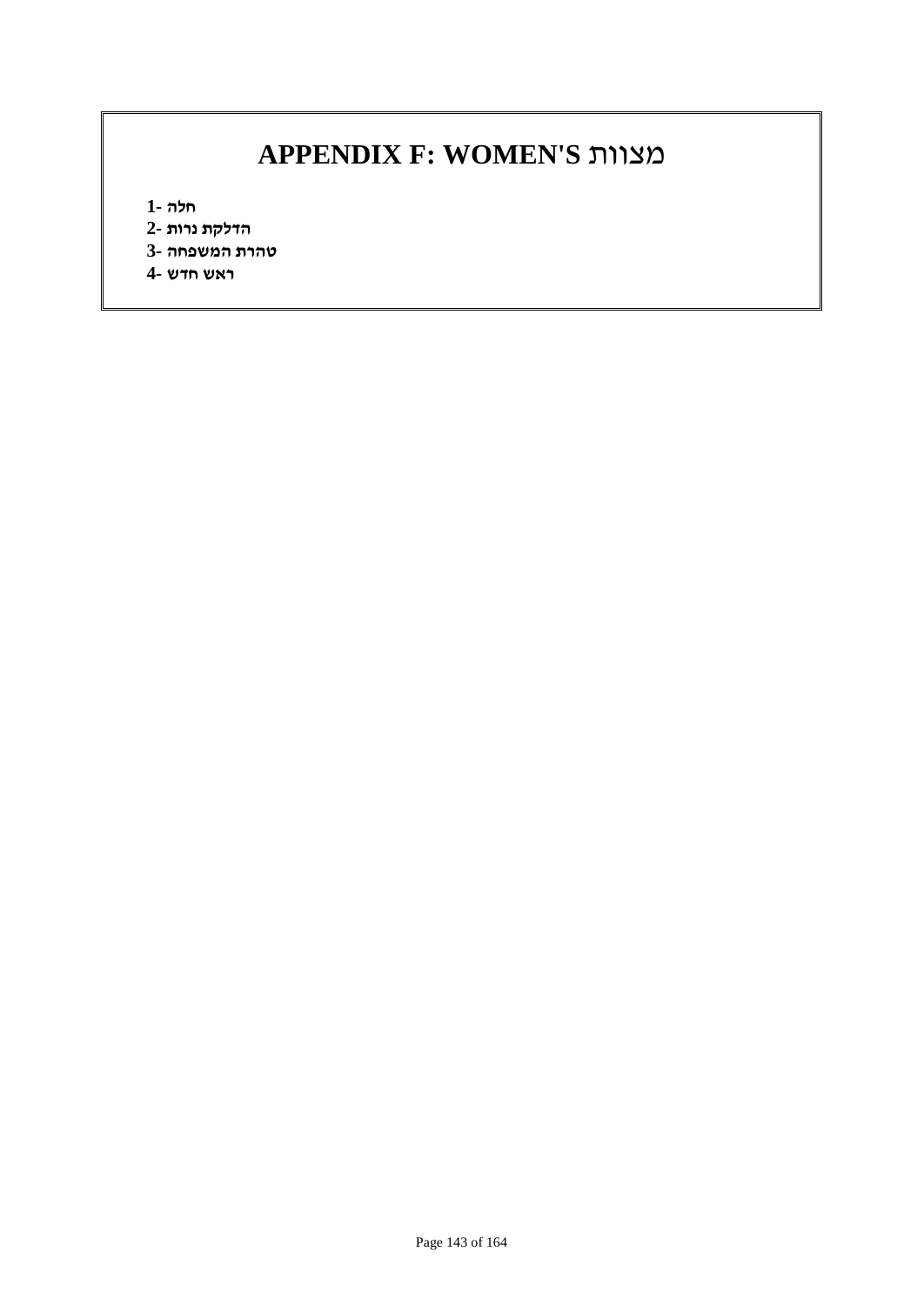# APPENDIX F: WOMEN'S מצוות

1- חלה
2- הדלקת נרות
3- טהרת המשפחה
4- ראש חדש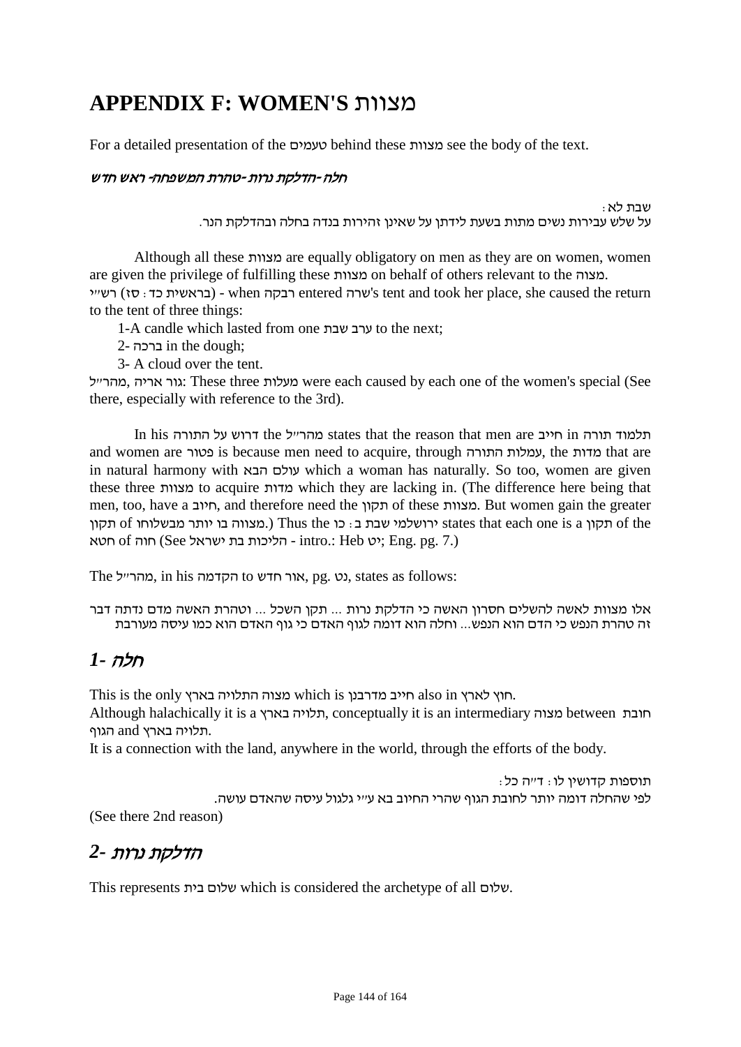# APPENDIX F: WOMEN'S מצוות

For a detailed presentation of the טעמים behind these מצוות see the body of the text.

### *חלה-הדלקת נרות-טהרת המשפחה-ראש חדש*

שבת לא:
על שלש עבירות נשים מתות בשעת לידתן על שאינן זהירות בנדה בחלה ובהדלקת הנר.

Although all these מצוות are equally obligatory on men as they are on women, women are given the privilege of fulfilling these מצוות on behalf of others relevant to the מצוה.
רש"י (בראשית כד: סז) - when רבקה entered שרה's tent and took her place, she caused the return to the tent of three things:

1-A candle which lasted from one ערב שבת to the next;
2- ברכה in the dough;
3- A cloud over the tent.

מהר"ל, גור אריה: These three מעלות were each caused by each one of the women's special (See there, especially with reference to the 3rd).

In his דרוש על התורה the מהר"ל states that the reason that men are חייב in תלמוד תורה and women are פטור is because men need to acquire, through עמלות התורה, the מדות that are in natural harmony with עולם הבא which a woman has naturally. So too, women are given these three מצוות to acquire מדות which they are lacking in. (The difference here being that men, too, have a חיוב, and therefore need the תקון of these מצוות. But women gain the greater תקון of מצווה בו יותר מבשלוחו.) Thus the ירושלמי שבת ב: כו states that each one is a תקון of the חטא of חוה (See הליכות בת ישראל - intro.: Heb יט; Eng. pg. 7.)

The מהר"ל, in his הקדמה to אור חדש, pg. נט, states as follows:

אלו מצוות לאשה להשלים חסרון האשה כי הדלקת נרות ... תקן השכל ... וטהרת האשה מדם נדתה דבר זה טהרת הנפש כי הדם הוא הנפש... וחלה הוא דומה לגוף האדם כי גוף האדם הוא כמו עיסה מעורבת

## *1- חלה*

This is the only מצוה התלויה בארץ which is חייב מדרבנן also in חוץ לארץ.
Although halachically it is a תלויה בארץ, conceptually it is an intermediary מצוה between חובת הגוף and תלויה בארץ.
It is a connection with the land, anywhere in the world, through the efforts of the body.

תוספות קדושין לו: ד"ה כל:
לפי שהחלה דומה יותר לחובת הגוף שהרי החיוב בא ע"י גלגול עיסה שהאדם עושה.

(See there 2nd reason)

## *2- הדלקת נרות*

This represents שלום בית which is considered the archetype of all שלום.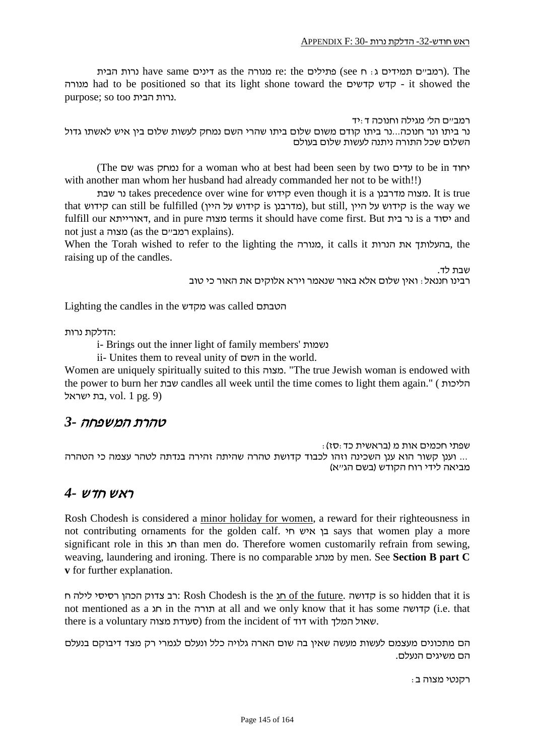נרות הבית have same דינים as the מנורה re: the פתילים (see רמב״ם תמידים ג: ח). The מנורה had to be positioned so that its light shone toward the קדש קדשים - it showed the purpose; so too נרות הבית.

רמב״ם הל' מגילה וחנוכה ד:יד
נר ביתו ונר חנוכה...נר ביתו קודם משום שלום ביתו שהרי השם נמחק לעשות שלום בין איש לאשתו גדול השלום שכל התורה ניתנה לעשות שלום בעולם

(The שם was נמחק for a woman who at best had been seen by two עדים to be in יחוד with another man whom her husband had already commanded her not to be with!!)

נר שבת takes precedence over wine for קידוש even though it is a מצוה מדרבנן. It is true that קידוש can still be fulfilled (קידוש על היין is מדרבנן), but still, קידוש על היין is the way we fulfill our דאורייתא, and in pure מצוה terms it should have come first. But נר בית is a יסוד and not just a מצוה (as the רמב״ם explains).

When the Torah wished to refer to the lighting the מנורה, it calls it בהעלותך את הנרות, the raising up of the candles.

שבת לד.
רבינו חננאל: ואין שלום אלא באור שנאמר וירא אלוקים את האור כי טוב

Lighting the candles in the מקדש was called הטבתם

הדלקת נרות:

i- Brings out the inner light of family members' נשמות

ii- Unites them to reveal unity of השם in the world.

Women are uniquely spiritually suited to this מצוה. "The true Jewish woman is endowed with the power to burn her שבת candles all week until the time comes to light them again." (הליכות בת ישראל, vol. 1 pg. 9)

## *3- טהרת המשפחה*

שפתי חכמים אות מ (בראשית כד:סז):
... וענן קשור הוא ענן השכינה וזהו לכבוד קדושת טהרה שהיתה זהירה בנדתה לטהר עצמה כי הטהרה מביאה לידי רוח הקודש (בשם הג״א)

## *4- ראש חדש*

Rosh Chodesh is considered a <u>minor holiday for women</u>, a reward for their righteousness in not contributing ornaments for the golden calf. בן איש חי says that women play a more significant role in this חג than men do. Therefore women customarily refrain from sewing, weaving, laundering and ironing. There is no comparable מנהג by men. See **Section B part C v** for further explanation.

רב צדוק הכהן רסיסי לילה ח: Rosh Chodesh is the <u>חג of the future</u>. קדושה is so hidden that it is not mentioned as a חג in the תורה at all and we only know that it has some קדושה (i.e. that there is a voluntary סעודת מצוה) from the incident of דוד with שאול המלך.

הם מתכונים מעצמם לעשות מעשה שאין בה שום הארה גלויה כלל ונעלם לגמרי רק מצד דיבוקם בנעלם הם משיגים הנעלם.

רקנטי מצוה ב: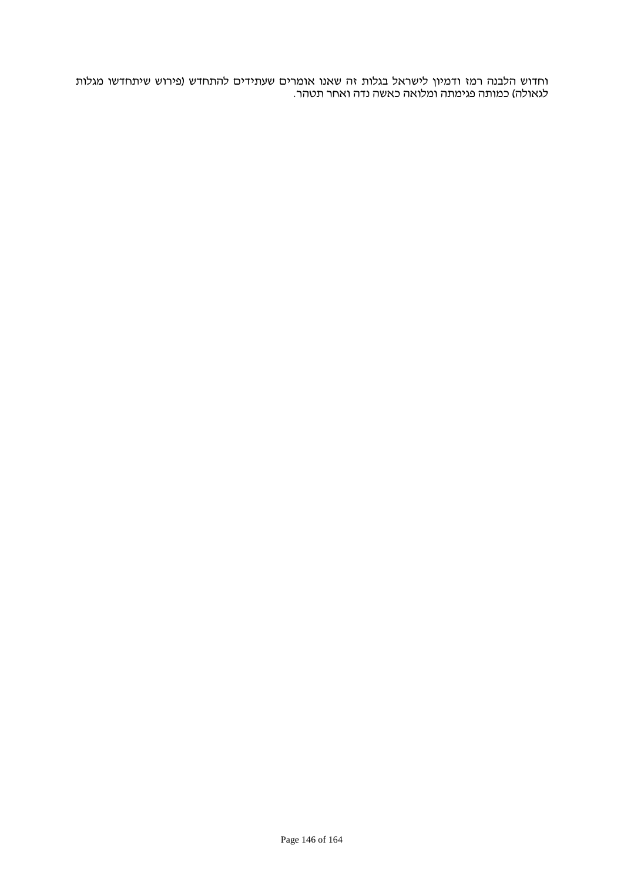וחדוש הלבנה רמז ודמיון לישראל בגלות זה שאנו אומרים שעתידים להתחדש (פירוש שיתחדשו מגלות לגאולה) כמותה פגימתה ומלואה כאשה נדה ואחר תטהר.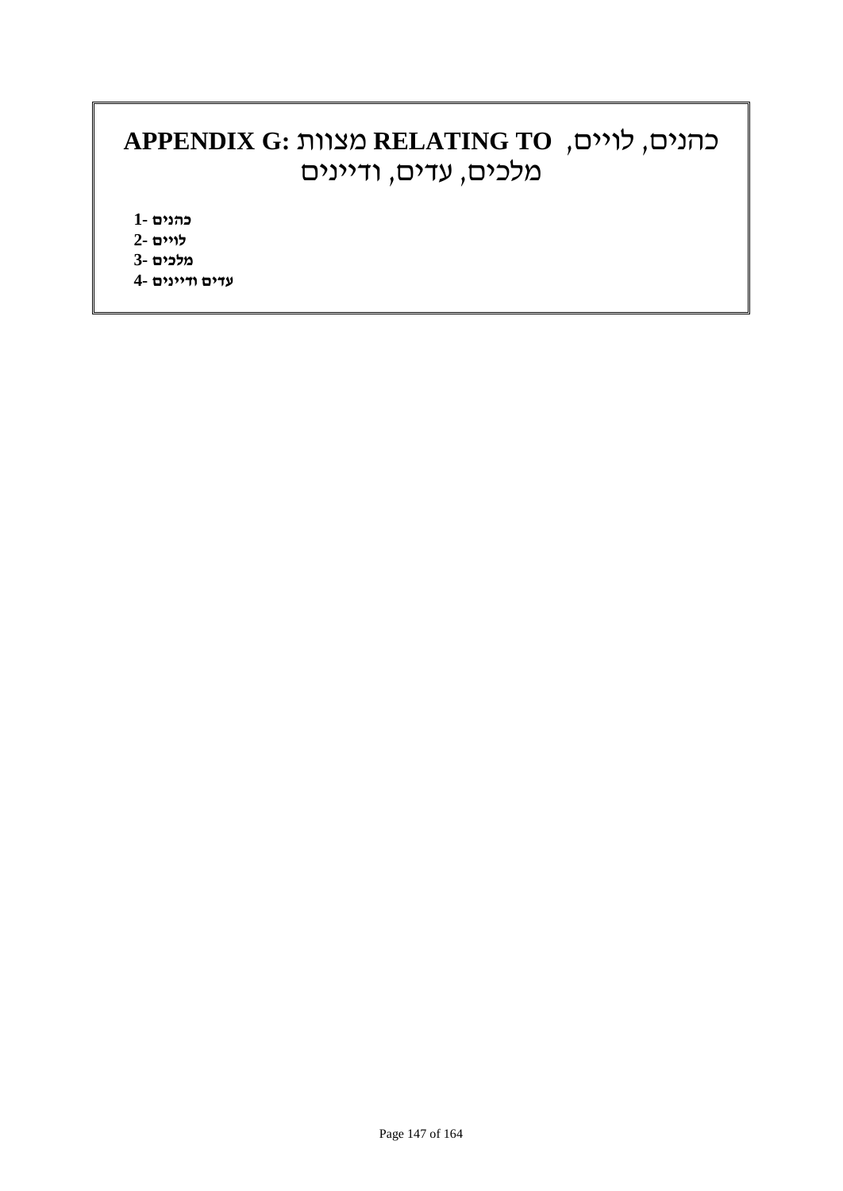# APPENDIX G: מצוות RELATING TO כהנים, לויים, מלכים, עדים, ודיינים

**1- כהנים**  
**2- לויים**  
**3- מלכים**  
**4- עדים ודיינים**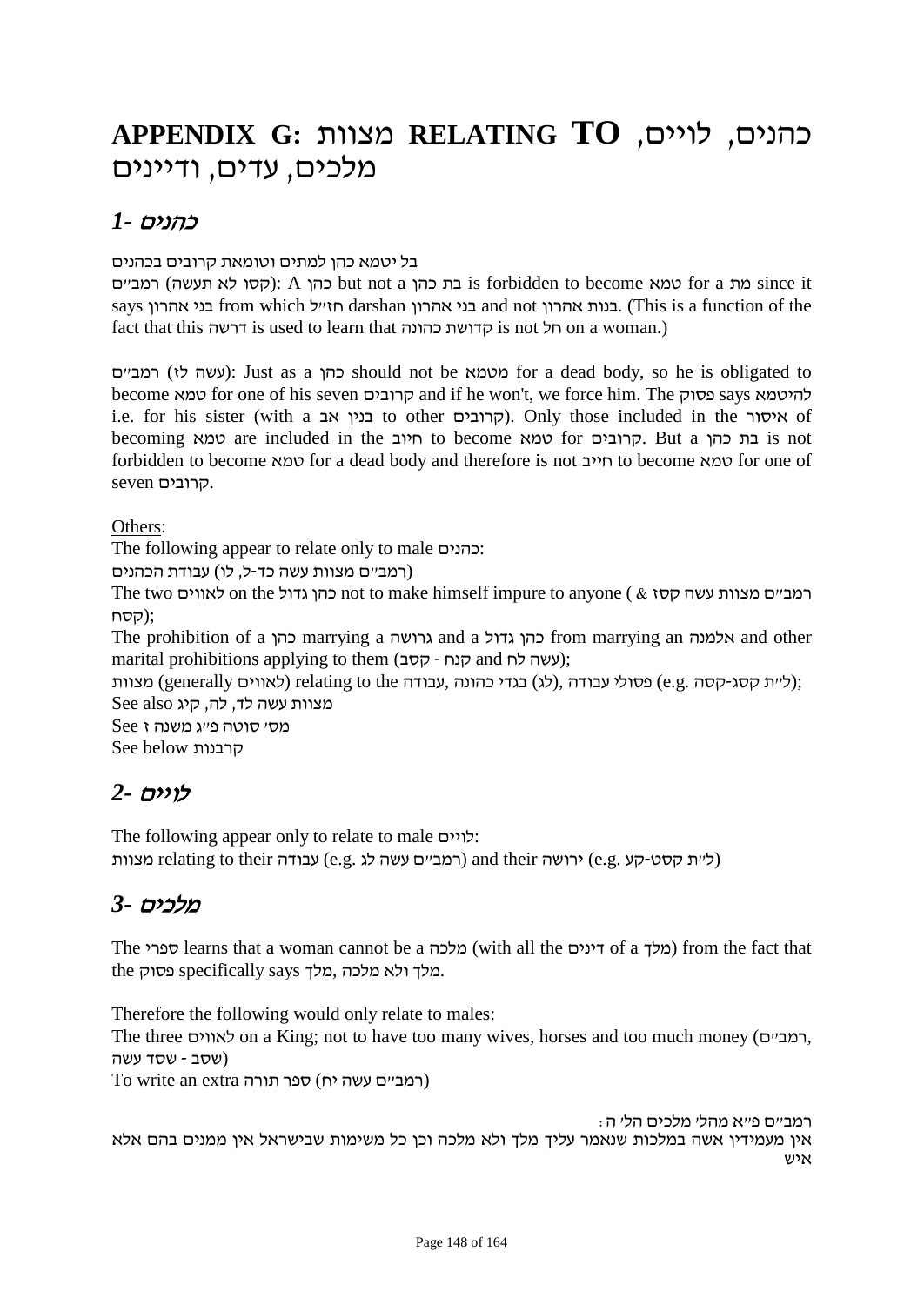# APPENDIX G: מצוות RELATING TO כהנים, לויים, מלכים, עדים, ודיינים

## *1- כהנים*

בל יטמא כהן למתים וטומאת קרובים בכהנים

רמב״ם (קסו לא תעשה): A כהן but not a בת כהן is forbidden to become טמא for a מת since it says בני אהרון from which חז״ל darshan בני אהרון and not בנות אהרון. (This is a function of the fact that this דרשה is used to learn that קדושת כהונה is not חל on a woman.)

רמב״ם (עשה לז): Just as a כהן should not be מטמא for a dead body, so he is obligated to become טמא for one of his seven קרובים and if he won't, we force him. The פסוק says להיטמא i.e. for his sister (with a בנין אב to other קרובים). Only those included in the איסור of becoming טמא are included in the חיוב to become טמא for קרובים. But a בת כהן is not forbidden to become טמא for a dead body and therefore is not חייב to become טמא for one of seven קרובים.

Others:

The following appear to relate only to male כהנים:

(רמב״ם מצוות עשה כד-ל, לו) עבודת הכהנים

The two לאווים on the כהן גדול not to make himself impure to anyone (רמב״ם מצוות עשה קסז & קסח);

The prohibition of a כהן marrying a גרושה and a כהן גדול from marrying an אלמנה and other marital prohibitions applying to them (קסב - קנח and עשה לח);

מצוות (generally לאווים) relating to the עבודה, בגדי כהונה (לג) פסולי עבודה (e.g. ל״ת קסג-קסה);

See also מצוות עשה לד, לה, קיג

See מס׳ סוטה פ״ג משנה ז

See below קרבנות

## *2- לויים*

The following appear only to relate to male לויים:

מצוות relating to their עבודה (e.g. רמב״ם עשה לג) and their ירושה (e.g. ל״ת קסט-קע)

## *3- מלכים*

The ספרי learns that a woman cannot be a מלכה (with all the דינים of a מלך) from the fact that the פסוק specifically says מלך, מלך ולא מלכה.

Therefore the following would only relate to males:

The three לאווים on a King; not to have too many wives, horses and too much money (רמב״ם, שסב - שסד עשה)

To write an extra ספר תורה (רמב״ם עשה יח)

רמב״ם פ״א מהל׳ מלכים הל׳ ה:
אין מעמידין אשה במלכות שנאמר עליך מלך ולא מלכה וכן כל משימות שבישראל אין ממנים בהם אלא איש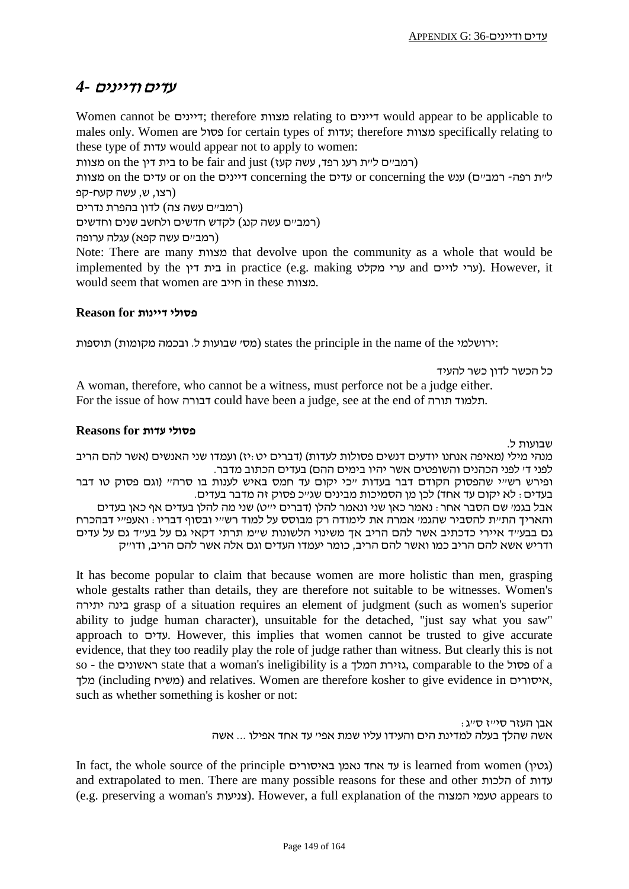## *4- עדים ודיינים*

Women cannot be דיינים; therefore מצוות relating to דיינים would appear to be applicable to males only. Women are פסול for certain types of עדות; therefore מצוות specifically relating to these type of עדות would appear not to apply to women:

מצוות on the בית דין to be fair and just (רמב״ם ל״ת רעג רפד, עשה קעז)

מצוות on the עדים or on the דיינים concerning the עדים or concerning the ענש (ל״ת רפה- רמב״ם (רצו, ש, עשה קעח-קפ

(רמב״ם עשה צה) לדון בהפרת נדרים

(רמב״ם עשה קנג) לקדש חדשים ולחשב שנים וחדשים

(רמב״ם עשה קפא) עגלה ערופה

Note: There are many מצוות that devolve upon the community as a whole that would be implemented by the בית דין in practice (e.g. making ערי מקלט and ערי לויים). However, it would seem that women are חייב in these מצוות.

### Reason for פסולי דיינות

תוספות (מס׳ שבועות ל. ובכמה מקומות) states the principle in the name of the ירושלמי:

כל הכשר לדון כשר להעיד

A woman, therefore, who cannot be a witness, must perforce not be a judge either.
For the issue of how דבורה could have been a judge, see at the end of תלמוד תורה.

### Reasons for פסולי עדות

שבועות ל.
מנהי מילי (מאיפה אנחנו יודעים דנשים פסולות לעדות) (דברים יט:יז) ועמדו שני האנשים (אשר להם הריב לפני ד׳ לפני הכהנים והשופטים אשר יהיו בימים ההם) בעדים הכתוב מדבר.
ופירש רש״י שהפסוק הקודם דבר בעדות ״כי יקום עד חמס באיש לענות בו סרה״ (וגם פסוק טו דבר בעדים: לא יקום עד אחד) לכן מן הסמיכות מבינים שג״כ פסוק זה מדבר בעדים.
אבל בגמ׳ שם הסבר אחר: נאמר כאן שני ונאמר להלן (דברים י״ט) שני מה להלן בעדים אף כאן בעדים והאריך התו״ת להסביר שהגמ׳ אמרה את לימודה רק מבוסס על למוד רש״י ובסוף דבריו: ואעפ״י דבהכרח גם בבע״ד איירי כדכתיב אשר להם הריב אך משינוי הלשונות ש״מ תרתי דקאי גם על בע״ד גם על עדים ודריש אשא להם הריב כמו ואשר להם הריב, כומר יעמדו העדים וגם אלה אשר להם הריב, ודו״ק

It has become popular to claim that because women are more holistic than men, grasping whole gestalts rather than details, they are therefore not suitable to be witnesses. Women's בינה יתירה grasp of a situation requires an element of judgment (such as women's superior ability to judge human character), unsuitable for the detached, "just say what you saw" approach to עדים. However, this implies that women cannot be trusted to give accurate evidence, that they too readily play the role of judge rather than witness. But clearly this is not so - the ראשונים state that a woman's ineligibility is a גזירת המלך, comparable to the פסול of a מלך (including משיח) and relatives. Women are therefore kosher to give evidence in איסורים, such as whether something is kosher or not:

אבן העזר סי״ז ס״ג:
אשה שהלך בעלה למדינת הים והעידו עליו שמת אפי׳ עד אחד אפילו ... אשה

In fact, the whole source of the principle עד אחד נאמן באיסורים is learned from women (גטין) and extrapolated to men. There are many possible reasons for these and other הלכות of עדות (e.g. preserving a woman's צניעות). However, a full explanation of the טעמי המצוה appears to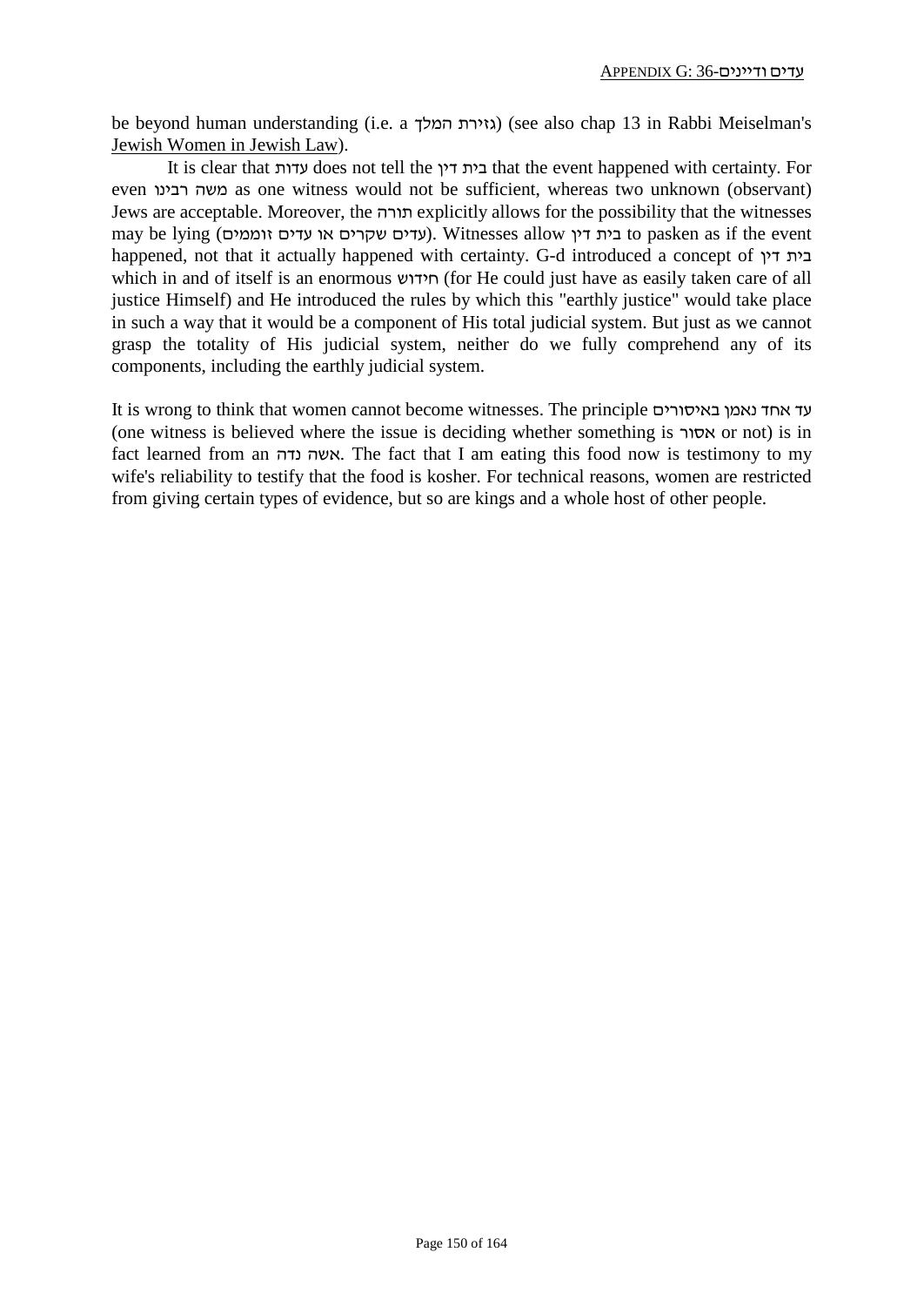be beyond human understanding (i.e. a גזירת המלך) (see also chap 13 in Rabbi Meiselman's Jewish Women in Jewish Law).

It is clear that עדות does not tell the בית דין that the event happened with certainty. For even משה רבינו as one witness would not be sufficient, whereas two unknown (observant) Jews are acceptable. Moreover, the תורה explicitly allows for the possibility that the witnesses may be lying (עדים שקרים או עדים זוממים). Witnesses allow בית דין to pasken as if the event happened, not that it actually happened with certainty. G-d introduced a concept of בית דין which in and of itself is an enormous חידוש (for He could just have as easily taken care of all justice Himself) and He introduced the rules by which this "earthly justice" would take place in such a way that it would be a component of His total judicial system. But just as we cannot grasp the totality of His judicial system, neither do we fully comprehend any of its components, including the earthly judicial system.

It is wrong to think that women cannot become witnesses. The principle עד אחד נאמן באיסורים (one witness is believed where the issue is deciding whether something is אסור or not) is in fact learned from an אשה נדה. The fact that I am eating this food now is testimony to my wife's reliability to testify that the food is kosher. For technical reasons, women are restricted from giving certain types of evidence, but so are kings and a whole host of other people.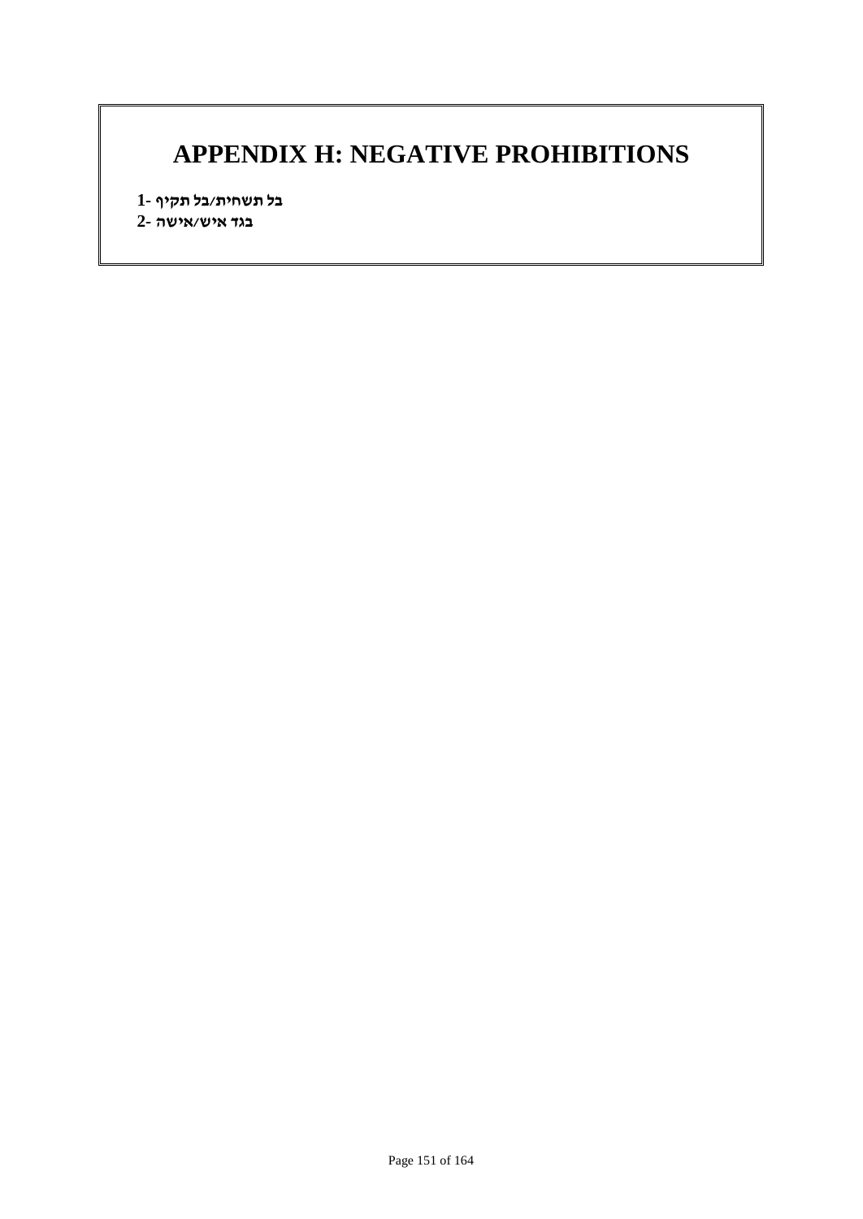# APPENDIX H: NEGATIVE PROHIBITIONS

**1- בל תשחית/בל תקיף**

**2- בגד איש/אישה**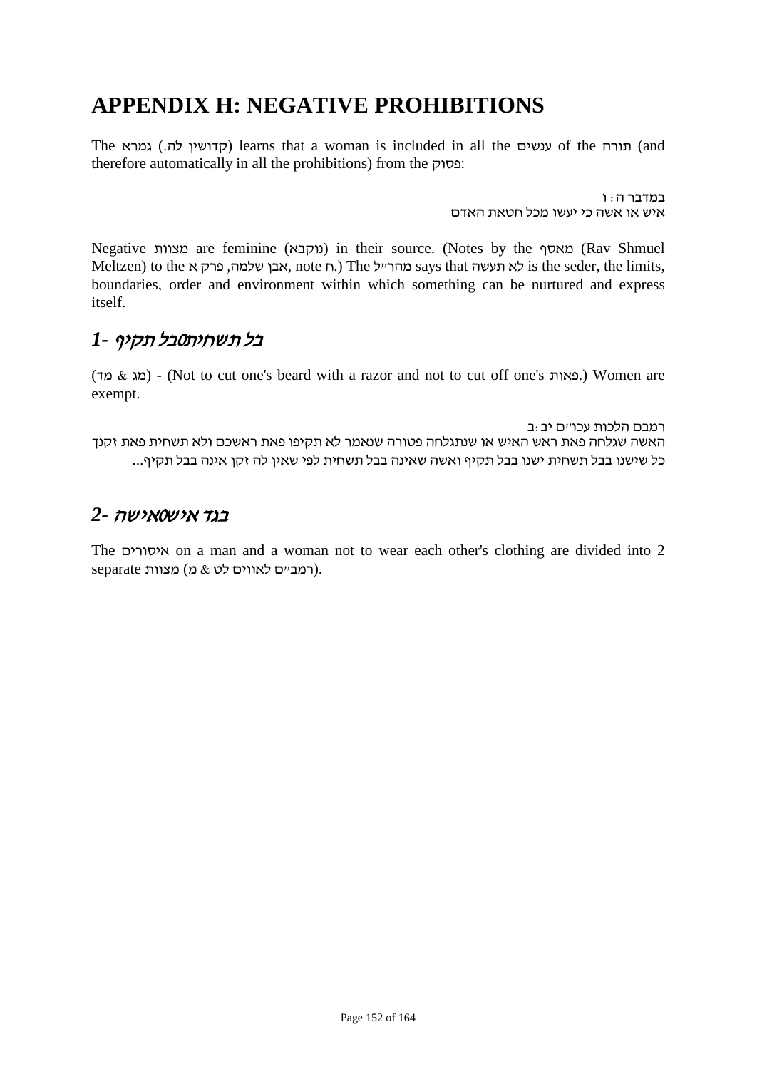# APPENDIX H: NEGATIVE PROHIBITIONS

The גמרא (קדושין לה.) learns that a woman is included in all the ענשים of the תורה (and therefore automatically in all the prohibitions) from the פסוק:

במדבר ה: ו
איש או אשה כי יעשו מכל חטאת האדם

Negative מצוות are feminine (נוקבא) in their source. (Notes by the מאסף (Rav Shmuel Meltzen) to the אבן שלמה, פרק א, note ח.) The מהר"ל says that לא תעשה is the seder, the limits, boundaries, order and environment within which something can be nurtured and express itself.

## *1- בל תשחית/בל תקיף*

(מג & מד) - (Not to cut one's beard with a razor and not to cut off one's פאות.) Women are exempt.

רמבם הלכות עכו"ם יב:ב
האשה שגלחה פאת ראש האיש או שנתגלחה פטורה שנאמר לא תקיפו פאת ראשכם ולא תשחית פאת זקנך כל שישנו בבל תשחית ישנו בבל תקיף ואשה שאינה בבל תשחית לפי שאין לה זקן אינה בבל תקיף...

## *2- בגד איש/אישה*

The איסורים on a man and a woman not to wear each other's clothing are divided into 2 separate מצוות (רמב"ם לאווים לט & מ).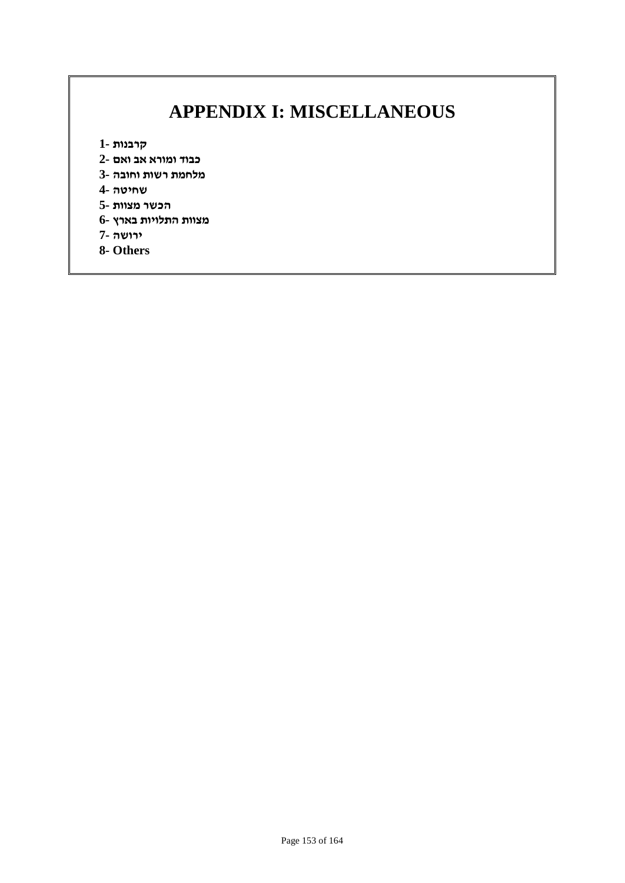# APPENDIX I: MISCELLANEOUS

**1- קרבנות**
**2- כבוד ומורא אב ואם**
**3- מלחמת רשות וחובה**
**4- שחיטה**
**5- הכשר מצוות**
**6- מצוות התלויות בארץ**
**7- ירושה**
**8- Others**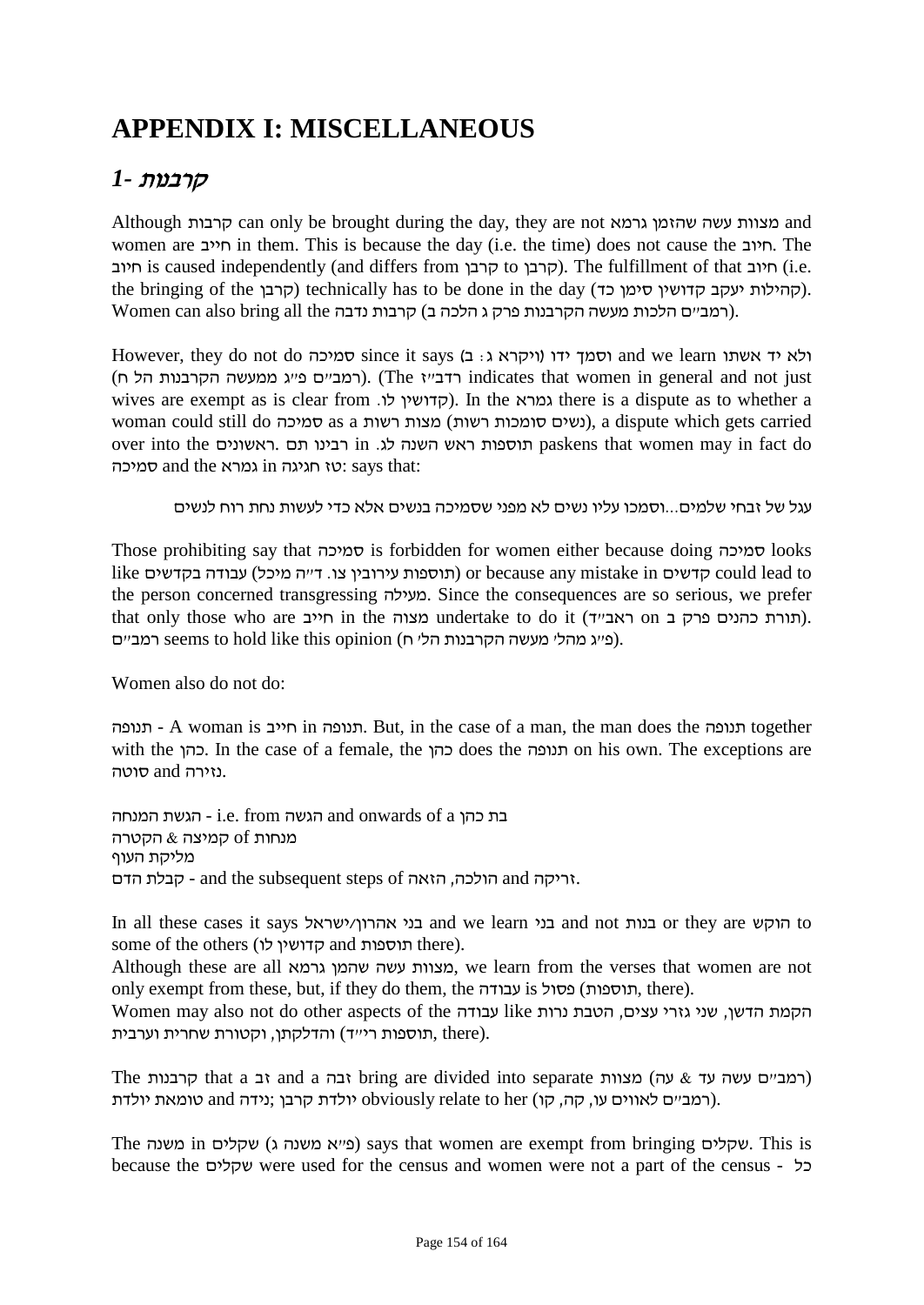# APPENDIX I: MISCELLANEOUS

## *1- קרבנות*

Although קרבות can only be brought during the day, they are not מצוות עשה שהזמן גרמא and women are חייב in them. This is because the day (i.e. the time) does not cause the חיוב. The חיוב is caused independently (and differs from קרבן to קרבן). The fulfillment of that חיוב (i.e. the bringing of the קרבן) technically has to be done in the day (קהילות יעקב קדושין סימן כד). Women can also bring all the קרבות נדבה (רמב"ם הלכות מעשה הקרבנות פרק ג הלכה ב).

However, they do not do סמיכה since it says (וסמך ידו (ויקרא ג: ב and we learn ולא יד אשתו (רמב"ם פ"ג ממעשה הקרבנות הל ח). (The רדב"ז indicates that women in general and not just wives are exempt as is clear from .קדושין לו). In the גמרא there is a dispute as to whether a woman could still do סמיכה as a מצות רשות (נשים סומכות רשות), a dispute which gets carried over into the ראשונים. רבינו תם in תוספות ראש השנה לג. paskens that women may in fact do סמיכה and the גמרא in חגיגה טז: says that:

עגל של זבחי שלמים...וסמכו עליו נשים לא מפני שסמיכה בנשים אלא כדי לעשות נחת רוח לנשים

Those prohibiting say that סמיכה is forbidden for women either because doing סמיכה looks like עבודה בקדשים (תוספות עירובין צו. ד"ה מיכל) or because any mistake in קדשים could lead to the person concerned transgressing מעילה. Since the consequences are so serious, we prefer that only those who are חייב in the מצוה undertake to do it (תורת כהנים פרק ב on ראב"ד). רמב"ם seems to hold like this opinion (פ"ג מהל' מעשה הקרבנות הל' ח).

Women also do not do:

תנופה - A woman is חייב in תנופה. But, in the case of a man, the man does the תנופה together with the כהן. In the case of a female, the כהן does the תנופה on his own. The exceptions are סוטה and נזירה.

הגשת המנחה - i.e. from הגשה and onwards of a בת כהן
קמיצה & הקטרה of מנחות
מליקת העוף
קבלת הדם - and the subsequent steps of הולכה, הזאה and זריקה.

In all these cases it says בני אהרון/ישראל and we learn בני and not בנות or they are הוקש to some of the others (קדושין לו and תוספות there).
Although these are all מצוות עשה שהמן גרמא, we learn from the verses that women are not only exempt from these, but, if they do them, the עבודה is פסול (תוספות, there).
Women may also not do other aspects of the עבודה like הקמת הדשן, שני גזרי עצים, הטבת נרות והדלקתן, וקטורת שחרית וערבית (תוספות רי"ד, there).

The קרבנות that a זב and a זבה bring are divided into separate מצוות (רמב"ם עשה עד & עה) טומאת יולדת and נידה; יולדת קרבן obviously relate to her (רמב"ם לאווים עו, קה, קו).

The משנה in שקלים (פ"א משנה ג) says that women are exempt from bringing שקלים. This is because the שקלים were used for the census and women were not a part of the census - כל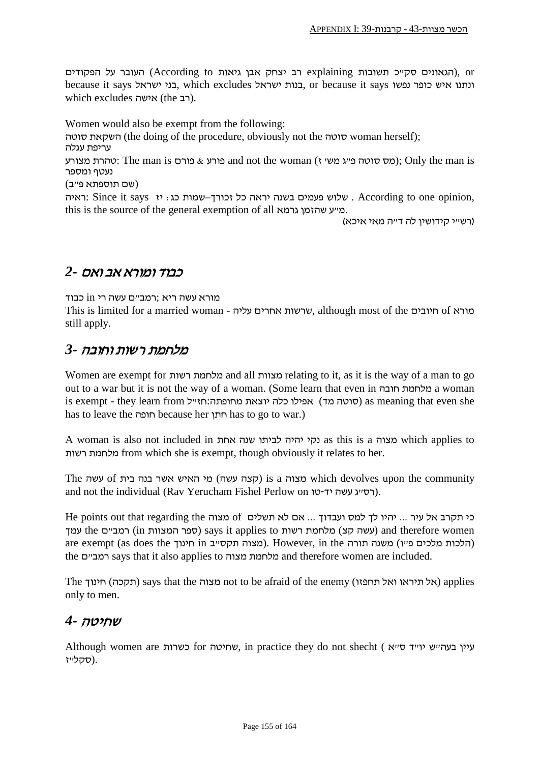העובר על הפקודים (According to רב יצחק אבן גיאות explaining הגאונים סק״כ תשובות), or because it says בני ישראל, which excludes בנות ישראל, or because it says ונתנו איש כופר נפשו which excludes אישה (the רב).

Women would also be exempt from the following:
השקאת סוטה (the doing of the procedure, obviously not the סוטה woman herself);
עריפת עגלה
טהרת מצורע: The man is פורם & פורע and not the woman (מס סוטה פ״ג משי ז); Only the man is נעטף ומספר
(שם תוספתא פ״ב)
ראיה: Since it says שלוש פעמים בשנה יראה כל זכורך–שמות כג: יז . According to one opinion, this is the source of the general exemption of all מ״ע שהזמן גרמא.
(רש״י קידושין לה ד״ה מאי איכא)

## 2- כבוד ומורא אב ואם

מורא עשה ריא ;רמב״ם עשה רי in כבוד
This is limited for a married woman - שרשות אחרים עליה, although most of the חיובים of מורא still apply.

## 3- מלחמת רשות וחובה

Women are exempt for מלחמת רשות and all מצוות relating to it, as it is the way of a man to go out to a war but it is not the way of a woman. (Some learn that even in מלחמת חובה a woman is exempt - they learn from אפילו כלה יוצאת מחופתה:חז״ל (סוטה מד) as meaning that even she has to leave the חופה because her חתן has to go to war.)

A woman is also not included in נקי יהיה לביתו שנה אחת as this is a מצוה which applies to מלחמת רשות from which she is exempt, though obviously it relates to her.

The עשה of מי האיש אשר בנה בית (קצה עשה) is a מצוה which devolves upon the community and not the individual (Rav Yerucham Fishel Perlow on רס״ג עשה יד-טו).

He points out that regarding the מצוה of כי תקרב אל עיר ... יהיו לך למס ועבדוך ... אם לא תשלים the רמב״ם (in ספר המצוות) עמך (עשה קצ) says it applies to מלחמת רשות and therefore women are exempt (as does the חינוך in מצוה תקס״ב). However, in the משנה תורה (הלכות מלכים פ״ו) the רמב״ם says that it also applies to מלחמת מצוה and therefore women are included.

The חינוך (תקכה) says that the מצוה not to be afraid of the enemy (אל תיראו ואל תחפזו) applies only to men.

## 4- שחיטה

Although women are כשרות for שחיטה, in practice they do not shecht ( עיין בעה״ש יו״ד ס״א סקל״ז).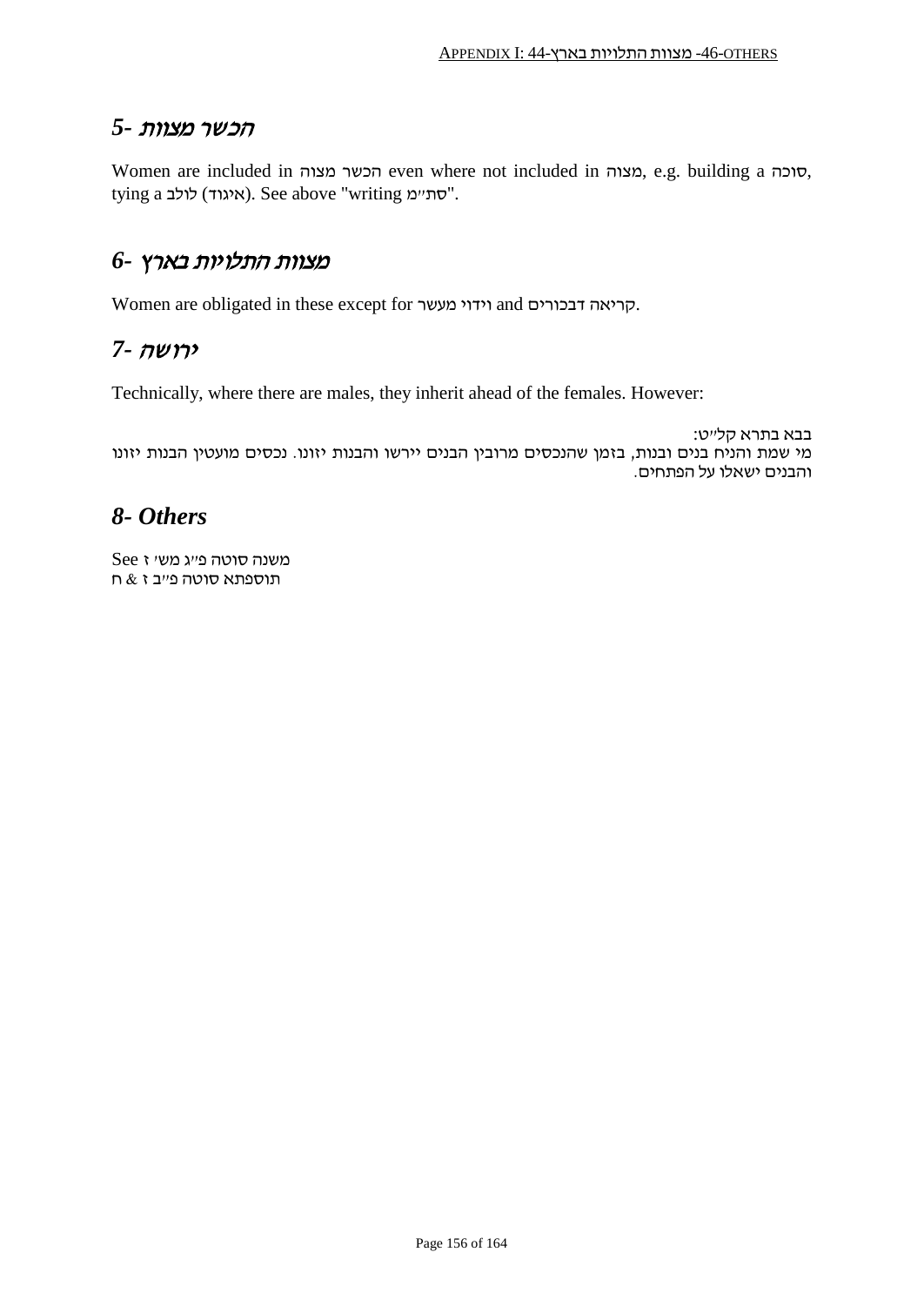## *5- הכשר מצוות*

Women are included in הכשר מצוה even where not included in מצוה, e.g. building a סוכה, tying a לולב (איגוד). See above "writing סת״מ".

## *6- מצוות התלויות בארץ*

Women are obligated in these except for וידוי מעשר and קריאה דבכורים.

## *7- ירושה*

Technically, where there are males, they inherit ahead of the females. However:

בבא בתרא קל״ט:
מי שמת והניח בנים ובנות, בזמן שהנכסים מרובין הבנים יירשו והבנות יזונו. נכסים מועטין הבנות יזונו והבנים ישאלו על הפתחים.

## *8- Others*

See משנה סוטה פ״ג מש׳ ז
תוספתא סוטה פ״ב ז & ח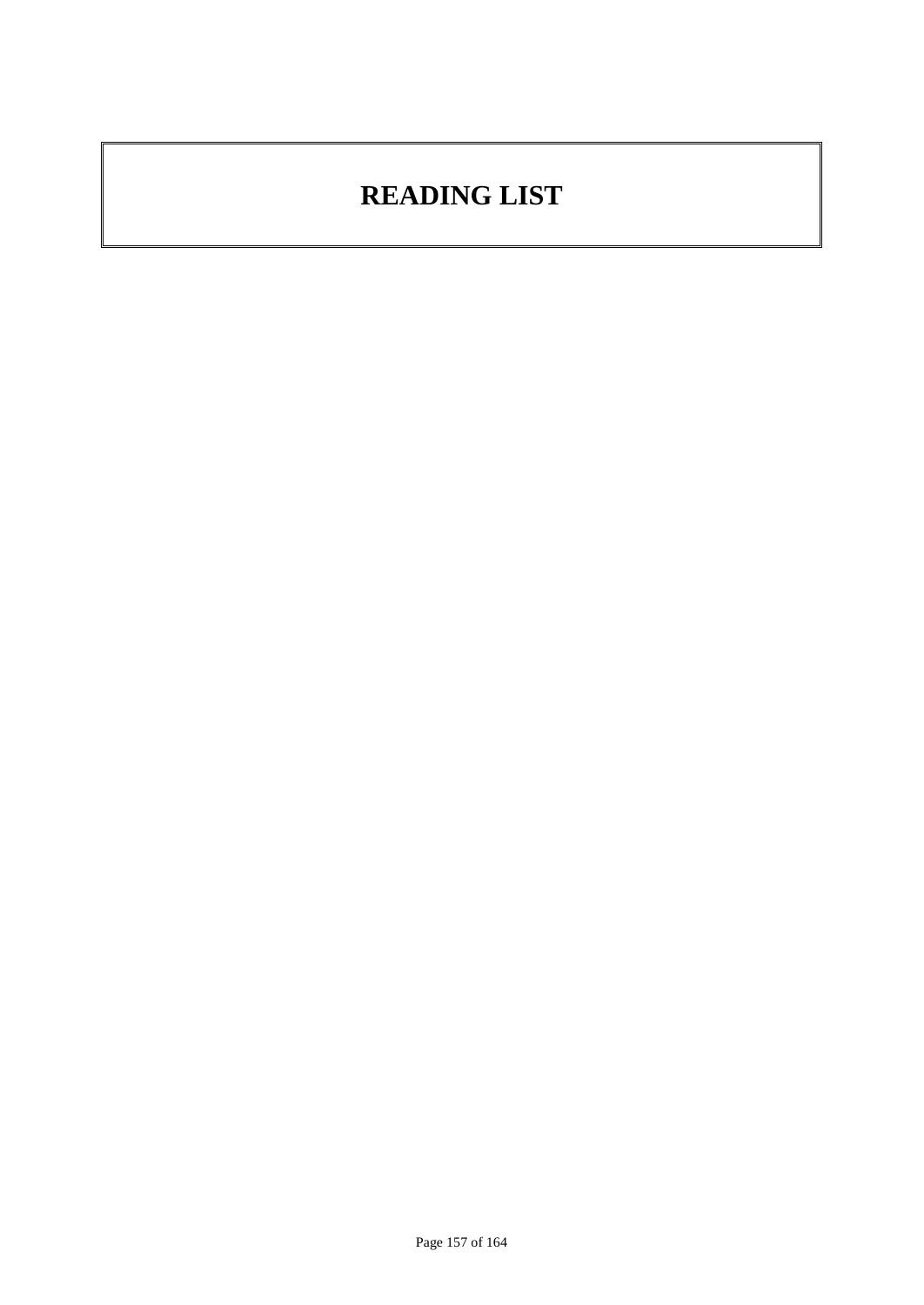# READING LIST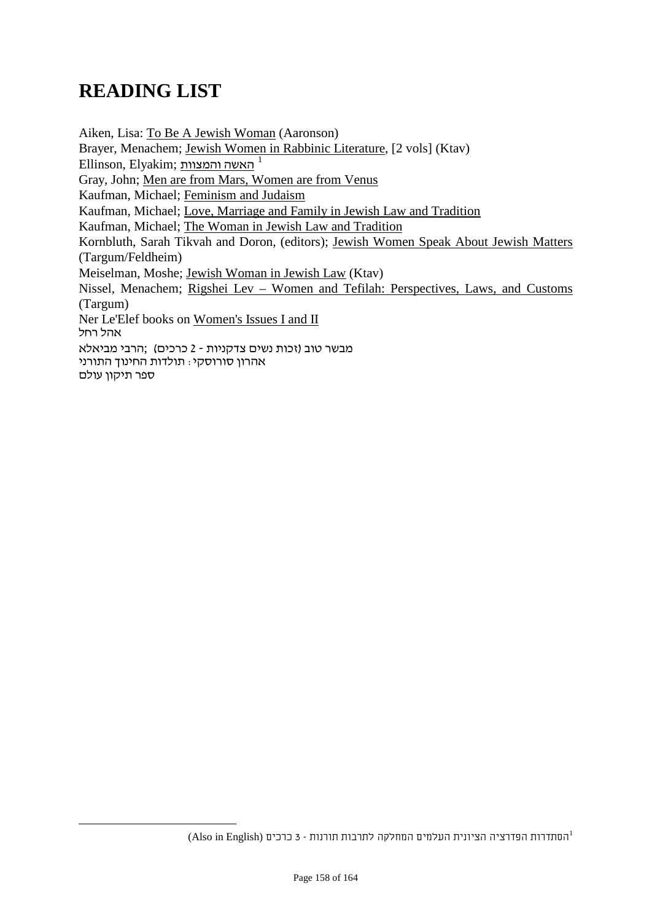# READING LIST

Aiken, Lisa: To Be A Jewish Woman (Aaronson)
Brayer, Menachem; Jewish Women in Rabbinic Literature, [2 vols] (Ktav)
Ellinson, Elyakim; האשה והמצוות [1]
Gray, John; Men are from Mars, Women are from Venus
Kaufman, Michael; Feminism and Judaism
Kaufman, Michael; Love, Marriage and Family in Jewish Law and Tradition
Kaufman, Michael; The Woman in Jewish Law and Tradition
Kornbluth, Sarah Tikvah and Doron, (editors); Jewish Women Speak About Jewish Matters (Targum/Feldheim)
Meiselman, Moshe; Jewish Woman in Jewish Law (Ktav)
Nissel, Menachem; Rigshei Lev – Women and Tefilah: Perspectives, Laws, and Customs (Targum)
Ner Le'Elef books on Women's Issues I and II
אהל רחל
הרבי מביאלא; מבשר טוב (זכות נשים צדקניות - 2 כרכים)
אהרון סורוסקי: תולדות החינוך התורני
ספר תיקון עולם

---

[1] הסתדרות הפדרציה הציונית העלמים המחלקה לתרבות תורנות - 3 כרכים (Also in English)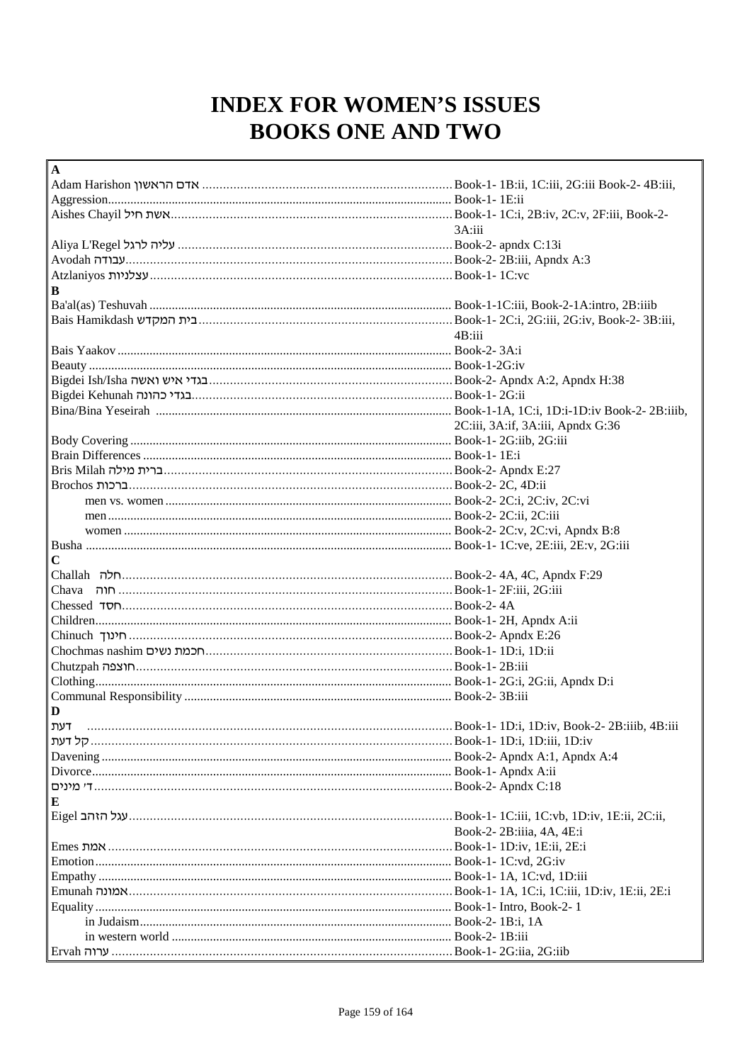# INDEX FOR WOMEN'S ISSUES
# BOOKS ONE AND TWO

| Term | Reference |
|---|---|
| **A** | |
| Adam Harishon אדם הראשון | Book-1- 1B:ii, 1C:iii, 2G:iii Book-2- 4B:iii, |
| Aggression | Book-1- 1E:ii |
| Aishes Chayil אשת חיל | Book-1- 1C:i, 2B:iv, 2C:v, 2F:iii, Book-2- 3A:iii |
| Aliya L'Regel עליה לרגל | Book-2- apndx C:13i |
| Avodah עבודה | Book-2- 2B:iii, Apndx A:3 |
| Atzlaniyos עצלניות | Book-1- 1C:vc |
| **B** | |
| Ba'al(as) Teshuvah | Book-1-1C:iii, Book-2-1A:intro, 2B:iiib |
| Bais Hamikdash בית המקדש | Book-1- 2C:i, 2G:iii, 2G:iv, Book-2- 3B:iii, 4B:iii |
| Bais Yaakov | Book-2- 3A:i |
| Beauty | Book-1-2G:iv |
| Bigdei Ish/Isha בגדי איש ואשה | Book-2- Apndx A:2, Apndx H:38 |
| Bigdei Kehunah בגדי כהונה | Book-1- 2G:ii |
| Bina/Bina Yeseirah | Book-1-1A, 1C:i, 1D:i-1D:iv Book-2- 2B:iiib, 2C:iii, 3A:if, 3A:iii, Apndx G:36 |
| Body Covering | Book-1- 2G:iib, 2G:iii |
| Brain Differences | Book-1- 1E:i |
| Bris Milah ברית מילה | Book-2- Apndx E:27 |
| Brochos ברכות | Book-2- 2C, 4D:ii |
| &nbsp;&nbsp;&nbsp;&nbsp;men vs. women | Book-2- 2C:i, 2C:iv, 2C:vi |
| &nbsp;&nbsp;&nbsp;&nbsp;men | Book-2- 2C:ii, 2C:iii |
| &nbsp;&nbsp;&nbsp;&nbsp;women | Book-2- 2C:v, 2C:vi, Apndx B:8 |
| Busha | Book-1- 1C:ve, 2E:iii, 2E:v, 2G:iii |
| **C** | |
| Challah חלה | Book-2- 4A, 4C, Apndx F:29 |
| Chava חוה | Book-1- 2F:iii, 2G:iii |
| Chessed חסד | Book-2- 4A |
| Children | Book-1- 2H, Apndx A:ii |
| Chinuch חינוך | Book-2- Apndx E:26 |
| Chochmas nashim חכמת נשים | Book-1- 1D:i, 1D:ii |
| Chutzpah חוצפה | Book-1- 2B:iii |
| Clothing | Book-1- 2G:i, 2G:ii, Apndx D:i |
| Communal Responsibility | Book-2- 3B:iii |
| **D** | |
| דעת | Book-1- 1D:i, 1D:iv, Book-2- 2B:iiib, 4B:iii |
| קל דעת | Book-1- 1D:i, 1D:iii, 1D:iv |
| Davening | Book-2- Apndx A:1, Apndx A:4 |
| Divorce | Book-1- Apndx A:ii |
| ד' מינים | Book-2- Apndx C:18 |
| **E** | |
| Eigel עגל הזהב | Book-1- 1C:iii, 1C:vb, 1D:iv, 1E:ii, 2C:ii, Book-2- 2B:iiia, 4A, 4E:i |
| Emes אמת | Book-1- 1D:iv, 1E:ii, 2E:i |
| Emotion | Book-1- 1C:vd, 2G:iv |
| Empathy | Book-1- 1A, 1C:vd, 1D:iii |
| Emunah אמונה | Book-1- 1A, 1C:i, 1C:iii, 1D:iv, 1E:ii, 2E:i |
| Equality | Book-1- Intro, Book-2- 1 |
| &nbsp;&nbsp;&nbsp;&nbsp;in Judaism | Book-2- 1B:i, 1A |
| &nbsp;&nbsp;&nbsp;&nbsp;in western world | Book-2- 1B:iii |
| Ervah ערוה | Book-1- 2G:iia, 2G:iib |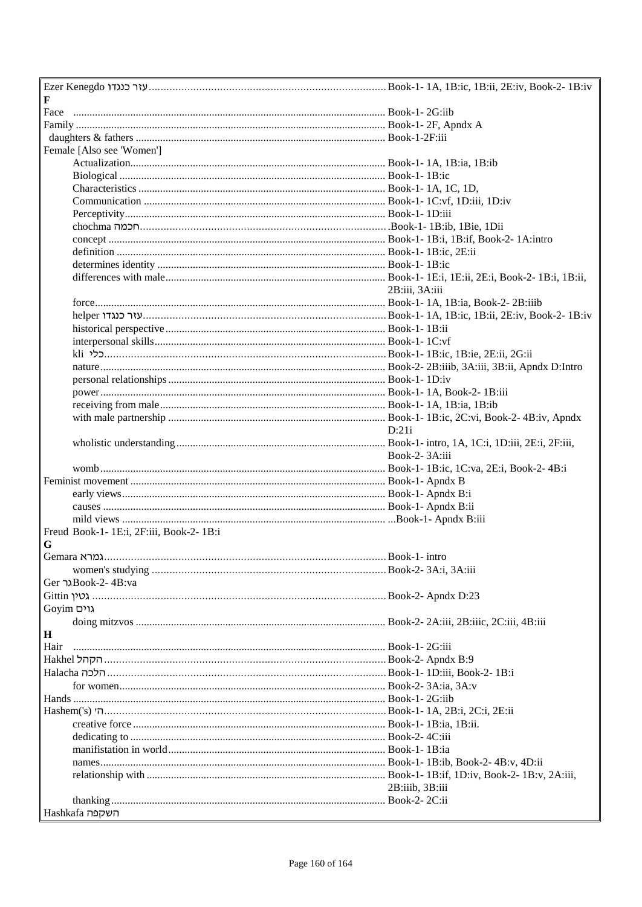Ezer Kenegdo עזר כנגדו ... Book-1- 1A, 1B:ic, 1B:ii, 2E:iv, Book-2- 1B:iv

**F**

Face ... Book-1- 2G:iib

Family ... Book-1- 2F, Apndx A

- daughters & fathers ... Book-1-2F:iii

Female [Also see 'Women']

- Actualization ... Book-1- 1A, 1B:ia, 1B:ib
- Biological ... Book-1- 1B:ic
- Characteristics ... Book-1- 1A, 1C, 1D,
- Communication ... Book-1- 1C:vf, 1D:iii, 1D:iv
- Perceptivity ... Book-1- 1D:iii
- chochma חכמה ... Book-1- 1B:ib, 1Bie, 1Dii
- concept ... Book-1- 1B:i, 1B:if, Book-2- 1A:intro
- definition ... Book-1- 1B:ic, 2E:ii
- determines identity ... Book-1- 1B:ic
- differences with male ... Book-1- 1E:i, 1E:ii, 2E:ii, Book-2- 1B:i, 1B:ii, 2B:iii, 3A:iii
- force ... Book-1- 1A, 1B:ia, Book-2- 2B:iiib
- helper עזר כנגדו ... Book-1- 1A, 1B:ic, 1B:ii, 2E:iv, Book-2- 1B:iv
- historical perspective ... Book-1- 1B:ii
- interpersonal skills ... Book-1- 1C:vf
- kli כלי ... Book-1- 1B:ic, 1B:ie, 2E:ii, 2G:ii
- nature ... Book-2- 2B:iiib, 3A:iii, 3B:ii, Apndx D:Intro
- personal relationships ... Book-1- 1D:iv
- power ... Book-1- 1A, Book-2- 1B:iii
- receiving from male ... Book-1- 1A, 1B:ia, 1B:ib
- with male partnership ... Book-1- 1B:ic, 2C:vi, Book-2- 4B:iv, Apndx D:21i
- wholistic understanding ... Book-1- intro, 1A, 1C:i, 1D:iii, 2E:i, 2F:iii, Book-2- 3A:iii
- womb ... Book-1- 1B:ic, 1C:va, 2E:i, Book-2- 4B:i

Feminist movement ... Book-1- Apndx B

- early views ... Book-1- Apndx B:i
- causes ... Book-1- Apndx B:ii
- mild views ... Book-1- Apndx B:iii

Freud Book-1- 1E:i, 2F:iii, Book-2- 1B:i

**G**

Gemara גמרא ... Book-1- intro

- women's studying ... Book-2- 3A:i, 3A:iii

Ger גר Book-2- 4B:va

Gittin גטין ... Book-2- Apndx D:23

Goyim גוים

- doing mitzvos ... Book-2- 2A:iii, 2B:iiic, 2C:iii, 4B:iii

**H**

Hair ... Book-1- 2G:iii

Hakhel הקהל ... Book-2- Apndx B:9

Halacha הלכה ... Book-1- 1D:iii, Book-2- 1B:i

- for women ... Book-2- 3A:ia, 3A:v

Hands ... Book-1- 2G:iib

Hashem('s) ה' ... Book-1- 1A, 2B:i, 2C:i, 2E:ii

- creative force ... Book-1- 1B:ia, 1B:ii.
- dedicating to ... Book-2- 4C:iii
- manifistation in world ... Book-1- 1B:ia
- names ... Book-1- 1B:ib, Book-2- 4B:v, 4D:ii
- relationship with ... Book-1- 1B:if, 1D:iv, Book-2- 1B:v, 2A:iii, 2B:iiib, 3B:iii
- thanking ... Book-2- 2C:ii

Hashkafa השקפה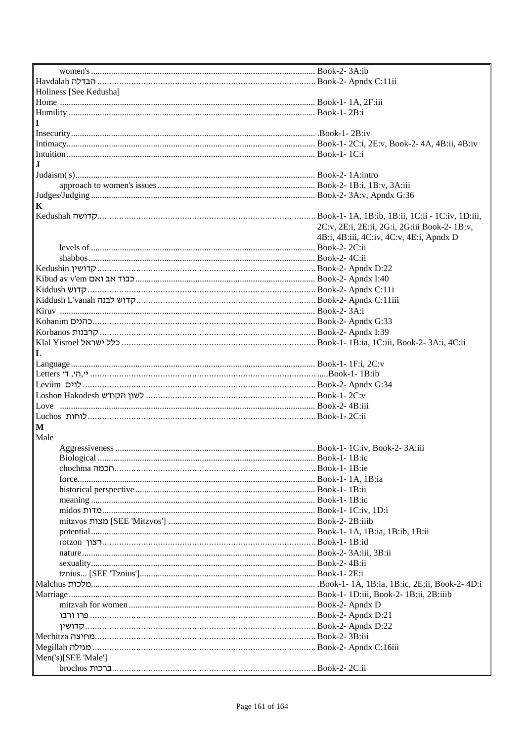women's ........................................................................................ Book-2- 3A:ib
Havdalah הבדלה ........................................................................... Book-2- Apndx C:11ii
Holiness [See Kedusha]
Home ............................................................................................. Book-1- 1A, 2F:iii
Humility ......................................................................................... Book-1- 2B:i

**I**

Insecurity........................................................................................ .Book-1- 2B:iv
Intimacy.......................................................................................... Book-1- 2C:i, 2E:v, Book-2- 4A, 4B:ii, 4B:iv
Intuition.......................................................................................... Book-1- 1C:i

**J**

Judaism('s)..................................................................................... Book-2- 1A:intro
approach to women's issues ................................................... Book-2- 1B:i, 1B:v, 3A:iii
Judges/Judging ............................................................................. Book-2- 3A:v, Apndx G:36

**K**

Kedushah קדושה............................................................................. Book-1- 1A, 1B:ib, 1B:ii, 1C:ii - 1C:iv, 1D:iii, 2C:v, 2E:i, 2E:ii, 2G:i, 2G:iii Book-2- 1B:v, 4B:i, 4B:iii, 4C:iv, 4C:v, 4E:i, Apndx D
levels of ................................................................................... Book-2- 2C:ii
shabbos ................................................................................... Book-2- 4C:ii
Kedushin קדושין ............................................................................ Book-2- Apndx D:22
Kibud av v'em כבוד אב ואם ............................................................ Book-2- Apndx I:40
Kiddush קדוש ................................................................................ Book-2- Apndx C:11i
Kiddush L'vanah קדוש לבנה .......................................................... Book-2- Apndx C:11iii
Kiruv ............................................................................................. Book-2- 3A:i
Kohanim כהנים ............................................................................... Book-2- Apndx G:33
Korbanos קרבנות ........................................................................... Book-2- Apndx I:39
Klal Yisroel כלל ישראל ................................................................... Book-1- 1B:ia, 1C:iii, Book-2- 3A:i, 4C:ii

**L**

Language ....................................................................................... Book-1- 1F:i, 2C:v
Letters י',ה', ד' ................................................................................. .....Book-1- 1B:ib
Leviim לוים .................................................................................... Book-2- Apndx G:34
Loshon Hakodesh לשון הקודש ......................................................... Book-1- 2C:v
Love ............................................................................................... Book-2- 4B:iii
Luchos לוחות................................................................................... Book-1- 2C:ii

**M**

Male
Aggressiveness ....................................................................... Book-1- 1C:iv, Book-2- 3A:iii
Biological ................................................................................ Book-1- 1B:ic
chochma חכמה ......................................................................... Book-1- 1B:ie
force......................................................................................... Book-1- 1A, 1B:ia
historical perspective ............................................................... Book-1- 1B:ii
meaning .................................................................................. Book-1- 1B:ic
midos מדות.............................................................................. Book-1- 1C:iv, 1D:i
mitzvos מצות [SEE 'Mitzvos'] .................................................. Book-2- 2B:iiib
potential ................................................................................... Book-1- 1A, 1B:ia, 1B:ib, 1B:ii
rotzon רצון.............................................................................. Book-1- 1B:id
nature ...................................................................................... Book-2- 3A:iii, 3B:ii
sexuality.................................................................................. Book-2- 4B:ii
tznius... [SEE 'Tznius'].............................................................. Book-1- 2E:i
Malchus מלכות ................................................................................ .Book-1- 1A, 1B:ia, 1B:ic, 2E;ii, Book-2- 4D:i
Marriage ......................................................................................... Book-1- 1D:iii, Book-2- 1B:ii, 2B:iiib
mitzvah for women ................................................................... Book-2- Apndx D
פרו ורבו ................................................................................... Book-2- Apndx D:21
קדושין ..................................................................................... Book-2- Apndx D:22
Mechitza מחיצה................................................................................ Book-2- 3B:iii
Megillah מגילה ................................................................................ Book-2- Apndx C:16iii
Men('s)[SEE 'Male']
brochos ברכות........................................................................... Book-2- 2C:ii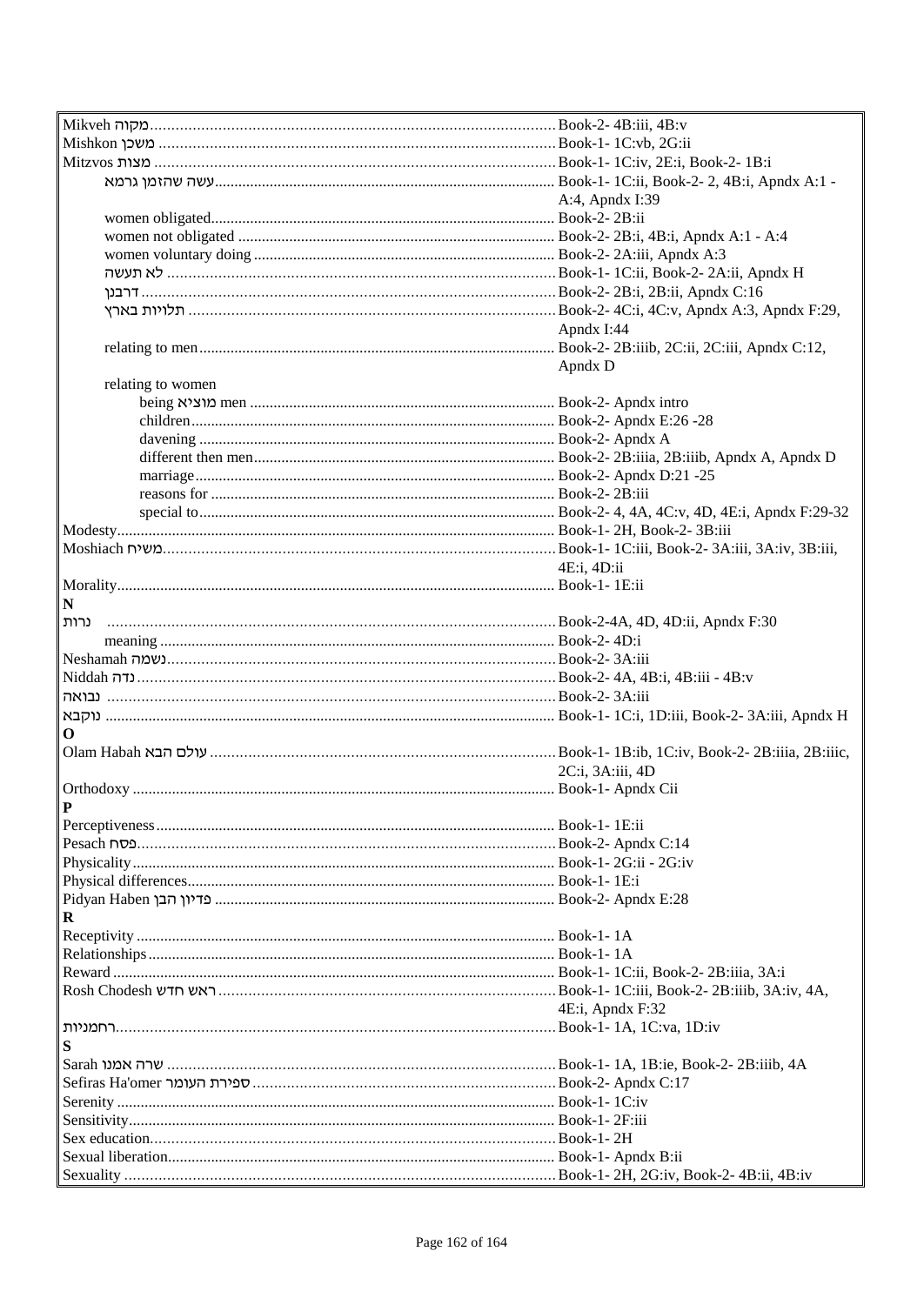| Term | Reference |
|---|---|
| Mikveh מקוה | Book-2- 4B:iii, 4B:v |
| Mishkon משכן | Book-1- 1C:vb, 2G:ii |
| Mitzvos מצות | Book-1- 1C:iv, 2E:i, Book-2- 1B:i |
| עשה שהזמן גרמא | Book-1- 1C:ii, Book-2- 2, 4B:i, Apndx A:1 - A:4, Apndx I:39 |
| women obligated | Book-2- 2B:ii |
| women not obligated | Book-2- 2B:i, 4B:i, Apndx A:1 - A:4 |
| women voluntary doing | Book-2- 2A:iii, Apndx A:3 |
| לא תעשה | Book-1- 1C:ii, Book-2- 2A:ii, Apndx H |
| דרבנן | Book-2- 2B:i, 2B:ii, Apndx C:16 |
| תלויות בארץ | Book-2- 4C:i, 4C:v, Apndx A:3, Apndx F:29, Apndx I:44 |
| relating to men | Book-2- 2B:iiib, 2C:ii, 2C:iii, Apndx C:12, Apndx D |
| relating to women | |
| being מוציא men | Book-2- Apndx intro |
| children | Book-2- Apndx E:26 -28 |
| davening | Book-2- Apndx A |
| different then men | Book-2- 2B:iiia, 2B:iiib, Apndx A, Apndx D |
| marriage | Book-2- Apndx D:21 -25 |
| reasons for | Book-2- 2B:iii |
| special to | Book-2- 4, 4A, 4C:v, 4D, 4E:i, Apndx F:29-32 |
| Modesty | Book-1- 2H, Book-2- 3B:iii |
| Moshiach משיח | Book-1- 1C:iii, Book-2- 3A:iii, 3A:iv, 3B:iii, 4E:i, 4D:ii |
| Morality | Book-1- 1E:ii |
| **N** | |
| נרות | Book-2-4A, 4D, 4D:ii, Apndx F:30 |
| meaning | Book-2- 4D:i |
| Neshamah נשמה | Book-2- 3A:iii |
| Niddah נדה | Book-2- 4A, 4B:i, 4B:iii - 4B:v |
| נבואה | Book-2- 3A:iii |
| נוקבא | Book-1- 1C:i, 1D:iii, Book-2- 3A:iii, Apndx H |
| **O** | |
| Olam Habah עולם הבא | Book-1- 1B:ib, 1C:iv, Book-2- 2B:iiia, 2B:iiic, 2C:i, 3A:iii, 4D |
| Orthodoxy | Book-1- Apndx Cii |
| **P** | |
| Perceptiveness | Book-1- 1E:ii |
| Pesach פסח | Book-2- Apndx C:14 |
| Physicality | Book-1- 2G:ii - 2G:iv |
| Physical differences | Book-1- 1E:i |
| Pidyan Haben פדיון הבן | Book-2- Apndx E:28 |
| **R** | |
| Receptivity | Book-1- 1A |
| Relationships | Book-1- 1A |
| Reward | Book-1- 1C:ii, Book-2- 2B:iiia, 3A:i |
| Rosh Chodesh ראש חדש | Book-1- 1C:iii, Book-2- 2B:iiib, 3A:iv, 4A, 4E:i, Apndx F:32 |
| רחמניות | Book-1- 1A, 1C:va, 1D:iv |
| **S** | |
| Sarah שרה אמנו | Book-1- 1A, 1B:ie, Book-2- 2B:iiib, 4A |
| Sefiras Ha'omer ספירת העומר | Book-2- Apndx C:17 |
| Serenity | Book-1- 1C:iv |
| Sensitivity | Book-1- 2F:iii |
| Sex education | Book-1- 2H |
| Sexual liberation | Book-1- Apndx B:ii |
| Sexuality | Book-1- 2H, 2G:iv, Book-2- 4B:ii, 4B:iv |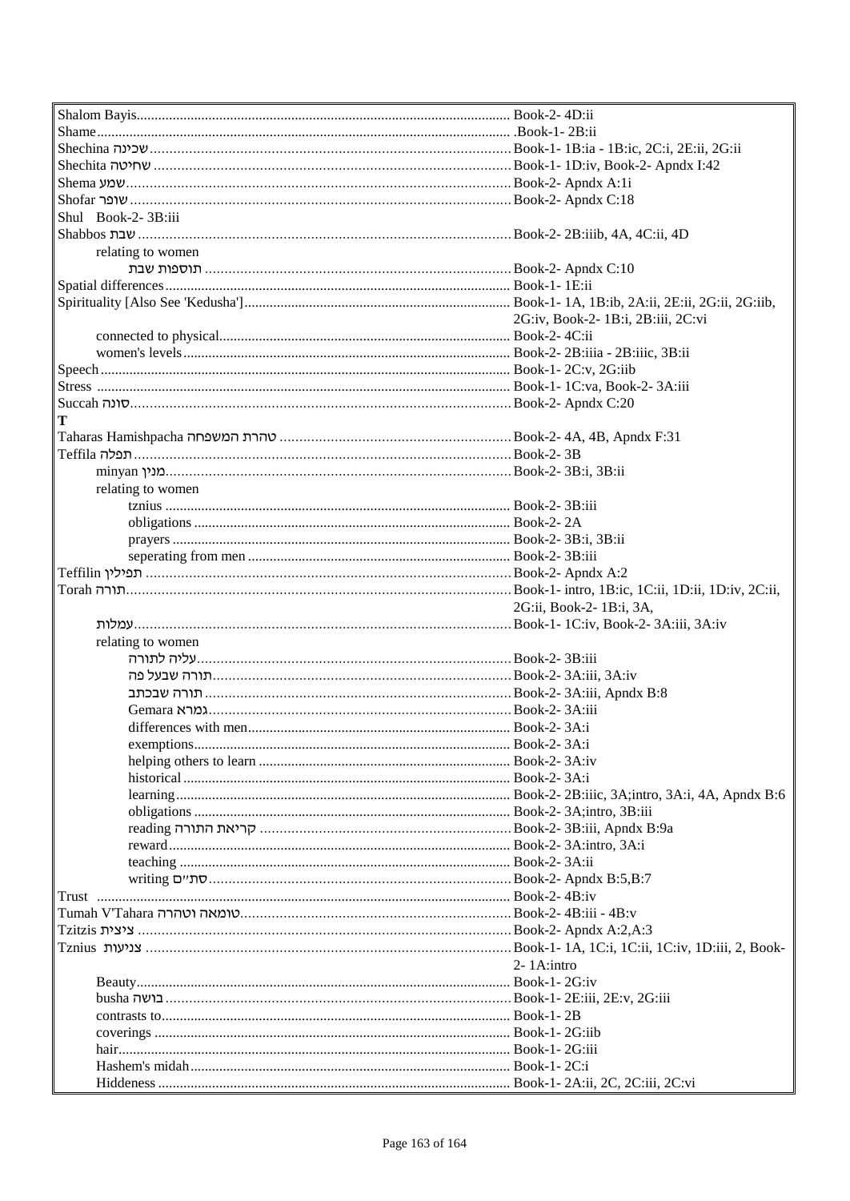| | |
|---|---|
| Shalom Bayis | Book-2- 4D:ii |
| Shame | .Book-1- 2B:ii |
| Shechina שכינה | Book-1- 1B:ia - 1B:ic, 2C:i, 2E:ii, 2G:ii |
| Shechita שחיטה | Book-1- 1D:iv, Book-2- Apndx I:42 |
| Shema שמע | Book-2- Apndx A:1i |
| Shofar שופר | Book-2- Apndx C:18 |
| Shul Book-2- 3B:iii | |
| Shabbos שבת | Book-2- 2B:iiib, 4A, 4C:ii, 4D |
| relating to women | |
| תוספות שבת | Book-2- Apndx C:10 |
| Spatial differences | Book-1- 1E:ii |
| Spirituality [Also See 'Kedusha'] | Book-1- 1A, 1B:ib, 2A:ii, 2E:ii, 2G:ii, 2G:iib, 2G:iv, Book-2- 1B:i, 2B:iii, 2C:vi |
| connected to physical | Book-2- 4C:ii |
| women's levels | Book-2- 2B:iiia - 2B:iiic, 3B:ii |
| Speech | Book-1- 2C:v, 2G:iib |
| Stress | Book-1- 1C:va, Book-2- 3A:iii |
| Succah סוכה | Book-2- Apndx C:20 |
| **T** | |
| Taharas Hamishpacha טהרת המשפחה | Book-2- 4A, 4B, Apndx F:31 |
| Teffila תפלה | Book-2- 3B |
| minyan מנין | Book-2- 3B:i, 3B:ii |
| relating to women | |
| tznius | Book-2- 3B:iii |
| obligations | Book-2- 2A |
| prayers | Book-2- 3B:i, 3B:ii |
| seperating from men | Book-2- 3B:iii |
| Teffilin תפילין | Book-2- Apndx A:2 |
| Torah תורה | Book-1- intro, 1B:ic, 1C:ii, 1D:ii, 1D:iv, 2C:ii, 2G:ii, Book-2- 1B:i, 3A, |
| עמלות | Book-1- 1C:iv, Book-2- 3A:iii, 3A:iv |
| relating to women | |
| עליה לתורה | Book-2- 3B:iii |
| תורה שבעל פה | Book-2- 3A:iii, 3A:iv |
| תורה שבכתב | Book-2- 3A:iii, Apndx B:8 |
| Gemara גמרא | Book-2- 3A:iii |
| differences with men | Book-2- 3A:i |
| exemptions | Book-2- 3A:i |
| helping others to learn | Book-2- 3A:iv |
| historical | Book-2- 3A:i |
| learning | Book-2- 2B:iiic, 3A;intro, 3A:i, 4A, Apndx B:6 |
| obligations | Book-2- 3A;intro, 3B:iii |
| reading קריאת התורה | Book-2- 3B:iii, Apndx B:9a |
| reward | Book-2- 3A:intro, 3A:i |
| teaching | Book-2- 3A:ii |
| writing סת"ם | Book-2- Apndx B:5,B:7 |
| Trust | Book-2- 4B:iv |
| Tumah V'Tahara טומאה וטהרה | Book-2- 4B:iii - 4B:v |
| Tzitzis ציצית | Book-2- Apndx A:2,A:3 |
| Tznius צניעות | Book-1- 1A, 1C:i, 1C:ii, 1C:iv, 1D:iii, 2, Book-2- 1A:intro |
| Beauty | Book-1- 2G:iv |
| busha בושה | Book-1- 2E:iii, 2E:v, 2G:iii |
| contrasts to | Book-1- 2B |
| coverings | Book-1- 2G:iib |
| hair | Book-1- 2G:iii |
| Hashem's midah | Book-1- 2C:i |
| Hiddeness | Book-1- 2A:ii, 2C, 2C:iii, 2C:vi |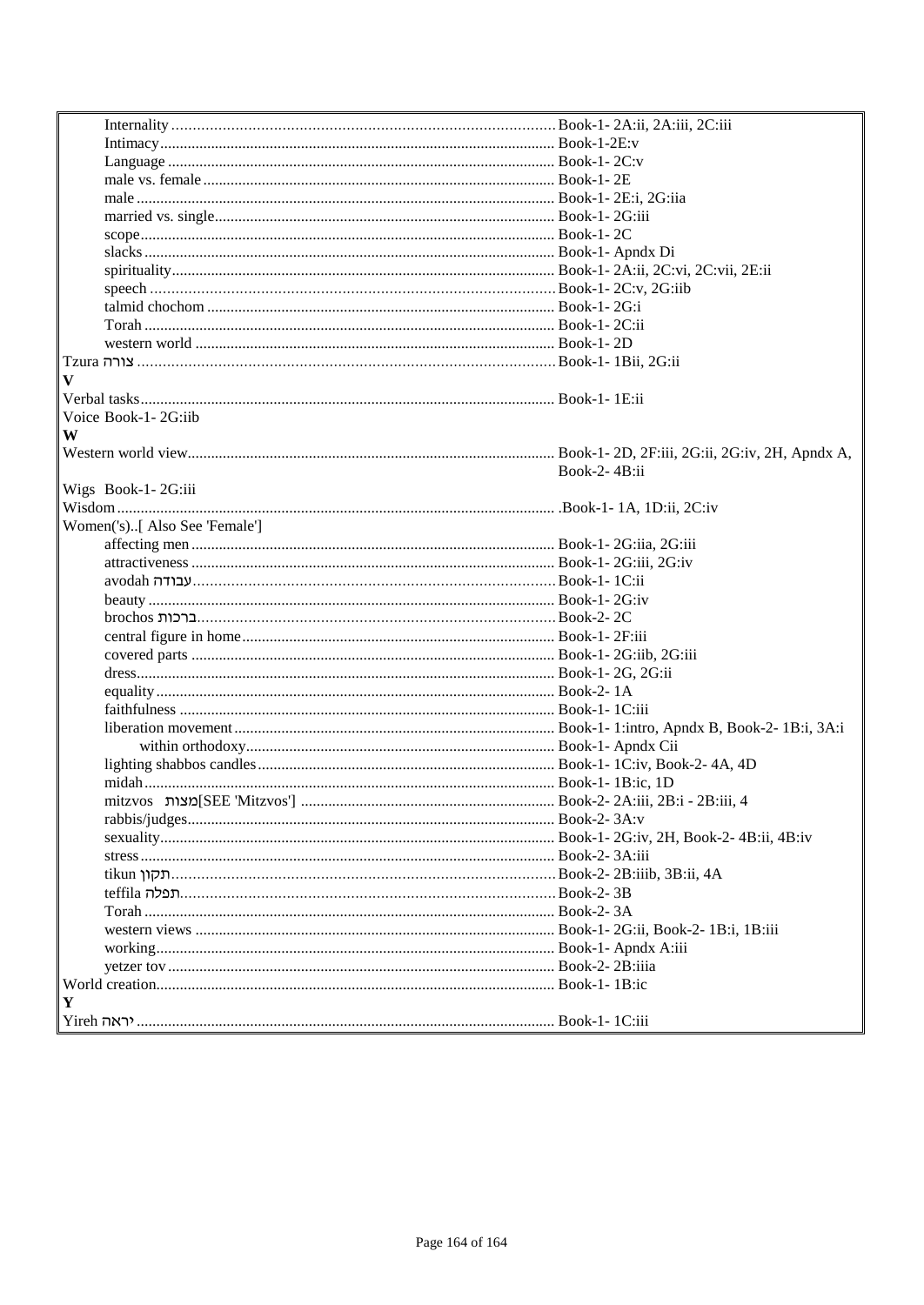Internality ........................................................................................ Book-1- 2A:ii, 2A:iii, 2C:iii
Intimacy ........................................................................................ Book-1-2E:v
Language ........................................................................................ Book-1- 2C:v
male vs. female ........................................................................................ Book-1- 2E
male ........................................................................................ Book-1- 2E:i, 2G:iia
married vs. single ........................................................................................ Book-1- 2G:iii
scope ........................................................................................ Book-1- 2C
slacks ........................................................................................ Book-1- Apndx Di
spirituality ........................................................................................ Book-1- 2A:ii, 2C:vi, 2C:vii, 2E:ii
speech ........................................................................................ Book-1- 2C:v, 2G:iib
talmid chochom ........................................................................................ Book-1- 2G:i
Torah ........................................................................................ Book-1- 2C:ii
western world ........................................................................................ Book-1- 2D

Tzura צורה ........................................................................................ Book-1- 1Bii, 2G:ii

**V**

Verbal tasks ........................................................................................ Book-1- 1E:ii

Voice Book-1- 2G:iib

**W**

Western world view ........................................................................................ Book-1- 2D, 2F:iii, 2G:ii, 2G:iv, 2H, Apndx A, Book-2- 4B:ii

Wigs Book-1- 2G:iii

Wisdom ........................................................................................ .Book-1- 1A, 1D:ii, 2C:iv

Women('s)..[ Also See 'Female']

affecting men ........................................................................................ Book-1- 2G:iia, 2G:iii
attractiveness ........................................................................................ Book-1- 2G:iii, 2G:iv
avodah עבודה ........................................................................................ Book-1- 1C:ii
beauty ........................................................................................ Book-1- 2G:iv
brochos ברכות ........................................................................................ Book-2- 2C
central figure in home ........................................................................................ Book-1- 2F:iii
covered parts ........................................................................................ Book-1- 2G:iib, 2G:iii
dress ........................................................................................ Book-1- 2G, 2G:ii
equality ........................................................................................ Book-2- 1A
faithfulness ........................................................................................ Book-1- 1C:iii
liberation movement ........................................................................................ Book-1- 1:intro, Apndx B, Book-2- 1B:i, 3A:i
within orthodoxy ........................................................................................ Book-1- Apndx Cii
lighting shabbos candles ........................................................................................ Book-1- 1C:iv, Book-2- 4A, 4D
midah ........................................................................................ Book-1- 1B:ic, 1D
mitzvos מצות[SEE 'Mitzvos'] ........................................................................................ Book-2- 2A:iii, 2B:i - 2B:iii, 4
rabbis/judges ........................................................................................ Book-2- 3A:v
sexuality ........................................................................................ Book-1- 2G:iv, 2H, Book-2- 4B:ii, 4B:iv
stress ........................................................................................ Book-2- 3A:iii
tikun תקון ........................................................................................ Book-2- 2B:iiib, 3B:ii, 4A
teffila תפלה ........................................................................................ Book-2- 3B
Torah ........................................................................................ Book-2- 3A
western views ........................................................................................ Book-1- 2G:ii, Book-2- 1B:i, 1B:iii
working ........................................................................................ Book-1- Apndx A:iii
yetzer tov ........................................................................................ Book-2- 2B:iiia

World creation ........................................................................................ Book-1- 1B:ic

**Y**

Yireh יראה ........................................................................................ Book-1- 1C:iii